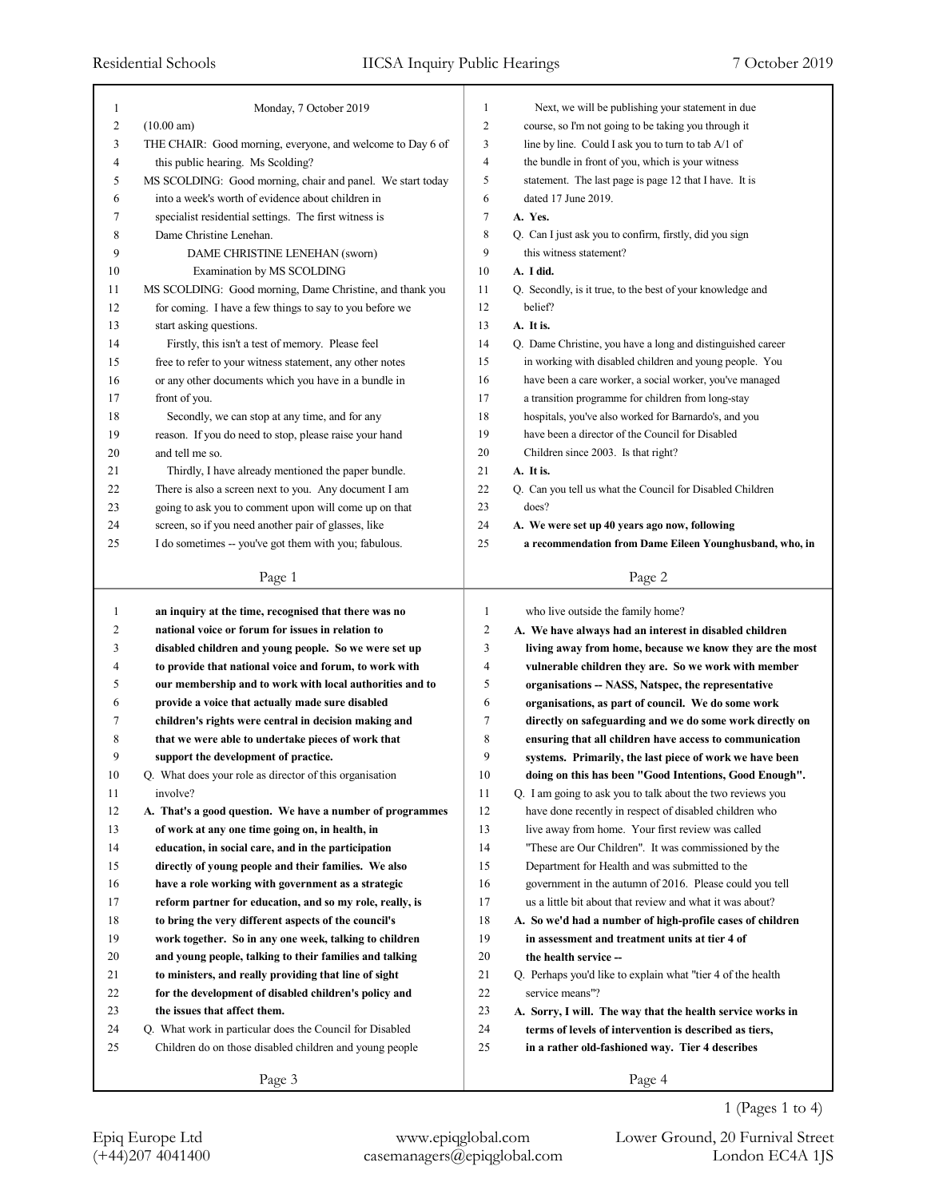Monday, 7 October 2019

(10.00 am)

THE CHAIR: Good morning, everyone, and welcome to Day 6 of this public hearing. Ms Scolding?

MS SCOLDING: Good morning, chair and panel. We start today into a week's worth of evidence about children in specialist residential settings. The first witness is Dame Christine Lenehan.

DAME CHRISTINE LENEHAN (sworn)

Examination by MS SCOLDING

MS SCOLDING: Good morning, Dame Christine, and thank you for coming. I have a few things to say to you before we start asking questions.

Firstly, this isn't a test of memory. Please feel free to refer to your witness statement, any other notes or any other documents which you have in a bundle in front of you.

Secondly, we can stop at any time, and for any reason. If you do need to stop, please raise your hand and tell me so.

Thirdly, I have already mentioned the paper bundle. There is also a screen next to you. Any document I am going to ask you to comment upon will come up on that screen, so if you need another pair of glasses, like I do sometimes -- you've got them with you; fabulous.

Next, we will be publishing your statement in due course, so I'm not going to be taking you through it line by line. Could I ask you to turn to tab A/1 of the bundle in front of you, which is your witness statement. The last page is page 12 that I have. It is dated 17 June 2019.

**A. Yes.**

Q. Can I just ask you to confirm, firstly, did you sign this witness statement?

**A. I did.**

Q. Secondly, is it true, to the best of your knowledge and belief?

**A. It is.**

Q. Dame Christine, you have a long and distinguished career in working with disabled children and young people. You have been a care worker, a social worker, you've managed a transition programme for children from long-stay hospitals, you've also worked for Barnardo's, and you have been a director of the Council for Disabled Children since 2003. Is that right?

**A. It is.**

Q. Can you tell us what the Council for Disabled Children does?

**A. We were set up 40 years ago now, following a recommendation from Dame Eileen Younghusband, who, in an inquiry at the time, recognised that there was no national voice or forum for issues in relation to disabled children and young people. So we were set up to provide that national voice and forum, to work with our membership and to work with local authorities and to provide a voice that actually made sure disabled children's rights were central in decision making and that we were able to undertake pieces of work that support the development of practice.**

Q. What does your role as director of this organisation involve?

**A. That's a good question. We have a number of programmes of work at any one time going on, in health, in education, in social care, and in the participation directly of young people and their families. We also have a role working with government as a strategic reform partner for education, and so my role, really, is to bring the very different aspects of the council's work together. So in any one week, talking to children and young people, talking to their families and talking to ministers, and really providing that line of sight for the development of disabled children's policy and the issues that affect them.**

Q. What work in particular does the Council for Disabled Children do on those disabled children and young people who live outside the family home?

**A. We have always had an interest in disabled children living away from home, because we know they are the most vulnerable children they are. So we work with member organisations -- NASS, Natspec, the representative organisations, as part of council. We do some work directly on safeguarding and we do some work directly on ensuring that all children have access to communication systems. Primarily, the last piece of work we have been doing on this has been "Good Intentions, Good Enough".**

Q. I am going to ask you to talk about the two reviews you have done recently in respect of disabled children who live away from home. Your first review was called "These are Our Children". It was commissioned by the Department for Health and was submitted to the government in the autumn of 2016. Please could you tell us a little bit about that review and what it was about?

**A. So we'd had a number of high-profile cases of children in assessment and treatment units at tier 4 of the health service --**

Q. Perhaps you'd like to explain what "tier 4 of the health service means"?

**A. Sorry, I will. The way that the health service works in terms of levels of intervention is described as tiers, in a rather old-fashioned way. Tier 4 describes**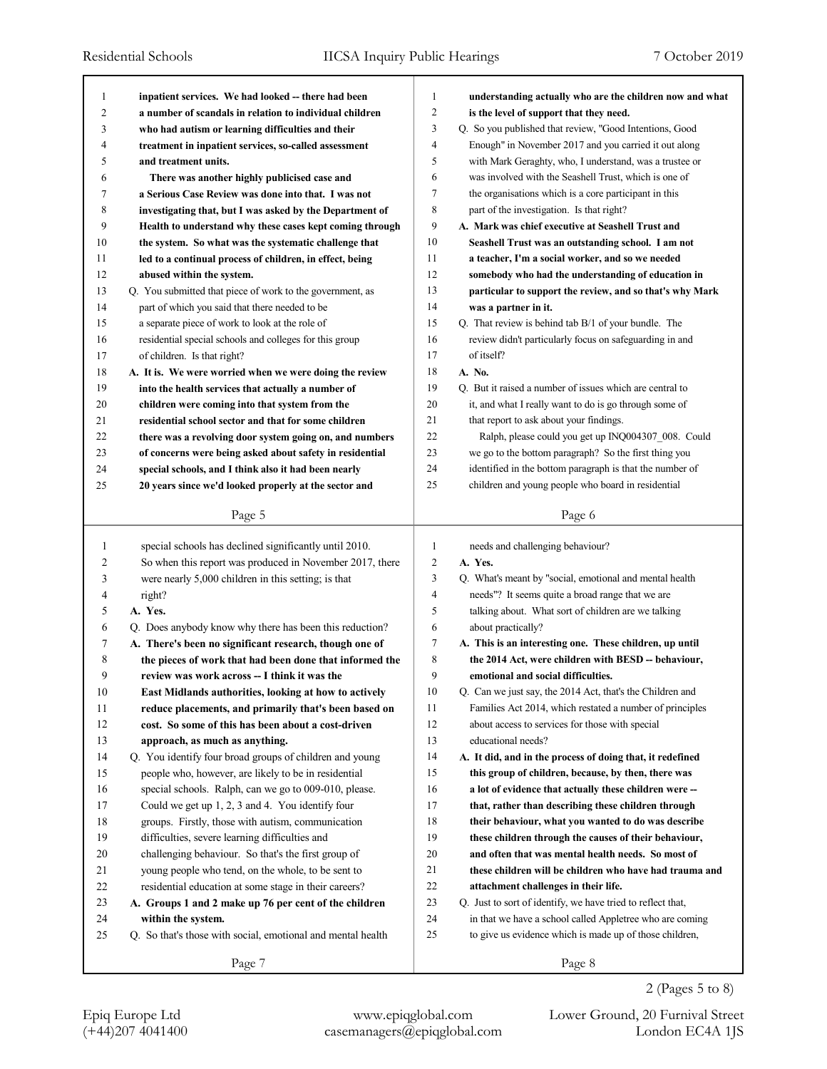inpatient services. We had looked -- there had been a number of scandals in relation to individual children who had autism or learning difficulties and their treatment in inpatient services, so-called assessment and treatment units.

There was another highly publicised case and a Serious Case Review was done into that. I was not investigating that, but I was asked by the Department of Health to understand why these cases kept coming through the system. So what was the systematic challenge that led to a continual process of children, in effect, being abused within the system.

Q. You submitted that piece of work to the government, as part of which you said that there needed to be a separate piece of work to look at the role of residential special schools and colleges for this group of children. Is that right?

**A. It is. We were worried when we were doing the review into the health services that actually a number of children were coming into that system from the residential school sector and that for some children there was a revolving door system going on, and numbers of concerns were being asked about safety in residential special schools, and I think also it had been nearly 20 years since we'd looked properly at the sector and understanding actually who are the children now and what is the level of support that they need.**

Q. So you published that review, "Good Intentions, Good Enough" in November 2017 and you carried it out along with Mark Geraghty, who, I understand, was a trustee or was involved with the Seashell Trust, which is one of the organisations which is a core participant in this part of the investigation. Is that right?

**A. Mark was chief executive at Seashell Trust and Seashell Trust was an outstanding school. I am not a teacher, I'm a social worker, and so we needed somebody who had the understanding of education in particular to support the review, and so that's why Mark was a partner in it.**

Q. That review is behind tab B/1 of your bundle. The review didn't particularly focus on safeguarding in and of itself?

**A. No.**

Q. But it raised a number of issues which are central to it, and what I really want to do is go through some of that report to ask about your findings.

Ralph, please could you get up INQ004307_008. Could we go to the bottom paragraph? So the first thing you identified in the bottom paragraph is that the number of children and young people who board in residential special schools has declined significantly until 2010. So when this report was produced in November 2017, there were nearly 5,000 children in this setting; is that right?

**A. Yes.**

Q. Does anybody know why there has been this reduction?

**A. There's been no significant research, though one of the pieces of work that had been done that informed the review was work across -- I think it was the East Midlands authorities, looking at how to actively reduce placements, and primarily that's been based on cost. So some of this has been about a cost-driven approach, as much as anything.**

Q. You identify four broad groups of children and young people who, however, are likely to be in residential special schools. Ralph, can we go to 009-010, please. Could we get up 1, 2, 3 and 4. You identify four groups. Firstly, those with autism, communication difficulties, severe learning difficulties and challenging behaviour. So that's the first group of young people who tend, on the whole, to be sent to residential education at some stage in their careers?

**A. Groups 1 and 2 make up 76 per cent of the children within the system.**

Q. So that's those with social, emotional and mental health needs and challenging behaviour?

**A. Yes.**

Q. What's meant by "social, emotional and mental health needs"? It seems quite a broad range that we are talking about. What sort of children are we talking about practically?

**A. This is an interesting one. These children, up until the 2014 Act, were children with BESD -- behaviour, emotional and social difficulties.**

Q. Can we just say, the 2014 Act, that's the Children and Families Act 2014, which restated a number of principles about access to services for those with special educational needs?

**A. It did, and in the process of doing that, it redefined this group of children, because, by then, there was a lot of evidence that actually these children were -- that, rather than describing these children through their behaviour, what you wanted to do was describe these children through the causes of their behaviour, and often that was mental health needs. So most of these children will be children who have had trauma and attachment challenges in their life.**

Q. Just to sort of identify, we have tried to reflect that, in that we have a school called Appletree who are coming to give us evidence which is made up of those children,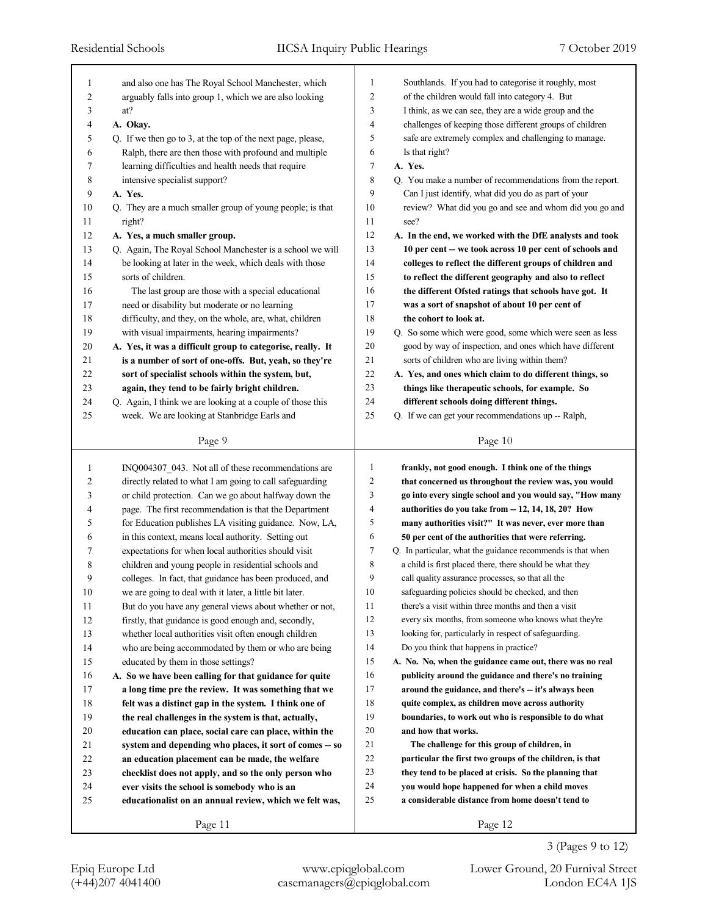and also one has The Royal School Manchester, which arguably falls into group 1, which we are also looking at?

**A. Okay.**

Q. If we then go to 3, at the top of the next page, please, Ralph, there are then those with profound and multiple learning difficulties and health needs that require intensive specialist support?

**A. Yes.**

Q. They are a much smaller group of young people; is that right?

**A. Yes, a much smaller group.**

Q. Again, The Royal School Manchester is a school we will be looking at later in the week, which deals with those sorts of children.

The last group are those with a special educational need or disability but moderate or no learning difficulty, and they, on the whole, are, what, children with visual impairments, hearing impairments?

**A. Yes, it was a difficult group to categorise, really. It is a number of sort of one-offs. But, yeah, so they're sort of specialist schools within the system, but, again, they tend to be fairly bright children.**

Q. Again, I think we are looking at a couple of those this week. We are looking at Stanbridge Earls and Southlands. If you had to categorise it roughly, most of the children would fall into category 4. But I think, as we can see, they are a wide group and the challenges of keeping those different groups of children safe are extremely complex and challenging to manage. Is that right?

**A. Yes.**

Q. You make a number of recommendations from the report. Can I just identify, what did you do as part of your review? What did you go and see and whom did you go and see?

**A. In the end, we worked with the DfE analysts and took 10 per cent -- we took across 10 per cent of schools and colleges to reflect the different groups of children and to reflect the different geography and also to reflect the different Ofsted ratings that schools have got. It was a sort of snapshot of about 10 per cent of the cohort to look at.**

Q. So some which were good, some which were seen as less good by way of inspection, and ones which have different sorts of children who are living within them?

**A. Yes, and ones which claim to do different things, so things like therapeutic schools, for example. So different schools doing different things.**

Q. If we can get your recommendations up -- Ralph, INQ004307_043. Not all of these recommendations are directly related to what I am going to call safeguarding or child protection. Can we go about halfway down the page. The first recommendation is that the Department for Education publishes LA visiting guidance. Now, LA, in this context, means local authority. Setting out expectations for when local authorities should visit children and young people in residential schools and colleges. In fact, that guidance has been produced, and we are going to deal with it later, a little bit later. But do you have any general views about whether or not, firstly, that guidance is good enough and, secondly, whether local authorities visit often enough children who are being accommodated by them or who are being educated by them in those settings?

**A. So we have been calling for that guidance for quite a long time pre the review. It was something that we felt was a distinct gap in the system. I think one of the real challenges in the system is that, actually, education can place, social care can place, within the system and depending who places, it sort of comes -- so an education placement can be made, the welfare checklist does not apply, and so the only person who ever visits the school is somebody who is an educationalist on an annual review, which we felt was, frankly, not good enough. I think one of the things that concerned us throughout the review was, you would go into every single school and you would say, "How many authorities do you take from -- 12, 14, 18, 20? How many authorities visit?" It was never, ever more than 50 per cent of the authorities that were referring.**

Q. In particular, what the guidance recommends is that when a child is first placed there, there should be what they call quality assurance processes, so that all the safeguarding policies should be checked, and then there's a visit within three months and then a visit every six months, from someone who knows what they're looking for, particularly in respect of safeguarding. Do you think that happens in practice?

**A. No. No, when the guidance came out, there was no real publicity around the guidance and there's no training around the guidance, and there's -- it's always been quite complex, as children move across authority boundaries, to work out who is responsible to do what and how that works.**

**The challenge for this group of children, in particular the first two groups of the children, is that they tend to be placed at crisis. So the planning that you would hope happened for when a child moves a considerable distance from home doesn't tend to**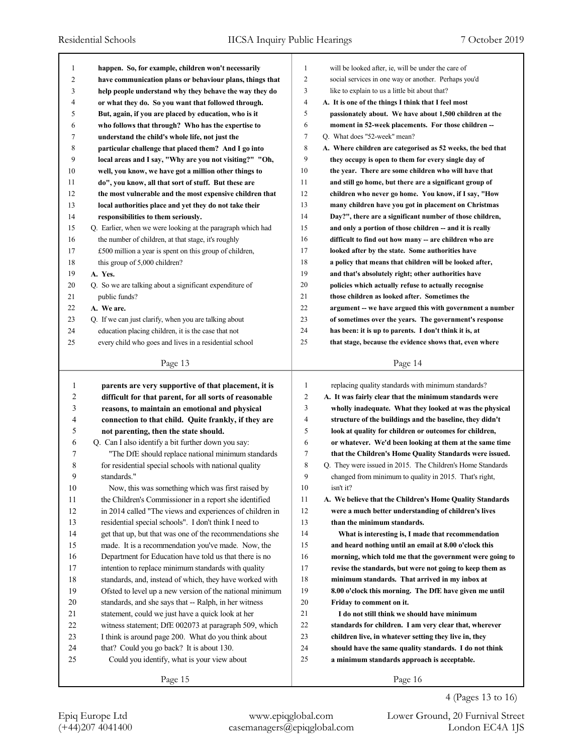**happen. So, for example, children won't necessarily have communication plans or behaviour plans, things that help people understand why they behave the way they do or what they do. So you want that followed through. But, again, if you are placed by education, who is it who follows that through? Who has the expertise to understand the child's whole life, not just the particular challenge that placed them? And I go into local areas and I say, "Why are you not visiting?" "Oh, well, you know, we have got a million other things to do", you know, all that sort of stuff. But these are the most vulnerable and the most expensive children that local authorities place and yet they do not take their responsibilities to them seriously.**

Q. Earlier, when we were looking at the paragraph which had the number of children, at that stage, it's roughly £500 million a year is spent on this group of children, this group of 5,000 children?

**A. Yes.**

Q. So we are talking about a significant expenditure of public funds?

**A. We are.**

Q. If we can just clarify, when you are talking about education placing children, it is the case that not every child who goes and lives in a residential school will be looked after, ie, will be under the care of social services in one way or another. Perhaps you'd like to explain to us a little bit about that?

**A. It is one of the things I think that I feel most passionately about. We have about 1,500 children at the moment in 52-week placements. For those children --**

Q. What does "52-week" mean?

**A. Where children are categorised as 52 weeks, the bed that they occupy is open to them for every single day of the year. There are some children who will have that and still go home, but there are a significant group of children who never go home. You know, if I say, "How many children have you got in placement on Christmas Day?", there are a significant number of those children, and only a portion of those children -- and it is really difficult to find out how many -- are children who are looked after by the state. Some authorities have a policy that means that children will be looked after, and that's absolutely right; other authorities have policies which actually refuse to actually recognise those children as looked after. Sometimes the argument -- we have argued this with government a number of sometimes over the years. The government's response has been: it is up to parents. I don't think it is, at that stage, because the evidence shows that, even where parents are very supportive of that placement, it is difficult for that parent, for all sorts of reasonable reasons, to maintain an emotional and physical connection to that child. Quite frankly, if they are not parenting, then the state should.**

Q. Can I also identify a bit further down you say:

"The DfE should replace national minimum standards for residential special schools with national quality standards."

Now, this was something which was first raised by the Children's Commissioner in a report she identified in 2014 called "The views and experiences of children in residential special schools". I don't think I need to get that up, but that was one of the recommendations she made. It is a recommendation you've made. Now, the Department for Education have told us that there is no intention to replace minimum standards with quality standards, and, instead of which, they have worked with Ofsted to level up a new version of the national minimum standards, and she says that -- Ralph, in her witness statement, could we just have a quick look at her witness statement; DfE 002073 at paragraph 509, which I think is around page 200. What do you think about that? Could you go back? It is about 130.

Could you identify, what is your view about replacing quality standards with minimum standards?

**A. It was fairly clear that the minimum standards were wholly inadequate. What they looked at was the physical structure of the buildings and the baseline, they didn't look at quality for children or outcomes for children, or whatever. We'd been looking at them at the same time that the Children's Home Quality Standards were issued.**

Q. They were issued in 2015. The Children's Home Standards changed from minimum to quality in 2015. That's right, isn't it?

**A. We believe that the Children's Home Quality Standards were a much better understanding of children's lives than the minimum standards.**

**What is interesting is, I made that recommendation and heard nothing until an email at 8.00 o'clock this morning, which told me that the government were going to revise the standards, but were not going to keep them as minimum standards. That arrived in my inbox at 8.00 o'clock this morning. The DfE have given me until Friday to comment on it.**

**I do not still think we should have minimum standards for children. I am very clear that, wherever children live, in whatever setting they live in, they should have the same quality standards. I do not think a minimum standards approach is acceptable.**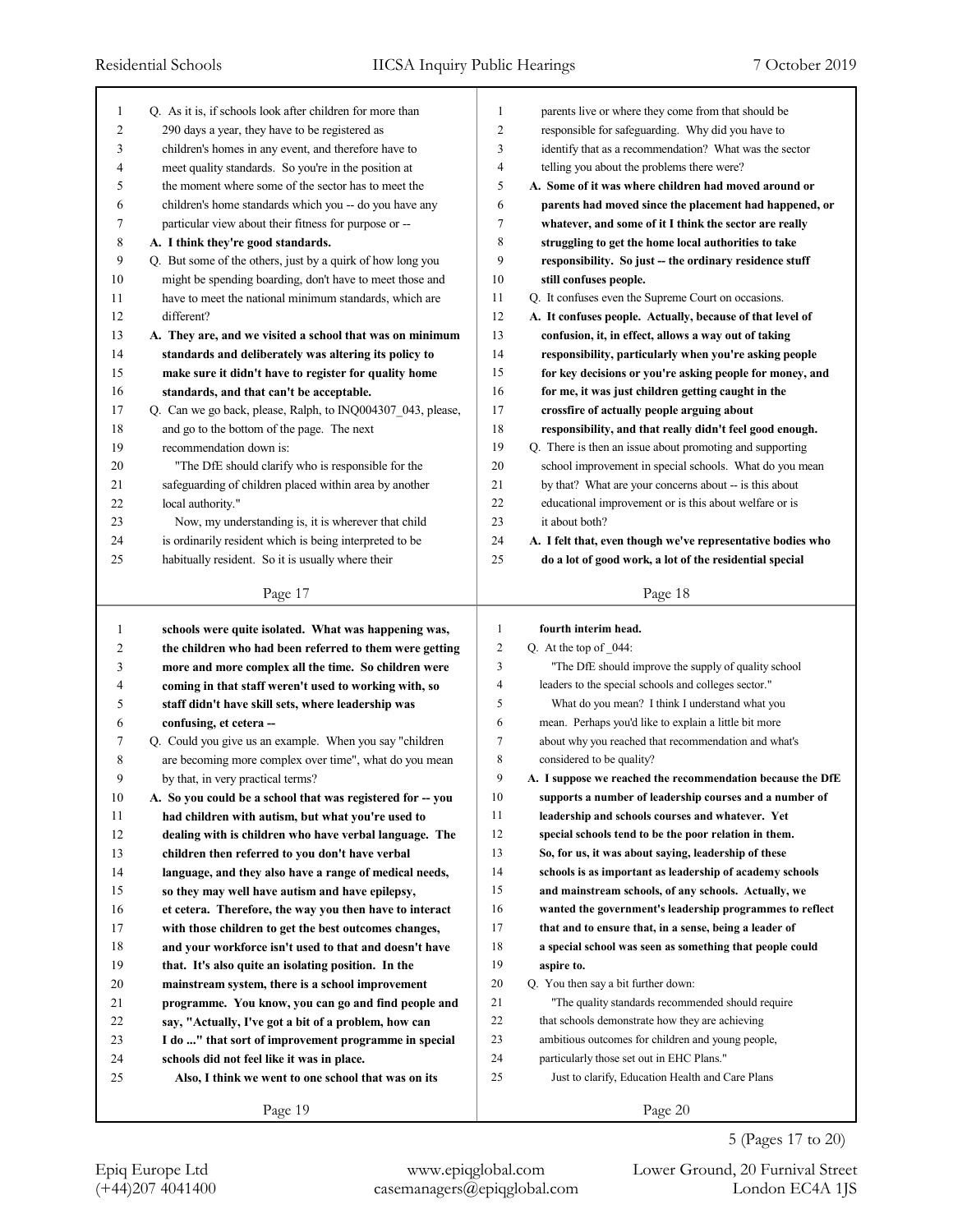Q. As it is, if schools look after children for more than 290 days a year, they have to be registered as children's homes in any event, and therefore have to meet quality standards. So you're in the position at the moment where some of the sector has to meet the children's home standards which you -- do you have any particular view about their fitness for purpose or --

**A. I think they're good standards.**

Q. But some of the others, just by a quirk of how long you might be spending boarding, don't have to meet those and have to meet the national minimum standards, which are different?

**A. They are, and we visited a school that was on minimum standards and deliberately was altering its policy to make sure it didn't have to register for quality home standards, and that can't be acceptable.**

Q. Can we go back, please, Ralph, to INQ004307_043, please, and go to the bottom of the page. The next recommendation down is:

"The DfE should clarify who is responsible for the safeguarding of children placed within area by another local authority."

Now, my understanding is, it is wherever that child is ordinarily resident which is being interpreted to be habitually resident. So it is usually where their parents live or where they come from that should be responsible for safeguarding. Why did you have to identify that as a recommendation? What was the sector telling you about the problems there were?

**A. Some of it was where children had moved around or parents had moved since the placement had happened, or whatever, and some of it I think the sector are really struggling to get the home local authorities to take responsibility. So just -- the ordinary residence stuff still confuses people.**

Q. It confuses even the Supreme Court on occasions.

**A. It confuses people. Actually, because of that level of confusion, it, in effect, allows a way out of taking responsibility, particularly when you're asking people for key decisions or you're asking people for money, and for me, it was just children getting caught in the crossfire of actually people arguing about responsibility, and that really didn't feel good enough.**

Q. There is then an issue about promoting and supporting school improvement in special schools. What do you mean by that? What are your concerns about -- is this about educational improvement or is this about welfare or is it about both?

**A. I felt that, even though we've representative bodies who do a lot of good work, a lot of the residential special schools were quite isolated. What was happening was, the children who had been referred to them were getting more and more complex all the time. So children were coming in that staff weren't used to working with, so staff didn't have skill sets, where leadership was confusing, et cetera --**

Q. Could you give us an example. When you say "children are becoming more complex over time", what do you mean by that, in very practical terms?

**A. So you could be a school that was registered for -- you had children with autism, but what you're used to dealing with is children who have verbal language. The children then referred to you don't have verbal language, and they also have a range of medical needs, so they may well have autism and have epilepsy, et cetera. Therefore, the way you then have to interact with those children to get the best outcomes changes, and your workforce isn't used to that and doesn't have that. It's also quite an isolating position. In the mainstream system, there is a school improvement programme. You know, you can go and find people and say, "Actually, I've got a bit of a problem, how can I do ..." that sort of improvement programme in special schools did not feel like it was in place.**

**Also, I think we went to one school that was on its fourth interim head.**

Q. At the top of _044:

"The DfE should improve the supply of quality school leaders to the special schools and colleges sector."

What do you mean? I think I understand what you mean. Perhaps you'd like to explain a little bit more about why you reached that recommendation and what's considered to be quality?

**A. I suppose we reached the recommendation because the DfE supports a number of leadership courses and a number of leadership and schools courses and whatever. Yet special schools tend to be the poor relation in them. So, for us, it was about saying, leadership of these schools is as important as leadership of academy schools and mainstream schools, of any schools. Actually, we wanted the government's leadership programmes to reflect that and to ensure that, in a sense, being a leader of a special school was seen as something that people could aspire to.**

Q. You then say a bit further down:

"The quality standards recommended should require that schools demonstrate how they are achieving ambitious outcomes for children and young people, particularly those set out in EHC Plans."

Just to clarify, Education Health and Care Plans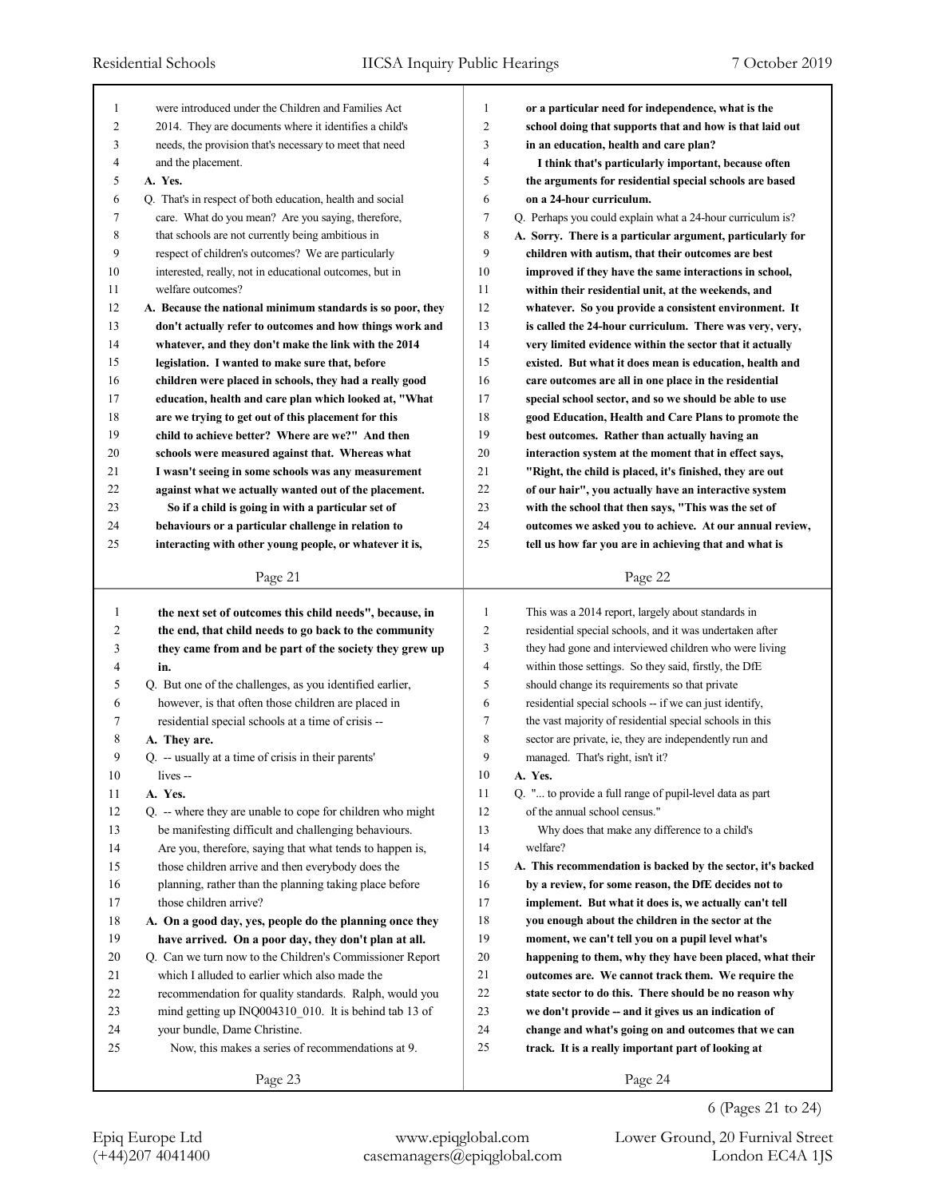were introduced under the Children and Families Act 2014. They are documents where it identifies a child's needs, the provision that's necessary to meet that need and the placement.

**A. Yes.**

Q. That's in respect of both education, health and social care. What do you mean? Are you saying, therefore, that schools are not currently being ambitious in respect of children's outcomes? We are particularly interested, really, not in educational outcomes, but in welfare outcomes?

**A. Because the national minimum standards is so poor, they don't actually refer to outcomes and how things work and whatever, and they don't make the link with the 2014 legislation. I wanted to make sure that, before children were placed in schools, they had a really good education, health and care plan which looked at, "What are we trying to get out of this placement for this child to achieve better? Where are we?" And then schools were measured against that. Whereas what I wasn't seeing in some schools was any measurement against what we actually wanted out of the placement.**

**So if a child is going in with a particular set of behaviours or a particular challenge in relation to interacting with other young people, or whatever it is, or a particular need for independence, what is the school doing that supports that and how is that laid out in an education, health and care plan?**

**I think that's particularly important, because often the arguments for residential special schools are based on a 24-hour curriculum.**

Q. Perhaps you could explain what a 24-hour curriculum is?

**A. Sorry. There is a particular argument, particularly for children with autism, that their outcomes are best improved if they have the same interactions in school, within their residential unit, at the weekends, and whatever. So you provide a consistent environment. It is called the 24-hour curriculum. There was very, very, very limited evidence within the sector that it actually existed. But what it does mean is education, health and care outcomes are all in one place in the residential special school sector, and so we should be able to use good Education, Health and Care Plans to promote the best outcomes. Rather than actually having an interaction system at the moment that in effect says, "Right, the child is placed, it's finished, they are out of our hair", you actually have an interactive system with the school that then says, "This was the set of outcomes we asked you to achieve. At our annual review, tell us how far you are in achieving that and what is the next set of outcomes this child needs", because, in the end, that child needs to go back to the community they came from and be part of the society they grew up in.**

Q. But one of the challenges, as you identified earlier, however, is that often those children are placed in residential special schools at a time of crisis --

**A. They are.**

Q. -- usually at a time of crisis in their parents' lives --

**A. Yes.**

Q. -- where they are unable to cope for children who might be manifesting difficult and challenging behaviours. Are you, therefore, saying that what tends to happen is, those children arrive and then everybody does the planning, rather than the planning taking place before those children arrive?

**A. On a good day, yes, people do the planning once they have arrived. On a poor day, they don't plan at all.**

Q. Can we turn now to the Children's Commissioner Report which I alluded to earlier which also made the recommendation for quality standards. Ralph, would you mind getting up INQ004310_010. It is behind tab 13 of your bundle, Dame Christine.

Now, this makes a series of recommendations at 9. This was a 2014 report, largely about standards in residential special schools, and it was undertaken after they had gone and interviewed children who were living within those settings. So they said, firstly, the DfE should change its requirements so that private residential special schools -- if we can just identify, the vast majority of residential special schools in this sector are private, ie, they are independently run and managed. That's right, isn't it?

**A. Yes.**

Q. "... to provide a full range of pupil-level data as part of the annual school census."

Why does that make any difference to a child's welfare?

**A. This recommendation is backed by the sector, it's backed by a review, for some reason, the DfE decides not to implement. But what it does is, we actually can't tell you enough about the children in the sector at the moment, we can't tell you on a pupil level what's happening to them, why they have been placed, what their outcomes are. We cannot track them. We require the state sector to do this. There should be no reason why we don't provide -- and it gives us an indication of change and what's going on and outcomes that we can track. It is a really important part of looking at**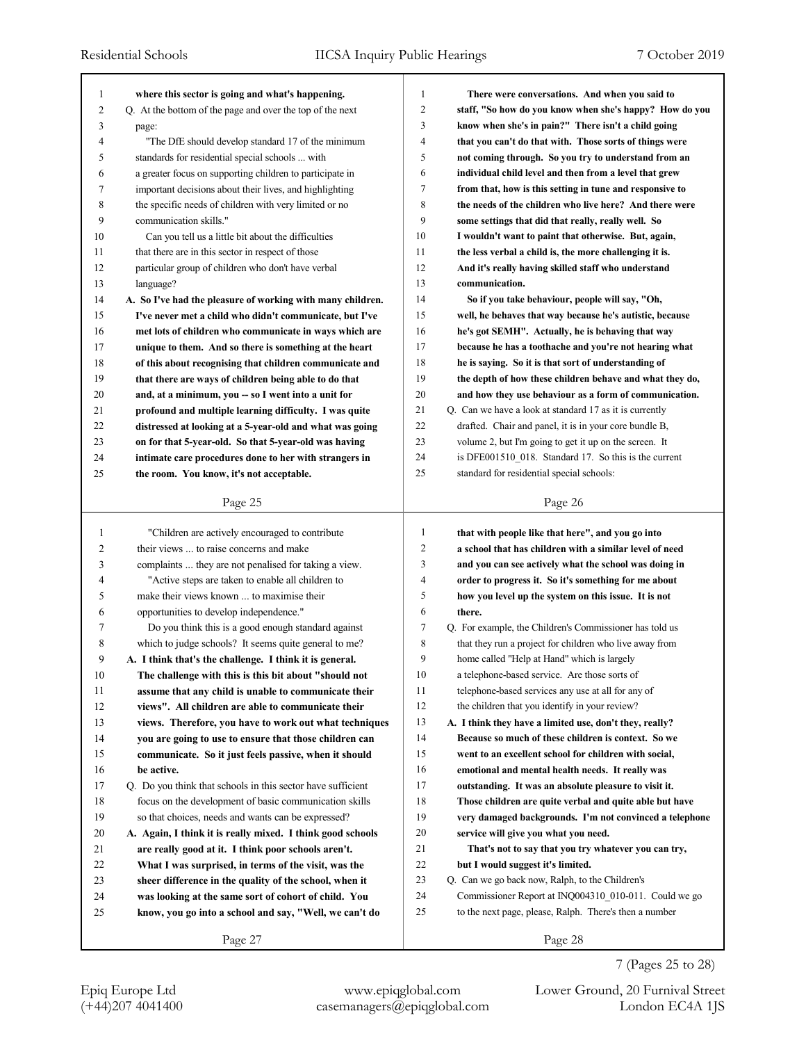**where this sector is going and what's happening.**

Q. At the bottom of the page and over the top of the next page:

"The DfE should develop standard 17 of the minimum standards for residential special schools ... with a greater focus on supporting children to participate in important decisions about their lives, and highlighting the specific needs of children with very limited or no communication skills."

Can you tell us a little bit about the difficulties that there are in this sector in respect of those particular group of children who don't have verbal language?

**A. So I've had the pleasure of working with many children. I've never met a child who didn't communicate, but I've met lots of children who communicate in ways which are unique to them. And so there is something at the heart of this about recognising that children communicate and that there are ways of children being able to do that and, at a minimum, you -- so I went into a unit for profound and multiple learning difficulty. I was quite distressed at looking at a 5-year-old and what was going on for that 5-year-old. So that 5-year-old was having intimate care procedures done to her with strangers in the room. You know, it's not acceptable.**

**There were conversations. And when you said to staff, "So how do you know when she's happy? How do you know when she's in pain?" There isn't a child going that you can't do that with. Those sorts of things were not coming through. So you try to understand from an individual child level and then from a level that grew from that, how is this setting in tune and responsive to the needs of the children who live here? And there were some settings that did that really, really well. So I wouldn't want to paint that otherwise. But, again, the less verbal a child is, the more challenging it is. And it's really having skilled staff who understand communication.**

**So if you take behaviour, people will say, "Oh, well, he behaves that way because he's autistic, because he's got SEMH". Actually, he is behaving that way because he has a toothache and you're not hearing what he is saying. So it is that sort of understanding of the depth of how these children behave and what they do, and how they use behaviour as a form of communication.**

Q. Can we have a look at standard 17 as it is currently drafted. Chair and panel, it is in your core bundle B, volume 2, but I'm going to get it up on the screen. It is DFE001510_018. Standard 17. So this is the current standard for residential special schools:

"Children are actively encouraged to contribute their views ... to raise concerns and make complaints ... they are not penalised for taking a view.

"Active steps are taken to enable all children to make their views known ... to maximise their opportunities to develop independence."

Do you think this is a good enough standard against which to judge schools? It seems quite general to me?

**A. I think that's the challenge. I think it is general. The challenge with this is this bit about "should not assume that any child is unable to communicate their views". All children are able to communicate their views. Therefore, you have to work out what techniques you are going to use to ensure that those children can communicate. So it just feels passive, when it should be active.**

Q. Do you think that schools in this sector have sufficient focus on the development of basic communication skills so that choices, needs and wants can be expressed?

**A. Again, I think it is really mixed. I think good schools are really good at it. I think poor schools aren't. What I was surprised, in terms of the visit, was the sheer difference in the quality of the school, when it was looking at the same sort of cohort of child. You know, you go into a school and say, "Well, we can't do that with people like that here", and you go into a school that has children with a similar level of need and you can see actively what the school was doing in order to progress it. So it's something for me about how you level up the system on this issue. It is not there.**

Q. For example, the Children's Commissioner has told us that they run a project for children who live away from home called "Help at Hand" which is largely a telephone-based service. Are those sorts of telephone-based services any use at all for any of the children that you identify in your review?

**A. I think they have a limited use, don't they, really? Because so much of these children is context. So we went to an excellent school for children with social, emotional and mental health needs. It really was outstanding. It was an absolute pleasure to visit it. Those children are quite verbal and quite able but have very damaged backgrounds. I'm not convinced a telephone service will give you what you need.**

**That's not to say that you try whatever you can try, but I would suggest it's limited.**

Q. Can we go back now, Ralph, to the Children's Commissioner Report at INQ004310_010-011. Could we go to the next page, please, Ralph. There's then a number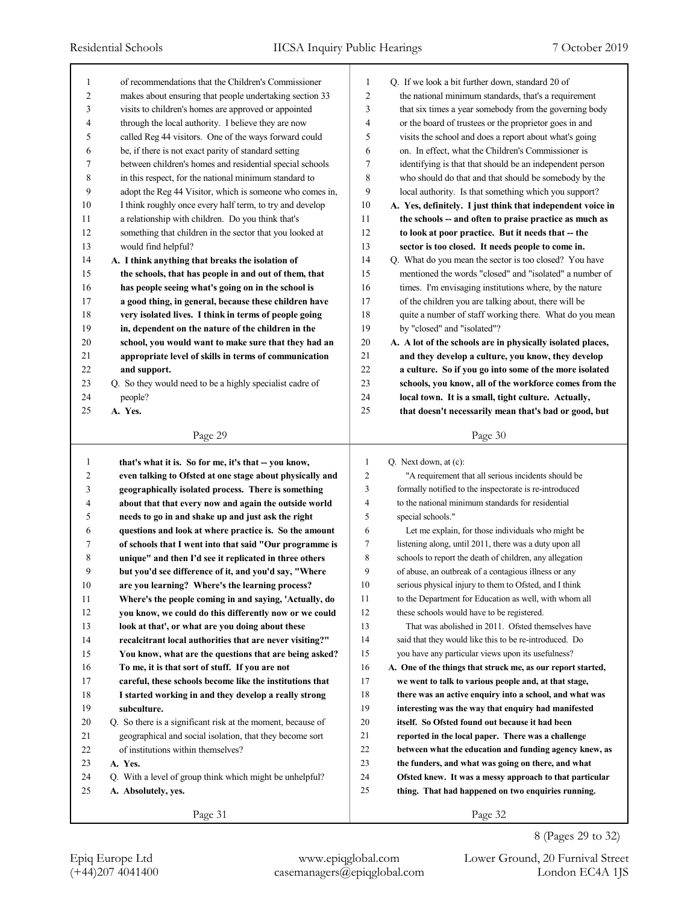of recommendations that the Children's Commissioner makes about ensuring that people undertaking section 33 visits to children's homes are approved or appointed through the local authority. I believe they are now called Reg 44 visitors. One of the ways forward could be, if there is not exact parity of standard setting between children's homes and residential special schools in this respect, for the national minimum standard to adopt the Reg 44 Visitor, which is someone who comes in, I think roughly once every half term, to try and develop a relationship with children. Do you think that's something that children in the sector that you looked at would find helpful?

**A. I think anything that breaks the isolation of the schools, that has people in and out of them, that has people seeing what's going on in the school is a good thing, in general, because these children have very isolated lives. I think in terms of people going in, dependent on the nature of the children in the school, you would want to make sure that they had an appropriate level of skills in terms of communication and support.**

Q. So they would need to be a highly specialist cadre of people?

**A. Yes.**

Q. If we look a bit further down, standard 20 of the national minimum standards, that's a requirement that six times a year somebody from the governing body or the board of trustees or the proprietor goes in and visits the school and does a report about what's going on. In effect, what the Children's Commissioner is identifying is that that should be an independent person who should do that and that should be somebody by the local authority. Is that something which you support?

**A. Yes, definitely. I just think that independent voice in the schools -- and often to praise practice as much as to look at poor practice. But it needs that -- the sector is too closed. It needs people to come in.**

Q. What do you mean the sector is too closed? You have mentioned the words "closed" and "isolated" a number of times. I'm envisaging institutions where, by the nature of the children you are talking about, there will be quite a number of staff working there. What do you mean by "closed" and "isolated"?

**A. A lot of the schools are in physically isolated places, and they develop a culture, you know, they develop a culture. So if you go into some of the more isolated schools, you know, all of the workforce comes from the local town. It is a small, tight culture. Actually, that doesn't necessarily mean that's bad or good, but that's what it is. So for me, it's that -- you know, even talking to Ofsted at one stage about physically and geographically isolated process. There is something about that that every now and again the outside world needs to go in and shake up and just ask the right questions and look at where practice is. So the amount of schools that I went into that said "Our programme is unique" and then I'd see it replicated in three others but you'd see difference of it, and you'd say, "Where are you learning? Where's the learning process? Where's the people coming in and saying, 'Actually, do you know, we could do this differently now or we could look at that', or what are you doing about these recalcitrant local authorities that are never visiting?" You know, what are the questions that are being asked? To me, it is that sort of stuff. If you are not careful, these schools become like the institutions that I started working in and they develop a really strong subculture.**

Q. So there is a significant risk at the moment, because of geographical and social isolation, that they become sort of institutions within themselves?

**A. Yes.**

Q. With a level of group think which might be unhelpful?

**A. Absolutely, yes.**

Q. Next down, at (c):

"A requirement that all serious incidents should be formally notified to the inspectorate is re-introduced to the national minimum standards for residential special schools."

Let me explain, for those individuals who might be listening along, until 2011, there was a duty upon all schools to report the death of children, any allegation of abuse, an outbreak of a contagious illness or any serious physical injury to them to Ofsted, and I think to the Department for Education as well, with whom all these schools would have to be registered.

That was abolished in 2011. Ofsted themselves have said that they would like this to be re-introduced. Do you have any particular views upon its usefulness?

**A. One of the things that struck me, as our report started, we went to talk to various people and, at that stage, there was an active enquiry into a school, and what was interesting was the way that enquiry had manifested itself. So Ofsted found out because it had been reported in the local paper. There was a challenge between what the education and funding agency knew, as the funders, and what was going on there, and what Ofsted knew. It was a messy approach to that particular thing. That had happened on two enquiries running.**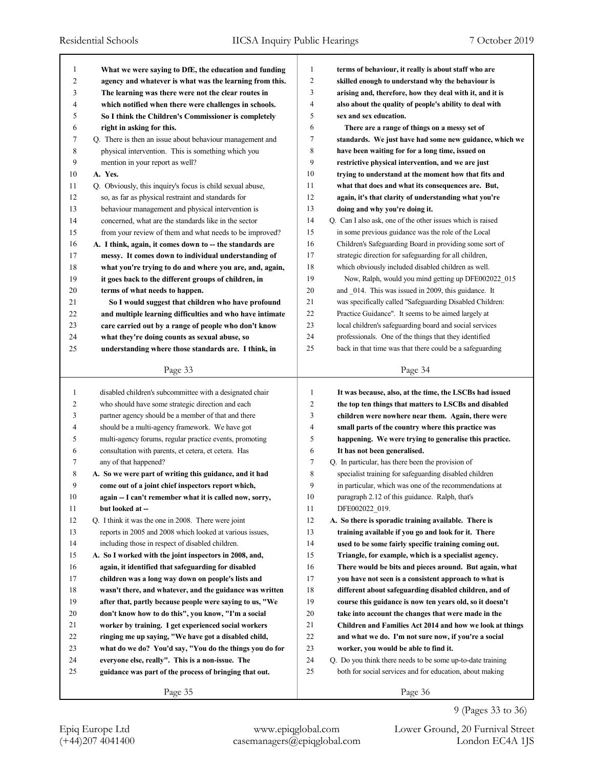What we were saying to DfE, the education and funding agency and whatever is what was the learning from this. The learning was there were not the clear routes in which notified when there were challenges in schools. So I think the Children's Commissioner is completely right in asking for this.

Q. There is then an issue about behaviour management and physical intervention. This is something which you mention in your report as well?

A. Yes.

Q. Obviously, this inquiry's focus is child sexual abuse, so, as far as physical restraint and standards for behaviour management and physical intervention is concerned, what are the standards like in the sector from your review of them and what needs to be improved?

A. I think, again, it comes down to -- the standards are messy. It comes down to individual understanding of what you're trying to do and where you are, and, again, it goes back to the different groups of children, in terms of what needs to happen.

So I would suggest that children who have profound and multiple learning difficulties and who have intimate care carried out by a range of people who don't know what they're doing counts as sexual abuse, so understanding where those standards are. I think, in terms of behaviour, it really is about staff who are skilled enough to understand why the behaviour is arising and, therefore, how they deal with it, and it is also about the quality of people's ability to deal with sex and sex education.

There are a range of things on a messy set of standards. We just have had some new guidance, which we have been waiting for for a long time, issued on restrictive physical intervention, and we are just trying to understand at the moment how that fits and what that does and what its consequences are. But, again, it's that clarity of understanding what you're doing and why you're doing it.

Q. Can I also ask, one of the other issues which is raised in some previous guidance was the role of the Local Children's Safeguarding Board in providing some sort of strategic direction for safeguarding for all children, which obviously included disabled children as well.

Now, Ralph, would you mind getting up DFE002022_015 and _014. This was issued in 2009, this guidance. It was specifically called "Safeguarding Disabled Children: Practice Guidance". It seems to be aimed largely at local children's safeguarding board and social services professionals. One of the things that they identified back in that time was that there could be a safeguarding disabled children's subcommittee with a designated chair who should have some strategic direction and each partner agency should be a member of that and there should be a multi-agency framework. We have got multi-agency forums, regular practice events, promoting consultation with parents, et cetera, et cetera. Has any of that happened?

A. So we were part of writing this guidance, and it had come out of a joint chief inspectors report which, again -- I can't remember what it is called now, sorry, but looked at --

Q. I think it was the one in 2008. There were joint reports in 2005 and 2008 which looked at various issues, including those in respect of disabled children.

A. So I worked with the joint inspectors in 2008, and, again, it identified that safeguarding for disabled children was a long way down on people's lists and wasn't there, and whatever, and the guidance was written after that, partly because people were saying to us, "We don't know how to do this", you know, "I'm a social worker by training. I get experienced social workers ringing me up saying, "We have got a disabled child, what do we do? You'd say, "You do the things you do for everyone else, really". This is a non-issue. The guidance was part of the process of bringing that out. It was because, also, at the time, the LSCBs had issued the top ten things that matters to LSCBs and disabled children were nowhere near them. Again, there were small parts of the country where this practice was happening. We were trying to generalise this practice. It has not been generalised.

Q. In particular, has there been the provision of specialist training for safeguarding disabled children in particular, which was one of the recommendations at paragraph 2.12 of this guidance. Ralph, that's DFE002022_019.

A. So there is sporadic training available. There is training available if you go and look for it. There used to be some fairly specific training coming out. Triangle, for example, which is a specialist agency. There would be bits and pieces around. But again, what you have not seen is a consistent approach to what is different about safeguarding disabled children, and of course this guidance is now ten years old, so it doesn't take into account the changes that were made in the Children and Families Act 2014 and how we look at things and what we do. I'm not sure now, if you're a social worker, you would be able to find it.

Q. Do you think there needs to be some up-to-date training both for social services and for education, about making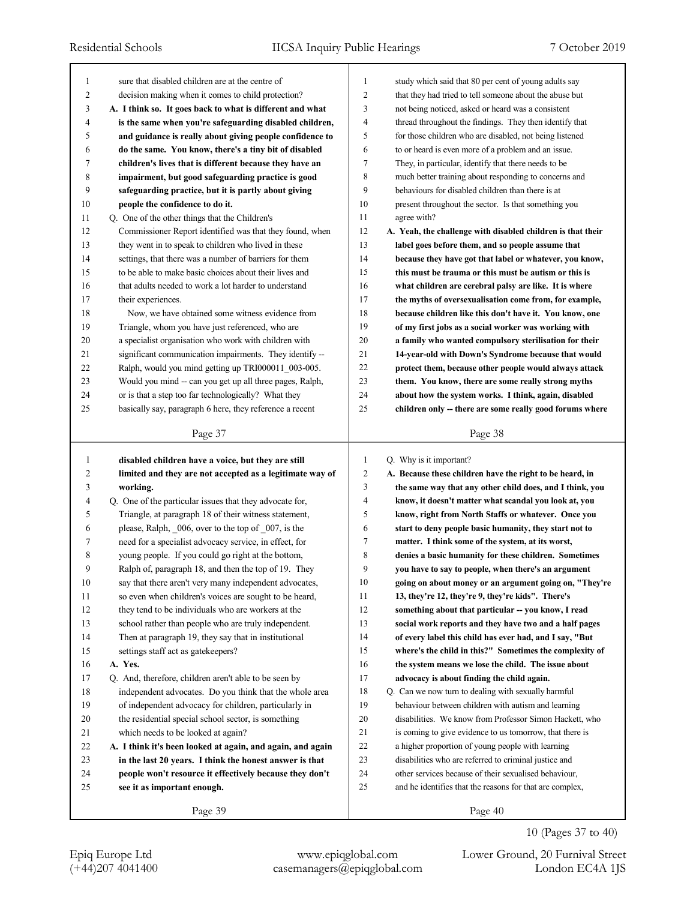sure that disabled children are at the centre of decision making when it comes to child protection?

**A. I think so. It goes back to what is different and what is the same when you're safeguarding disabled children, and guidance is really about giving people confidence to do the same. You know, there's a tiny bit of disabled children's lives that is different because they have an impairment, but good safeguarding practice is good safeguarding practice, but it is partly about giving people the confidence to do it.**

Q. One of the other things that the Children's Commissioner Report identified was that they found, when they went in to speak to children who lived in these settings, that there was a number of barriers for them to be able to make basic choices about their lives and that adults needed to work a lot harder to understand their experiences.

Now, we have obtained some witness evidence from Triangle, whom you have just referenced, who are a specialist organisation who work with children with significant communication impairments. They identify -- Ralph, would you mind getting up TRI000011_003-005. Would you mind -- can you get up all three pages, Ralph, or is that a step too far technologically? What they basically say, paragraph 6 here, they reference a recent study which said that 80 per cent of young adults say that they had tried to tell someone about the abuse but not being noticed, asked or heard was a consistent thread throughout the findings. They then identify that for those children who are disabled, not being listened to or heard is even more of a problem and an issue. They, in particular, identify that there needs to be much better training about responding to concerns and behaviours for disabled children than there is at present throughout the sector. Is that something you agree with?

**A. Yeah, the challenge with disabled children is that their label goes before them, and so people assume that because they have got that label or whatever, you know, this must be trauma or this must be autism or this is what children are cerebral palsy are like. It is where the myths of oversexualisation come from, for example, because children like this don't have it. You know, one of my first jobs as a social worker was working with a family who wanted compulsory sterilisation for their 14-year-old with Down's Syndrome because that would protect them, because other people would always attack them. You know, there are some really strong myths about how the system works. I think, again, disabled children only -- there are some really good forums where disabled children have a voice, but they are still limited and they are not accepted as a legitimate way of working.**

Q. One of the particular issues that they advocate for, Triangle, at paragraph 18 of their witness statement, please, Ralph, _006, over to the top of _007, is the need for a specialist advocacy service, in effect, for young people. If you could go right at the bottom, Ralph of, paragraph 18, and then the top of 19. They say that there aren't very many independent advocates, so even when children's voices are sought to be heard, they tend to be individuals who are workers at the school rather than people who are truly independent. Then at paragraph 19, they say that in institutional settings staff act as gatekeepers?

**A. Yes.**

Q. And, therefore, children aren't able to be seen by independent advocates. Do you think that the whole area of independent advocacy for children, particularly in the residential special school sector, is something which needs to be looked at again?

**A. I think it's been looked at again, and again, and again in the last 20 years. I think the honest answer is that people won't resource it effectively because they don't see it as important enough.**

Q. Why is it important?

**A. Because these children have the right to be heard, in the same way that any other child does, and I think, you know, it doesn't matter what scandal you look at, you know, right from North Staffs or whatever. Once you start to deny people basic humanity, they start not to matter. I think some of the system, at its worst, denies a basic humanity for these children. Sometimes you have to say to people, when there's an argument going on about money or an argument going on, "They're 13, they're 12, they're 9, they're kids". There's something about that particular -- you know, I read social work reports and they have two and a half pages of every label this child has ever had, and I say, "But where's the child in this?" Sometimes the complexity of the system means we lose the child. The issue about advocacy is about finding the child again.**

Q. Can we now turn to dealing with sexually harmful behaviour between children with autism and learning disabilities. We know from Professor Simon Hackett, who is coming to give evidence to us tomorrow, that there is a higher proportion of young people with learning disabilities who are referred to criminal justice and other services because of their sexualised behaviour, and he identifies that the reasons for that are complex,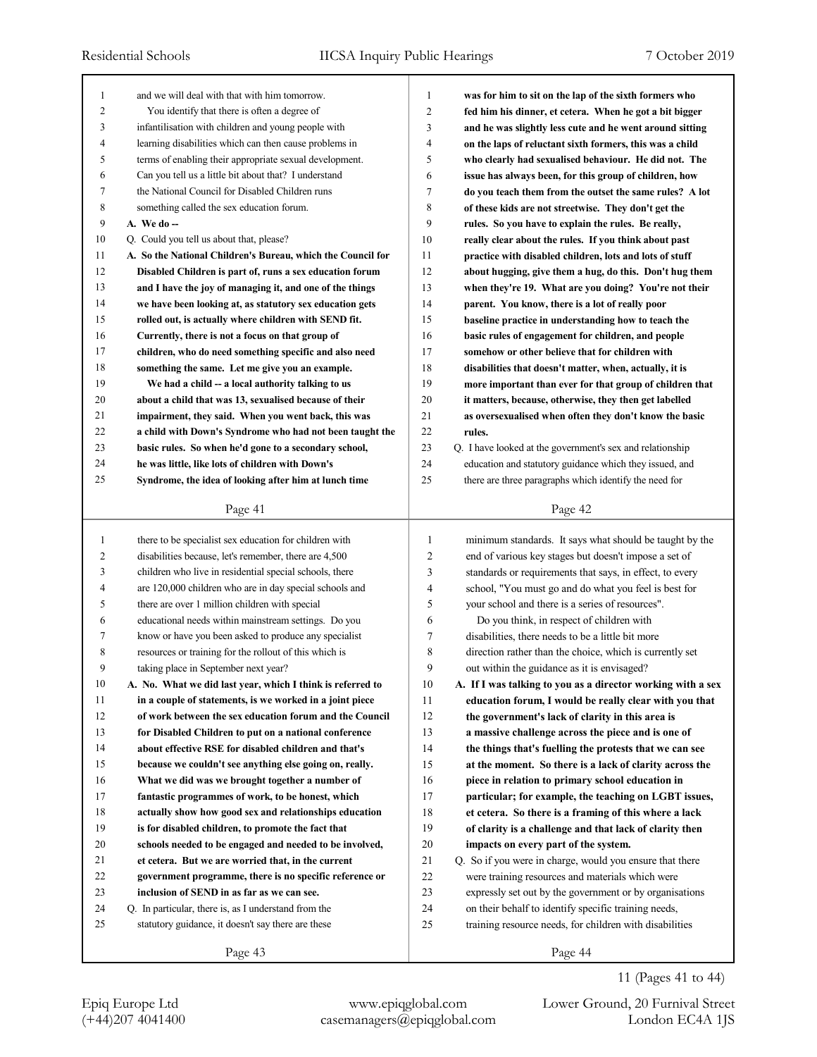and we will deal with that with him tomorrow.

You identify that there is often a degree of infantilisation with children and young people with learning disabilities which can then cause problems in terms of enabling their appropriate sexual development. Can you tell us a little bit about that? I understand the National Council for Disabled Children runs something called the sex education forum.

**A. We do --**

Q. Could you tell us about that, please?

**A. So the National Children's Bureau, which the Council for Disabled Children is part of, runs a sex education forum and I have the joy of managing it, and one of the things we have been looking at, as statutory sex education gets rolled out, is actually where children with SEND fit. Currently, there is not a focus on that group of children, who do need something specific and also need something the same. Let me give you an example.**

**We had a child -- a local authority talking to us about a child that was 13, sexualised because of their impairment, they said. When you went back, this was a child with Down's Syndrome who had not been taught the basic rules. So when he'd gone to a secondary school, he was little, like lots of children with Down's Syndrome, the idea of looking after him at lunch time was for him to sit on the lap of the sixth formers who fed him his dinner, et cetera. When he got a bit bigger and he was slightly less cute and he went around sitting on the laps of reluctant sixth formers, this was a child who clearly had sexualised behaviour. He did not. The issue has always been, for this group of children, how do you teach them from the outset the same rules? A lot of these kids are not streetwise. They don't get the rules. So you have to explain the rules. Be really, really clear about the rules. If you think about past practice with disabled children, lots and lots of stuff about hugging, give them a hug, do this. Don't hug them when they're 19. What are you doing? You're not their parent. You know, there is a lot of really poor baseline practice in understanding how to teach the basic rules of engagement for children, and people somehow or other believe that for children with disabilities that doesn't matter, when, actually, it is more important than ever for that group of children that it matters, because, otherwise, they then get labelled as oversexualised when often they don't know the basic rules.**

Q. I have looked at the government's sex and relationship education and statutory guidance which they issued, and there are three paragraphs which identify the need for there to be specialist sex education for children with disabilities because, let's remember, there are 4,500 children who live in residential special schools, there are 120,000 children who are in day special schools and there are over 1 million children with special educational needs within mainstream settings. Do you know or have you been asked to produce any specialist resources or training for the rollout of this which is taking place in September next year?

**A. No. What we did last year, which I think is referred to in a couple of statements, is we worked in a joint piece of work between the sex education forum and the Council for Disabled Children to put on a national conference about effective RSE for disabled children and that's because we couldn't see anything else going on, really. What we did was we brought together a number of fantastic programmes of work, to be honest, which actually show how good sex and relationships education is for disabled children, to promote the fact that schools needed to be engaged and needed to be involved, et cetera. But we are worried that, in the current government programme, there is no specific reference or inclusion of SEND in as far as we can see.**

Q. In particular, there is, as I understand from the statutory guidance, it doesn't say there are these minimum standards. It says what should be taught by the end of various key stages but doesn't impose a set of standards or requirements that says, in effect, to every school, "You must go and do what you feel is best for your school and there is a series of resources".

Do you think, in respect of children with disabilities, there needs to be a little bit more direction rather than the choice, which is currently set out within the guidance as it is envisaged?

**A. If I was talking to you as a director working with a sex education forum, I would be really clear with you that the government's lack of clarity in this area is a massive challenge across the piece and is one of the things that's fuelling the protests that we can see at the moment. So there is a lack of clarity across the piece in relation to primary school education in particular; for example, the teaching on LGBT issues, et cetera. So there is a framing of this where a lack of clarity is a challenge and that lack of clarity then impacts on every part of the system.**

Q. So if you were in charge, would you ensure that there were training resources and materials which were expressly set out by the government or by organisations on their behalf to identify specific training needs, training resource needs, for children with disabilities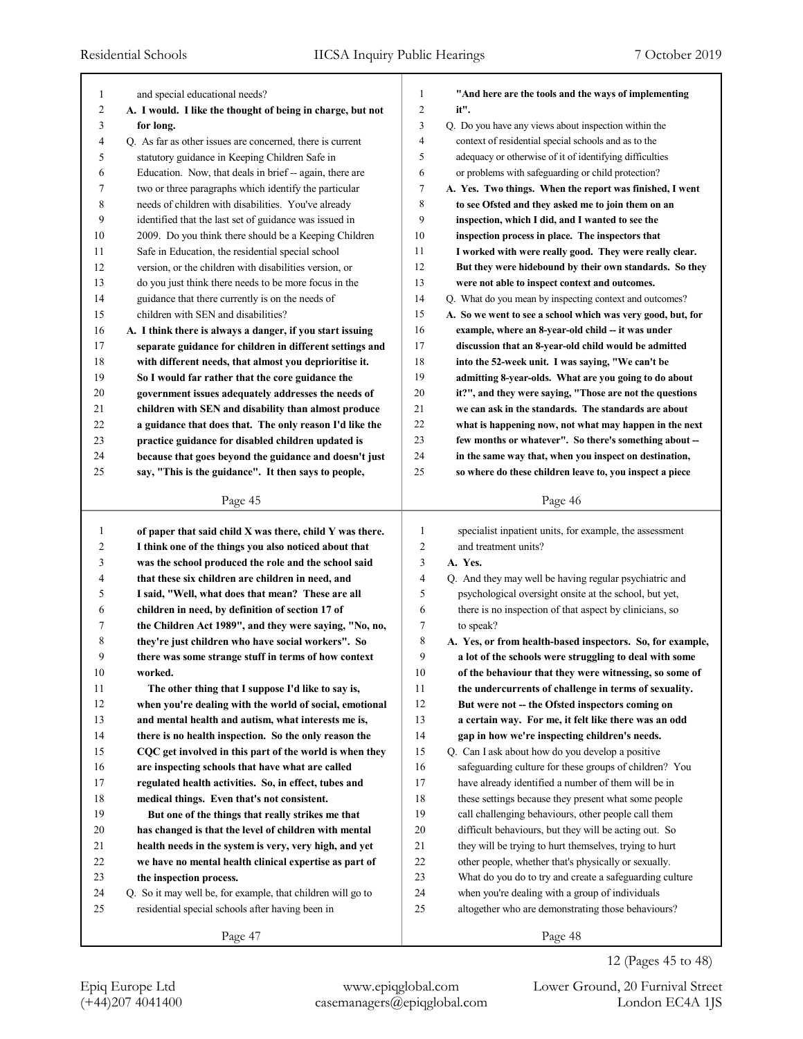and special educational needs?

**A. I would. I like the thought of being in charge, but not for long.**

Q. As far as other issues are concerned, there is current statutory guidance in Keeping Children Safe in Education. Now, that deals in brief -- again, there are two or three paragraphs which identify the particular needs of children with disabilities. You've already identified that the last set of guidance was issued in 2009. Do you think there should be a Keeping Children Safe in Education, the residential special school version, or the children with disabilities version, or do you just think there needs to be more focus in the guidance that there currently is on the needs of children with SEN and disabilities?

**A. I think there is always a danger, if you start issuing separate guidance for children in different settings and with different needs, that almost you deprioritise it. So I would far rather that the core guidance the government issues adequately addresses the needs of children with SEN and disability than almost produce a guidance that does that. The only reason I'd like the practice guidance for disabled children updated is because that goes beyond the guidance and doesn't just say, "This is the guidance". It then says to people, "And here are the tools and the ways of implementing it".**

Q. Do you have any views about inspection within the context of residential special schools and as to the adequacy or otherwise of it of identifying difficulties or problems with safeguarding or child protection?

**A. Yes. Two things. When the report was finished, I went to see Ofsted and they asked me to join them on an inspection, which I did, and I wanted to see the inspection process in place. The inspectors that I worked with were really good. They were really clear. But they were hidebound by their own standards. So they were not able to inspect context and outcomes.**

Q. What do you mean by inspecting context and outcomes?

**A. So we went to see a school which was very good, but, for example, where an 8-year-old child -- it was under discussion that an 8-year-old child would be admitted into the 52-week unit. I was saying, "We can't be admitting 8-year-olds. What are you going to do about it?", and they were saying, "Those are not the questions we can ask in the standards. The standards are about what is happening now, not what may happen in the next few months or whatever". So there's something about -- in the same way that, when you inspect on destination, so where do these children leave to, you inspect a piece of paper that said child X was there, child Y was there. I think one of the things you also noticed about that was the school produced the role and the school said that these six children are children in need, and I said, "Well, what does that mean? These are all children in need, by definition of section 17 of the Children Act 1989", and they were saying, "No, no, they're just children who have social workers". So there was some strange stuff in terms of how context worked.**

**The other thing that I suppose I'd like to say is, when you're dealing with the world of social, emotional and mental health and autism, what interests me is, there is no health inspection. So the only reason the CQC get involved in this part of the world is when they are inspecting schools that have what are called regulated health activities. So, in effect, tubes and medical things. Even that's not consistent.**

**But one of the things that really strikes me that has changed is that the level of children with mental health needs in the system is very, very high, and yet we have no mental health clinical expertise as part of the inspection process.**

Q. So it may well be, for example, that children will go to residential special schools after having been in specialist inpatient units, for example, the assessment and treatment units?

**A. Yes.**

Q. And they may well be having regular psychiatric and psychological oversight onsite at the school, but yet, there is no inspection of that aspect by clinicians, so to speak?

**A. Yes, or from health-based inspectors. So, for example, a lot of the schools were struggling to deal with some of the behaviour that they were witnessing, so some of the undercurrents of challenge in terms of sexuality. But were not -- the Ofsted inspectors coming on a certain way. For me, it felt like there was an odd gap in how we're inspecting children's needs.**

Q. Can I ask about how do you develop a positive safeguarding culture for these groups of children? You have already identified a number of them will be in these settings because they present what some people call challenging behaviours, other people call them difficult behaviours, but they will be acting out. So they will be trying to hurt themselves, trying to hurt other people, whether that's physically or sexually. What do you do to try and create a safeguarding culture when you're dealing with a group of individuals altogether who are demonstrating those behaviours?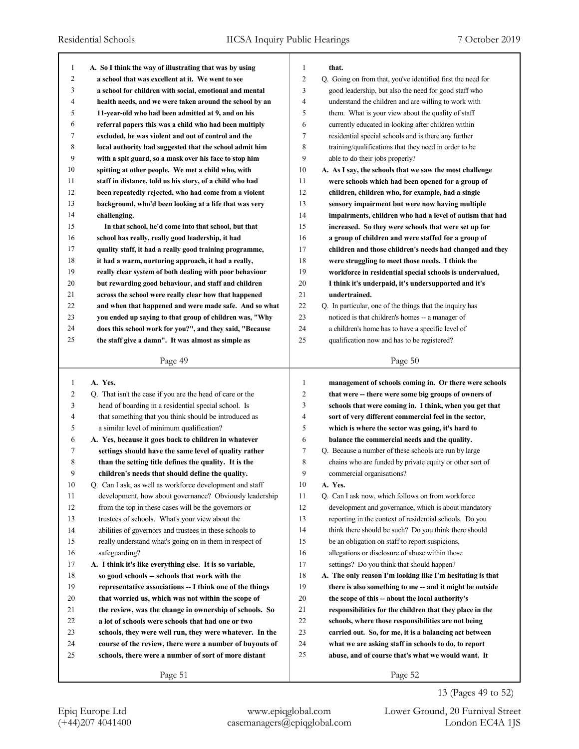A. So I think the way of illustrating that was by using a school that was excellent at it. We went to see a school for children with social, emotional and mental health needs, and we were taken around the school by an 11-year-old who had been admitted at 9, and on his referral papers this was a child who had been multiply excluded, he was violent and out of control and the local authority had suggested that the school admit him with a spit guard, so a mask over his face to stop him spitting at other people. We met a child who, with staff in distance, told us his story, of a child who had been repeatedly rejected, who had come from a violent background, who'd been looking at a life that was very challenging.

In that school, he'd come into that school, but that school has really, really good leadership, it had quality staff, it had a really good training programme, it had a warm, nurturing approach, it had a really, really clear system of both dealing with poor behaviour but rewarding good behaviour, and staff and children across the school were really clear how that happened and when that happened and were made safe. And so what you ended up saying to that group of children was, "Why does this school work for you?", and they said, "Because the staff give a damn". It was almost as simple as that.

Q. Going on from that, you've identified first the need for good leadership, but also the need for good staff who understand the children and are willing to work with them. What is your view about the quality of staff currently educated in looking after children within residential special schools and is there any further training/qualifications that they need in order to be able to do their jobs properly?

A. As I say, the schools that we saw the most challenge were schools which had been opened for a group of children, children who, for example, had a single sensory impairment but were now having multiple impairments, children who had a level of autism that had increased. So they were schools that were set up for a group of children and were staffed for a group of children and those children's needs had changed and they were struggling to meet those needs. I think the workforce in residential special schools is undervalued, I think it's underpaid, it's undersupported and it's undertrained.

Q. In particular, one of the things that the inquiry has noticed is that children's homes -- a manager of a children's home has to have a specific level of qualification now and has to be registered?

A. Yes.

Q. That isn't the case if you are the head of care or the head of boarding in a residential special school. Is that something that you think should be introduced as a similar level of minimum qualification?

A. Yes, because it goes back to children in whatever settings should have the same level of quality rather than the setting title defines the quality. It is the children's needs that should define the quality.

Q. Can I ask, as well as workforce development and staff development, how about governance? Obviously leadership from the top in these cases will be the governors or trustees of schools. What's your view about the abilities of governors and trustees in these schools to really understand what's going on in them in respect of safeguarding?

A. I think it's like everything else. It is so variable, so good schools -- schools that work with the representative associations -- I think one of the things that worried us, which was not within the scope of the review, was the change in ownership of schools. So a lot of schools were schools that had one or two schools, they were well run, they were whatever. In the course of the review, there were a number of buyouts of schools, there were a number of sort of more distant management of schools coming in. Or there were schools that were -- there were some big groups of owners of schools that were coming in. I think, when you get that sort of very different commercial feel in the sector, which is where the sector was going, it's hard to balance the commercial needs and the quality.

Q. Because a number of these schools are run by large chains who are funded by private equity or other sort of commercial organisations?

A. Yes.

Q. Can I ask now, which follows on from workforce development and governance, which is about mandatory reporting in the context of residential schools. Do you think there should be such? Do you think there should be an obligation on staff to report suspicions, allegations or disclosure of abuse within those settings? Do you think that should happen?

A. The only reason I'm looking like I'm hesitating is that there is also something to me -- and it might be outside the scope of this -- about the local authority's responsibilities for the children that they place in the schools, where those responsibilities are not being carried out. So, for me, it is a balancing act between what we are asking staff in schools to do, to report abuse, and of course that's what we would want. It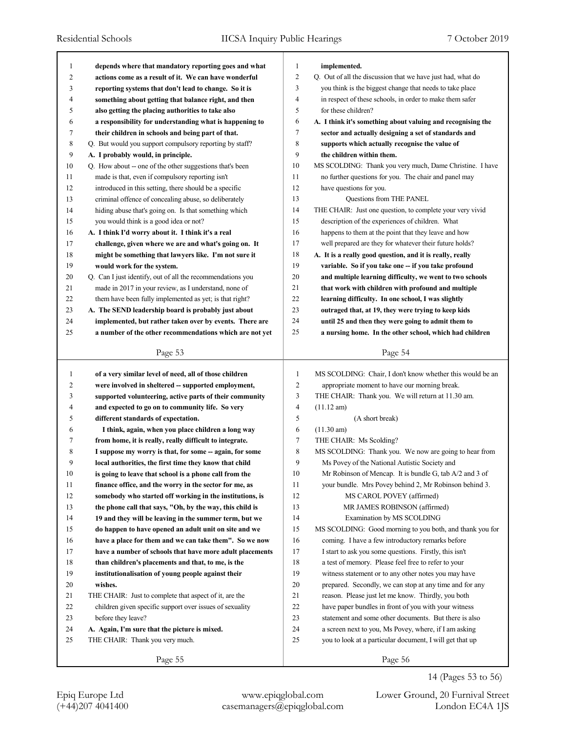**depends where that mandatory reporting goes and what actions come as a result of it. We can have wonderful reporting systems that don't lead to change. So it is something about getting that balance right, and then also getting the placing authorities to take also a responsibility for understanding what is happening to their children in schools and being part of that.**

Q. But would you support compulsory reporting by staff?

**A. I probably would, in principle.**

Q. How about -- one of the other suggestions that's been made is that, even if compulsory reporting isn't introduced in this setting, there should be a specific criminal offence of concealing abuse, so deliberately hiding abuse that's going on. Is that something which you would think is a good idea or not?

**A. I think I'd worry about it. I think it's a real challenge, given where we are and what's going on. It might be something that lawyers like. I'm not sure it would work for the system.**

Q. Can I just identify, out of all the recommendations you made in 2017 in your review, as I understand, none of them have been fully implemented as yet; is that right?

**A. The SEND leadership board is probably just about implemented, but rather taken over by events. There are a number of the other recommendations which are not yet implemented.**

Q. Out of all the discussion that we have just had, what do you think is the biggest change that needs to take place in respect of these schools, in order to make them safer for these children?

**A. I think it's something about valuing and recognising the sector and actually designing a set of standards and supports which actually recognise the value of the children within them.**

MS SCOLDING: Thank you very much, Dame Christine. I have no further questions for you. The chair and panel may have questions for you.

Questions from THE PANEL

THE CHAIR: Just one question, to complete your very vivid description of the experiences of children. What happens to them at the point that they leave and how well prepared are they for whatever their future holds?

**A. It is a really good question, and it is really, really variable. So if you take one -- if you take profound and multiple learning difficulty, we went to two schools that work with children with profound and multiple learning difficulty. In one school, I was slightly outraged that, at 19, they were trying to keep kids until 25 and then they were going to admit them to a nursing home. In the other school, which had children of a very similar level of need, all of those children were involved in sheltered -- supported employment, supported volunteering, active parts of their community and expected to go on to community life. So very different standards of expectation.**

**I think, again, when you place children a long way from home, it is really, really difficult to integrate. I suppose my worry is that, for some -- again, for some local authorities, the first time they know that child is going to leave that school is a phone call from the finance office, and the worry in the sector for me, as somebody who started off working in the institutions, is the phone call that says, "Oh, by the way, this child is 19 and they will be leaving in the summer term, but we do happen to have opened an adult unit on site and we have a place for them and we can take them". So we now have a number of schools that have more adult placements than children's placements and that, to me, is the institutionalisation of young people against their wishes.**

THE CHAIR: Just to complete that aspect of it, are the children given specific support over issues of sexuality before they leave?

**A. Again, I'm sure that the picture is mixed.**

THE CHAIR: Thank you very much.

MS SCOLDING: Chair, I don't know whether this would be an appropriate moment to have our morning break.

THE CHAIR: Thank you. We will return at 11.30 am.

(11.12 am)

(A short break)

(11.30 am)

THE CHAIR: Ms Scolding?

MS SCOLDING: Thank you. We now are going to hear from Ms Povey of the National Autistic Society and Mr Robinson of Mencap. It is bundle G, tab A/2 and 3 of your bundle. Mrs Povey behind 2, Mr Robinson behind 3.

MS CAROL POVEY (affirmed)

MR JAMES ROBINSON (affirmed)

Examination by MS SCOLDING

MS SCOLDING: Good morning to you both, and thank you for coming. I have a few introductory remarks before I start to ask you some questions. Firstly, this isn't a test of memory. Please feel free to refer to your witness statement or to any other notes you may have prepared. Secondly, we can stop at any time and for any reason. Please just let me know. Thirdly, you both have paper bundles in front of you with your witness statement and some other documents. But there is also a screen next to you, Ms Povey, where, if I am asking you to look at a particular document, I will get that up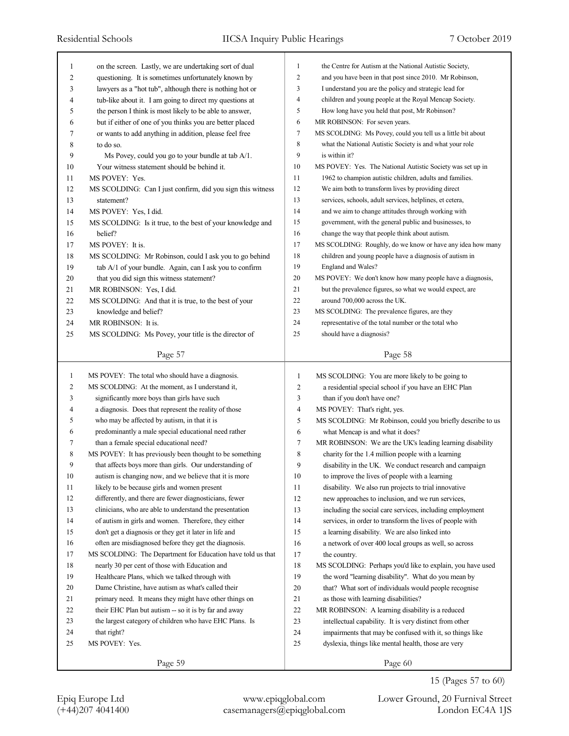on the screen. Lastly, we are undertaking sort of dual questioning. It is sometimes unfortunately known by lawyers as a "hot tub", although there is nothing hot or tub-like about it. I am going to direct my questions at the person I think is most likely to be able to answer, but if either of one of you thinks you are better placed or wants to add anything in addition, please feel free to do so.

Ms Povey, could you go to your bundle at tab A/1. Your witness statement should be behind it.

MS POVEY: Yes.

MS SCOLDING: Can I just confirm, did you sign this witness statement?

MS POVEY: Yes, I did.

MS SCOLDING: Is it true, to the best of your knowledge and belief?

MS POVEY: It is.

MS SCOLDING: Mr Robinson, could I ask you to go behind tab A/1 of your bundle. Again, can I ask you to confirm that you did sign this witness statement?

MR ROBINSON: Yes, I did.

MS SCOLDING: And that it is true, to the best of your knowledge and belief?

MR ROBINSON: It is.

MS SCOLDING: Ms Povey, your title is the director of the Centre for Autism at the National Autistic Society, and you have been in that post since 2010. Mr Robinson, I understand you are the policy and strategic lead for children and young people at the Royal Mencap Society. How long have you held that post, Mr Robinson?

MR ROBINSON: For seven years.

MS SCOLDING: Ms Povey, could you tell us a little bit about what the National Autistic Society is and what your role is within it?

MS POVEY: Yes. The National Autistic Society was set up in 1962 to champion autistic children, adults and families. We aim both to transform lives by providing direct services, schools, adult services, helplines, et cetera, and we aim to change attitudes through working with government, with the general public and businesses, to change the way that people think about autism.

MS SCOLDING: Roughly, do we know or have any idea how many children and young people have a diagnosis of autism in England and Wales?

MS POVEY: We don't know how many people have a diagnosis, but the prevalence figures, so what we would expect, are around 700,000 across the UK.

MS SCOLDING: The prevalence figures, are they representative of the total number or the total who should have a diagnosis?

MS POVEY: The total who should have a diagnosis.

MS SCOLDING: At the moment, as I understand it, significantly more boys than girls have such a diagnosis. Does that represent the reality of those who may be affected by autism, in that it is predominantly a male special educational need rather than a female special educational need?

MS POVEY: It has previously been thought to be something that affects boys more than girls. Our understanding of autism is changing now, and we believe that it is more likely to be because girls and women present differently, and there are fewer diagnosticians, fewer clinicians, who are able to understand the presentation of autism in girls and women. Therefore, they either don't get a diagnosis or they get it later in life and often are misdiagnosed before they get the diagnosis.

MS SCOLDING: The Department for Education have told us that nearly 30 per cent of those with Education and Healthcare Plans, which we talked through with Dame Christine, have autism as what's called their primary need. It means they might have other things on their EHC Plan but autism -- so it is by far and away the largest category of children who have EHC Plans. Is that right?

MS POVEY: Yes.

MS SCOLDING: You are more likely to be going to a residential special school if you have an EHC Plan than if you don't have one?

MS POVEY: That's right, yes.

MS SCOLDING: Mr Robinson, could you briefly describe to us what Mencap is and what it does?

MR ROBINSON: We are the UK's leading learning disability charity for the 1.4 million people with a learning disability in the UK. We conduct research and campaign to improve the lives of people with a learning disability. We also run projects to trial innovative new approaches to inclusion, and we run services, including the social care services, including employment services, in order to transform the lives of people with a learning disability. We are also linked into a network of over 400 local groups as well, so across the country.

MS SCOLDING: Perhaps you'd like to explain, you have used the word "learning disability". What do you mean by that? What sort of individuals would people recognise as those with learning disabilities?

MR ROBINSON: A learning disability is a reduced intellectual capability. It is very distinct from other impairments that may be confused with it, so things like dyslexia, things like mental health, those are very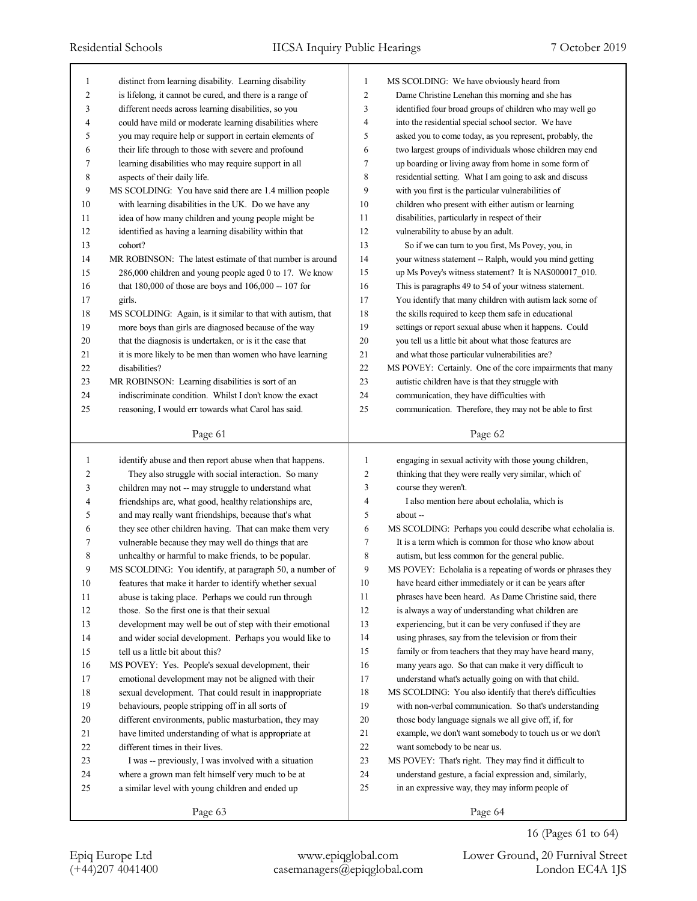distinct from learning disability. Learning disability is lifelong, it cannot be cured, and there is a range of different needs across learning disabilities, so you could have mild or moderate learning disabilities where you may require help or support in certain elements of their life through to those with severe and profound learning disabilities who may require support in all aspects of their daily life.

MS SCOLDING: You have said there are 1.4 million people with learning disabilities in the UK. Do we have any idea of how many children and young people might be identified as having a learning disability within that cohort?

MR ROBINSON: The latest estimate of that number is around 286,000 children and young people aged 0 to 17. We know that 180,000 of those are boys and 106,000 -- 107 for girls.

MS SCOLDING: Again, is it similar to that with autism, that more boys than girls are diagnosed because of the way that the diagnosis is undertaken, or is it the case that it is more likely to be men than women who have learning disabilities?

MR ROBINSON: Learning disabilities is sort of an indiscriminate condition. Whilst I don't know the exact reasoning, I would err towards what Carol has said.

MS SCOLDING: We have obviously heard from Dame Christine Lenehan this morning and she has identified four broad groups of children who may well go into the residential special school sector. We have asked you to come today, as you represent, probably, the two largest groups of individuals whose children may end up boarding or living away from home in some form of residential setting. What I am going to ask and discuss with you first is the particular vulnerabilities of children who present with either autism or learning disabilities, particularly in respect of their vulnerability to abuse by an adult.

So if we can turn to you first, Ms Povey, you, in your witness statement -- Ralph, would you mind getting up Ms Povey's witness statement? It is NAS000017_010. This is paragraphs 49 to 54 of your witness statement. You identify that many children with autism lack some of the skills required to keep them safe in educational settings or report sexual abuse when it happens. Could you tell us a little bit about what those features are and what those particular vulnerabilities are?

MS POVEY: Certainly. One of the core impairments that many autistic children have is that they struggle with communication, they have difficulties with communication. Therefore, they may not be able to first identify abuse and then report abuse when that happens.

They also struggle with social interaction. So many children may not -- may struggle to understand what friendships are, what good, healthy relationships are, and may really want friendships, because that's what they see other children having. That can make them very vulnerable because they may well do things that are unhealthy or harmful to make friends, to be popular.

MS SCOLDING: You identify, at paragraph 50, a number of features that make it harder to identify whether sexual abuse is taking place. Perhaps we could run through those. So the first one is that their sexual development may well be out of step with their emotional and wider social development. Perhaps you would like to tell us a little bit about this?

MS POVEY: Yes. People's sexual development, their emotional development may not be aligned with their sexual development. That could result in inappropriate behaviours, people stripping off in all sorts of different environments, public masturbation, they may have limited understanding of what is appropriate at different times in their lives.

I was -- previously, I was involved with a situation where a grown man felt himself very much to be at a similar level with young children and ended up engaging in sexual activity with those young children, thinking that they were really very similar, which of course they weren't.

I also mention here about echolalia, which is about --

MS SCOLDING: Perhaps you could describe what echolalia is. It is a term which is common for those who know about autism, but less common for the general public.

MS POVEY: Echolalia is a repeating of words or phrases they have heard either immediately or it can be years after phrases have been heard. As Dame Christine said, there is always a way of understanding what children are experiencing, but it can be very confused if they are using phrases, say from the television or from their family or from teachers that they may have heard many, many years ago. So that can make it very difficult to understand what's actually going on with that child.

MS SCOLDING: You also identify that there's difficulties with non-verbal communication. So that's understanding those body language signals we all give off, if, for example, we don't want somebody to touch us or we don't want somebody to be near us.

MS POVEY: That's right. They may find it difficult to understand gesture, a facial expression and, similarly, in an expressive way, they may inform people of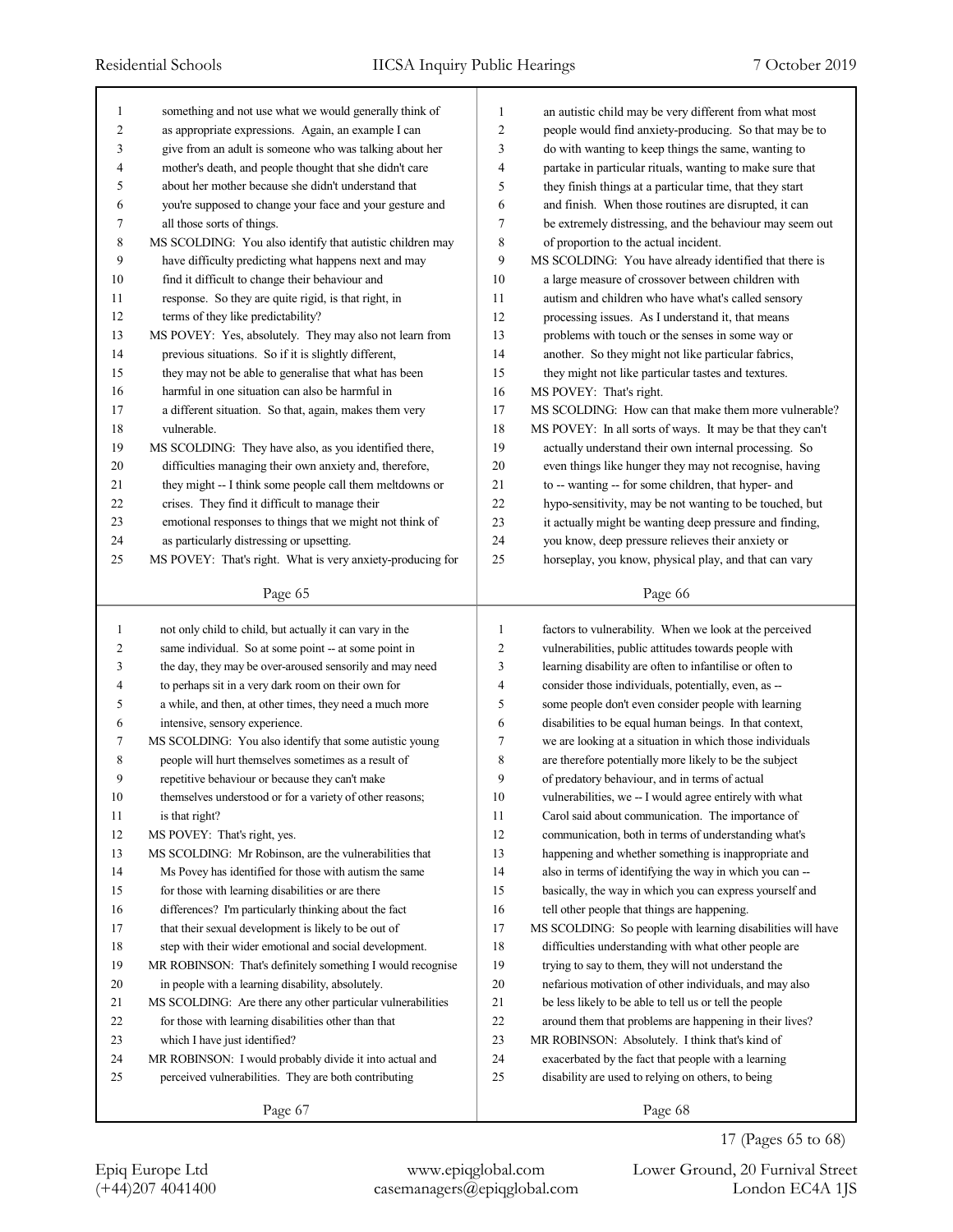something and not use what we would generally think of as appropriate expressions. Again, an example I can give from an adult is someone who was talking about her mother's death, and people thought that she didn't care about her mother because she didn't understand that you're supposed to change your face and your gesture and all those sorts of things.

MS SCOLDING: You also identify that autistic children may have difficulty predicting what happens next and may find it difficult to change their behaviour and response. So they are quite rigid, is that right, in terms of they like predictability?

MS POVEY: Yes, absolutely. They may also not learn from previous situations. So if it is slightly different, they may not be able to generalise that what has been harmful in one situation can also be harmful in a different situation. So that, again, makes them very vulnerable.

MS SCOLDING: They have also, as you identified there, difficulties managing their own anxiety and, therefore, they might -- I think some people call them meltdowns or crises. They find it difficult to manage their emotional responses to things that we might not think of as particularly distressing or upsetting.

MS POVEY: That's right. What is very anxiety-producing for an autistic child may be very different from what most people would find anxiety-producing. So that may be to do with wanting to keep things the same, wanting to partake in particular rituals, wanting to make sure that they finish things at a particular time, that they start and finish. When those routines are disrupted, it can be extremely distressing, and the behaviour may seem out of proportion to the actual incident.

MS SCOLDING: You have already identified that there is a large measure of crossover between children with autism and children who have what's called sensory processing issues. As I understand it, that means problems with touch or the senses in some way or another. So they might not like particular fabrics, they might not like particular tastes and textures.

MS POVEY: That's right.

MS SCOLDING: How can that make them more vulnerable?

MS POVEY: In all sorts of ways. It may be that they can't actually understand their own internal processing. So even things like hunger they may not recognise, having to -- wanting -- for some children, that hyper- and hypo-sensitivity, may be not wanting to be touched, but it actually might be wanting deep pressure and finding, you know, deep pressure relieves their anxiety or horseplay, you know, physical play, and that can vary not only child to child, but actually it can vary in the same individual. So at some point -- at some point in the day, they may be over-aroused sensorily and may need to perhaps sit in a very dark room on their own for a while, and then, at other times, they need a much more intensive, sensory experience.

MS SCOLDING: You also identify that some autistic young people will hurt themselves sometimes as a result of repetitive behaviour or because they can't make themselves understood or for a variety of other reasons; is that right?

MS POVEY: That's right, yes.

MS SCOLDING: Mr Robinson, are the vulnerabilities that Ms Povey has identified for those with autism the same for those with learning disabilities or are there differences? I'm particularly thinking about the fact that their sexual development is likely to be out of step with their wider emotional and social development.

MR ROBINSON: That's definitely something I would recognise in people with a learning disability, absolutely.

MS SCOLDING: Are there any other particular vulnerabilities for those with learning disabilities other than that which I have just identified?

MR ROBINSON: I would probably divide it into actual and perceived vulnerabilities. They are both contributing factors to vulnerability. When we look at the perceived vulnerabilities, public attitudes towards people with learning disability are often to infantilise or often to consider those individuals, potentially, even, as -- some people don't even consider people with learning disabilities to be equal human beings. In that context, we are looking at a situation in which those individuals are therefore potentially more likely to be the subject of predatory behaviour, and in terms of actual vulnerabilities, we -- I would agree entirely with what Carol said about communication. The importance of communication, both in terms of understanding what's happening and whether something is inappropriate and also in terms of identifying the way in which you can -- basically, the way in which you can express yourself and tell other people that things are happening.

MS SCOLDING: So people with learning disabilities will have difficulties understanding with what other people are trying to say to them, they will not understand the nefarious motivation of other individuals, and may also be less likely to be able to tell us or tell the people around them that problems are happening in their lives?

MR ROBINSON: Absolutely. I think that's kind of exacerbated by the fact that people with a learning disability are used to relying on others, to being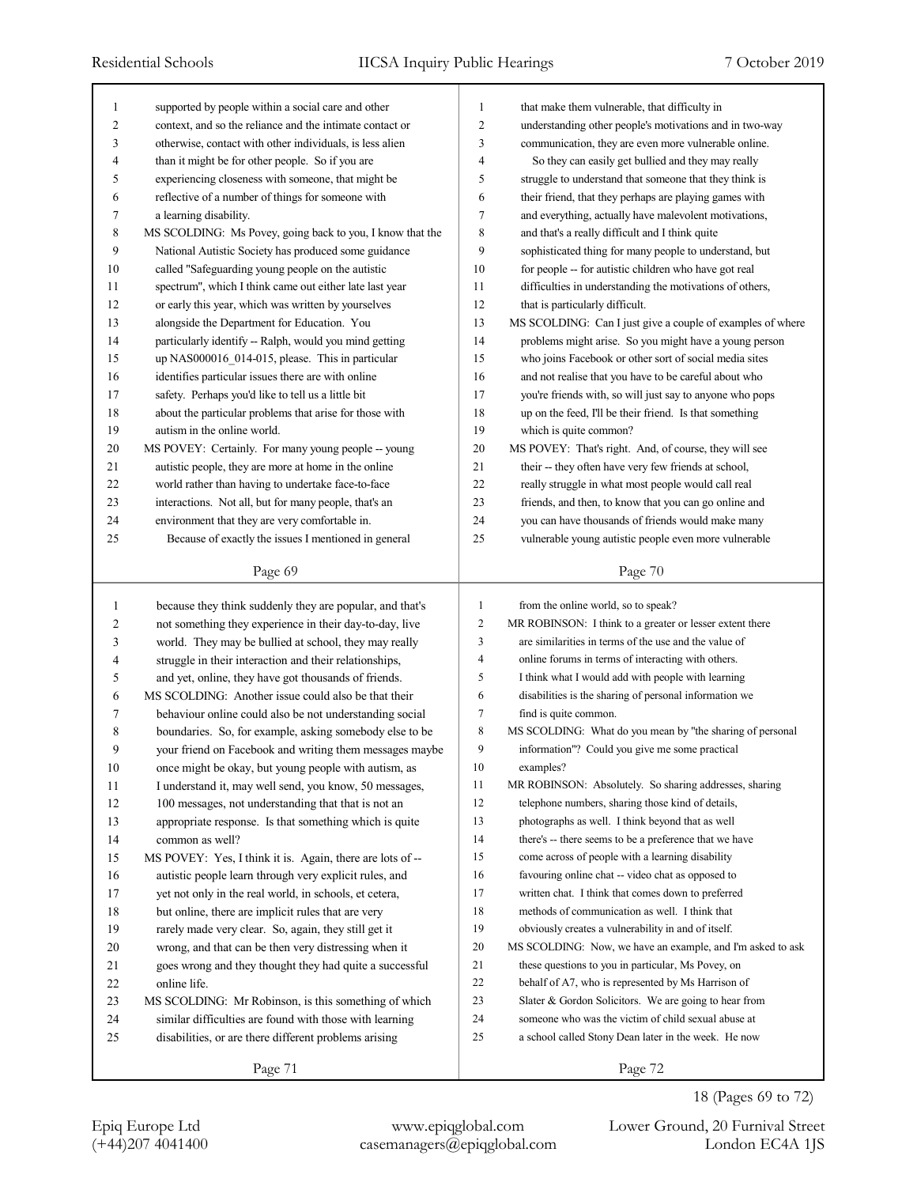supported by people within a social care and other context, and so the reliance and the intimate contact or otherwise, contact with other individuals, is less alien than it might be for other people. So if you are experiencing closeness with someone, that might be reflective of a number of things for someone with a learning disability.

MS SCOLDING: Ms Povey, going back to you, I know that the National Autistic Society has produced some guidance called "Safeguarding young people on the autistic spectrum", which I think came out either late last year or early this year, which was written by yourselves alongside the Department for Education. You particularly identify -- Ralph, would you mind getting up NAS000016_014-015, please. This in particular identifies particular issues there are with online safety. Perhaps you'd like to tell us a little bit about the particular problems that arise for those with autism in the online world.

MS POVEY: Certainly. For many young people -- young autistic people, they are more at home in the online world rather than having to undertake face-to-face interactions. Not all, but for many people, that's an environment that they are very comfortable in.

Because of exactly the issues I mentioned in general that make them vulnerable, that difficulty in understanding other people's motivations and in two-way communication, they are even more vulnerable online.

So they can easily get bullied and they may really struggle to understand that someone that they think is their friend, that they perhaps are playing games with and everything, actually have malevolent motivations, and that's a really difficult and I think quite sophisticated thing for many people to understand, but for people -- for autistic children who have got real difficulties in understanding the motivations of others, that is particularly difficult.

MS SCOLDING: Can I just give a couple of examples of where problems might arise. So you might have a young person who joins Facebook or other sort of social media sites and not realise that you have to be careful about who you're friends with, so will just say to anyone who pops up on the feed, I'll be their friend. Is that something which is quite common?

MS POVEY: That's right. And, of course, they will see their -- they often have very few friends at school, really struggle in what most people would call real friends, and then, to know that you can go online and you can have thousands of friends would make many vulnerable young autistic people even more vulnerable because they think suddenly they are popular, and that's not something they experience in their day-to-day, live world. They may be bullied at school, they may really struggle in their interaction and their relationships, and yet, online, they have got thousands of friends.

MS SCOLDING: Another issue could also be that their behaviour online could also be not understanding social boundaries. So, for example, asking somebody else to be your friend on Facebook and writing them messages maybe once might be okay, but young people with autism, as I understand it, may well send, you know, 50 messages, 100 messages, not understanding that that is not an appropriate response. Is that something which is quite common as well?

MS POVEY: Yes, I think it is. Again, there are lots of -- autistic people learn through very explicit rules, and yet not only in the real world, in schools, et cetera, but online, there are implicit rules that are very rarely made very clear. So, again, they still get it wrong, and that can be then very distressing when it goes wrong and they thought they had quite a successful online life.

MS SCOLDING: Mr Robinson, is this something of which similar difficulties are found with those with learning disabilities, or are there different problems arising from the online world, so to speak?

MR ROBINSON: I think to a greater or lesser extent there are similarities in terms of the use and the value of online forums in terms of interacting with others. I think what I would add with people with learning disabilities is the sharing of personal information we find is quite common.

MS SCOLDING: What do you mean by "the sharing of personal information"? Could you give me some practical examples?

MR ROBINSON: Absolutely. So sharing addresses, sharing telephone numbers, sharing those kind of details, photographs as well. I think beyond that as well there's -- there seems to be a preference that we have come across of people with a learning disability favouring online chat -- video chat as opposed to written chat. I think that comes down to preferred methods of communication as well. I think that obviously creates a vulnerability in and of itself.

MS SCOLDING: Now, we have an example, and I'm asked to ask these questions to you in particular, Ms Povey, on behalf of A7, who is represented by Ms Harrison of Slater & Gordon Solicitors. We are going to hear from someone who was the victim of child sexual abuse at a school called Stony Dean later in the week. He now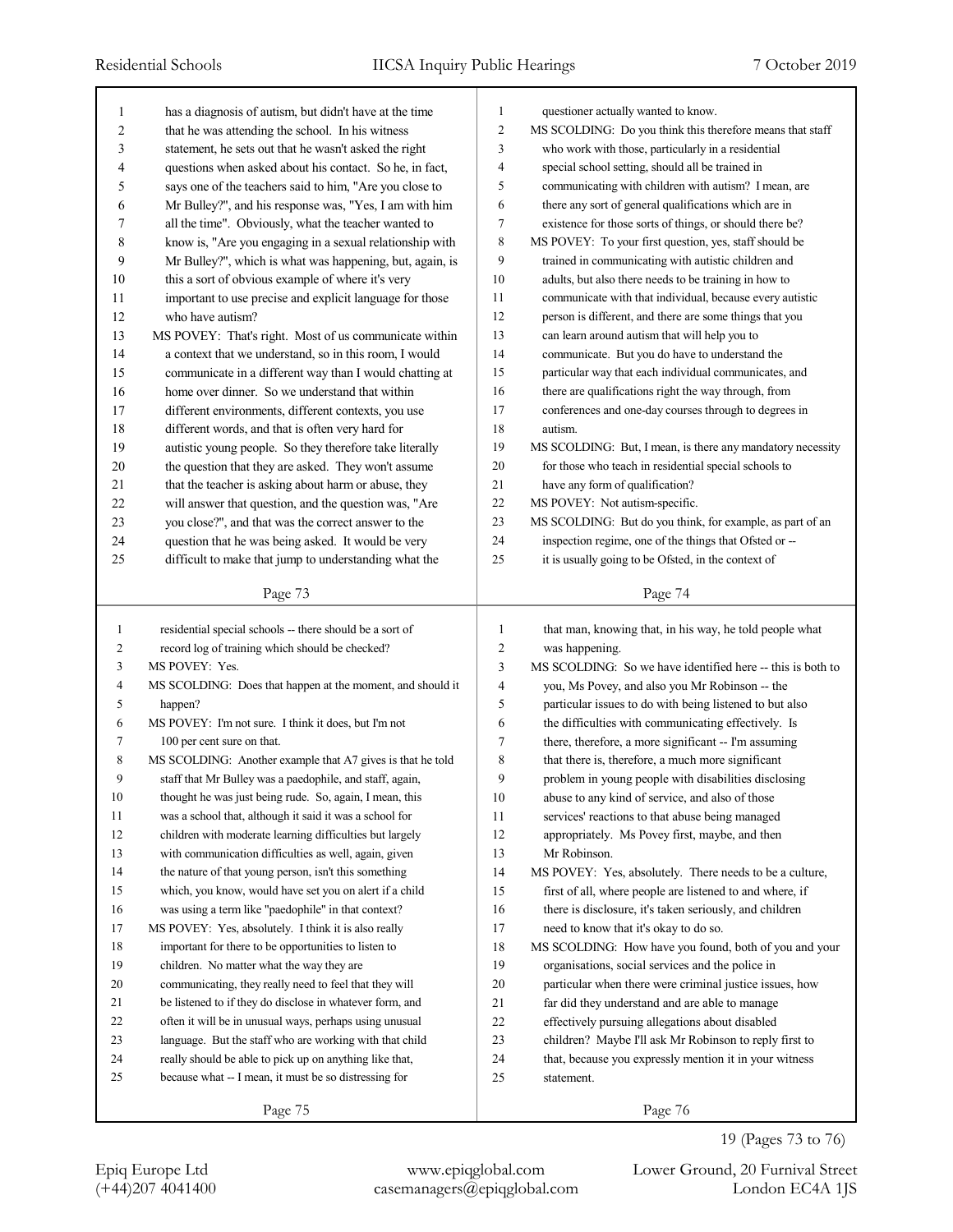has a diagnosis of autism, but didn't have at the time that he was attending the school. In his witness statement, he sets out that he wasn't asked the right questions when asked about his contact. So he, in fact, says one of the teachers said to him, "Are you close to Mr Bulley?", and his response was, "Yes, I am with him all the time". Obviously, what the teacher wanted to know is, "Are you engaging in a sexual relationship with Mr Bulley?", which is what was happening, but, again, is this a sort of obvious example of where it's very important to use precise and explicit language for those who have autism?

MS POVEY: That's right. Most of us communicate within a context that we understand, so in this room, I would communicate in a different way than I would chatting at home over dinner. So we understand that within different environments, different contexts, you use different words, and that is often very hard for autistic young people. So they therefore take literally the question that they are asked. They won't assume that the teacher is asking about harm or abuse, they will answer that question, and the question was, "Are you close?", and that was the correct answer to the question that he was being asked. It would be very difficult to make that jump to understanding what the questioner actually wanted to know.

MS SCOLDING: Do you think this therefore means that staff who work with those, particularly in a residential special school setting, should all be trained in communicating with children with autism? I mean, are there any sort of general qualifications which are in existence for those sorts of things, or should there be?

MS POVEY: To your first question, yes, staff should be trained in communicating with autistic children and adults, but also there needs to be training in how to communicate with that individual, because every autistic person is different, and there are some things that you can learn around autism that will help you to communicate. But you do have to understand the particular way that each individual communicates, and there are qualifications right the way through, from conferences and one-day courses through to degrees in autism.

MS SCOLDING: But, I mean, is there any mandatory necessity for those who teach in residential special schools to have any form of qualification?

MS POVEY: Not autism-specific.

MS SCOLDING: But do you think, for example, as part of an inspection regime, one of the things that Ofsted or -- it is usually going to be Ofsted, in the context of residential special schools -- there should be a sort of record log of training which should be checked?

MS POVEY: Yes.

MS SCOLDING: Does that happen at the moment, and should it happen?

MS POVEY: I'm not sure. I think it does, but I'm not 100 per cent sure on that.

MS SCOLDING: Another example that A7 gives is that he told staff that Mr Bulley was a paedophile, and staff, again, thought he was just being rude. So, again, I mean, this was a school that, although it said it was a school for children with moderate learning difficulties but largely with communication difficulties as well, again, given the nature of that young person, isn't this something which, you know, would have set you on alert if a child was using a term like "paedophile" in that context?

MS POVEY: Yes, absolutely. I think it is also really important for there to be opportunities to listen to children. No matter what the way they are communicating, they really need to feel that they will be listened to if they do disclose in whatever form, and often it will be in unusual ways, perhaps using unusual language. But the staff who are working with that child really should be able to pick up on anything like that, because what -- I mean, it must be so distressing for that man, knowing that, in his way, he told people what was happening.

MS SCOLDING: So we have identified here -- this is both to you, Ms Povey, and also you Mr Robinson -- the particular issues to do with being listened to but also the difficulties with communicating effectively. Is there, therefore, a more significant -- I'm assuming that there is, therefore, a much more significant problem in young people with disabilities disclosing abuse to any kind of service, and also of those services' reactions to that abuse being managed appropriately. Ms Povey first, maybe, and then Mr Robinson.

MS POVEY: Yes, absolutely. There needs to be a culture, first of all, where people are listened to and where, if there is disclosure, it's taken seriously, and children need to know that it's okay to do so.

MS SCOLDING: How have you found, both of you and your organisations, social services and the police in particular when there were criminal justice issues, how far did they understand and are able to manage effectively pursuing allegations about disabled children? Maybe I'll ask Mr Robinson to reply first to that, because you expressly mention it in your witness statement.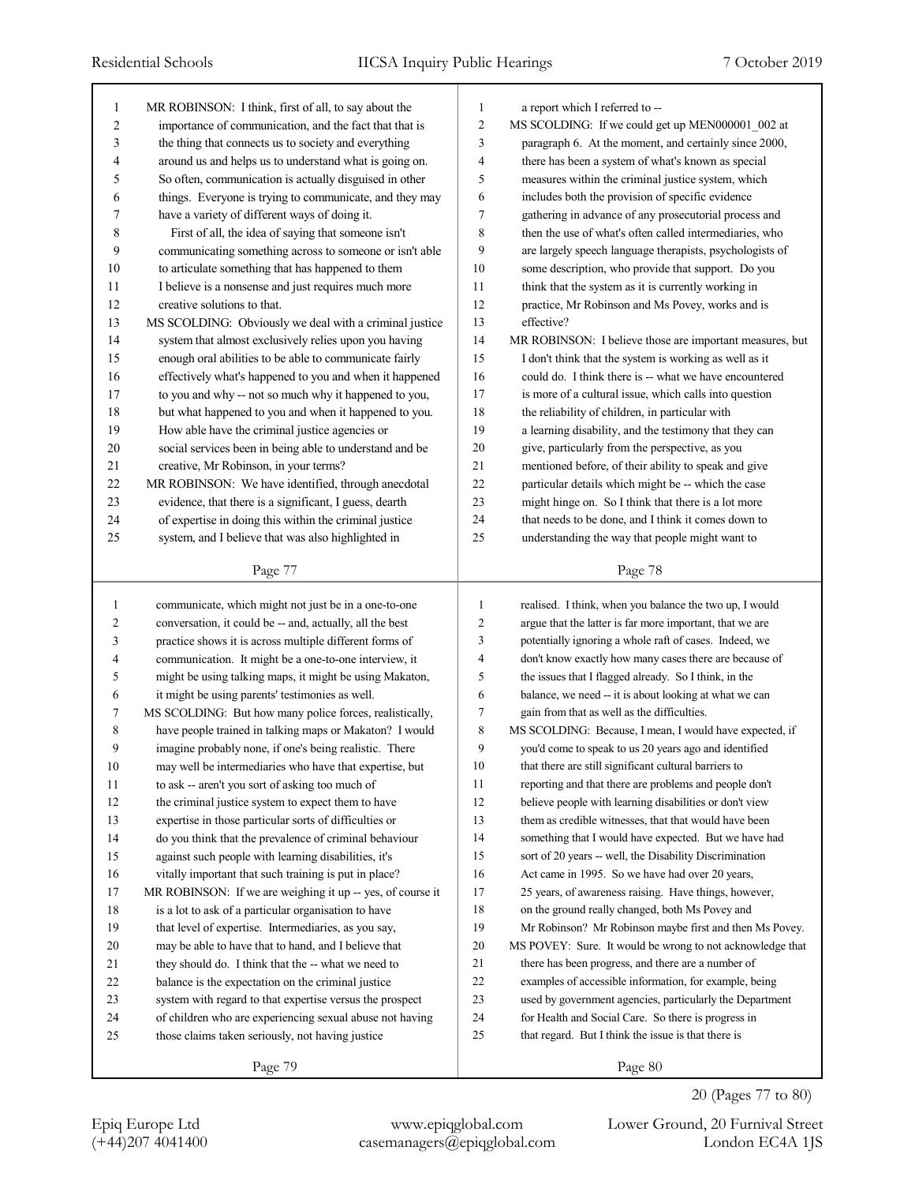MR ROBINSON: I think, first of all, to say about the importance of communication, and the fact that that is the thing that connects us to society and everything around us and helps us to understand what is going on. So often, communication is actually disguised in other things. Everyone is trying to communicate, and they may have a variety of different ways of doing it.

First of all, the idea of saying that someone isn't communicating something across to someone or isn't able to articulate something that has happened to them I believe is a nonsense and just requires much more creative solutions to that.

MS SCOLDING: Obviously we deal with a criminal justice system that almost exclusively relies upon you having enough oral abilities to be able to communicate fairly effectively what's happened to you and when it happened to you and why -- not so much why it happened to you, but what happened to you and when it happened to you. How able have the criminal justice agencies or social services been in being able to understand and be creative, Mr Robinson, in your terms?

MR ROBINSON: We have identified, through anecdotal evidence, that there is a significant, I guess, dearth of expertise in doing this within the criminal justice system, and I believe that was also highlighted in a report which I referred to --

MS SCOLDING: If we could get up MEN000001_002 at paragraph 6. At the moment, and certainly since 2000, there has been a system of what's known as special measures within the criminal justice system, which includes both the provision of specific evidence gathering in advance of any prosecutorial process and then the use of what's often called intermediaries, who are largely speech language therapists, psychologists of some description, who provide that support. Do you think that the system as it is currently working in practice, Mr Robinson and Ms Povey, works and is effective?

MR ROBINSON: I believe those are important measures, but I don't think that the system is working as well as it could do. I think there is -- what we have encountered is more of a cultural issue, which calls into question the reliability of children, in particular with a learning disability, and the testimony that they can give, particularly from the perspective, as you mentioned before, of their ability to speak and give particular details which might be -- which the case might hinge on. So I think that there is a lot more that needs to be done, and I think it comes down to understanding the way that people might want to communicate, which might not just be in a one-to-one conversation, it could be -- and, actually, all the best practice shows it is across multiple different forms of communication. It might be a one-to-one interview, it might be using talking maps, it might be using Makaton, it might be using parents' testimonies as well.

MS SCOLDING: But how many police forces, realistically, have people trained in talking maps or Makaton? I would imagine probably none, if one's being realistic. There may well be intermediaries who have that expertise, but to ask -- aren't you sort of asking too much of the criminal justice system to expect them to have expertise in those particular sorts of difficulties or do you think that the prevalence of criminal behaviour against such people with learning disabilities, it's vitally important that such training is put in place?

MR ROBINSON: If we are weighing it up -- yes, of course it is a lot to ask of a particular organisation to have that level of expertise. Intermediaries, as you say, may be able to have that to hand, and I believe that they should do. I think that the -- what we need to balance is the expectation on the criminal justice system with regard to that expertise versus the prospect of children who are experiencing sexual abuse not having those claims taken seriously, not having justice realised. I think, when you balance the two up, I would argue that the latter is far more important, that we are potentially ignoring a whole raft of cases. Indeed, we don't know exactly how many cases there are because of the issues that I flagged already. So I think, in the balance, we need -- it is about looking at what we can gain from that as well as the difficulties.

MS SCOLDING: Because, I mean, I would have expected, if you'd come to speak to us 20 years ago and identified that there are still significant cultural barriers to reporting and that there are problems and people don't believe people with learning disabilities or don't view them as credible witnesses, that that would have been something that I would have expected. But we have had sort of 20 years -- well, the Disability Discrimination Act came in 1995. So we have had over 20 years, 25 years, of awareness raising. Have things, however, on the ground really changed, both Ms Povey and Mr Robinson? Mr Robinson maybe first and then Ms Povey.

MS POVEY: Sure. It would be wrong to not acknowledge that there has been progress, and there are a number of examples of accessible information, for example, being used by government agencies, particularly the Department for Health and Social Care. So there is progress in that regard. But I think the issue is that there is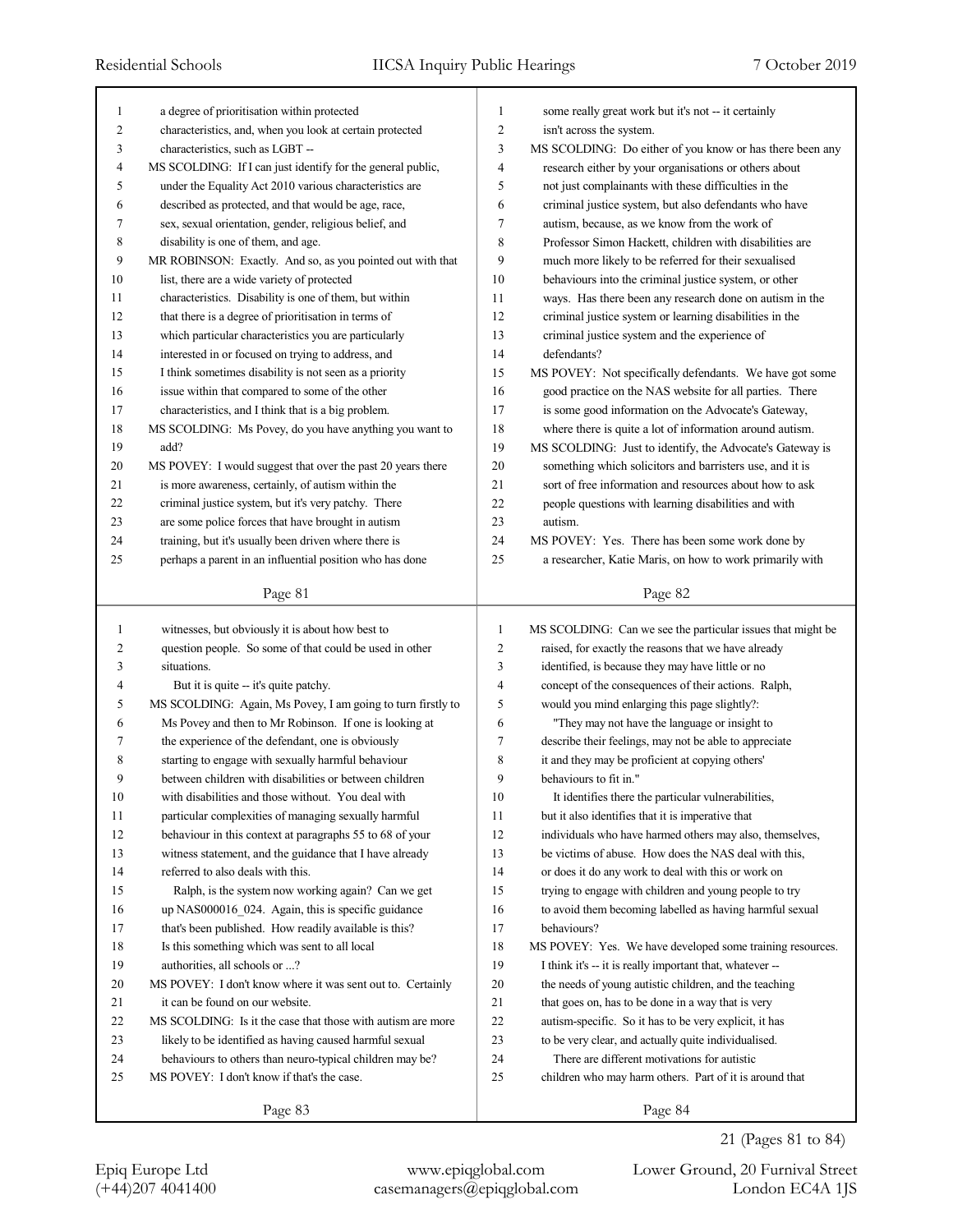a degree of prioritisation within protected characteristics, and, when you look at certain protected characteristics, such as LGBT --

MS SCOLDING: If I can just identify for the general public, under the Equality Act 2010 various characteristics are described as protected, and that would be age, race, sex, sexual orientation, gender, religious belief, and disability is one of them, and age.

MR ROBINSON: Exactly. And so, as you pointed out with that list, there are a wide variety of protected characteristics. Disability is one of them, but within that there is a degree of prioritisation in terms of which particular characteristics you are particularly interested in or focused on trying to address, and I think sometimes disability is not seen as a priority issue within that compared to some of the other characteristics, and I think that is a big problem.

MS SCOLDING: Ms Povey, do you have anything you want to add?

MS POVEY: I would suggest that over the past 20 years there is more awareness, certainly, of autism within the criminal justice system, but it's very patchy. There are some police forces that have brought in autism training, but it's usually been driven where there is perhaps a parent in an influential position who has done some really great work but it's not -- it certainly isn't across the system.

MS SCOLDING: Do either of you know or has there been any research either by your organisations or others about not just complainants with these difficulties in the criminal justice system, but also defendants who have autism, because, as we know from the work of Professor Simon Hackett, children with disabilities are much more likely to be referred for their sexualised behaviours into the criminal justice system, or other ways. Has there been any research done on autism in the criminal justice system or learning disabilities in the criminal justice system and the experience of defendants?

MS POVEY: Not specifically defendants. We have got some good practice on the NAS website for all parties. There is some good information on the Advocate's Gateway, where there is quite a lot of information around autism.

MS SCOLDING: Just to identify, the Advocate's Gateway is something which solicitors and barristers use, and it is sort of free information and resources about how to ask people questions with learning disabilities and with autism.

MS POVEY: Yes. There has been some work done by a researcher, Katie Maris, on how to work primarily with witnesses, but obviously it is about how best to question people. So some of that could be used in other situations.

But it is quite -- it's quite patchy.

MS SCOLDING: Again, Ms Povey, I am going to turn firstly to Ms Povey and then to Mr Robinson. If one is looking at the experience of the defendant, one is obviously starting to engage with sexually harmful behaviour between children with disabilities or between children with disabilities and those without. You deal with particular complexities of managing sexually harmful behaviour in this context at paragraphs 55 to 68 of your witness statement, and the guidance that I have already referred to also deals with this.

Ralph, is the system now working again? Can we get up NAS000016_024. Again, this is specific guidance that's been published. How readily available is this? Is this something which was sent to all local authorities, all schools or ...?

MS POVEY: I don't know where it was sent out to. Certainly it can be found on our website.

MS SCOLDING: Is it the case that those with autism are more likely to be identified as having caused harmful sexual behaviours to others than neuro-typical children may be?

MS POVEY: I don't know if that's the case.

MS SCOLDING: Can we see the particular issues that might be raised, for exactly the reasons that we have already identified, is because they may have little or no concept of the consequences of their actions. Ralph, would you mind enlarging this page slightly?:

"They may not have the language or insight to describe their feelings, may not be able to appreciate it and they may be proficient at copying others' behaviours to fit in."

It identifies there the particular vulnerabilities, but it also identifies that it is imperative that individuals who have harmed others may also, themselves, be victims of abuse. How does the NAS deal with this, or does it do any work to deal with this or work on trying to engage with children and young people to try to avoid them becoming labelled as having harmful sexual behaviours?

MS POVEY: Yes. We have developed some training resources. I think it's -- it is really important that, whatever -- the needs of young autistic children, and the teaching that goes on, has to be done in a way that is very autism-specific. So it has to be very explicit, it has to be very clear, and actually quite individualised.

There are different motivations for autistic children who may harm others. Part of it is around that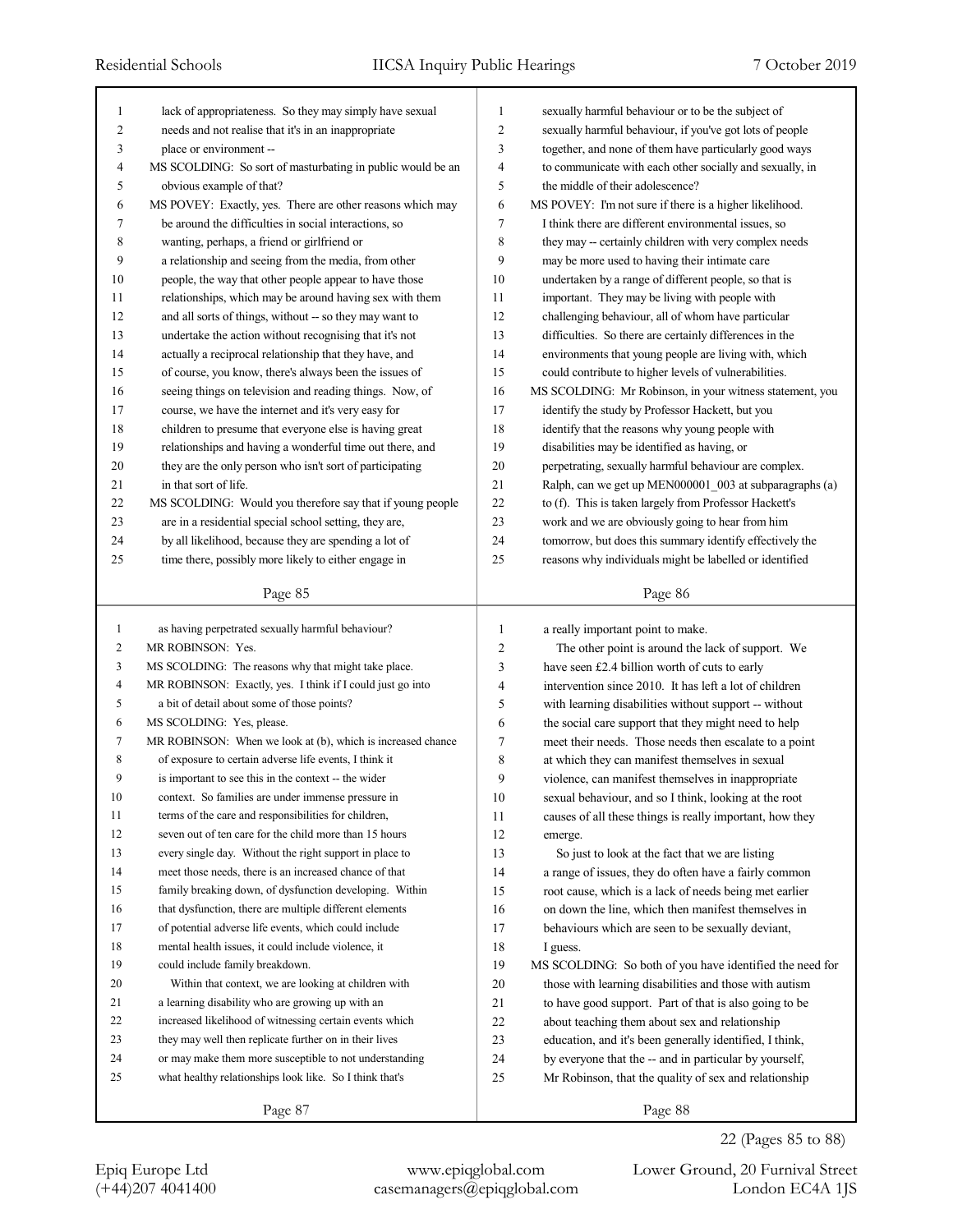lack of appropriateness. So they may simply have sexual needs and not realise that it's in an inappropriate place or environment --

MS SCOLDING: So sort of masturbating in public would be an obvious example of that?

MS POVEY: Exactly, yes. There are other reasons which may be around the difficulties in social interactions, so wanting, perhaps, a friend or girlfriend or a relationship and seeing from the media, from other people, the way that other people appear to have those relationships, which may be around having sex with them and all sorts of things, without -- so they may want to undertake the action without recognising that it's not actually a reciprocal relationship that they have, and of course, you know, there's always been the issues of seeing things on television and reading things. Now, of course, we have the internet and it's very easy for children to presume that everyone else is having great relationships and having a wonderful time out there, and they are the only person who isn't sort of participating in that sort of life.

MS SCOLDING: Would you therefore say that if young people are in a residential special school setting, they are, by all likelihood, because they are spending a lot of time there, possibly more likely to either engage in sexually harmful behaviour or to be the subject of sexually harmful behaviour, if you've got lots of people together, and none of them have particularly good ways to communicate with each other socially and sexually, in the middle of their adolescence?

MS POVEY: I'm not sure if there is a higher likelihood. I think there are different environmental issues, so they may -- certainly children with very complex needs may be more used to having their intimate care undertaken by a range of different people, so that is important. They may be living with people with challenging behaviour, all of whom have particular difficulties. So there are certainly differences in the environments that young people are living with, which could contribute to higher levels of vulnerabilities.

MS SCOLDING: Mr Robinson, in your witness statement, you identify the study by Professor Hackett, but you identify that the reasons why young people with disabilities may be identified as having, or perpetrating, sexually harmful behaviour are complex. Ralph, can we get up MEN000001_003 at subparagraphs (a) to (f). This is taken largely from Professor Hackett's work and we are obviously going to hear from him tomorrow, but does this summary identify effectively the reasons why individuals might be labelled or identified as having perpetrated sexually harmful behaviour?

MR ROBINSON: Yes.

MS SCOLDING: The reasons why that might take place.

MR ROBINSON: Exactly, yes. I think if I could just go into a bit of detail about some of those points?

MS SCOLDING: Yes, please.

MR ROBINSON: When we look at (b), which is increased chance of exposure to certain adverse life events, I think it is important to see this in the context -- the wider context. So families are under immense pressure in terms of the care and responsibilities for children, seven out of ten care for the child more than 15 hours every single day. Without the right support in place to meet those needs, there is an increased chance of that family breaking down, of dysfunction developing. Within that dysfunction, there are multiple different elements of potential adverse life events, which could include mental health issues, it could include violence, it could include family breakdown.

Within that context, we are looking at children with a learning disability who are growing up with an increased likelihood of witnessing certain events which they may well then replicate further on in their lives or may make them more susceptible to not understanding what healthy relationships look like. So I think that's a really important point to make.

The other point is around the lack of support. We have seen £2.4 billion worth of cuts to early intervention since 2010. It has left a lot of children with learning disabilities without support -- without the social care support that they might need to help meet their needs. Those needs then escalate to a point at which they can manifest themselves in sexual violence, can manifest themselves in inappropriate sexual behaviour, and so I think, looking at the root causes of all these things is really important, how they emerge.

So just to look at the fact that we are listing a range of issues, they do often have a fairly common root cause, which is a lack of needs being met earlier on down the line, which then manifest themselves in behaviours which are seen to be sexually deviant, I guess.

MS SCOLDING: So both of you have identified the need for those with learning disabilities and those with autism to have good support. Part of that is also going to be about teaching them about sex and relationship education, and it's been generally identified, I think, by everyone that the -- and in particular by yourself, Mr Robinson, that the quality of sex and relationship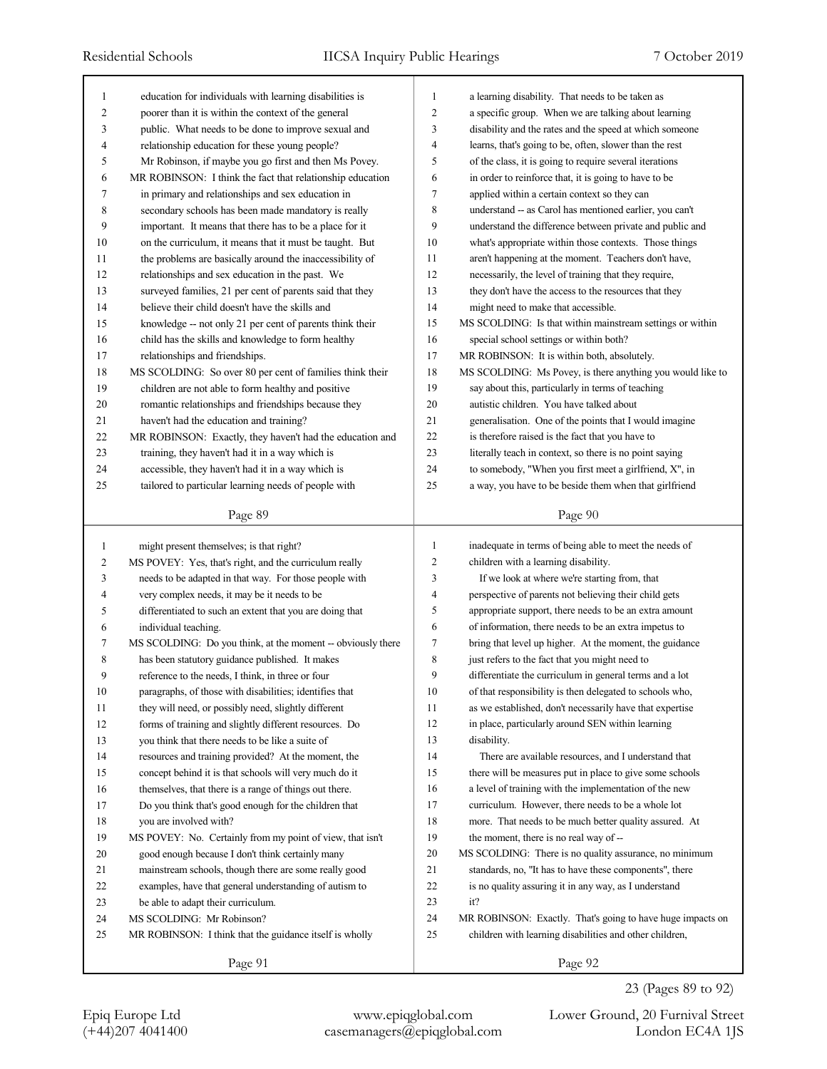education for individuals with learning disabilities is poorer than it is within the context of the general public. What needs to be done to improve sexual and relationship education for these young people?

Mr Robinson, if maybe you go first and then Ms Povey.

MR ROBINSON: I think the fact that relationship education in primary and relationships and sex education in secondary schools has been made mandatory is really important. It means that there has to be a place for it on the curriculum, it means that it must be taught. But the problems are basically around the inaccessibility of relationships and sex education in the past. We surveyed families, 21 per cent of parents said that they believe their child doesn't have the skills and knowledge -- not only 21 per cent of parents think their child has the skills and knowledge to form healthy relationships and friendships.

MS SCOLDING: So over 80 per cent of families think their children are not able to form healthy and positive romantic relationships and friendships because they haven't had the education and training?

MR ROBINSON: Exactly, they haven't had the education and training, they haven't had it in a way which is accessible, they haven't had it in a way which is tailored to particular learning needs of people with a learning disability. That needs to be taken as a specific group. When we are talking about learning disability and the rates and the speed at which someone learns, that's going to be, often, slower than the rest of the class, it is going to require several iterations in order to reinforce that, it is going to have to be applied within a certain context so they can understand -- as Carol has mentioned earlier, you can't understand the difference between private and public and what's appropriate within those contexts. Those things aren't happening at the moment. Teachers don't have, necessarily, the level of training that they require, they don't have the access to the resources that they might need to make that accessible.

MS SCOLDING: Is that within mainstream settings or within special school settings or within both?

MR ROBINSON: It is within both, absolutely.

MS SCOLDING: Ms Povey, is there anything you would like to say about this, particularly in terms of teaching autistic children. You have talked about generalisation. One of the points that I would imagine is therefore raised is the fact that you have to literally teach in context, so there is no point saying to somebody, "When you first meet a girlfriend, X", in a way, you have to be beside them when that girlfriend might present themselves; is that right?

MS POVEY: Yes, that's right, and the curriculum really needs to be adapted in that way. For those people with very complex needs, it may be it needs to be differentiated to such an extent that you are doing that individual teaching.

MS SCOLDING: Do you think, at the moment -- obviously there has been statutory guidance published. It makes reference to the needs, I think, in three or four paragraphs, of those with disabilities; identifies that they will need, or possibly need, slightly different forms of training and slightly different resources. Do you think that there needs to be like a suite of resources and training provided? At the moment, the concept behind it is that schools will very much do it themselves, that there is a range of things out there. Do you think that's good enough for the children that you are involved with?

MS POVEY: No. Certainly from my point of view, that isn't good enough because I don't think certainly many mainstream schools, though there are some really good examples, have that general understanding of autism to be able to adapt their curriculum.

MS SCOLDING: Mr Robinson?

MR ROBINSON: I think that the guidance itself is wholly inadequate in terms of being able to meet the needs of children with a learning disability.

If we look at where we're starting from, that perspective of parents not believing their child gets appropriate support, there needs to be an extra amount of information, there needs to be an extra impetus to bring that level up higher. At the moment, the guidance just refers to the fact that you might need to differentiate the curriculum in general terms and a lot of that responsibility is then delegated to schools who, as we established, don't necessarily have that expertise in place, particularly around SEN within learning disability.

There are available resources, and I understand that there will be measures put in place to give some schools a level of training with the implementation of the new curriculum. However, there needs to be a whole lot more. That needs to be much better quality assured. At the moment, there is no real way of --

MS SCOLDING: There is no quality assurance, no minimum standards, no, "It has to have these components", there is no quality assuring it in any way, as I understand it?

MR ROBINSON: Exactly. That's going to have huge impacts on children with learning disabilities and other children,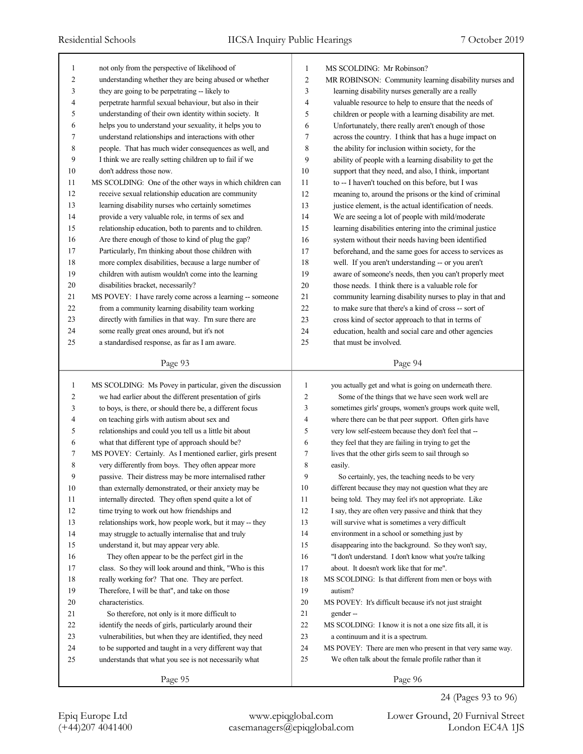not only from the perspective of likelihood of understanding whether they are being abused or whether they are going to be perpetrating -- likely to perpetrate harmful sexual behaviour, but also in their understanding of their own identity within society. It helps you to understand your sexuality, it helps you to understand relationships and interactions with other people. That has much wider consequences as well, and I think we are really setting children up to fail if we don't address those now.

MS SCOLDING: One of the other ways in which children can receive sexual relationship education are community learning disability nurses who certainly sometimes provide a very valuable role, in terms of sex and relationship education, both to parents and to children. Are there enough of those to kind of plug the gap? Particularly, I'm thinking about those children with more complex disabilities, because a large number of children with autism wouldn't come into the learning disabilities bracket, necessarily?

MS POVEY: I have rarely come across a learning -- someone from a community learning disability team working directly with families in that way. I'm sure there are some really great ones around, but it's not a standardised response, as far as I am aware.

MS SCOLDING: Mr Robinson?

MR ROBINSON: Community learning disability nurses and learning disability nurses generally are a really valuable resource to help to ensure that the needs of children or people with a learning disability are met. Unfortunately, there really aren't enough of those across the country. I think that has a huge impact on the ability for inclusion within society, for the ability of people with a learning disability to get the support that they need, and also, I think, important to -- I haven't touched on this before, but I was meaning to, around the prisons or the kind of criminal justice element, is the actual identification of needs. We are seeing a lot of people with mild/moderate learning disabilities entering into the criminal justice system without their needs having been identified beforehand, and the same goes for access to services as well. If you aren't understanding -- or you aren't aware of someone's needs, then you can't properly meet those needs. I think there is a valuable role for community learning disability nurses to play in that and to make sure that there's a kind of cross -- sort of cross kind of sector approach to that in terms of education, health and social care and other agencies that must be involved.

MS SCOLDING: Ms Povey in particular, given the discussion we had earlier about the different presentation of girls to boys, is there, or should there be, a different focus on teaching girls with autism about sex and relationships and could you tell us a little bit about what that different type of approach should be?

MS POVEY: Certainly. As I mentioned earlier, girls present very differently from boys. They often appear more passive. Their distress may be more internalised rather than externally demonstrated, or their anxiety may be internally directed. They often spend quite a lot of time trying to work out how friendships and relationships work, how people work, but it may -- they may struggle to actually internalise that and truly understand it, but may appear very able.

They often appear to be the perfect girl in the class. So they will look around and think, "Who is this really working for? That one. They are perfect. Therefore, I will be that", and take on those characteristics.

So therefore, not only is it more difficult to identify the needs of girls, particularly around their vulnerabilities, but when they are identified, they need to be supported and taught in a very different way that understands that what you see is not necessarily what you actually get and what is going on underneath there.

Some of the things that we have seen work well are sometimes girls' groups, women's groups work quite well, where there can be that peer support. Often girls have very low self-esteem because they don't feel that -- they feel that they are failing in trying to get the lives that the other girls seem to sail through so easily.

So certainly, yes, the teaching needs to be very different because they may not question what they are being told. They may feel it's not appropriate. Like I say, they are often very passive and think that they will survive what is sometimes a very difficult environment in a school or something just by disappearing into the background. So they won't say, "I don't understand. I don't know what you're talking about. It doesn't work like that for me".

MS SCOLDING: Is that different from men or boys with autism?

MS POVEY: It's difficult because it's not just straight gender --

MS SCOLDING: I know it is not a one size fits all, it is a continuum and it is a spectrum.

MS POVEY: There are men who present in that very same way. We often talk about the female profile rather than it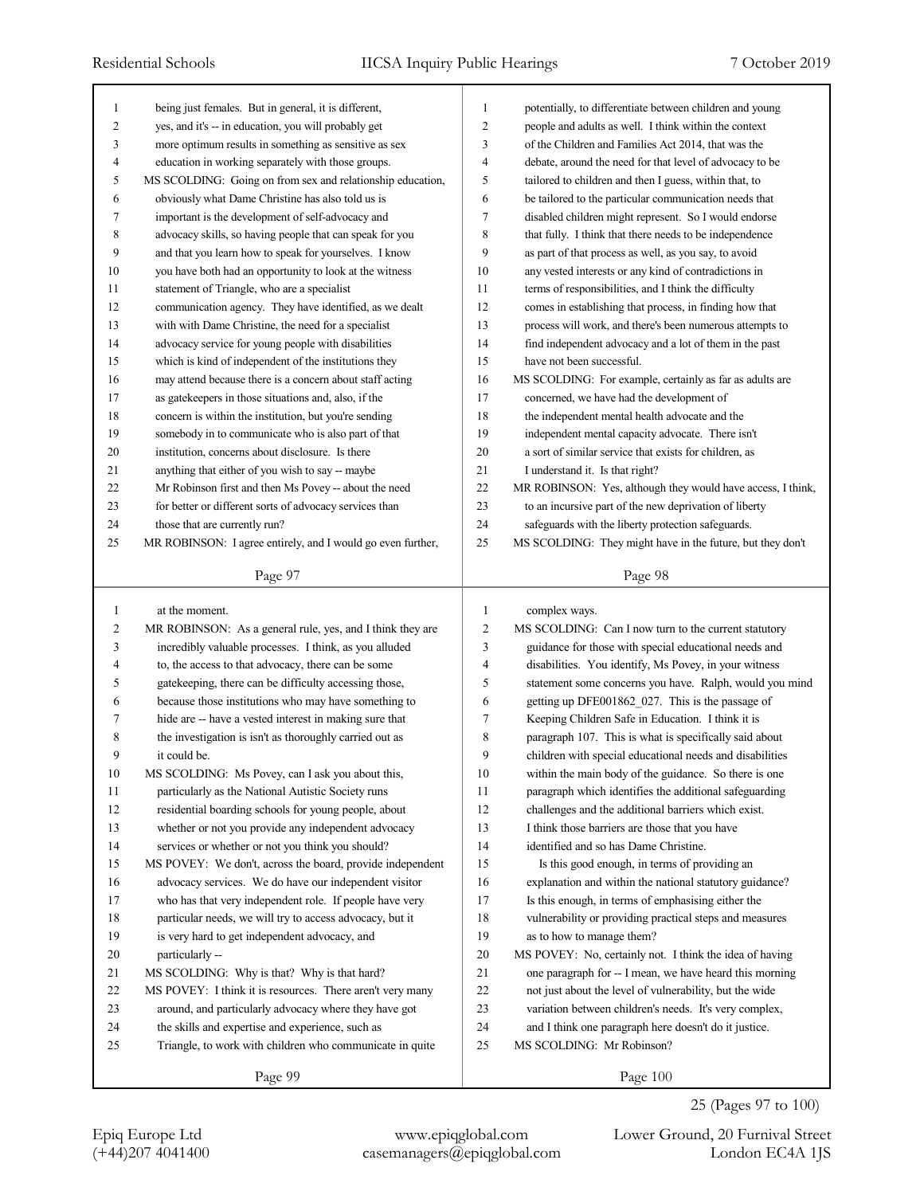being just females. But in general, it is different, yes, and it's -- in education, you will probably get more optimum results in something as sensitive as sex education in working separately with those groups.

MS SCOLDING: Going on from sex and relationship education, obviously what Dame Christine has also told us is important is the development of self-advocacy and advocacy skills, so having people that can speak for you and that you learn how to speak for yourselves. I know you have both had an opportunity to look at the witness statement of Triangle, who are a specialist communication agency. They have identified, as we dealt with with Dame Christine, the need for a specialist advocacy service for young people with disabilities which is kind of independent of the institutions they may attend because there is a concern about staff acting as gatekeepers in those situations and, also, if the concern is within the institution, but you're sending somebody in to communicate who is also part of that institution, concerns about disclosure. Is there anything that either of you wish to say -- maybe Mr Robinson first and then Ms Povey -- about the need for better or different sorts of advocacy services than those that are currently run?

MR ROBINSON: I agree entirely, and I would go even further, potentially, to differentiate between children and young people and adults as well. I think within the context of the Children and Families Act 2014, that was the debate, around the need for that level of advocacy to be tailored to children and then I guess, within that, to be tailored to the particular communication needs that disabled children might represent. So I would endorse that fully. I think that there needs to be independence as part of that process as well, as you say, to avoid any vested interests or any kind of contradictions in terms of responsibilities, and I think the difficulty comes in establishing that process, in finding how that process will work, and there's been numerous attempts to find independent advocacy and a lot of them in the past have not been successful.

MS SCOLDING: For example, certainly as far as adults are concerned, we have had the development of the independent mental health advocate and the independent mental capacity advocate. There isn't a sort of similar service that exists for children, as I understand it. Is that right?

MR ROBINSON: Yes, although they would have access, I think, to an incursive part of the new deprivation of liberty safeguards with the liberty protection safeguards.

MS SCOLDING: They might have in the future, but they don't at the moment.

MR ROBINSON: As a general rule, yes, and I think they are incredibly valuable processes. I think, as you alluded to, the access to that advocacy, there can be some gatekeeping, there can be difficulty accessing those, because those institutions who may have something to hide are -- have a vested interest in making sure that the investigation is isn't as thoroughly carried out as it could be.

MS SCOLDING: Ms Povey, can I ask you about this, particularly as the National Autistic Society runs residential boarding schools for young people, about whether or not you provide any independent advocacy services or whether or not you think you should?

MS POVEY: We don't, across the board, provide independent advocacy services. We do have our independent visitor who has that very independent role. If people have very particular needs, we will try to access advocacy, but it is very hard to get independent advocacy, and particularly --

MS SCOLDING: Why is that? Why is that hard?

MS POVEY: I think it is resources. There aren't very many around, and particularly advocacy where they have got the skills and expertise and experience, such as Triangle, to work with children who communicate in quite complex ways.

MS SCOLDING: Can I now turn to the current statutory guidance for those with special educational needs and disabilities. You identify, Ms Povey, in your witness statement some concerns you have. Ralph, would you mind getting up DFE001862_027. This is the passage of Keeping Children Safe in Education. I think it is paragraph 107. This is what is specifically said about children with special educational needs and disabilities within the main body of the guidance. So there is one paragraph which identifies the additional safeguarding challenges and the additional barriers which exist. I think those barriers are those that you have identified and so has Dame Christine.

Is this good enough, in terms of providing an explanation and within the national statutory guidance? Is this enough, in terms of emphasising either the vulnerability or providing practical steps and measures as to how to manage them?

MS POVEY: No, certainly not. I think the idea of having one paragraph for -- I mean, we have heard this morning not just about the level of vulnerability, but the wide variation between children's needs. It's very complex, and I think one paragraph here doesn't do it justice.

MS SCOLDING: Mr Robinson?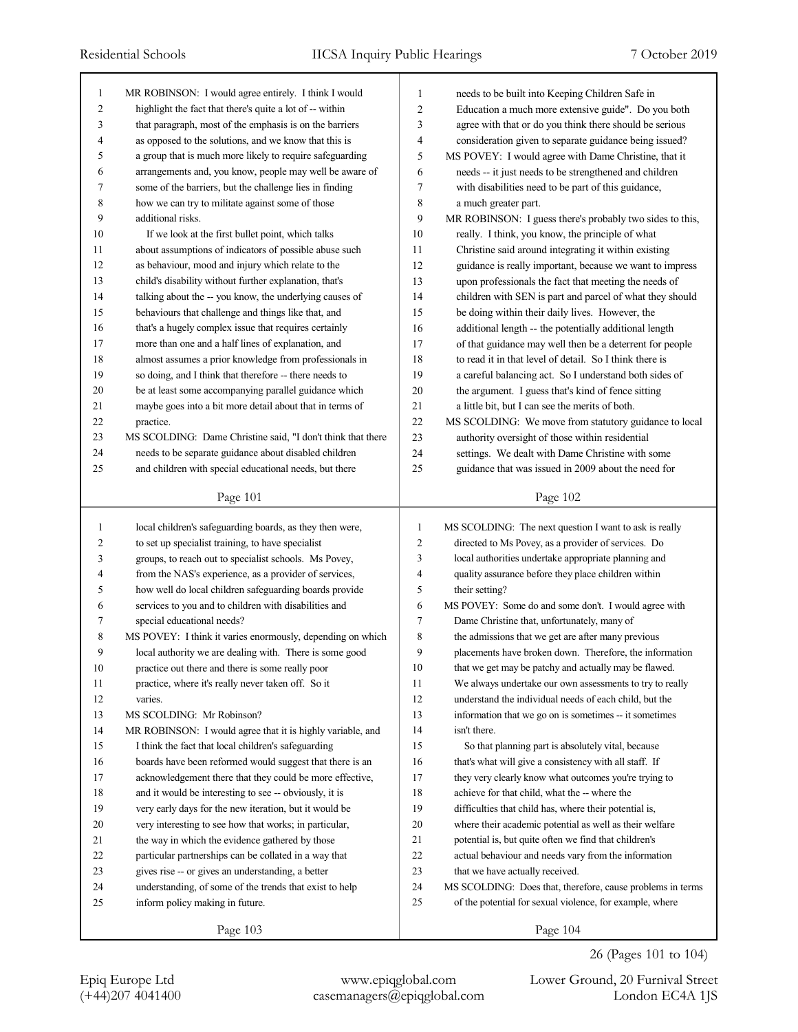MR ROBINSON: I would agree entirely. I think I would highlight the fact that there's quite a lot of -- within that paragraph, most of the emphasis is on the barriers as opposed to the solutions, and we know that this is a group that is much more likely to require safeguarding arrangements and, you know, people may well be aware of some of the barriers, but the challenge lies in finding how we can try to militate against some of those additional risks.

If we look at the first bullet point, which talks about assumptions of indicators of possible abuse such as behaviour, mood and injury which relate to the child's disability without further explanation, that's talking about the -- you know, the underlying causes of behaviours that challenge and things like that, and that's a hugely complex issue that requires certainly more than one and a half lines of explanation, and almost assumes a prior knowledge from professionals in so doing, and I think that therefore -- there needs to be at least some accompanying parallel guidance which maybe goes into a bit more detail about that in terms of practice.

MS SCOLDING: Dame Christine said, "I don't think that there needs to be separate guidance about disabled children and children with special educational needs, but there needs to be built into Keeping Children Safe in Education a much more extensive guide". Do you both agree with that or do you think there should be serious consideration given to separate guidance being issued?

MS POVEY: I would agree with Dame Christine, that it needs -- it just needs to be strengthened and children with disabilities need to be part of this guidance, a much greater part.

MR ROBINSON: I guess there's probably two sides to this, really. I think, you know, the principle of what Christine said around integrating it within existing guidance is really important, because we want to impress upon professionals the fact that meeting the needs of children with SEN is part and parcel of what they should be doing within their daily lives. However, the additional length -- the potentially additional length of that guidance may well then be a deterrent for people to read it in that level of detail. So I think there is a careful balancing act. So I understand both sides of the argument. I guess that's kind of fence sitting a little bit, but I can see the merits of both.

MS SCOLDING: We move from statutory guidance to local authority oversight of those within residential settings. We dealt with Dame Christine with some guidance that was issued in 2009 about the need for local children's safeguarding boards, as they then were, to set up specialist training, to have specialist groups, to reach out to specialist schools. Ms Povey, from the NAS's experience, as a provider of services, how well do local children safeguarding boards provide services to you and to children with disabilities and special educational needs?

MS POVEY: I think it varies enormously, depending on which local authority we are dealing with. There is some good practice out there and there is some really poor practice, where it's really never taken off. So it varies.

MS SCOLDING: Mr Robinson?

MR ROBINSON: I would agree that it is highly variable, and I think the fact that local children's safeguarding boards have been reformed would suggest that there is an acknowledgement there that they could be more effective, and it would be interesting to see -- obviously, it is very early days for the new iteration, but it would be very interesting to see how that works; in particular, the way in which the evidence gathered by those particular partnerships can be collated in a way that gives rise -- or gives an understanding, a better understanding, of some of the trends that exist to help inform policy making in future.

MS SCOLDING: The next question I want to ask is really directed to Ms Povey, as a provider of services. Do local authorities undertake appropriate planning and quality assurance before they place children within their setting?

MS POVEY: Some do and some don't. I would agree with Dame Christine that, unfortunately, many of the admissions that we get are after many previous placements have broken down. Therefore, the information that we get may be patchy and actually may be flawed. We always undertake our own assessments to try to really understand the individual needs of each child, but the information that we go on is sometimes -- it sometimes isn't there.

So that planning part is absolutely vital, because that's what will give a consistency with all staff. If they very clearly know what outcomes you're trying to achieve for that child, what the -- where the difficulties that child has, where their potential is, where their academic potential as well as their welfare potential is, but quite often we find that children's actual behaviour and needs vary from the information that we have actually received.

MS SCOLDING: Does that, therefore, cause problems in terms of the potential for sexual violence, for example, where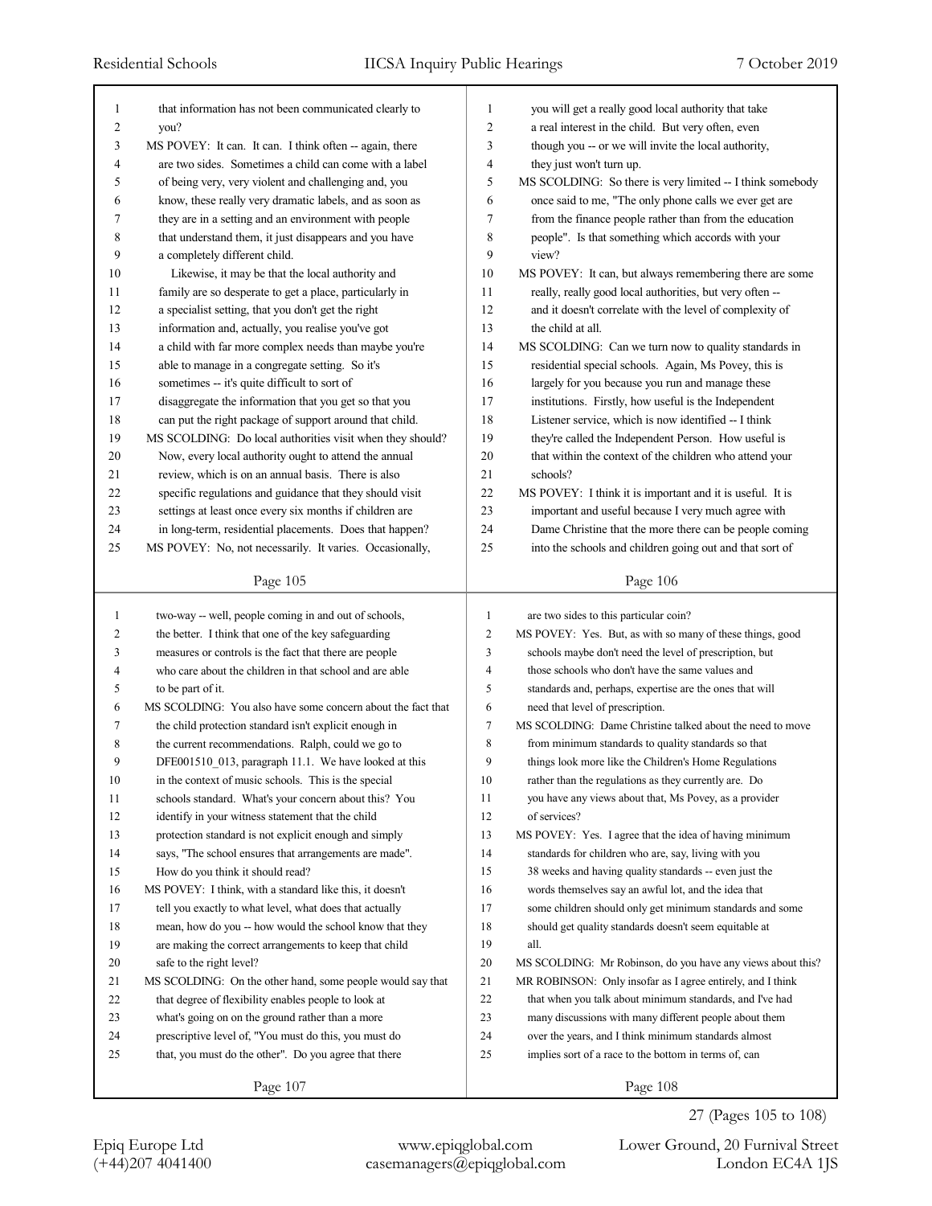that information has not been communicated clearly to you?

MS POVEY: It can. It can. I think often -- again, there are two sides. Sometimes a child can come with a label of being very, very violent and challenging and, you know, these really very dramatic labels, and as soon as they are in a setting and an environment with people that understand them, it just disappears and you have a completely different child.

Likewise, it may be that the local authority and family are so desperate to get a place, particularly in a specialist setting, that you don't get the right information and, actually, you realise you've got a child with far more complex needs than maybe you're able to manage in a congregate setting. So it's sometimes -- it's quite difficult to sort of disaggregate the information that you get so that you can put the right package of support around that child.

MS SCOLDING: Do local authorities visit when they should? Now, every local authority ought to attend the annual review, which is on an annual basis. There is also specific regulations and guidance that they should visit settings at least once every six months if children are in long-term, residential placements. Does that happen?

MS POVEY: No, not necessarily. It varies. Occasionally, you will get a really good local authority that take a real interest in the child. But very often, even though you -- or we will invite the local authority, they just won't turn up.

MS SCOLDING: So there is very limited -- I think somebody once said to me, "The only phone calls we ever get are from the finance people rather than from the education people". Is that something which accords with your view?

MS POVEY: It can, but always remembering there are some really, really good local authorities, but very often -- and it doesn't correlate with the level of complexity of the child at all.

MS SCOLDING: Can we turn now to quality standards in residential special schools. Again, Ms Povey, this is largely for you because you run and manage these institutions. Firstly, how useful is the Independent Listener service, which is now identified -- I think they're called the Independent Person. How useful is that within the context of the children who attend your schools?

MS POVEY: I think it is important and it is useful. It is important and useful because I very much agree with Dame Christine that the more there can be people coming into the schools and children going out and that sort of two-way -- well, people coming in and out of schools, the better. I think that one of the key safeguarding measures or controls is the fact that there are people who care about the children in that school and are able to be part of it.

MS SCOLDING: You also have some concern about the fact that the child protection standard isn't explicit enough in the current recommendations. Ralph, could we go to DFE001510_013, paragraph 11.1. We have looked at this in the context of music schools. This is the special schools standard. What's your concern about this? You identify in your witness statement that the child protection standard is not explicit enough and simply says, "The school ensures that arrangements are made". How do you think it should read?

MS POVEY: I think, with a standard like this, it doesn't tell you exactly to what level, what does that actually mean, how do you -- how would the school know that they are making the correct arrangements to keep that child safe to the right level?

MS SCOLDING: On the other hand, some people would say that that degree of flexibility enables people to look at what's going on on the ground rather than a more prescriptive level of, "You must do this, you must do that, you must do the other". Do you agree that there are two sides to this particular coin?

MS POVEY: Yes. But, as with so many of these things, good schools maybe don't need the level of prescription, but those schools who don't have the same values and standards and, perhaps, expertise are the ones that will need that level of prescription.

MS SCOLDING: Dame Christine talked about the need to move from minimum standards to quality standards so that things look more like the Children's Home Regulations rather than the regulations as they currently are. Do you have any views about that, Ms Povey, as a provider of services?

MS POVEY: Yes. I agree that the idea of having minimum standards for children who are, say, living with you 38 weeks and having quality standards -- even just the words themselves say an awful lot, and the idea that some children should only get minimum standards and some should get quality standards doesn't seem equitable at all.

MS SCOLDING: Mr Robinson, do you have any views about this?

MR ROBINSON: Only insofar as I agree entirely, and I think that when you talk about minimum standards, and I've had many discussions with many different people about them over the years, and I think minimum standards almost implies sort of a race to the bottom in terms of, can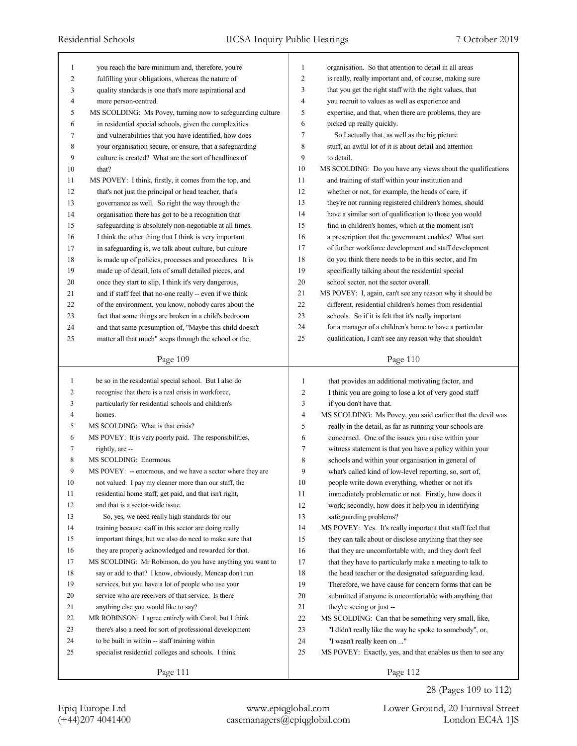you reach the bare minimum and, therefore, you're fulfilling your obligations, whereas the nature of quality standards is one that's more aspirational and more person-centred.

MS SCOLDING: Ms Povey, turning now to safeguarding culture in residential special schools, given the complexities and vulnerabilities that you have identified, how does your organisation secure, or ensure, that a safeguarding culture is created? What are the sort of headlines of that?

MS POVEY: I think, firstly, it comes from the top, and that's not just the principal or head teacher, that's governance as well. So right the way through the organisation there has got to be a recognition that safeguarding is absolutely non-negotiable at all times. I think the other thing that I think is very important in safeguarding is, we talk about culture, but culture is made up of policies, processes and procedures. It is made up of detail, lots of small detailed pieces, and once they start to slip, I think it's very dangerous, and if staff feel that no-one really -- even if we think of the environment, you know, nobody cares about the fact that some things are broken in a child's bedroom and that same presumption of, "Maybe this child doesn't matter all that much" seeps through the school or the organisation. So that attention to detail in all areas is really, really important and, of course, making sure that you get the right staff with the right values, that you recruit to values as well as experience and expertise, and that, when there are problems, they are picked up really quickly.

So I actually that, as well as the big picture stuff, an awful lot of it is about detail and attention to detail.

MS SCOLDING: Do you have any views about the qualifications and training of staff within your institution and whether or not, for example, the heads of care, if they're not running registered children's homes, should have a similar sort of qualification to those you would find in children's homes, which at the moment isn't a prescription that the government enables? What sort of further workforce development and staff development do you think there needs to be in this sector, and I'm specifically talking about the residential special school sector, not the sector overall.

MS POVEY: I, again, can't see any reason why it should be different, residential children's homes from residential schools. So if it is felt that it's really important for a manager of a children's home to have a particular qualification, I can't see any reason why that shouldn't be so in the residential special school. But I also do recognise that there is a real crisis in workforce, particularly for residential schools and children's homes.

MS SCOLDING: What is that crisis?

MS POVEY: It is very poorly paid. The responsibilities, rightly, are --

MS SCOLDING: Enormous.

MS POVEY: -- enormous, and we have a sector where they are not valued. I pay my cleaner more than our staff, the residential home staff, get paid, and that isn't right, and that is a sector-wide issue.

So, yes, we need really high standards for our training because staff in this sector are doing really important things, but we also do need to make sure that they are properly acknowledged and rewarded for that.

MS SCOLDING: Mr Robinson, do you have anything you want to say or add to that? I know, obviously, Mencap don't run services, but you have a lot of people who use your service who are receivers of that service. Is there anything else you would like to say?

MR ROBINSON: I agree entirely with Carol, but I think there's also a need for sort of professional development to be built in within -- staff training within specialist residential colleges and schools. I think that provides an additional motivating factor, and I think you are going to lose a lot of very good staff if you don't have that.

MS SCOLDING: Ms Povey, you said earlier that the devil was really in the detail, as far as running your schools are concerned. One of the issues you raise within your witness statement is that you have a policy within your schools and within your organisation in general of what's called kind of low-level reporting, so, sort of, people write down everything, whether or not it's immediately problematic or not. Firstly, how does it work; secondly, how does it help you in identifying safeguarding problems?

MS POVEY: Yes. It's really important that staff feel that they can talk about or disclose anything that they see that they are uncomfortable with, and they don't feel that they have to particularly make a meeting to talk to the head teacher or the designated safeguarding lead. Therefore, we have cause for concern forms that can be submitted if anyone is uncomfortable with anything that they're seeing or just --

MS SCOLDING: Can that be something very small, like, "I didn't really like the way he spoke to somebody", or, "I wasn't really keen on ..."

MS POVEY: Exactly, yes, and that enables us then to see any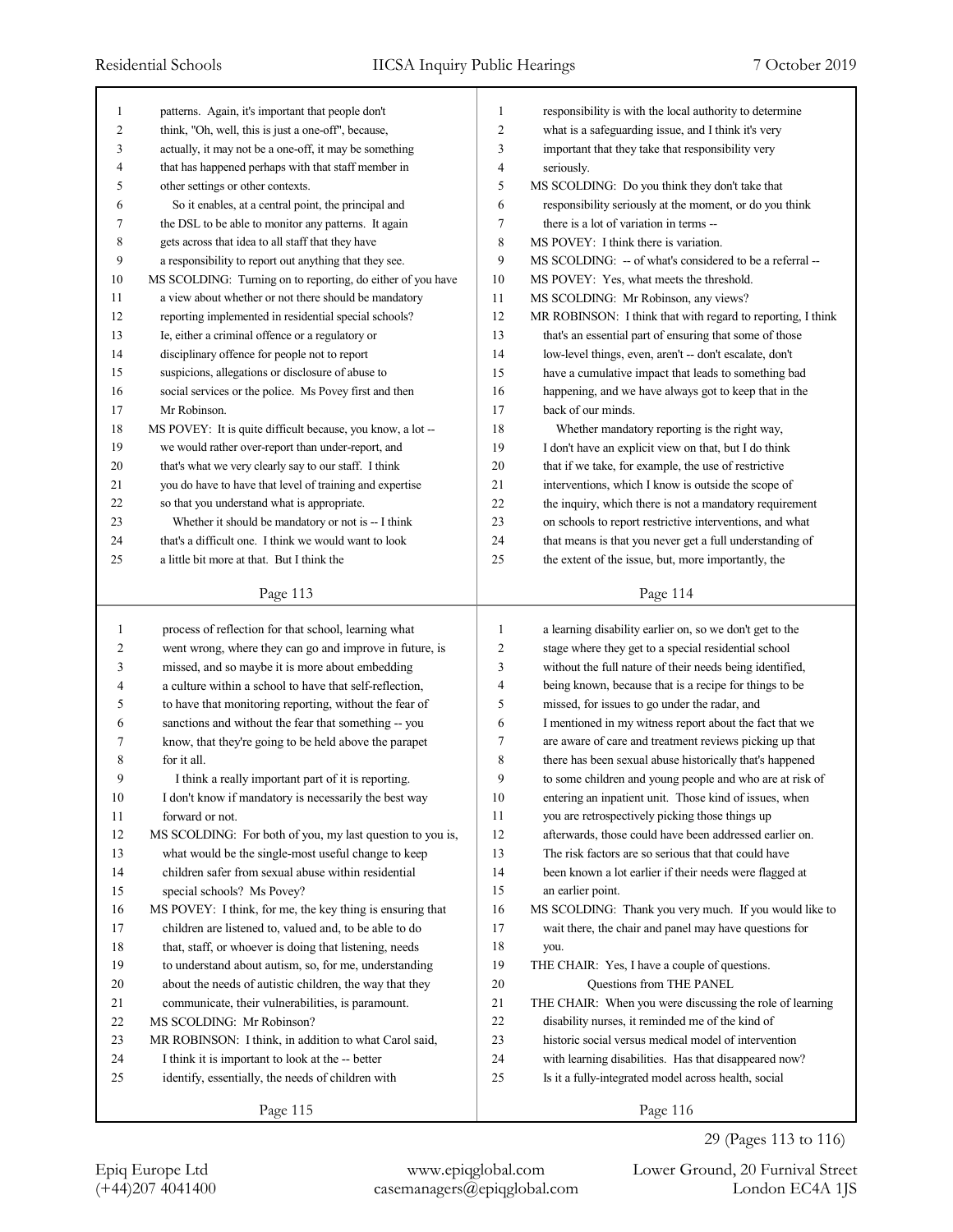patterns. Again, it's important that people don't think, "Oh, well, this is just a one-off", because, actually, it may not be a one-off, it may be something that has happened perhaps with that staff member in other settings or other contexts.

So it enables, at a central point, the principal and the DSL to be able to monitor any patterns. It again gets across that idea to all staff that they have a responsibility to report out anything that they see.

MS SCOLDING: Turning on to reporting, do either of you have a view about whether or not there should be mandatory reporting implemented in residential special schools? Ie, either a criminal offence or a regulatory or disciplinary offence for people not to report suspicions, allegations or disclosure of abuse to social services or the police. Ms Povey first and then Mr Robinson.

MS POVEY: It is quite difficult because, you know, a lot -- we would rather over-report than under-report, and that's what we very clearly say to our staff. I think you do have to have that level of training and expertise so that you understand what is appropriate.

Whether it should be mandatory or not is -- I think that's a difficult one. I think we would want to look a little bit more at that. But I think the responsibility is with the local authority to determine what is a safeguarding issue, and I think it's very important that they take that responsibility very seriously.

MS SCOLDING: Do you think they don't take that responsibility seriously at the moment, or do you think there is a lot of variation in terms --

MS POVEY: I think there is variation.

MS SCOLDING: -- of what's considered to be a referral --

MS POVEY: Yes, what meets the threshold.

MS SCOLDING: Mr Robinson, any views?

MR ROBINSON: I think that with regard to reporting, I think that's an essential part of ensuring that some of those low-level things, even, aren't -- don't escalate, don't have a cumulative impact that leads to something bad happening, and we have always got to keep that in the back of our minds.

Whether mandatory reporting is the right way, I don't have an explicit view on that, but I do think that if we take, for example, the use of restrictive interventions, which I know is outside the scope of the inquiry, which there is not a mandatory requirement on schools to report restrictive interventions, and what that means is that you never get a full understanding of the extent of the issue, but, more importantly, the process of reflection for that school, learning what went wrong, where they can go and improve in future, is missed, and so maybe it is more about embedding a culture within a school to have that self-reflection, to have that monitoring reporting, without the fear of sanctions and without the fear that something -- you know, that they're going to be held above the parapet for it all.

I think a really important part of it is reporting. I don't know if mandatory is necessarily the best way forward or not.

MS SCOLDING: For both of you, my last question to you is, what would be the single-most useful change to keep children safer from sexual abuse within residential special schools? Ms Povey?

MS POVEY: I think, for me, the key thing is ensuring that children are listened to, valued and, to be able to do that, staff, or whoever is doing that listening, needs to understand about autism, so, for me, understanding about the needs of autistic children, the way that they communicate, their vulnerabilities, is paramount.

MS SCOLDING: Mr Robinson?

MR ROBINSON: I think, in addition to what Carol said, I think it is important to look at the -- better identify, essentially, the needs of children with a learning disability earlier on, so we don't get to the stage where they get to a special residential school without the full nature of their needs being identified, being known, because that is a recipe for things to be missed, for issues to go under the radar, and I mentioned in my witness report about the fact that we are aware of care and treatment reviews picking up that there has been sexual abuse historically that's happened to some children and young people and who are at risk of entering an inpatient unit. Those kind of issues, when you are retrospectively picking those things up afterwards, those could have been addressed earlier on. The risk factors are so serious that that could have been known a lot earlier if their needs were flagged at an earlier point.

MS SCOLDING: Thank you very much. If you would like to wait there, the chair and panel may have questions for you.

THE CHAIR: Yes, I have a couple of questions.

## Questions from THE PANEL

THE CHAIR: When you were discussing the role of learning disability nurses, it reminded me of the kind of historic social versus medical model of intervention with learning disabilities. Has that disappeared now? Is it a fully-integrated model across health, social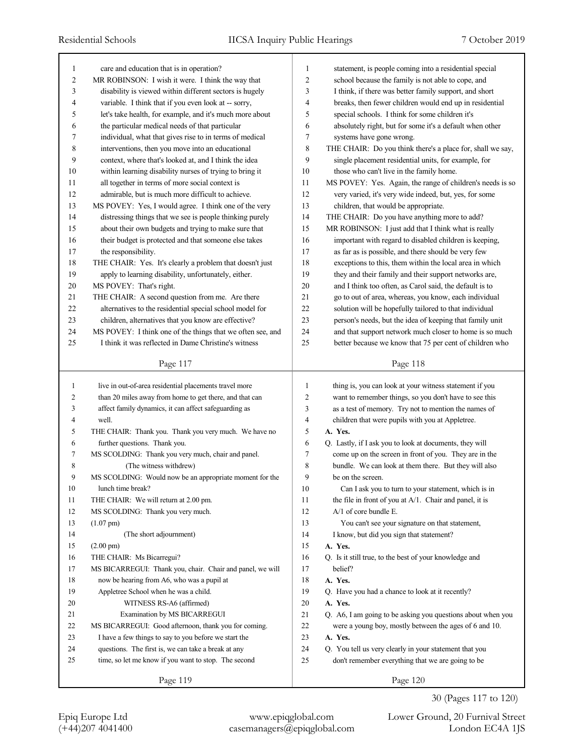care and education that is in operation?

MR ROBINSON: I wish it were. I think the way that disability is viewed within different sectors is hugely variable. I think that if you even look at -- sorry, let's take health, for example, and it's much more about the particular medical needs of that particular individual, what that gives rise to in terms of medical interventions, then you move into an educational context, where that's looked at, and I think the idea within learning disability nurses of trying to bring it all together in terms of more social context is admirable, but is much more difficult to achieve.

MS POVEY: Yes, I would agree. I think one of the very distressing things that we see is people thinking purely about their own budgets and trying to make sure that their budget is protected and that someone else takes the responsibility.

THE CHAIR: Yes. It's clearly a problem that doesn't just apply to learning disability, unfortunately, either.

MS POVEY: That's right.

THE CHAIR: A second question from me. Are there alternatives to the residential special school model for children, alternatives that you know are effective?

MS POVEY: I think one of the things that we often see, and I think it was reflected in Dame Christine's witness statement, is people coming into a residential special school because the family is not able to cope, and I think, if there was better family support, and short breaks, then fewer children would end up in residential special schools. I think for some children it's absolutely right, but for some it's a default when other systems have gone wrong.

THE CHAIR: Do you think there's a place for, shall we say, single placement residential units, for example, for those who can't live in the family home.

MS POVEY: Yes. Again, the range of children's needs is so very varied, it's very wide indeed, but, yes, for some children, that would be appropriate.

THE CHAIR: Do you have anything more to add?

MR ROBINSON: I just add that I think what is really important with regard to disabled children is keeping, as far as is possible, and there should be very few exceptions to this, them within the local area in which they and their family and their support networks are, and I think too often, as Carol said, the default is to go to out of area, whereas, you know, each individual solution will be hopefully tailored to that individual person's needs, but the idea of keeping that family unit and that support network much closer to home is so much better because we know that 75 per cent of children who live in out-of-area residential placements travel more than 20 miles away from home to get there, and that can affect family dynamics, it can affect safeguarding as well.

THE CHAIR: Thank you. Thank you very much. We have no further questions. Thank you.

MS SCOLDING: Thank you very much, chair and panel.

(The witness withdrew)

MS SCOLDING: Would now be an appropriate moment for the lunch time break?

THE CHAIR: We will return at 2.00 pm.

MS SCOLDING: Thank you very much.

(1.07 pm)

(The short adjournment)

(2.00 pm)

THE CHAIR: Ms Bicarregui?

MS BICARREGUI: Thank you, chair. Chair and panel, we will now be hearing from A6, who was a pupil at Appletree School when he was a child.

WITNESS RS-A6 (affirmed)

Examination by MS BICARREGUI

MS BICARREGUI: Good afternoon, thank you for coming. I have a few things to say to you before we start the questions. The first is, we can take a break at any time, so let me know if you want to stop. The second thing is, you can look at your witness statement if you want to remember things, so you don't have to see this as a test of memory. Try not to mention the names of children that were pupils with you at Appletree.

**A. Yes.**

Q. Lastly, if I ask you to look at documents, they will come up on the screen in front of you. They are in the bundle. We can look at them there. But they will also be on the screen.

Can I ask you to turn to your statement, which is in the file in front of you at A/1. Chair and panel, it is A/1 of core bundle E.

You can't see your signature on that statement, I know, but did you sign that statement?

**A. Yes.**

Q. Is it still true, to the best of your knowledge and belief?

**A. Yes.**

Q. Have you had a chance to look at it recently?

**A. Yes.**

Q. A6, I am going to be asking you questions about when you were a young boy, mostly between the ages of 6 and 10.

**A. Yes.**

Q. You tell us very clearly in your statement that you don't remember everything that we are going to be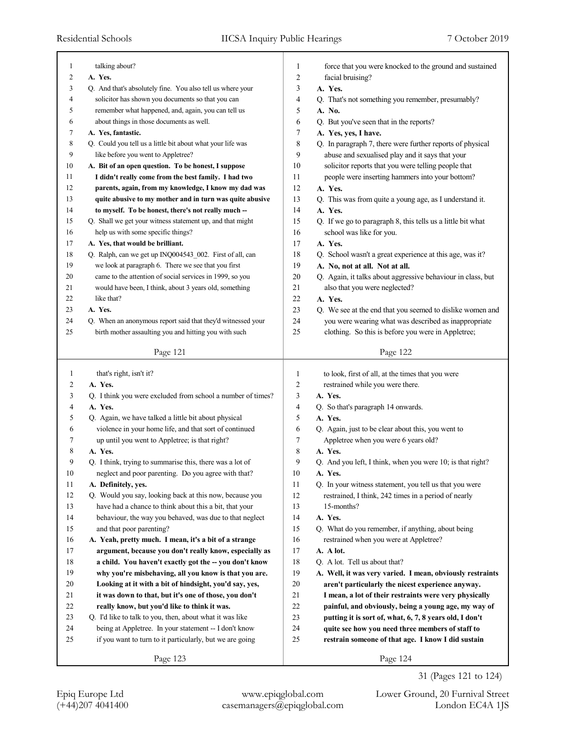talking about?

**A. Yes.**

Q. And that's absolutely fine. You also tell us where your solicitor has shown you documents so that you can remember what happened, and, again, you can tell us about things in those documents as well.

**A. Yes, fantastic.**

Q. Could you tell us a little bit about what your life was like before you went to Appletree?

**A. Bit of an open question. To be honest, I suppose I didn't really come from the best family. I had two parents, again, from my knowledge, I know my dad was quite abusive to my mother and in turn was quite abusive to myself. To be honest, there's not really much --**

Q. Shall we get your witness statement up, and that might help us with some specific things?

**A. Yes, that would be brilliant.**

Q. Ralph, can we get up INQ004543_002. First of all, can we look at paragraph 6. There we see that you first came to the attention of social services in 1999, so you would have been, I think, about 3 years old, something like that?

**A. Yes.**

Q. When an anonymous report said that they'd witnessed your birth mother assaulting you and hitting you with such force that you were knocked to the ground and sustained facial bruising?

**A. Yes.**

Q. That's not something you remember, presumably?

**A. No.**

Q. But you've seen that in the reports?

**A. Yes, yes, I have.**

Q. In paragraph 7, there were further reports of physical abuse and sexualised play and it says that your solicitor reports that you were telling people that people were inserting hammers into your bottom?

**A. Yes.**

Q. This was from quite a young age, as I understand it.

**A. Yes.**

Q. If we go to paragraph 8, this tells us a little bit what school was like for you.

**A. Yes.**

Q. School wasn't a great experience at this age, was it?

**A. No, not at all. Not at all.**

Q. Again, it talks about aggressive behaviour in class, but also that you were neglected?

**A. Yes.**

Q. We see at the end that you seemed to dislike women and you were wearing what was described as inappropriate clothing. So this is before you were in Appletree; that's right, isn't it?

**A. Yes.**

Q. I think you were excluded from school a number of times?

**A. Yes.**

Q. Again, we have talked a little bit about physical violence in your home life, and that sort of continued up until you went to Appletree; is that right?

**A. Yes.**

Q. I think, trying to summarise this, there was a lot of neglect and poor parenting. Do you agree with that?

**A. Definitely, yes.**

Q. Would you say, looking back at this now, because you have had a chance to think about this a bit, that your behaviour, the way you behaved, was due to that neglect and that poor parenting?

**A. Yeah, pretty much. I mean, it's a bit of a strange argument, because you don't really know, especially as a child. You haven't exactly got the -- you don't know why you're misbehaving, all you know is that you are. Looking at it with a bit of hindsight, you'd say, yes, it was down to that, but it's one of those, you don't really know, but you'd like to think it was.**

Q. I'd like to talk to you, then, about what it was like being at Appletree. In your statement -- I don't know if you want to turn to it particularly, but we are going to look, first of all, at the times that you were restrained while you were there.

**A. Yes.**

Q. So that's paragraph 14 onwards.

**A. Yes.**

Q. Again, just to be clear about this, you went to Appletree when you were 6 years old?

**A. Yes.**

Q. And you left, I think, when you were 10; is that right?

**A. Yes.**

Q. In your witness statement, you tell us that you were restrained, I think, 242 times in a period of nearly 15-months?

**A. Yes.**

Q. What do you remember, if anything, about being restrained when you were at Appletree?

**A. A lot.**

Q. A lot. Tell us about that?

**A. Well, it was very varied. I mean, obviously restraints aren't particularly the nicest experience anyway. I mean, a lot of their restraints were very physically painful, and obviously, being a young age, my way of putting it is sort of, what, 6, 7, 8 years old, I don't quite see how you need three members of staff to restrain someone of that age. I know I did sustain**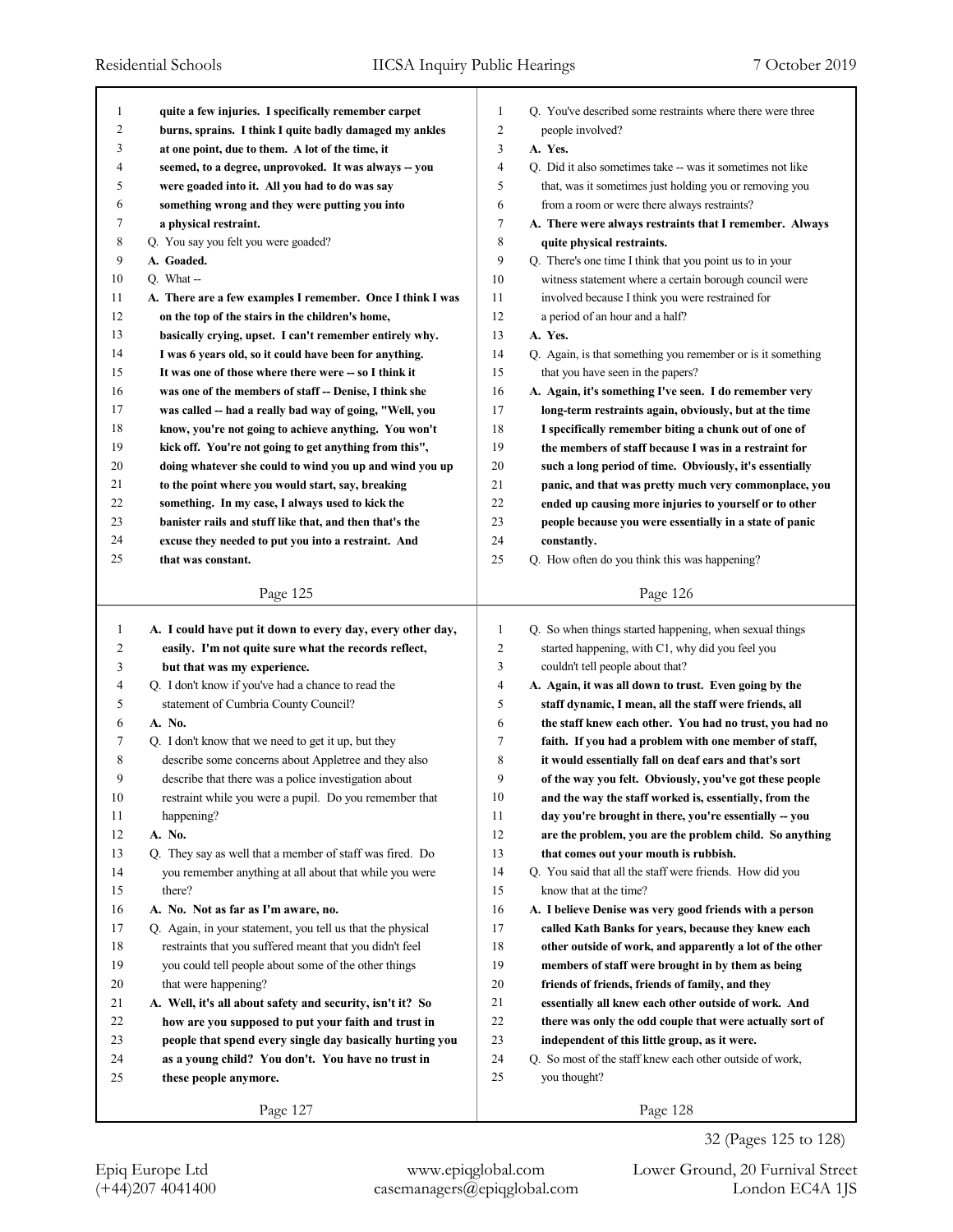quite a few injuries. I specifically remember carpet burns, sprains. I think I quite badly damaged my ankles at one point, due to them. A lot of the time, it seemed, to a degree, unprovoked. It was always -- you were goaded into it. All you had to do was say something wrong and they were putting you into a physical restraint.

Q. You say you felt you were goaded?

**A. Goaded.**

Q. What --

**A. There are a few examples I remember. Once I think I was on the top of the stairs in the children's home, basically crying, upset. I can't remember entirely why. I was 6 years old, so it could have been for anything. It was one of those where there were -- so I think it was one of the members of staff -- Denise, I think she was called -- had a really bad way of going, "Well, you know, you're not going to achieve anything. You won't kick off. You're not going to get anything from this", doing whatever she could to wind you up and wind you up to the point where you would start, say, breaking something. In my case, I always used to kick the banister rails and stuff like that, and then that's the excuse they needed to put you into a restraint. And that was constant.**

Q. You've described some restraints where there were three people involved?

**A. Yes.**

Q. Did it also sometimes take -- was it sometimes not like that, was it sometimes just holding you or removing you from a room or were there always restraints?

**A. There were always restraints that I remember. Always quite physical restraints.**

Q. There's one time I think that you point us to in your witness statement where a certain borough council were involved because I think you were restrained for a period of an hour and a half?

**A. Yes.**

Q. Again, is that something you remember or is it something that you have seen in the papers?

**A. Again, it's something I've seen. I do remember very long-term restraints again, obviously, but at the time I specifically remember biting a chunk out of one of the members of staff because I was in a restraint for such a long period of time. Obviously, it's essentially panic, and that was pretty much very commonplace, you ended up causing more injuries to yourself or to other people because you were essentially in a state of panic constantly.**

Q. How often do you think this was happening?

**A. I could have put it down to every day, every other day, easily. I'm not quite sure what the records reflect, but that was my experience.**

Q. I don't know if you've had a chance to read the statement of Cumbria County Council?

**A. No.**

Q. I don't know that we need to get it up, but they describe some concerns about Appletree and they also describe that there was a police investigation about restraint while you were a pupil. Do you remember that happening?

**A. No.**

Q. They say as well that a member of staff was fired. Do you remember anything at all about that while you were there?

**A. No. Not as far as I'm aware, no.**

Q. Again, in your statement, you tell us that the physical restraints that you suffered meant that you didn't feel you could tell people about some of the other things that were happening?

**A. Well, it's all about safety and security, isn't it? So how are you supposed to put your faith and trust in people that spend every single day basically hurting you as a young child? You don't. You have no trust in these people anymore.**

Q. So when things started happening, when sexual things started happening, with C1, why did you feel you couldn't tell people about that?

**A. Again, it was all down to trust. Even going by the staff dynamic, I mean, all the staff were friends, all the staff knew each other. You had no trust, you had no faith. If you had a problem with one member of staff, it would essentially fall on deaf ears and that's sort of the way you felt. Obviously, you've got these people and the way the staff worked is, essentially, from the day you're brought in there, you're essentially -- you are the problem, you are the problem child. So anything that comes out your mouth is rubbish.**

Q. You said that all the staff were friends. How did you know that at the time?

**A. I believe Denise was very good friends with a person called Kath Banks for years, because they knew each other outside of work, and apparently a lot of the other members of staff were brought in by them as being friends of friends, friends of family, and they essentially all knew each other outside of work. And there was only the odd couple that were actually sort of independent of this little group, as it were.**

Q. So most of the staff knew each other outside of work, you thought?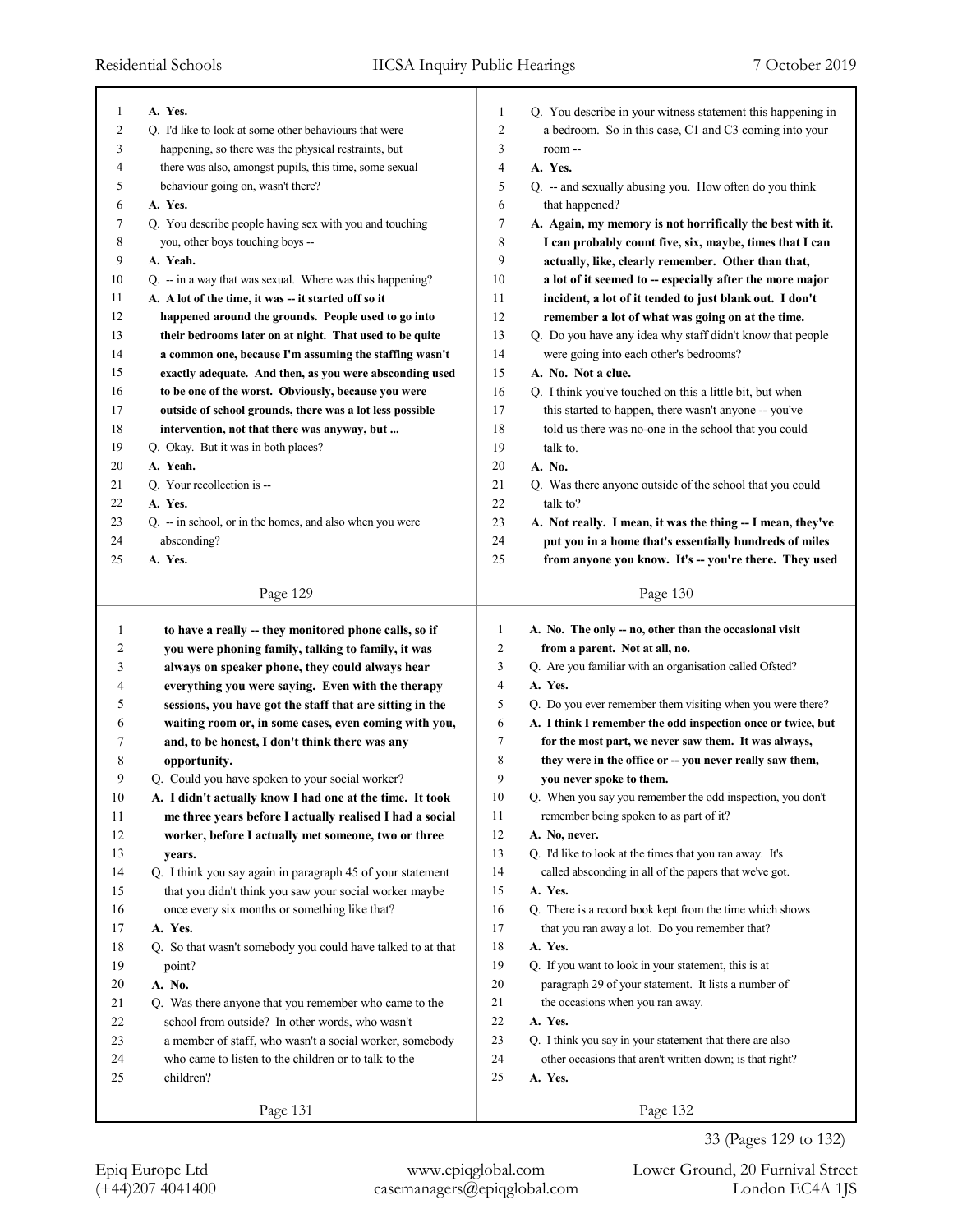A. Yes.

Q. I'd like to look at some other behaviours that were happening, so there was the physical restraints, but there was also, amongst pupils, this time, some sexual behaviour going on, wasn't there?

A. Yes.

Q. You describe people having sex with you and touching you, other boys touching boys --

A. Yeah.

Q. -- in a way that was sexual. Where was this happening?

A. A lot of the time, it was -- it started off so it happened around the grounds. People used to go into their bedrooms later on at night. That used to be quite a common one, because I'm assuming the staffing wasn't exactly adequate. And then, as you were absconding used to be one of the worst. Obviously, because you were outside of school grounds, there was a lot less possible intervention, not that there was anyway, but ...

Q. Okay. But it was in both places?

A. Yeah.

Q. Your recollection is --

A. Yes.

Q. -- in school, or in the homes, and also when you were absconding?

A. Yes.

Q. You describe in your witness statement this happening in a bedroom. So in this case, C1 and C3 coming into your room --

A. Yes.

Q. -- and sexually abusing you. How often do you think that happened?

A. Again, my memory is not horrifically the best with it. I can probably count five, six, maybe, times that I can actually, like, clearly remember. Other than that, a lot of it seemed to -- especially after the more major incident, a lot of it tended to just blank out. I don't remember a lot of what was going on at the time.

Q. Do you have any idea why staff didn't know that people were going into each other's bedrooms?

A. No. Not a clue.

Q. I think you've touched on this a little bit, but when this started to happen, there wasn't anyone -- you've told us there was no-one in the school that you could talk to.

A. No.

Q. Was there anyone outside of the school that you could talk to?

A. Not really. I mean, it was the thing -- I mean, they've put you in a home that's essentially hundreds of miles from anyone you know. It's -- you're there. They used to have a really -- they monitored phone calls, so if you were phoning family, talking to family, it was always on speaker phone, they could always hear everything you were saying. Even with the therapy sessions, you have got the staff that are sitting in the waiting room or, in some cases, even coming with you, and, to be honest, I don't think there was any opportunity.

Q. Could you have spoken to your social worker?

A. I didn't actually know I had one at the time. It took me three years before I actually realised I had a social worker, before I actually met someone, two or three years.

Q. I think you say again in paragraph 45 of your statement that you didn't think you saw your social worker maybe once every six months or something like that?

A. Yes.

Q. So that wasn't somebody you could have talked to at that point?

A. No.

Q. Was there anyone that you remember who came to the school from outside? In other words, who wasn't a member of staff, who wasn't a social worker, somebody who came to listen to the children or to talk to the children?

A. No. The only -- no, other than the occasional visit from a parent. Not at all, no.

Q. Are you familiar with an organisation called Ofsted?

A. Yes.

Q. Do you ever remember them visiting when you were there?

A. I think I remember the odd inspection once or twice, but for the most part, we never saw them. It was always, they were in the office or -- you never really saw them, you never spoke to them.

Q. When you say you remember the odd inspection, you don't remember being spoken to as part of it?

A. No, never.

Q. I'd like to look at the times that you ran away. It's called absconding in all of the papers that we've got.

A. Yes.

Q. There is a record book kept from the time which shows that you ran away a lot. Do you remember that?

A. Yes.

Q. If you want to look in your statement, this is at paragraph 29 of your statement. It lists a number of the occasions when you ran away.

A. Yes.

Q. I think you say in your statement that there are also other occasions that aren't written down; is that right?

A. Yes.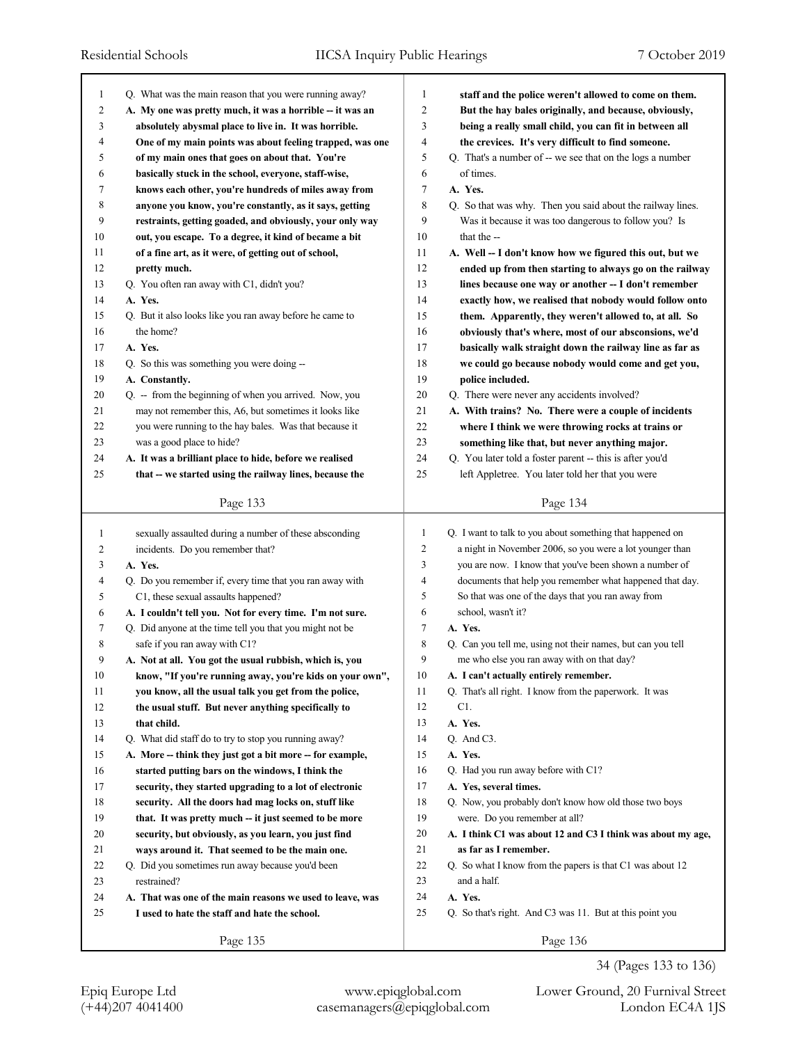Q. What was the main reason that you were running away?

**A. My one was pretty much, it was a horrible -- it was an absolutely abysmal place to live in. It was horrible. One of my main points was about feeling trapped, was one of my main ones that goes on about that. You're basically stuck in the school, everyone, staff-wise, knows each other, you're hundreds of miles away from anyone you know, you're constantly, as it says, getting restraints, getting goaded, and obviously, your only way out, you escape. To a degree, it kind of became a bit of a fine art, as it were, of getting out of school, pretty much.**

Q. You often ran away with C1, didn't you?

**A. Yes.**

Q. But it also looks like you ran away before he came to the home?

**A. Yes.**

Q. So this was something you were doing --

**A. Constantly.**

Q. -- from the beginning of when you arrived. Now, you may not remember this, A6, but sometimes it looks like you were running to the hay bales. Was that because it was a good place to hide?

**A. It was a brilliant place to hide, before we realised that -- we started using the railway lines, because the staff and the police weren't allowed to come on them. But the hay bales originally, and because, obviously, being a really small child, you can fit in between all the crevices. It's very difficult to find someone.**

Q. That's a number of -- we see that on the logs a number of times.

**A. Yes.**

Q. So that was why. Then you said about the railway lines. Was it because it was too dangerous to follow you? Is that the --

**A. Well -- I don't know how we figured this out, but we ended up from then starting to always go on the railway lines because one way or another -- I don't remember exactly how, we realised that nobody would follow onto them. Apparently, they weren't allowed to, at all. So obviously that's where, most of our absconsions, we'd basically walk straight down the railway line as far as we could go because nobody would come and get you, police included.**

Q. There were never any accidents involved?

**A. With trains? No. There were a couple of incidents where I think we were throwing rocks at trains or something like that, but never anything major.**

Q. You later told a foster parent -- this is after you'd left Appletree. You later told her that you were sexually assaulted during a number of these absconding incidents. Do you remember that?

**A. Yes.**

Q. Do you remember if, every time that you ran away with C1, these sexual assaults happened?

**A. I couldn't tell you. Not for every time. I'm not sure.**

Q. Did anyone at the time tell you that you might not be safe if you ran away with C1?

**A. Not at all. You got the usual rubbish, which is, you know, "If you're running away, you're kids on your own", you know, all the usual talk you get from the police, the usual stuff. But never anything specifically to that child.**

Q. What did staff do to try to stop you running away?

**A. More -- think they just got a bit more -- for example, started putting bars on the windows, I think the security, they started upgrading to a lot of electronic security. All the doors had mag locks on, stuff like that. It was pretty much -- it just seemed to be more security, but obviously, as you learn, you just find ways around it. That seemed to be the main one.**

Q. Did you sometimes run away because you'd been restrained?

**A. That was one of the main reasons we used to leave, was I used to hate the staff and hate the school.**

Q. I want to talk to you about something that happened on a night in November 2006, so you were a lot younger than you are now. I know that you've been shown a number of documents that help you remember what happened that day. So that was one of the days that you ran away from school, wasn't it?

**A. Yes.**

Q. Can you tell me, using not their names, but can you tell me who else you ran away with on that day?

**A. I can't actually entirely remember.**

Q. That's all right. I know from the paperwork. It was C1.

**A. Yes.**

Q. And C3.

**A. Yes.**

Q. Had you run away before with C1?

**A. Yes, several times.**

Q. Now, you probably don't know how old those two boys were. Do you remember at all?

**A. I think C1 was about 12 and C3 I think was about my age, as far as I remember.**

Q. So what I know from the papers is that C1 was about 12 and a half.

**A. Yes.**

Q. So that's right. And C3 was 11. But at this point you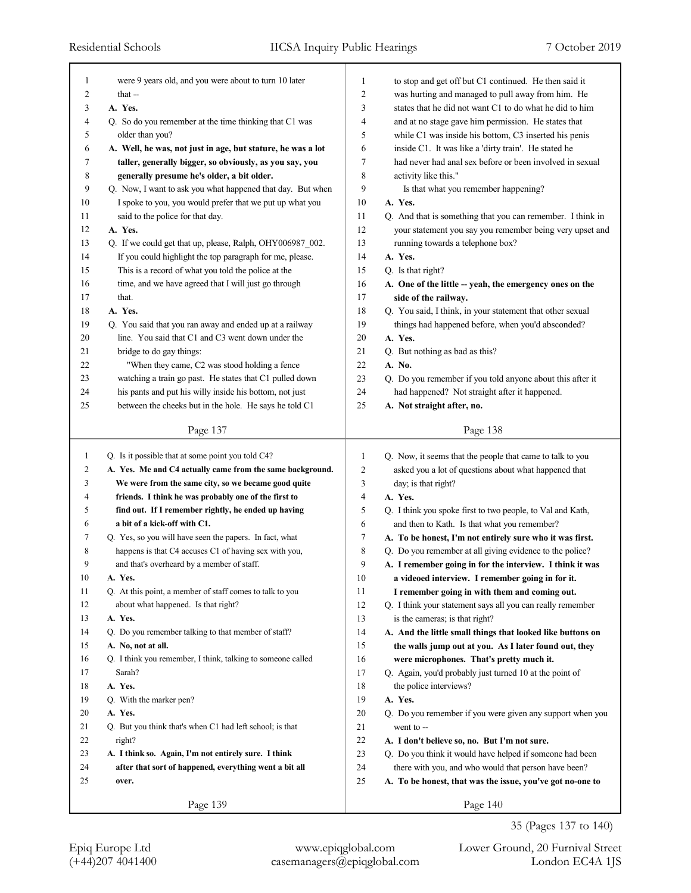were 9 years old, and you were about to turn 10 later that --

**A. Yes.**

Q. So do you remember at the time thinking that C1 was older than you?

**A. Well, he was, not just in age, but stature, he was a lot taller, generally bigger, so obviously, as you say, you generally presume he's older, a bit older.**

Q. Now, I want to ask you what happened that day. But when I spoke to you, you would prefer that we put up what you said to the police for that day.

**A. Yes.**

Q. If we could get that up, please, Ralph, OHY006987_002. If you could highlight the top paragraph for me, please. This is a record of what you told the police at the time, and we have agreed that I will just go through that.

**A. Yes.**

Q. You said that you ran away and ended up at a railway line. You said that C1 and C3 went down under the bridge to do gay things:

"When they came, C2 was stood holding a fence watching a train go past. He states that C1 pulled down his pants and put his willy inside his bottom, not just between the cheeks but in the hole. He says he told C1 to stop and get off but C1 continued. He then said it was hurting and managed to pull away from him. He states that he did not want C1 to do what he did to him and at no stage gave him permission. He states that while C1 was inside his bottom, C3 inserted his penis inside C1. It was like a 'dirty train'. He stated he had never had anal sex before or been involved in sexual activity like this."

Is that what you remember happening?

**A. Yes.**

Q. And that is something that you can remember. I think in your statement you say you remember being very upset and running towards a telephone box?

**A. Yes.**

Q. Is that right?

**A. One of the little -- yeah, the emergency ones on the side of the railway.**

Q. You said, I think, in your statement that other sexual things had happened before, when you'd absconded?

**A. Yes.**

Q. But nothing as bad as this?

**A. No.**

Q. Do you remember if you told anyone about this after it had happened? Not straight after it happened.

**A. Not straight after, no.**

Q. Is it possible that at some point you told C4?

**A. Yes. Me and C4 actually came from the same background. We were from the same city, so we became good quite friends. I think he was probably one of the first to find out. If I remember rightly, he ended up having a bit of a kick-off with C1.**

Q. Yes, so you will have seen the papers. In fact, what happens is that C4 accuses C1 of having sex with you, and that's overheard by a member of staff.

**A. Yes.**

Q. At this point, a member of staff comes to talk to you about what happened. Is that right?

**A. Yes.**

Q. Do you remember talking to that member of staff?

**A. No, not at all.**

Q. I think you remember, I think, talking to someone called Sarah?

**A. Yes.**

Q. With the marker pen?

**A. Yes.**

Q. But you think that's when C1 had left school; is that right?

**A. I think so. Again, I'm not entirely sure. I think after that sort of happened, everything went a bit all over.**

Q. Now, it seems that the people that came to talk to you asked you a lot of questions about what happened that day; is that right?

**A. Yes.**

Q. I think you spoke first to two people, to Val and Kath, and then to Kath. Is that what you remember?

**A. To be honest, I'm not entirely sure who it was first.**

Q. Do you remember at all giving evidence to the police?

**A. I remember going in for the interview. I think it was a videoed interview. I remember going in for it. I remember going in with them and coming out.**

Q. I think your statement says all you can really remember is the cameras; is that right?

**A. And the little small things that looked like buttons on the walls jump out at you. As I later found out, they were microphones. That's pretty much it.**

Q. Again, you'd probably just turned 10 at the point of the police interviews?

**A. Yes.**

Q. Do you remember if you were given any support when you went to --

**A. I don't believe so, no. But I'm not sure.**

Q. Do you think it would have helped if someone had been there with you, and who would that person have been?

**A. To be honest, that was the issue, you've got no-one to**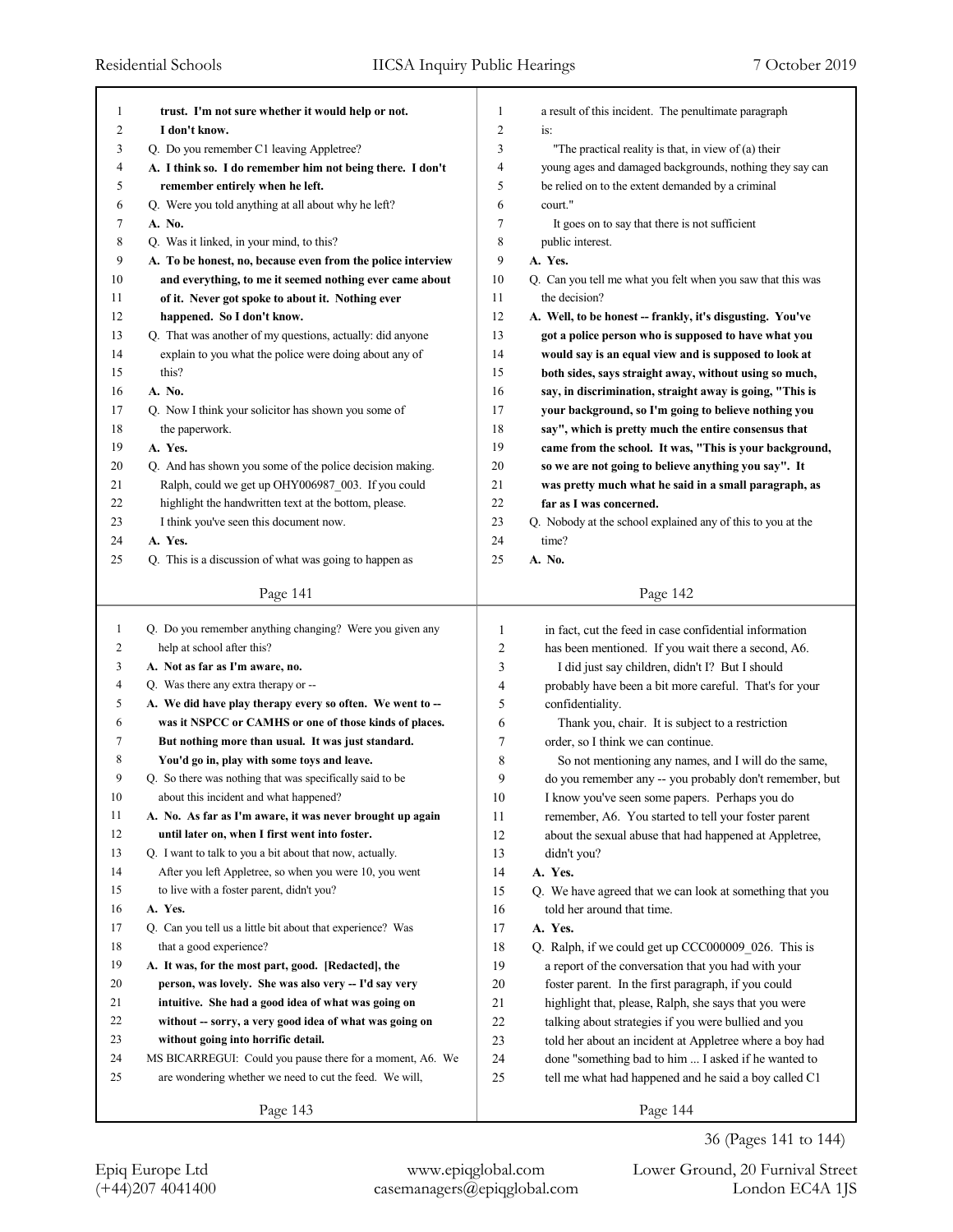**trust. I'm not sure whether it would help or not. I don't know.**

Q. Do you remember C1 leaving Appletree?

**A. I think so. I do remember him not being there. I don't remember entirely when he left.**

Q. Were you told anything at all about why he left?

**A. No.**

Q. Was it linked, in your mind, to this?

**A. To be honest, no, because even from the police interview and everything, to me it seemed nothing ever came about of it. Never got spoke to about it. Nothing ever happened. So I don't know.**

Q. That was another of my questions, actually: did anyone explain to you what the police were doing about any of this?

**A. No.**

Q. Now I think your solicitor has shown you some of the paperwork.

**A. Yes.**

Q. And has shown you some of the police decision making. Ralph, could we get up OHY006987_003. If you could highlight the handwritten text at the bottom, please. I think you've seen this document now.

**A. Yes.**

Q. This is a discussion of what was going to happen as a result of this incident. The penultimate paragraph is:

"The practical reality is that, in view of (a) their young ages and damaged backgrounds, nothing they say can be relied on to the extent demanded by a criminal court."

It goes on to say that there is not sufficient public interest.

**A. Yes.**

Q. Can you tell me what you felt when you saw that this was the decision?

**A. Well, to be honest -- frankly, it's disgusting. You've got a police person who is supposed to have what you would say is an equal view and is supposed to look at both sides, says straight away, without using so much, say, in discrimination, straight away is going, "This is your background, so I'm going to believe nothing you say", which is pretty much the entire consensus that came from the school. It was, "This is your background, so we are not going to believe anything you say". It was pretty much what he said in a small paragraph, as far as I was concerned.**

Q. Nobody at the school explained any of this to you at the time?

**A. No.**

Q. Do you remember anything changing? Were you given any help at school after this?

**A. Not as far as I'm aware, no.**

Q. Was there any extra therapy or --

**A. We did have play therapy every so often. We went to -- was it NSPCC or CAMHS or one of those kinds of places. But nothing more than usual. It was just standard. You'd go in, play with some toys and leave.**

Q. So there was nothing that was specifically said to be about this incident and what happened?

**A. No. As far as I'm aware, it was never brought up again until later on, when I first went into foster.**

Q. I want to talk to you a bit about that now, actually. After you left Appletree, so when you were 10, you went to live with a foster parent, didn't you?

**A. Yes.**

Q. Can you tell us a little bit about that experience? Was that a good experience?

**A. It was, for the most part, good. [Redacted], the person, was lovely. She was also very -- I'd say very intuitive. She had a good idea of what was going on without -- sorry, a very good idea of what was going on without going into horrific detail.**

MS BICARREGUI: Could you pause there for a moment, A6. We are wondering whether we need to cut the feed. We will, in fact, cut the feed in case confidential information has been mentioned. If you wait there a second, A6.

I did just say children, didn't I? But I should probably have been a bit more careful. That's for your confidentiality.

Thank you, chair. It is subject to a restriction order, so I think we can continue.

So not mentioning any names, and I will do the same, do you remember any -- you probably don't remember, but I know you've seen some papers. Perhaps you do remember, A6. You started to tell your foster parent about the sexual abuse that had happened at Appletree, didn't you?

**A. Yes.**

Q. We have agreed that we can look at something that you told her around that time.

**A. Yes.**

Q. Ralph, if we could get up CCC000009_026. This is a report of the conversation that you had with your foster parent. In the first paragraph, if you could highlight that, please, Ralph, she says that you were talking about strategies if you were bullied and you told her about an incident at Appletree where a boy had done "something bad to him ... I asked if he wanted to tell me what had happened and he said a boy called C1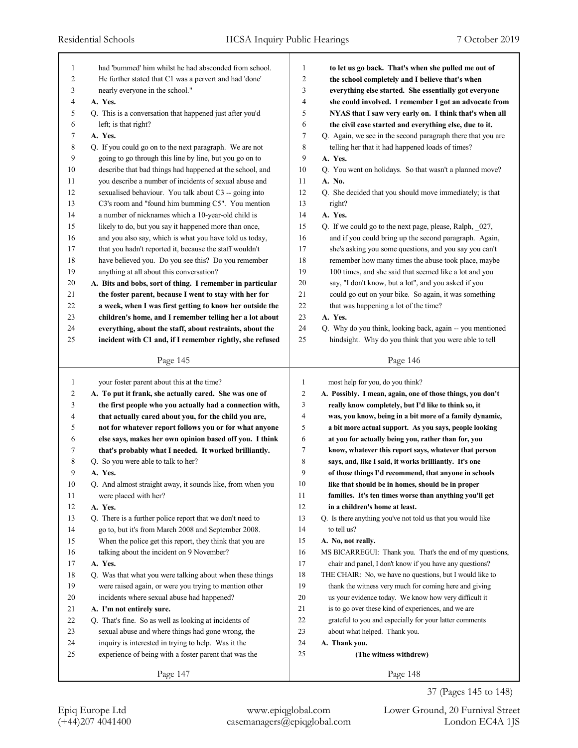had 'bummed' him whilst he had absconded from school. He further stated that C1 was a pervert and had 'done' nearly everyone in the school."

**A. Yes.**

Q. This is a conversation that happened just after you'd left; is that right?

**A. Yes.**

Q. If you could go on to the next paragraph. We are not going to go through this line by line, but you go on to describe that bad things had happened at the school, and you describe a number of incidents of sexual abuse and sexualised behaviour. You talk about C3 -- going into C3's room and "found him bumming C5". You mention a number of nicknames which a 10-year-old child is likely to do, but you say it happened more than once, and you also say, which is what you have told us today, that you hadn't reported it, because the staff wouldn't have believed you. Do you see this? Do you remember anything at all about this conversation?

**A. Bits and bobs, sort of thing. I remember in particular the foster parent, because I went to stay with her for a week, when I was first getting to know her outside the children's home, and I remember telling her a lot about everything, about the staff, about restraints, about the incident with C1 and, if I remember rightly, she refused to let us go back. That's when she pulled me out of the school completely and I believe that's when everything else started. She essentially got everyone she could involved. I remember I got an advocate from NYAS that I saw very early on. I think that's when all the civil case started and everything else, due to it.**

Q. Again, we see in the second paragraph there that you are telling her that it had happened loads of times?

**A. Yes.**

Q. You went on holidays. So that wasn't a planned move?

**A. No.**

Q. She decided that you should move immediately; is that right?

**A. Yes.**

Q. If we could go to the next page, please, Ralph, _027, and if you could bring up the second paragraph. Again, she's asking you some questions, and you say you can't remember how many times the abuse took place, maybe 100 times, and she said that seemed like a lot and you say, "I don't know, but a lot", and you asked if you could go out on your bike. So again, it was something that was happening a lot of the time?

**A. Yes.**

Q. Why do you think, looking back, again -- you mentioned hindsight. Why do you think that you were able to tell your foster parent about this at the time?

**A. To put it frank, she actually cared. She was one of the first people who you actually had a connection with, that actually cared about you, for the child you are, not for whatever report follows you or for what anyone else says, makes her own opinion based off you. I think that's probably what I needed. It worked brilliantly.**

Q. So you were able to talk to her?

**A. Yes.**

Q. And almost straight away, it sounds like, from when you were placed with her?

**A. Yes.**

Q. There is a further police report that we don't need to go to, but it's from March 2008 and September 2008. When the police get this report, they think that you are talking about the incident on 9 November?

**A. Yes.**

Q. Was that what you were talking about when these things were raised again, or were you trying to mention other incidents where sexual abuse had happened?

**A. I'm not entirely sure.**

Q. That's fine. So as well as looking at incidents of sexual abuse and where things had gone wrong, the inquiry is interested in trying to help. Was it the experience of being with a foster parent that was the most help for you, do you think?

**A. Possibly. I mean, again, one of those things, you don't really know completely, but I'd like to think so, it was, you know, being in a bit more of a family dynamic, a bit more actual support. As you says, people looking at you for actually being you, rather than for, you know, whatever this report says, whatever that person says, and, like I said, it works brilliantly. It's one of those things I'd recommend, that anyone in schools like that should be in homes, should be in proper families. It's ten times worse than anything you'll get in a children's home at least.**

Q. Is there anything you've not told us that you would like to tell us?

**A. No, not really.**

MS BICARREGUI: Thank you. That's the end of my questions, chair and panel, I don't know if you have any questions?

THE CHAIR: No, we have no questions, but I would like to thank the witness very much for coming here and giving us your evidence today. We know how very difficult it is to go over these kind of experiences, and we are grateful to you and especially for your latter comments about what helped. Thank you.

**A. Thank you.**

**(The witness withdrew)**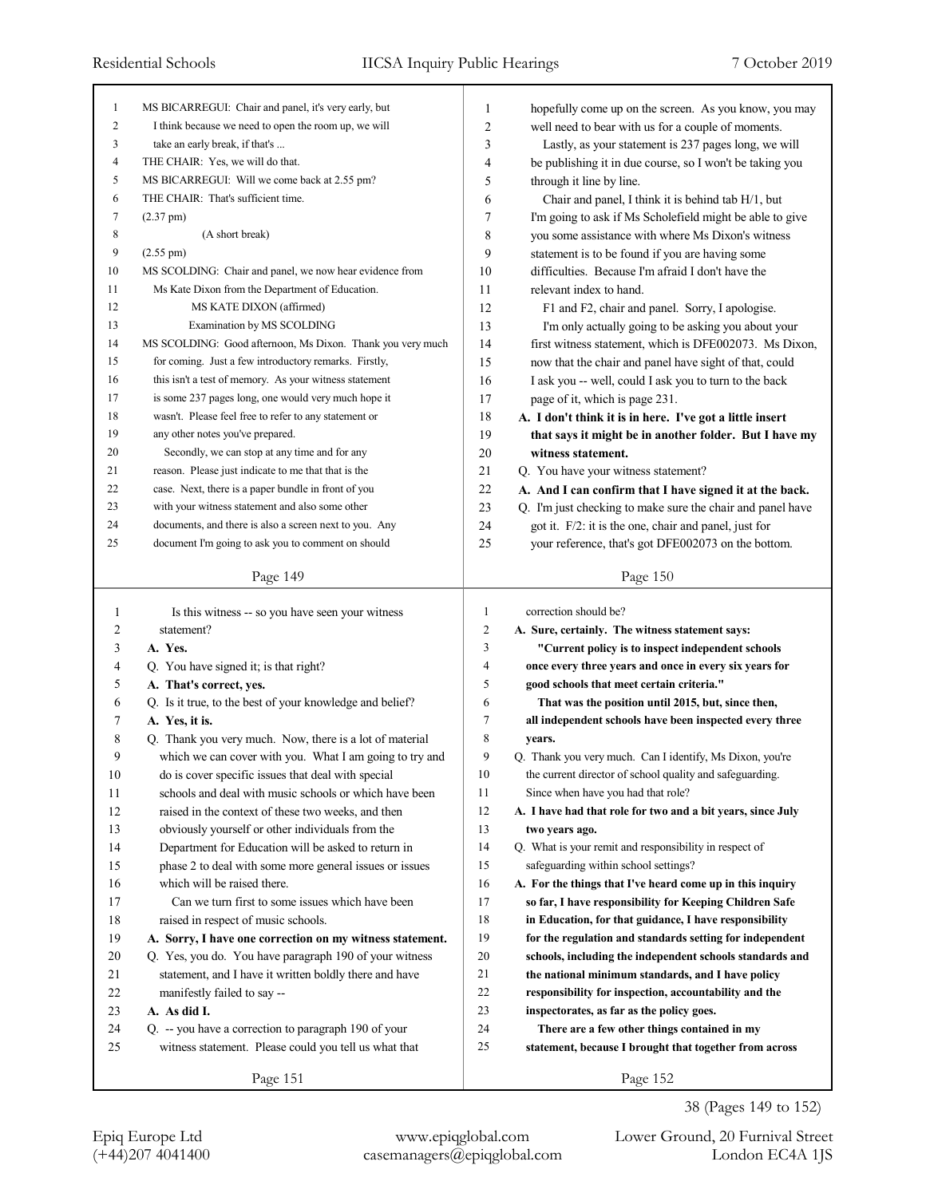MS BICARREGUI: Chair and panel, it's very early, but I think because we need to open the room up, we will take an early break, if that's ...

THE CHAIR: Yes, we will do that.

MS BICARREGUI: Will we come back at 2.55 pm?

THE CHAIR: That's sufficient time.

(2.37 pm)

(A short break)

(2.55 pm)

MS SCOLDING: Chair and panel, we now hear evidence from Ms Kate Dixon from the Department of Education.

MS KATE DIXON (affirmed)

Examination by MS SCOLDING

MS SCOLDING: Good afternoon, Ms Dixon. Thank you very much for coming. Just a few introductory remarks. Firstly, this isn't a test of memory. As your witness statement is some 237 pages long, one would very much hope it wasn't. Please feel free to refer to any statement or any other notes you've prepared.

Secondly, we can stop at any time and for any reason. Please just indicate to me that that is the case. Next, there is a paper bundle in front of you with your witness statement and also some other documents, and there is also a screen next to you. Any document I'm going to ask you to comment on should hopefully come up on the screen. As you know, you may well need to bear with us for a couple of moments.

Lastly, as your statement is 237 pages long, we will be publishing it in due course, so I won't be taking you through it line by line.

Chair and panel, I think it is behind tab H/1, but I'm going to ask if Ms Scholefield might be able to give you some assistance with where Ms Dixon's witness statement is to be found if you are having some difficulties. Because I'm afraid I don't have the relevant index to hand.

F1 and F2, chair and panel. Sorry, I apologise.

I'm only actually going to be asking you about your first witness statement, which is DFE002073. Ms Dixon, now that the chair and panel have sight of that, could I ask you -- well, could I ask you to turn to the back page of it, which is page 231.

**A. I don't think it is in here. I've got a little insert that says it might be in another folder. But I have my witness statement.**

Q. You have your witness statement?

**A. And I can confirm that I have signed it at the back.**

Q. I'm just checking to make sure the chair and panel have got it. F/2: it is the one, chair and panel, just for your reference, that's got DFE002073 on the bottom.

Is this witness -- so you have seen your witness statement?

**A. Yes.**

Q. You have signed it; is that right?

**A. That's correct, yes.**

Q. Is it true, to the best of your knowledge and belief?

**A. Yes, it is.**

Q. Thank you very much. Now, there is a lot of material which we can cover with you. What I am going to try and do is cover specific issues that deal with special schools and deal with music schools or which have been raised in the context of these two weeks, and then obviously yourself or other individuals from the Department for Education will be asked to return in phase 2 to deal with some more general issues or issues which will be raised there.

Can we turn first to some issues which have been raised in respect of music schools.

**A. Sorry, I have one correction on my witness statement.**

Q. Yes, you do. You have paragraph 190 of your witness statement, and I have it written boldly there and have manifestly failed to say --

**A. As did I.**

Q. -- you have a correction to paragraph 190 of your witness statement. Please could you tell us what that correction should be?

**A. Sure, certainly. The witness statement says:**

**"Current policy is to inspect independent schools once every three years and once in every six years for good schools that meet certain criteria."**

**That was the position until 2015, but, since then, all independent schools have been inspected every three years.**

Q. Thank you very much. Can I identify, Ms Dixon, you're the current director of school quality and safeguarding. Since when have you had that role?

**A. I have had that role for two and a bit years, since July two years ago.**

Q. What is your remit and responsibility in respect of safeguarding within school settings?

**A. For the things that I've heard come up in this inquiry so far, I have responsibility for Keeping Children Safe in Education, for that guidance, I have responsibility for the regulation and standards setting for independent schools, including the independent schools standards and the national minimum standards, and I have policy responsibility for inspection, accountability and the inspectorates, as far as the policy goes.**

**There are a few other things contained in my statement, because I brought that together from across**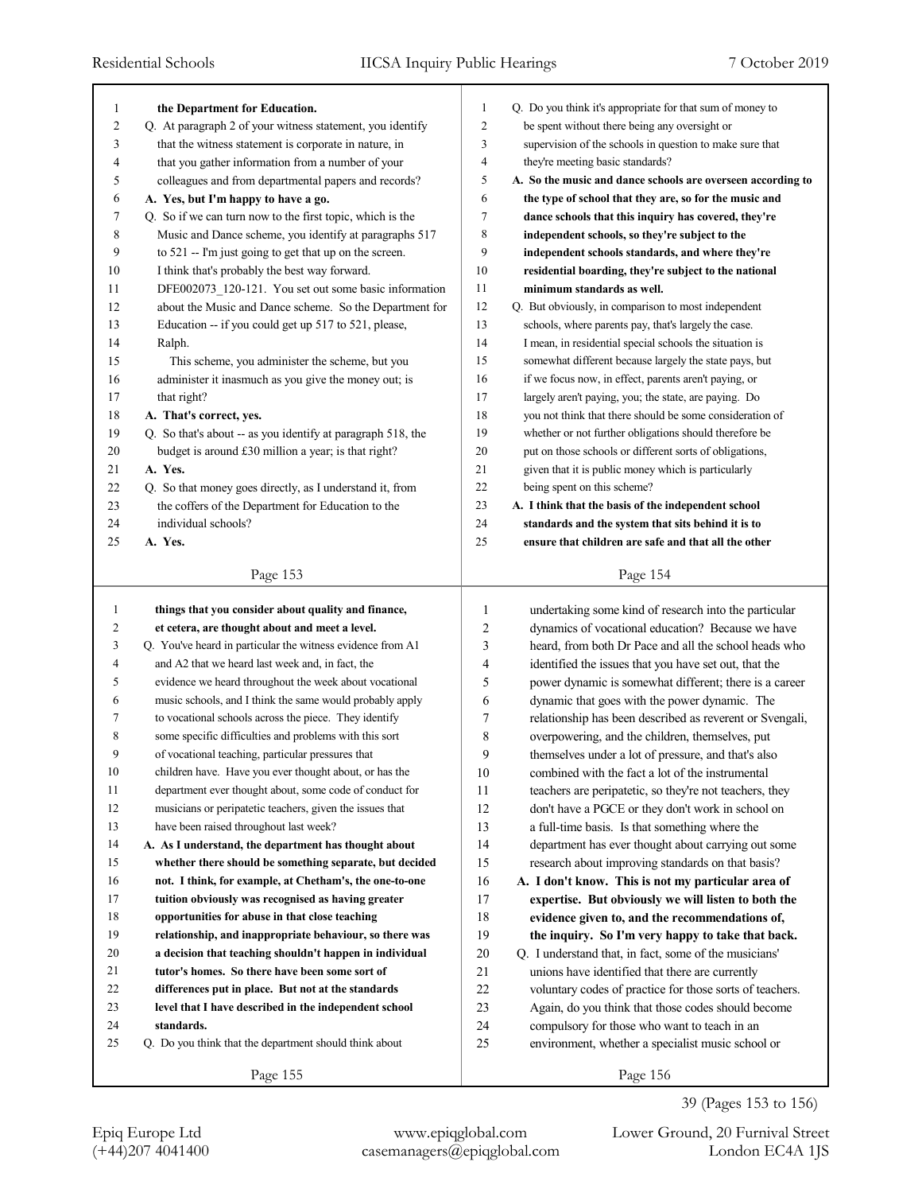the Department for Education.

Q. At paragraph 2 of your witness statement, you identify that the witness statement is corporate in nature, in that you gather information from a number of your colleagues and from departmental papers and records?

**A. Yes, but I'm happy to have a go.**

Q. So if we can turn now to the first topic, which is the Music and Dance scheme, you identify at paragraphs 517 to 521 -- I'm just going to get that up on the screen. I think that's probably the best way forward. DFE002073_120-121. You set out some basic information about the Music and Dance scheme. So the Department for Education -- if you could get up 517 to 521, please, Ralph.

This scheme, you administer the scheme, but you administer it inasmuch as you give the money out; is that right?

**A. That's correct, yes.**

Q. So that's about -- as you identify at paragraph 518, the budget is around £30 million a year; is that right?

**A. Yes.**

Q. So that money goes directly, as I understand it, from the coffers of the Department for Education to the individual schools?

**A. Yes.**

Q. Do you think it's appropriate for that sum of money to be spent without there being any oversight or supervision of the schools in question to make sure that they're meeting basic standards?

**A. So the music and dance schools are overseen according to the type of school that they are, so for the music and dance schools that this inquiry has covered, they're independent schools, so they're subject to the independent schools standards, and where they're residential boarding, they're subject to the national minimum standards as well.**

Q. But obviously, in comparison to most independent schools, where parents pay, that's largely the case. I mean, in residential special schools the situation is somewhat different because largely the state pays, but if we focus now, in effect, parents aren't paying, or largely aren't paying, you; the state, are paying. Do you not think that there should be some consideration of whether or not further obligations should therefore be put on those schools or different sorts of obligations, given that it is public money which is particularly being spent on this scheme?

**A. I think that the basis of the independent school standards and the system that sits behind it is to ensure that children are safe and that all the other things that you consider about quality and finance, et cetera, are thought about and meet a level.**

Q. You've heard in particular the witness evidence from A1 and A2 that we heard last week and, in fact, the evidence we heard throughout the week about vocational music schools, and I think the same would probably apply to vocational schools across the piece. They identify some specific difficulties and problems with this sort of vocational teaching, particular pressures that children have. Have you ever thought about, or has the department ever thought about, some code of conduct for musicians or peripatetic teachers, given the issues that have been raised throughout last week?

**A. As I understand, the department has thought about whether there should be something separate, but decided not. I think, for example, at Chetham's, the one-to-one tuition obviously was recognised as having greater opportunities for abuse in that close teaching relationship, and inappropriate behaviour, so there was a decision that teaching shouldn't happen in individual tutor's homes. So there have been some sort of differences put in place. But not at the standards level that I have described in the independent school standards.**

Q. Do you think that the department should think about undertaking some kind of research into the particular dynamics of vocational education? Because we have heard, from both Dr Pace and all the school heads who identified the issues that you have set out, that the power dynamic is somewhat different; there is a career dynamic that goes with the power dynamic. The relationship has been described as reverent or Svengali, overpowering, and the children, themselves, put themselves under a lot of pressure, and that's also combined with the fact a lot of the instrumental teachers are peripatetic, so they're not teachers, they don't have a PGCE or they don't work in school on a full-time basis. Is that something where the department has ever thought about carrying out some research about improving standards on that basis?

**A. I don't know. This is not my particular area of expertise. But obviously we will listen to both the evidence given to, and the recommendations of, the inquiry. So I'm very happy to take that back.**

Q. I understand that, in fact, some of the musicians' unions have identified that there are currently voluntary codes of practice for those sorts of teachers. Again, do you think that those codes should become compulsory for those who want to teach in an environment, whether a specialist music school or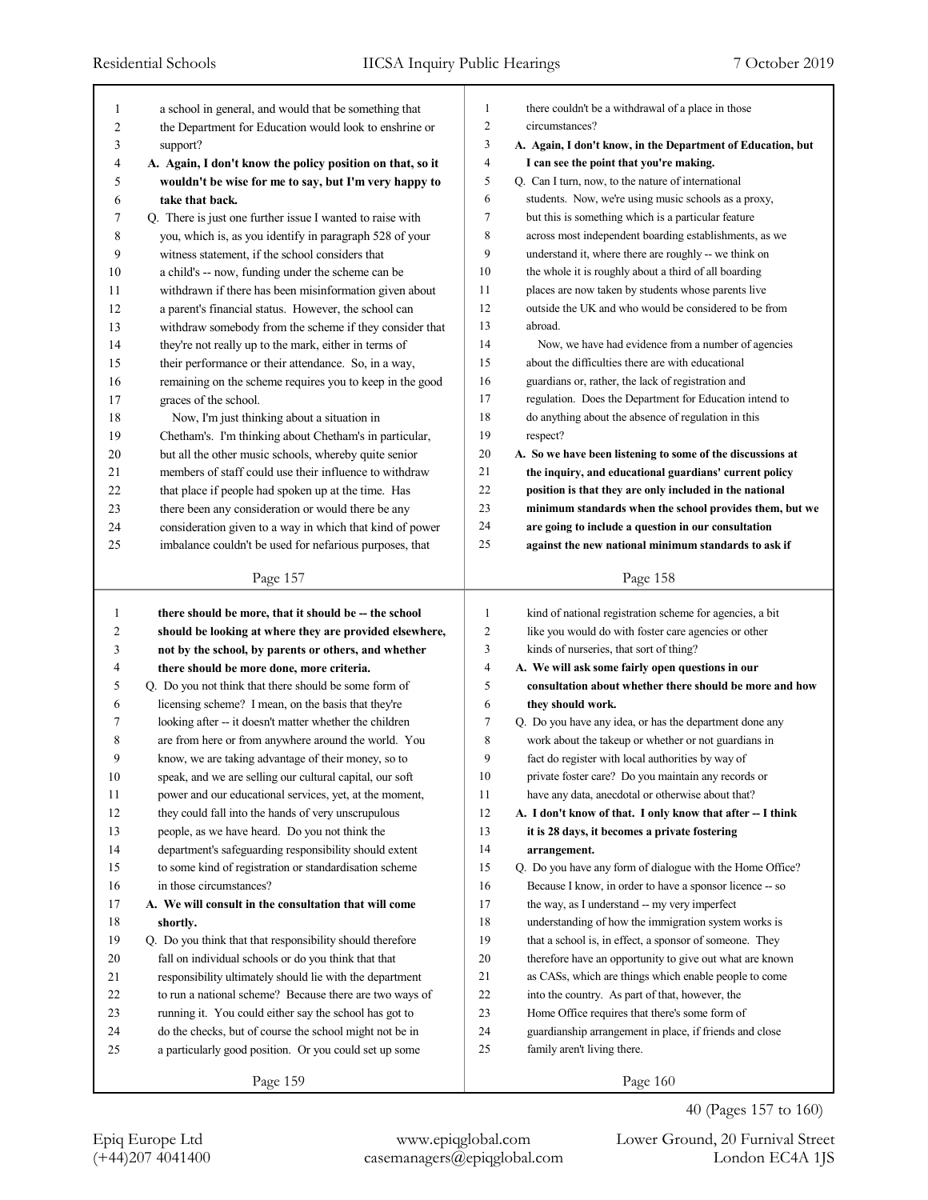a school in general, and would that be something that the Department for Education would look to enshrine or support?

**A. Again, I don't know the policy position on that, so it wouldn't be wise for me to say, but I'm very happy to take that back.**

Q. There is just one further issue I wanted to raise with you, which is, as you identify in paragraph 528 of your witness statement, if the school considers that a child's -- now, funding under the scheme can be withdrawn if there has been misinformation given about a parent's financial status. However, the school can withdraw somebody from the scheme if they consider that they're not really up to the mark, either in terms of their performance or their attendance. So, in a way, remaining on the scheme requires you to keep in the good graces of the school.

Now, I'm just thinking about a situation in Chetham's. I'm thinking about Chetham's in particular, but all the other music schools, whereby quite senior members of staff could use their influence to withdraw that place if people had spoken up at the time. Has there been any consideration or would there be any consideration given to a way in which that kind of power imbalance couldn't be used for nefarious purposes, that there couldn't be a withdrawal of a place in those circumstances?

**A. Again, I don't know, in the Department of Education, but I can see the point that you're making.**

Q. Can I turn, now, to the nature of international students. Now, we're using music schools as a proxy, but this is something which is a particular feature across most independent boarding establishments, as we understand it, where there are roughly -- we think on the whole it is roughly about a third of all boarding places are now taken by students whose parents live outside the UK and who would be considered to be from abroad.

Now, we have had evidence from a number of agencies about the difficulties there are with educational guardians or, rather, the lack of registration and regulation. Does the Department for Education intend to do anything about the absence of regulation in this respect?

**A. So we have been listening to some of the discussions at the inquiry, and educational guardians' current policy position is that they are only included in the national minimum standards when the school provides them, but we are going to include a question in our consultation against the new national minimum standards to ask if there should be more, that it should be -- the school should be looking at where they are provided elsewhere, not by the school, by parents or others, and whether there should be more done, more criteria.**

Q. Do you not think that there should be some form of licensing scheme? I mean, on the basis that they're looking after -- it doesn't matter whether the children are from here or from anywhere around the world. You know, we are taking advantage of their money, so to speak, and we are selling our cultural capital, our soft power and our educational services, yet, at the moment, they could fall into the hands of very unscrupulous people, as we have heard. Do you not think the department's safeguarding responsibility should extent to some kind of registration or standardisation scheme in those circumstances?

**A. We will consult in the consultation that will come shortly.**

Q. Do you think that that responsibility should therefore fall on individual schools or do you think that that responsibility ultimately should lie with the department to run a national scheme? Because there are two ways of running it. You could either say the school has got to do the checks, but of course the school might not be in a particularly good position. Or you could set up some kind of national registration scheme for agencies, a bit like you would do with foster care agencies or other kinds of nurseries, that sort of thing?

**A. We will ask some fairly open questions in our consultation about whether there should be more and how they should work.**

Q. Do you have any idea, or has the department done any work about the takeup or whether or not guardians in fact do register with local authorities by way of private foster care? Do you maintain any records or have any data, anecdotal or otherwise about that?

**A. I don't know of that. I only know that after -- I think it is 28 days, it becomes a private fostering arrangement.**

Q. Do you have any form of dialogue with the Home Office? Because I know, in order to have a sponsor licence -- so the way, as I understand -- my very imperfect understanding of how the immigration system works is that a school is, in effect, a sponsor of someone. They therefore have an opportunity to give out what are known as CASs, which are things which enable people to come into the country. As part of that, however, the Home Office requires that there's some form of guardianship arrangement in place, if friends and close family aren't living there.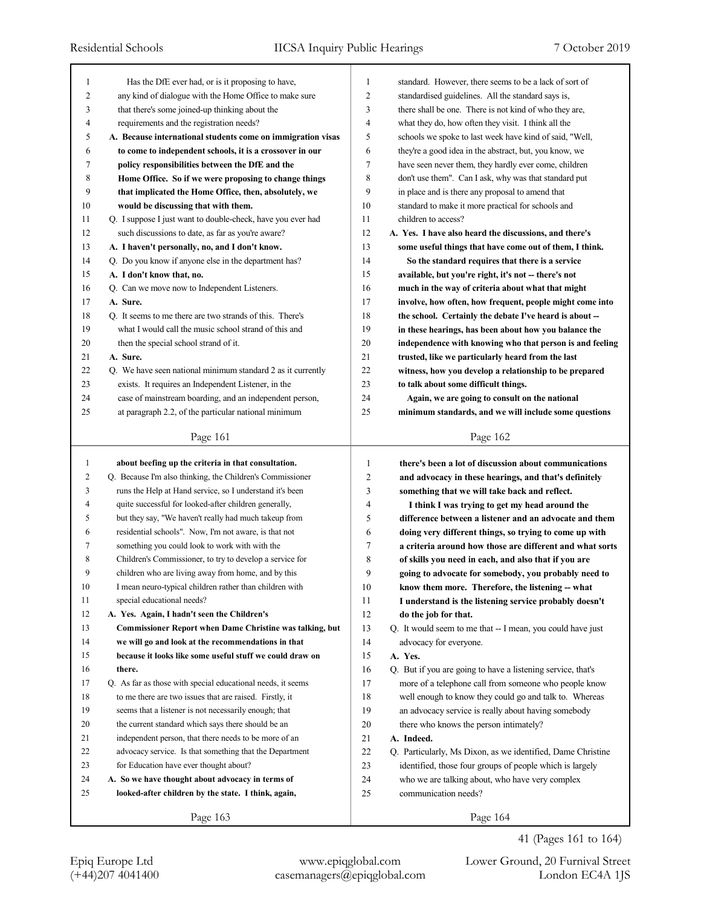Has the DfE ever had, or is it proposing to have, any kind of dialogue with the Home Office to make sure that there's some joined-up thinking about the requirements and the registration needs?

**A. Because international students come on immigration visas to come to independent schools, it is a crossover in our policy responsibilities between the DfE and the Home Office. So if we were proposing to change things that implicated the Home Office, then, absolutely, we would be discussing that with them.**

Q. I suppose I just want to double-check, have you ever had such discussions to date, as far as you're aware?

**A. I haven't personally, no, and I don't know.**

Q. Do you know if anyone else in the department has?

**A. I don't know that, no.**

Q. Can we move now to Independent Listeners.

**A. Sure.**

Q. It seems to me there are two strands of this. There's what I would call the music school strand of this and then the special school strand of it.

**A. Sure.**

Q. We have seen national minimum standard 2 as it currently exists. It requires an Independent Listener, in the case of mainstream boarding, and an independent person, at paragraph 2.2, of the particular national minimum standard. However, there seems to be a lack of sort of standardised guidelines. All the standard says is, there shall be one. There is not kind of who they are, what they do, how often they visit. I think all the schools we spoke to last week have kind of said, "Well, they're a good idea in the abstract, but, you know, we have seen never them, they hardly ever come, children don't use them". Can I ask, why was that standard put in place and is there any proposal to amend that standard to make it more practical for schools and children to access?

**A. Yes. I have also heard the discussions, and there's some useful things that have come out of them, I think.**

**So the standard requires that there is a service available, but you're right, it's not -- there's not much in the way of criteria about what that might involve, how often, how frequent, people might come into the school. Certainly the debate I've heard is about -- in these hearings, has been about how you balance the independence with knowing who that person is and feeling trusted, like we particularly heard from the last witness, how you develop a relationship to be prepared to talk about some difficult things.**

**Again, we are going to consult on the national minimum standards, and we will include some questions about beefing up the criteria in that consultation.**

Q. Because I'm also thinking, the Children's Commissioner runs the Help at Hand service, so I understand it's been quite successful for looked-after children generally, but they say, "We haven't really had much takeup from residential schools". Now, I'm not aware, is that not something you could look to work with with the Children's Commissioner, to try to develop a service for children who are living away from home, and by this I mean neuro-typical children rather than children with special educational needs?

**A. Yes. Again, I hadn't seen the Children's Commissioner Report when Dame Christine was talking, but we will go and look at the recommendations in that because it looks like some useful stuff we could draw on there.**

Q. As far as those with special educational needs, it seems to me there are two issues that are raised. Firstly, it seems that a listener is not necessarily enough; that the current standard which says there should be an independent person, that there needs to be more of an advocacy service. Is that something that the Department for Education have ever thought about?

**A. So we have thought about advocacy in terms of looked-after children by the state. I think, again, there's been a lot of discussion about communications and advocacy in these hearings, and that's definitely something that we will take back and reflect.**

**I think I was trying to get my head around the difference between a listener and an advocate and them doing very different things, so trying to come up with a criteria around how those are different and what sorts of skills you need in each, and also that if you are going to advocate for somebody, you probably need to know them more. Therefore, the listening -- what I understand is the listening service probably doesn't do the job for that.**

Q. It would seem to me that -- I mean, you could have just advocacy for everyone.

**A. Yes.**

Q. But if you are going to have a listening service, that's more of a telephone call from someone who people know well enough to know they could go and talk to. Whereas an advocacy service is really about having somebody there who knows the person intimately?

**A. Indeed.**

Q. Particularly, Ms Dixon, as we identified, Dame Christine identified, those four groups of people which is largely who we are talking about, who have very complex communication needs?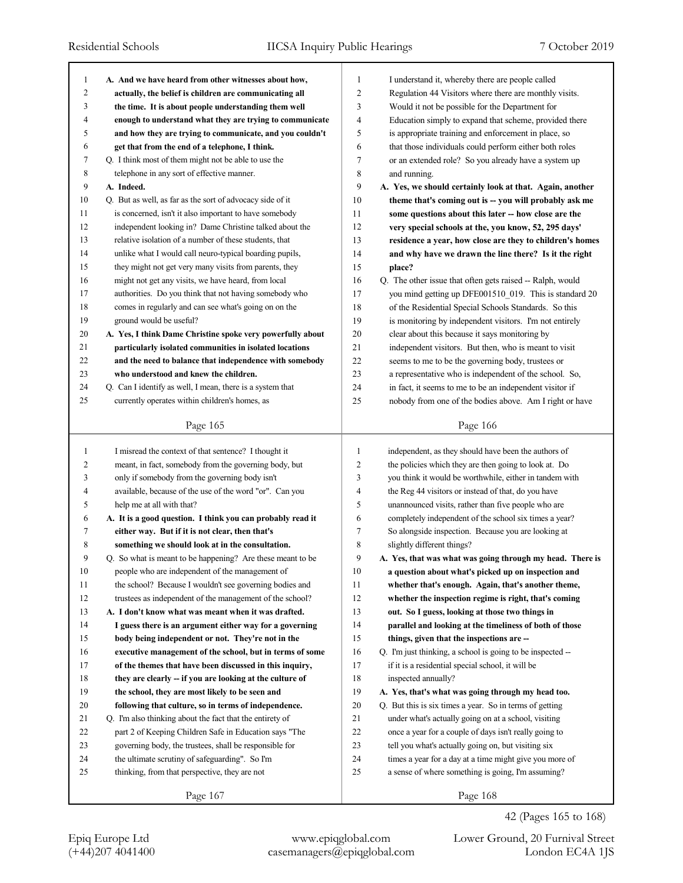**A. And we have heard from other witnesses about how, actually, the belief is children are communicating all the time. It is about people understanding them well enough to understand what they are trying to communicate and how they are trying to communicate, and you couldn't get that from the end of a telephone, I think.**

Q. I think most of them might not be able to use the telephone in any sort of effective manner.

**A. Indeed.**

Q. But as well, as far as the sort of advocacy side of it is concerned, isn't it also important to have somebody independent looking in? Dame Christine talked about the relative isolation of a number of these students, that unlike what I would call neuro-typical boarding pupils, they might not get very many visits from parents, they might not get any visits, we have heard, from local authorities. Do you think that not having somebody who comes in regularly and can see what's going on on the ground would be useful?

**A. Yes, I think Dame Christine spoke very powerfully about particularly isolated communities in isolated locations and the need to balance that independence with somebody who understood and knew the children.**

Q. Can I identify as well, I mean, there is a system that currently operates within children's homes, as I understand it, whereby there are people called Regulation 44 Visitors where there are monthly visits. Would it not be possible for the Department for Education simply to expand that scheme, provided there is appropriate training and enforcement in place, so that those individuals could perform either both roles or an extended role? So you already have a system up and running.

**A. Yes, we should certainly look at that. Again, another theme that's coming out is -- you will probably ask me some questions about this later -- how close are the very special schools at the, you know, 52, 295 days' residence a year, how close are they to children's homes and why have we drawn the line there? Is it the right place?**

Q. The other issue that often gets raised -- Ralph, would you mind getting up DFE001510_019. This is standard 20 of the Residential Special Schools Standards. So this is monitoring by independent visitors. I'm not entirely clear about this because it says monitoring by independent visitors. But then, who is meant to visit seems to me to be the governing body, trustees or a representative who is independent of the school. So, in fact, it seems to me to be an independent visitor if nobody from one of the bodies above. Am I right or have I misread the context of that sentence? I thought it meant, in fact, somebody from the governing body, but only if somebody from the governing body isn't available, because of the use of the word "or". Can you help me at all with that?

**A. It is a good question. I think you can probably read it either way. But if it is not clear, then that's something we should look at in the consultation.**

Q. So what is meant to be happening? Are these meant to be people who are independent of the management of the school? Because I wouldn't see governing bodies and trustees as independent of the management of the school?

**A. I don't know what was meant when it was drafted. I guess there is an argument either way for a governing body being independent or not. They're not in the executive management of the school, but in terms of some of the themes that have been discussed in this inquiry, they are clearly -- if you are looking at the culture of the school, they are most likely to be seen and following that culture, so in terms of independence.**

Q. I'm also thinking about the fact that the entirety of part 2 of Keeping Children Safe in Education says "The governing body, the trustees, shall be responsible for the ultimate scrutiny of safeguarding". So I'm thinking, from that perspective, they are not independent, as they should have been the authors of the policies which they are then going to look at. Do you think it would be worthwhile, either in tandem with the Reg 44 visitors or instead of that, do you have unannounced visits, rather than five people who are completely independent of the school six times a year? So alongside inspection. Because you are looking at slightly different things?

**A. Yes, that was what was going through my head. There is a question about what's picked up on inspection and whether that's enough. Again, that's another theme, whether the inspection regime is right, that's coming out. So I guess, looking at those two things in parallel and looking at the timeliness of both of those things, given that the inspections are --**

Q. I'm just thinking, a school is going to be inspected -- if it is a residential special school, it will be inspected annually?

**A. Yes, that's what was going through my head too.**

Q. But this is six times a year. So in terms of getting under what's actually going on at a school, visiting once a year for a couple of days isn't really going to tell you what's actually going on, but visiting six times a year for a day at a time might give you more of a sense of where something is going, I'm assuming?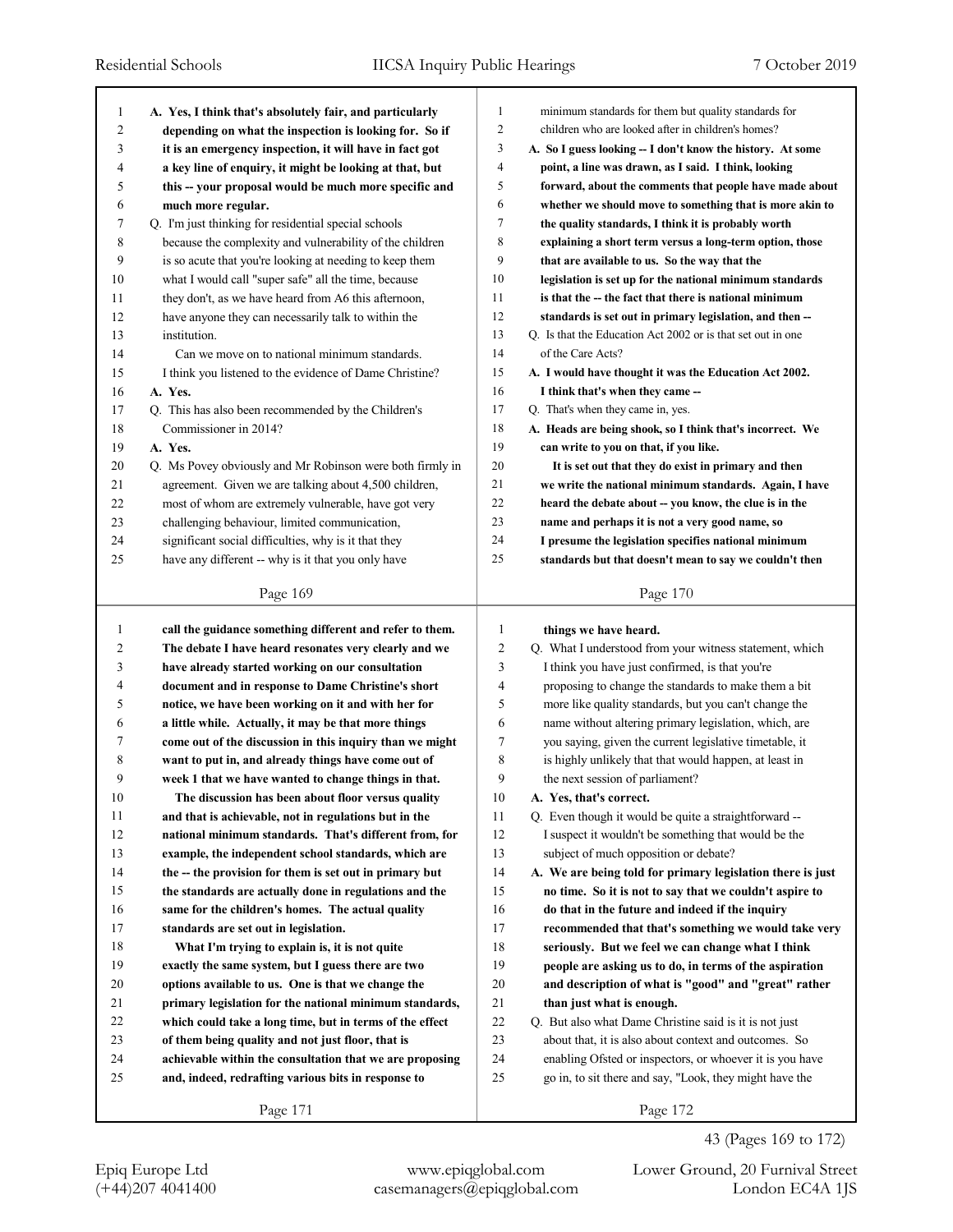A. Yes, I think that's absolutely fair, and particularly depending on what the inspection is looking for. So if it is an emergency inspection, it will have in fact got a key line of enquiry, it might be looking at that, but this -- your proposal would be much more specific and much more regular.

Q. I'm just thinking for residential special schools because the complexity and vulnerability of the children is so acute that you're looking at needing to keep them what I would call "super safe" all the time, because they don't, as we have heard from A6 this afternoon, have anyone they can necessarily talk to within the institution.

Can we move on to national minimum standards. I think you listened to the evidence of Dame Christine?

A. Yes.

Q. This has also been recommended by the Children's Commissioner in 2014?

A. Yes.

Q. Ms Povey obviously and Mr Robinson were both firmly in agreement. Given we are talking about 4,500 children, most of whom are extremely vulnerable, have got very challenging behaviour, limited communication, significant social difficulties, why is it that they have any different -- why is it that you only have minimum standards for them but quality standards for children who are looked after in children's homes?

A. So I guess looking -- I don't know the history. At some point, a line was drawn, as I said. I think, looking forward, about the comments that people have made about whether we should move to something that is more akin to the quality standards, I think it is probably worth explaining a short term versus a long-term option, those that are available to us. So the way that the legislation is set up for the national minimum standards is that the -- the fact that there is national minimum standards is set out in primary legislation, and then --

Q. Is that the Education Act 2002 or is that set out in one of the Care Acts?

A. I would have thought it was the Education Act 2002. I think that's when they came --

Q. That's when they came in, yes.

A. Heads are being shook, so I think that's incorrect. We can write to you on that, if you like.

It is set out that they do exist in primary and then we write the national minimum standards. Again, I have heard the debate about -- you know, the clue is in the name and perhaps it is not a very good name, so I presume the legislation specifies national minimum standards but that doesn't mean to say we couldn't then call the guidance something different and refer to them. The debate I have heard resonates very clearly and we have already started working on our consultation document and in response to Dame Christine's short notice, we have been working on it and with her for a little while. Actually, it may be that more things come out of the discussion in this inquiry than we might want to put in, and already things have come out of week 1 that we have wanted to change things in that.

The discussion has been about floor versus quality and that is achievable, not in regulations but in the national minimum standards. That's different from, for example, the independent school standards, which are the -- the provision for them is set out in primary but the standards are actually done in regulations and the same for the children's homes. The actual quality standards are set out in legislation.

What I'm trying to explain is, it is not quite exactly the same system, but I guess there are two options available to us. One is that we change the primary legislation for the national minimum standards, which could take a long time, but in terms of the effect of them being quality and not just floor, that is achievable within the consultation that we are proposing and, indeed, redrafting various bits in response to things we have heard.

Q. What I understood from your witness statement, which I think you have just confirmed, is that you're proposing to change the standards to make them a bit more like quality standards, but you can't change the name without altering primary legislation, which, are you saying, given the current legislative timetable, it is highly unlikely that that would happen, at least in the next session of parliament?

A. Yes, that's correct.

Q. Even though it would be quite a straightforward -- I suspect it wouldn't be something that would be the subject of much opposition or debate?

A. We are being told for primary legislation there is just no time. So it is not to say that we couldn't aspire to do that in the future and indeed if the inquiry recommended that that's something we would take very seriously. But we feel we can change what I think people are asking us to do, in terms of the aspiration and description of what is "good" and "great" rather than just what is enough.

Q. But also what Dame Christine said is it is not just about that, it is also about context and outcomes. So enabling Ofsted or inspectors, or whoever it is you have go in, to sit there and say, "Look, they might have the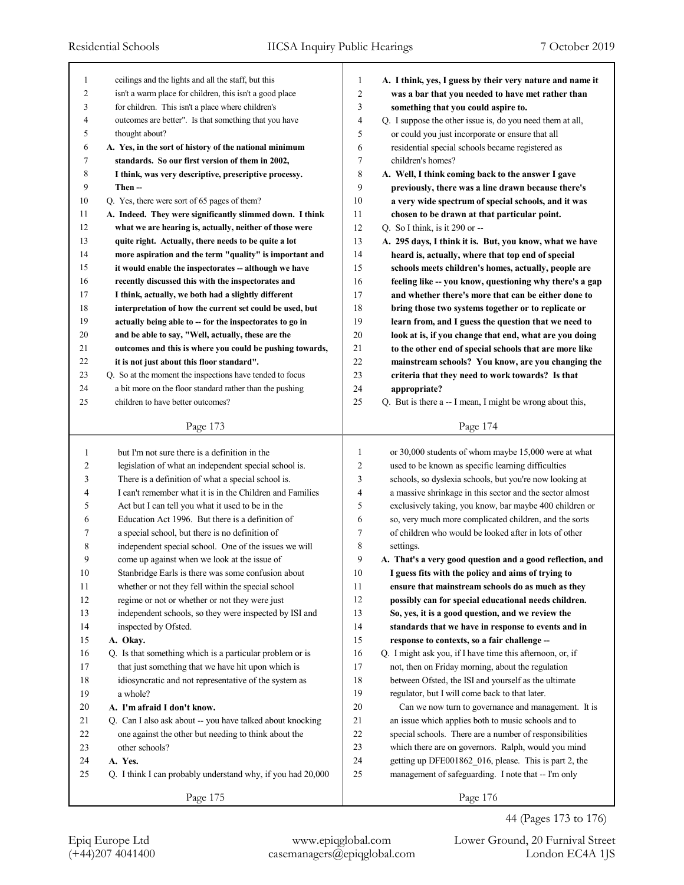ceilings and the lights and all the staff, but this isn't a warm place for children, this isn't a good place for children. This isn't a place where children's outcomes are better". Is that something that you have thought about?

**A. Yes, in the sort of history of the national minimum standards. So our first version of them in 2002, I think, was very descriptive, prescriptive processy. Then --**

Q. Yes, there were sort of 65 pages of them?

**A. Indeed. They were significantly slimmed down. I think what we are hearing is, actually, neither of those were quite right. Actually, there needs to be quite a lot more aspiration and the term "quality" is important and it would enable the inspectorates -- although we have recently discussed this with the inspectorates and I think, actually, we both had a slightly different interpretation of how the current set could be used, but actually being able to -- for the inspectorates to go in and be able to say, "Well, actually, these are the outcomes and this is where you could be pushing towards, it is not just about this floor standard".**

Q. So at the moment the inspections have tended to focus a bit more on the floor standard rather than the pushing children to have better outcomes?

**A. I think, yes, I guess by their very nature and name it was a bar that you needed to have met rather than something that you could aspire to.**

Q. I suppose the other issue is, do you need them at all, or could you just incorporate or ensure that all residential special schools became registered as children's homes?

**A. Well, I think coming back to the answer I gave previously, there was a line drawn because there's a very wide spectrum of special schools, and it was chosen to be drawn at that particular point.**

Q. So I think, is it 290 or --

**A. 295 days, I think it is. But, you know, what we have heard is, actually, where that top end of special schools meets children's homes, actually, people are feeling like -- you know, questioning why there's a gap and whether there's more that can be either done to bring those two systems together or to replicate or learn from, and I guess the question that we need to look at is, if you change that end, what are you doing to the other end of special schools that are more like mainstream schools? You know, are you changing the criteria that they need to work towards? Is that appropriate?**

Q. But is there a -- I mean, I might be wrong about this, but I'm not sure there is a definition in the legislation of what an independent special school is. There is a definition of what a special school is. I can't remember what it is in the Children and Families Act but I can tell you what it used to be in the Education Act 1996. But there is a definition of a special school, but there is no definition of independent special school. One of the issues we will come up against when we look at the issue of Stanbridge Earls is there was some confusion about whether or not they fell within the special school regime or not or whether or not they were just independent schools, so they were inspected by ISI and inspected by Ofsted.

**A. Okay.**

Q. Is that something which is a particular problem or is that just something that we have hit upon which is idiosyncratic and not representative of the system as a whole?

**A. I'm afraid I don't know.**

Q. Can I also ask about -- you have talked about knocking one against the other but needing to think about the other schools?

**A. Yes.**

Q. I think I can probably understand why, if you had 20,000 or 30,000 students of whom maybe 15,000 were at what used to be known as specific learning difficulties schools, so dyslexia schools, but you're now looking at a massive shrinkage in this sector and the sector almost exclusively taking, you know, bar maybe 400 children or so, very much more complicated children, and the sorts of children who would be looked after in lots of other settings.

**A. That's a very good question and a good reflection, and I guess fits with the policy and aims of trying to ensure that mainstream schools do as much as they possibly can for special educational needs children. So, yes, it is a good question, and we review the standards that we have in response to events and in response to contexts, so a fair challenge --**

Q. I might ask you, if I have time this afternoon, or, if not, then on Friday morning, about the regulation between Ofsted, the ISI and yourself as the ultimate regulator, but I will come back to that later.

Can we now turn to governance and management. It is an issue which applies both to music schools and to special schools. There are a number of responsibilities which there are on governors. Ralph, would you mind getting up DFE001862_016, please. This is part 2, the management of safeguarding. I note that -- I'm only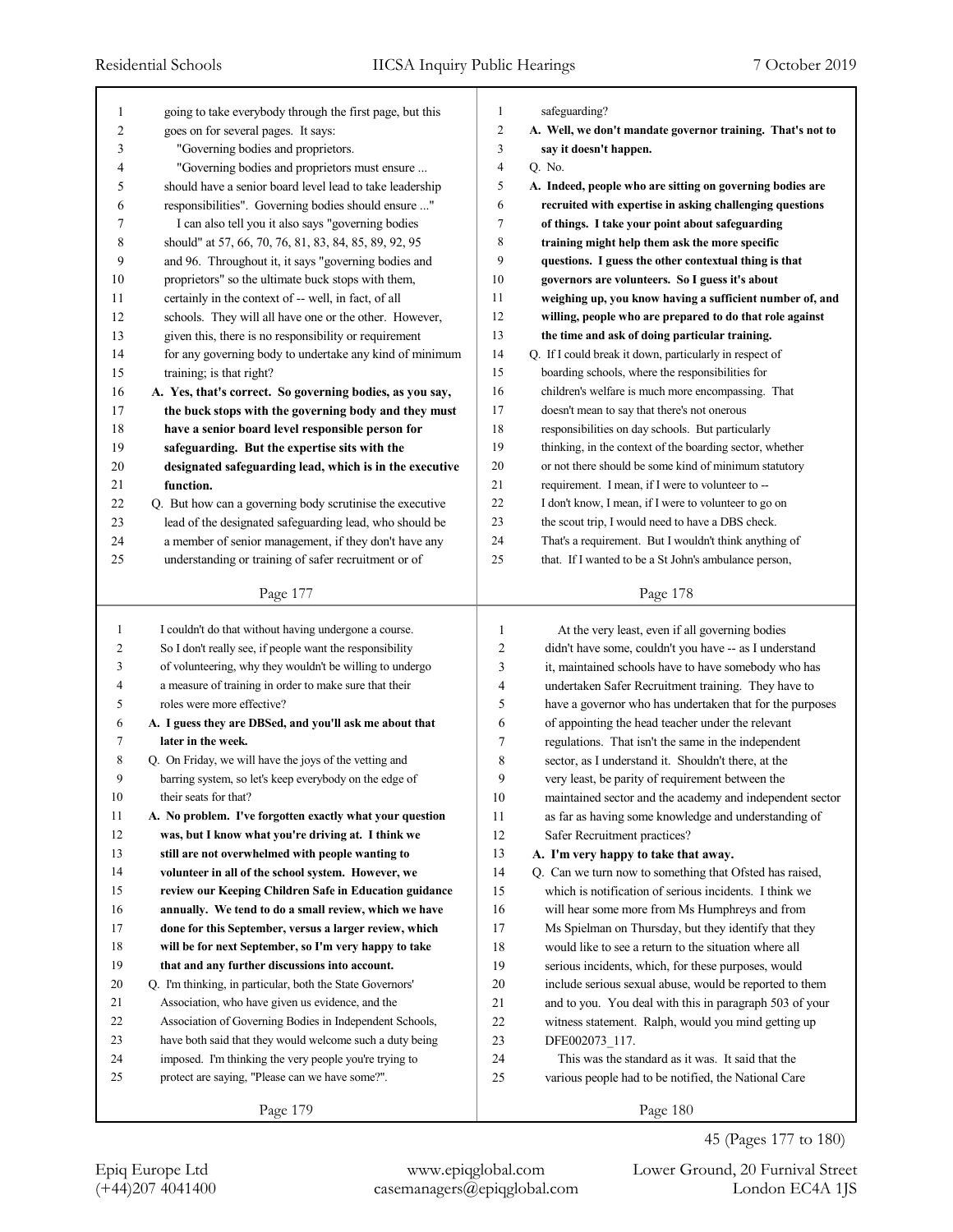going to take everybody through the first page, but this goes on for several pages. It says:

"Governing bodies and proprietors.

"Governing bodies and proprietors must ensure ... should have a senior board level lead to take leadership responsibilities". Governing bodies should ensure ..."

I can also tell you it also says "governing bodies should" at 57, 66, 70, 76, 81, 83, 84, 85, 89, 92, 95 and 96. Throughout it, it says "governing bodies and proprietors" so the ultimate buck stops with them, certainly in the context of -- well, in fact, of all schools. They will all have one or the other. However, given this, there is no responsibility or requirement for any governing body to undertake any kind of minimum training; is that right?

**A. Yes, that's correct. So governing bodies, as you say, the buck stops with the governing body and they must have a senior board level responsible person for safeguarding. But the expertise sits with the designated safeguarding lead, which is in the executive function.**

Q. But how can a governing body scrutinise the executive lead of the designated safeguarding lead, who should be a member of senior management, if they don't have any understanding or training of safer recruitment or of safeguarding?

**A. Well, we don't mandate governor training. That's not to say it doesn't happen.**

Q. No.

**A. Indeed, people who are sitting on governing bodies are recruited with expertise in asking challenging questions of things. I take your point about safeguarding training might help them ask the more specific questions. I guess the other contextual thing is that governors are volunteers. So I guess it's about weighing up, you know having a sufficient number of, and willing, people who are prepared to do that role against the time and ask of doing particular training.**

Q. If I could break it down, particularly in respect of boarding schools, where the responsibilities for children's welfare is much more encompassing. That doesn't mean to say that there's not onerous responsibilities on day schools. But particularly thinking, in the context of the boarding sector, whether or not there should be some kind of minimum statutory requirement. I mean, if I were to volunteer to -- I don't know, I mean, if I were to volunteer to go on the scout trip, I would need to have a DBS check. That's a requirement. But I wouldn't think anything of that. If I wanted to be a St John's ambulance person, I couldn't do that without having undergone a course. So I don't really see, if people want the responsibility of volunteering, why they wouldn't be willing to undergo a measure of training in order to make sure that their roles were more effective?

**A. I guess they are DBSed, and you'll ask me about that later in the week.**

Q. On Friday, we will have the joys of the vetting and barring system, so let's keep everybody on the edge of their seats for that?

**A. No problem. I've forgotten exactly what your question was, but I know what you're driving at. I think we still are not overwhelmed with people wanting to volunteer in all of the school system. However, we review our Keeping Children Safe in Education guidance annually. We tend to do a small review, which we have done for this September, versus a larger review, which will be for next September, so I'm very happy to take that and any further discussions into account.**

Q. I'm thinking, in particular, both the State Governors' Association, who have given us evidence, and the Association of Governing Bodies in Independent Schools, have both said that they would welcome such a duty being imposed. I'm thinking the very people you're trying to protect are saying, "Please can we have some?".

At the very least, even if all governing bodies didn't have some, couldn't you have -- as I understand it, maintained schools have to have somebody who has undertaken Safer Recruitment training. They have to have a governor who has undertaken that for the purposes of appointing the head teacher under the relevant regulations. That isn't the same in the independent sector, as I understand it. Shouldn't there, at the very least, be parity of requirement between the maintained sector and the academy and independent sector as far as having some knowledge and understanding of Safer Recruitment practices?

**A. I'm very happy to take that away.**

Q. Can we turn now to something that Ofsted has raised, which is notification of serious incidents. I think we will hear some more from Ms Humphreys and from Ms Spielman on Thursday, but they identify that they would like to see a return to the situation where all serious incidents, which, for these purposes, would include serious sexual abuse, would be reported to them and to you. You deal with this in paragraph 503 of your witness statement. Ralph, would you mind getting up DFE002073_117.

This was the standard as it was. It said that the various people had to be notified, the National Care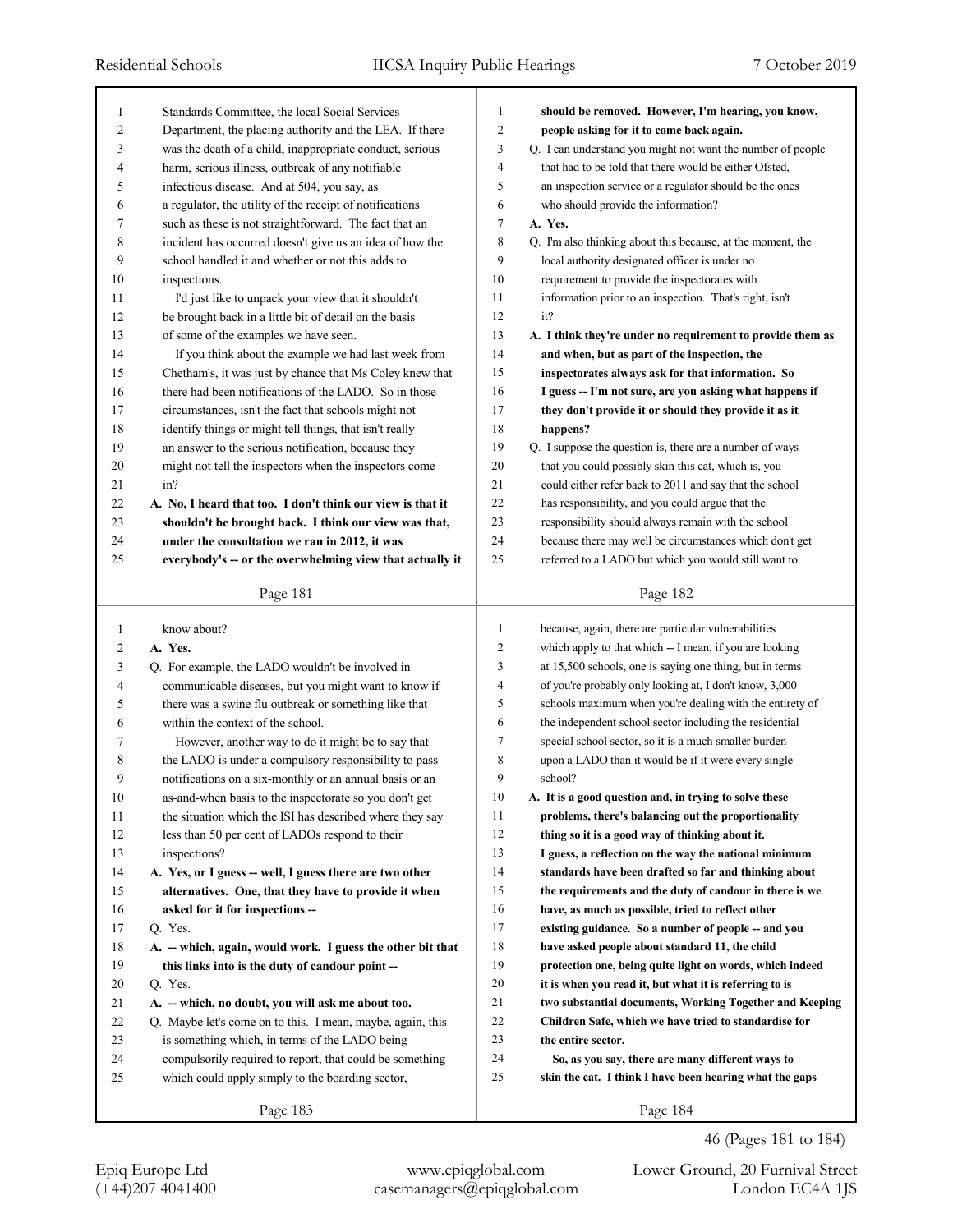Standards Committee, the local Social Services Department, the placing authority and the LEA. If there was the death of a child, inappropriate conduct, serious harm, serious illness, outbreak of any notifiable infectious disease. And at 504, you say, as a regulator, the utility of the receipt of notifications such as these is not straightforward. The fact that an incident has occurred doesn't give us an idea of how the school handled it and whether or not this adds to inspections.

I'd just like to unpack your view that it shouldn't be brought back in a little bit of detail on the basis of some of the examples we have seen.

If you think about the example we had last week from Chetham's, it was just by chance that Ms Coley knew that there had been notifications of the LADO. So in those circumstances, isn't the fact that schools might not identify things or might tell things, that isn't really an answer to the serious notification, because they might not tell the inspectors when the inspectors come in?

**A. No, I heard that too. I don't think our view is that it shouldn't be brought back. I think our view was that, under the consultation we ran in 2012, it was everybody's -- or the overwhelming view that actually it should be removed. However, I'm hearing, you know, people asking for it to come back again.**

Q. I can understand you might not want the number of people that had to be told that there would be either Ofsted, an inspection service or a regulator should be the ones who should provide the information?

**A. Yes.**

Q. I'm also thinking about this because, at the moment, the local authority designated officer is under no requirement to provide the inspectorates with information prior to an inspection. That's right, isn't it?

**A. I think they're under no requirement to provide them as and when, but as part of the inspection, the inspectorates always ask for that information. So I guess -- I'm not sure, are you asking what happens if they don't provide it or should they provide it as it happens?**

Q. I suppose the question is, there are a number of ways that you could possibly skin this cat, which is, you could either refer back to 2011 and say that the school has responsibility, and you could argue that the responsibility should always remain with the school because there may well be circumstances which don't get referred to a LADO but which you would still want to know about?

**A. Yes.**

Q. For example, the LADO wouldn't be involved in communicable diseases, but you might want to know if there was a swine flu outbreak or something like that within the context of the school.

However, another way to do it might be to say that the LADO is under a compulsory responsibility to pass notifications on a six-monthly or an annual basis or an as-and-when basis to the inspectorate so you don't get the situation which the ISI has described where they say less than 50 per cent of LADOs respond to their inspections?

**A. Yes, or I guess -- well, I guess there are two other alternatives. One, that they have to provide it when asked for it for inspections --**

Q. Yes.

**A. -- which, again, would work. I guess the other bit that this links into is the duty of candour point --**

Q. Yes.

**A. -- which, no doubt, you will ask me about too.**

Q. Maybe let's come on to this. I mean, maybe, again, this is something which, in terms of the LADO being compulsorily required to report, that could be something which could apply simply to the boarding sector, because, again, there are particular vulnerabilities which apply to that which -- I mean, if you are looking at 15,500 schools, one is saying one thing, but in terms of you're probably only looking at, I don't know, 3,000 schools maximum when you're dealing with the entirety of the independent school sector including the residential special school sector, so it is a much smaller burden upon a LADO than it would be if it were every single school?

**A. It is a good question and, in trying to solve these problems, there's balancing out the proportionality thing so it is a good way of thinking about it. I guess, a reflection on the way the national minimum standards have been drafted so far and thinking about the requirements and the duty of candour in there is we have, as much as possible, tried to reflect other existing guidance. So a number of people -- and you have asked people about standard 11, the child protection one, being quite light on words, which indeed it is when you read it, but what it is referring to is two substantial documents, Working Together and Keeping Children Safe, which we have tried to standardise for the entire sector.**

**So, as you say, there are many different ways to skin the cat. I think I have been hearing what the gaps**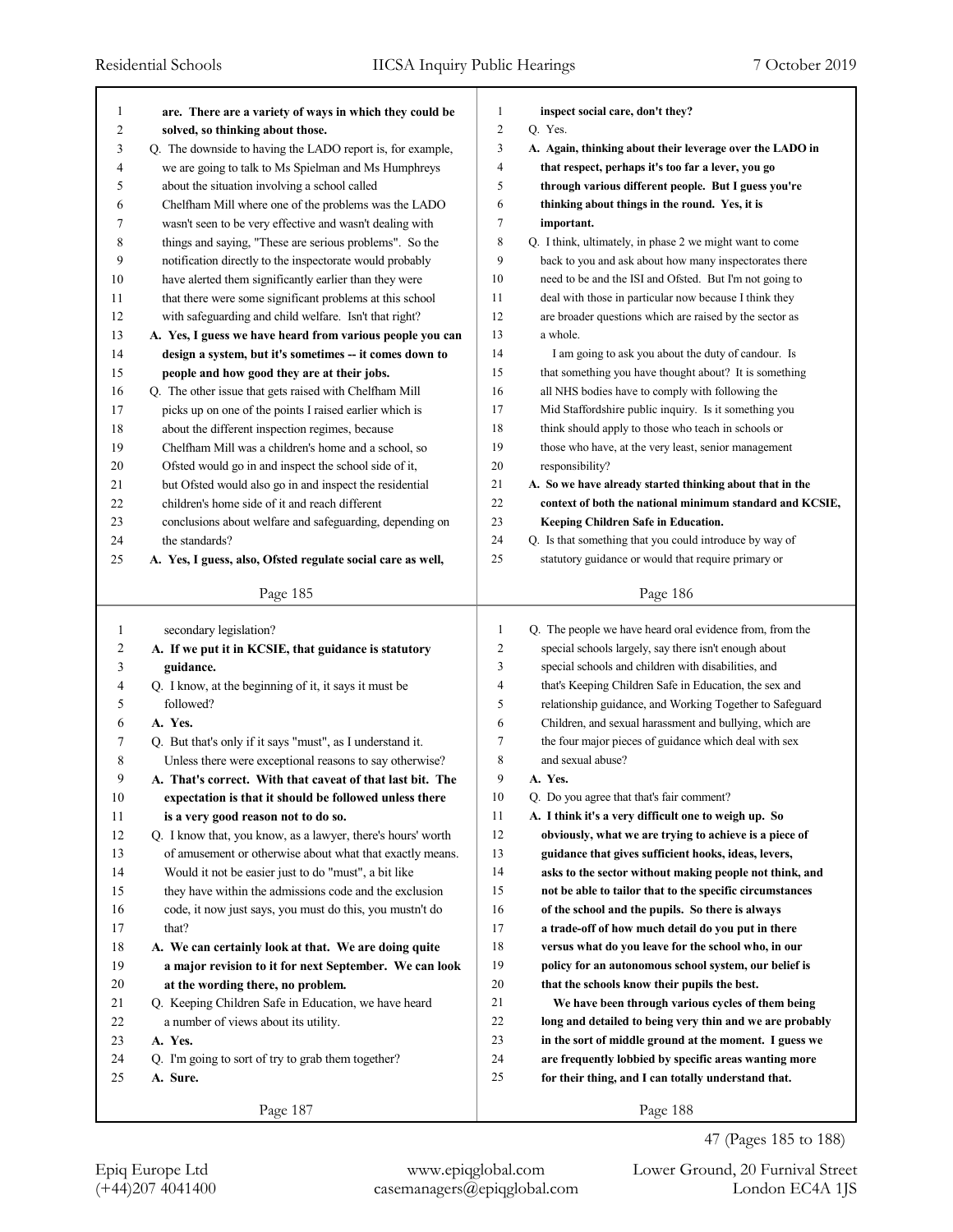**are. There are a variety of ways in which they could be solved, so thinking about those.**

Q. The downside to having the LADO report is, for example, we are going to talk to Ms Spielman and Ms Humphreys about the situation involving a school called Chelfham Mill where one of the problems was the LADO wasn't seen to be very effective and wasn't dealing with things and saying, "These are serious problems". So the notification directly to the inspectorate would probably have alerted them significantly earlier than they were that there were some significant problems at this school with safeguarding and child welfare. Isn't that right?

**A. Yes, I guess we have heard from various people you can design a system, but it's sometimes -- it comes down to people and how good they are at their jobs.**

Q. The other issue that gets raised with Chelfham Mill picks up on one of the points I raised earlier which is about the different inspection regimes, because Chelfham Mill was a children's home and a school, so Ofsted would go in and inspect the school side of it, but Ofsted would also go in and inspect the residential children's home side of it and reach different conclusions about welfare and safeguarding, depending on the standards?

**A. Yes, I guess, also, Ofsted regulate social care as well, inspect social care, don't they?**

Q. Yes.

**A. Again, thinking about their leverage over the LADO in that respect, perhaps it's too far a lever, you go through various different people. But I guess you're thinking about things in the round. Yes, it is important.**

Q. I think, ultimately, in phase 2 we might want to come back to you and ask about how many inspectorates there need to be and the ISI and Ofsted. But I'm not going to deal with those in particular now because I think they are broader questions which are raised by the sector as a whole.

I am going to ask you about the duty of candour. Is that something you have thought about? It is something all NHS bodies have to comply with following the Mid Staffordshire public inquiry. Is it something you think should apply to those who teach in schools or those who have, at the very least, senior management responsibility?

**A. So we have already started thinking about that in the context of both the national minimum standard and KCSIE, Keeping Children Safe in Education.**

Q. Is that something that you could introduce by way of statutory guidance or would that require primary or secondary legislation?

**A. If we put it in KCSIE, that guidance is statutory guidance.**

Q. I know, at the beginning of it, it says it must be followed?

**A. Yes.**

Q. But that's only if it says "must", as I understand it. Unless there were exceptional reasons to say otherwise?

**A. That's correct. With that caveat of that last bit. The expectation is that it should be followed unless there is a very good reason not to do so.**

Q. I know that, you know, as a lawyer, there's hours' worth of amusement or otherwise about what that exactly means. Would it not be easier just to do "must", a bit like they have within the admissions code and the exclusion code, it now just says, you must do this, you mustn't do that?

**A. We can certainly look at that. We are doing quite a major revision to it for next September. We can look at the wording there, no problem.**

Q. Keeping Children Safe in Education, we have heard a number of views about its utility.

**A. Yes.**

Q. I'm going to sort of try to grab them together?

**A. Sure.**

Q. The people we have heard oral evidence from, from the special schools largely, say there isn't enough about special schools and children with disabilities, and that's Keeping Children Safe in Education, the sex and relationship guidance, and Working Together to Safeguard Children, and sexual harassment and bullying, which are the four major pieces of guidance which deal with sex and sexual abuse?

**A. Yes.**

Q. Do you agree that that's fair comment?

**A. I think it's a very difficult one to weigh up. So obviously, what we are trying to achieve is a piece of guidance that gives sufficient hooks, ideas, levers, asks to the sector without making people not think, and not be able to tailor that to the specific circumstances of the school and the pupils. So there is always a trade-off of how much detail do you put in there versus what do you leave for the school who, in our policy for an autonomous school system, our belief is that the schools know their pupils the best.**

**We have been through various cycles of them being long and detailed to being very thin and we are probably in the sort of middle ground at the moment. I guess we are frequently lobbied by specific areas wanting more for their thing, and I can totally understand that.**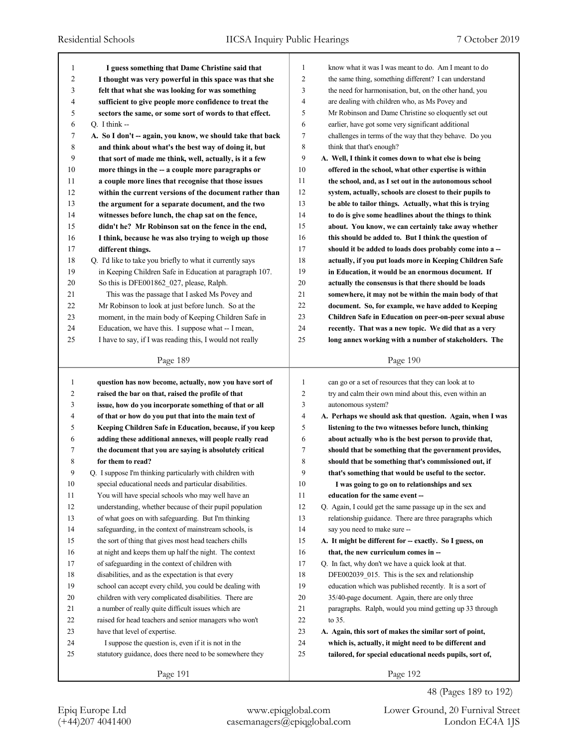**I guess something that Dame Christine said that I thought was very powerful in this space was that she felt that what she was looking for was something sufficient to give people more confidence to treat the sectors the same, or some sort of words to that effect.**

Q. I think --

**A. So I don't -- again, you know, we should take that back and think about what's the best way of doing it, but that sort of made me think, well, actually, is it a few more things in the -- a couple more paragraphs or a couple more lines that recognise that those issues within the current versions of the document rather than the argument for a separate document, and the two witnesses before lunch, the chap sat on the fence, didn't he? Mr Robinson sat on the fence in the end, I think, because he was also trying to weigh up those different things.**

Q. I'd like to take you briefly to what it currently says in Keeping Children Safe in Education at paragraph 107. So this is DFE001862_027, please, Ralph.

This was the passage that I asked Ms Povey and Mr Robinson to look at just before lunch. So at the moment, in the main body of Keeping Children Safe in Education, we have this. I suppose what -- I mean, I have to say, if I was reading this, I would not really know what it was I was meant to do. Am I meant to do the same thing, something different? I can understand the need for harmonisation, but, on the other hand, you are dealing with children who, as Ms Povey and Mr Robinson and Dame Christine so eloquently set out earlier, have got some very significant additional challenges in terms of the way that they behave. Do you think that that's enough?

**A. Well, I think it comes down to what else is being offered in the school, what other expertise is within the school, and, as I set out in the autonomous school system, actually, schools are closest to their pupils to be able to tailor things. Actually, what this is trying to do is give some headlines about the things to think about. You know, we can certainly take away whether this should be added to. But I think the question of should it be added to loads does probably come into a -- actually, if you put loads more in Keeping Children Safe in Education, it would be an enormous document. If actually the consensus is that there should be loads somewhere, it may not be within the main body of that document. So, for example, we have added to Keeping Children Safe in Education on peer-on-peer sexual abuse recently. That was a new topic. We did that as a very long annex working with a number of stakeholders. The question has now become, actually, now you have sort of raised the bar on that, raised the profile of that issue, how do you incorporate something of that or all of that or how do you put that into the main text of Keeping Children Safe in Education, because, if you keep adding these additional annexes, will people really read the document that you are saying is absolutely critical for them to read?**

Q. I suppose I'm thinking particularly with children with special educational needs and particular disabilities. You will have special schools who may well have an understanding, whether because of their pupil population of what goes on with safeguarding. But I'm thinking safeguarding, in the context of mainstream schools, is the sort of thing that gives most head teachers chills at night and keeps them up half the night. The context of safeguarding in the context of children with disabilities, and as the expectation is that every school can accept every child, you could be dealing with children with very complicated disabilities. There are a number of really quite difficult issues which are raised for head teachers and senior managers who won't have that level of expertise.

I suppose the question is, even if it is not in the statutory guidance, does there need to be somewhere they can go or a set of resources that they can look at to try and calm their own mind about this, even within an autonomous system?

**A. Perhaps we should ask that question. Again, when I was listening to the two witnesses before lunch, thinking about actually who is the best person to provide that, should that be something that the government provides, should that be something that's commissioned out, if that's something that would be useful to the sector.**

**I was going to go on to relationships and sex education for the same event --**

Q. Again, I could get the same passage up in the sex and relationship guidance. There are three paragraphs which say you need to make sure --

**A. It might be different for -- exactly. So I guess, on that, the new curriculum comes in --**

Q. In fact, why don't we have a quick look at that. DFE002039_015. This is the sex and relationship education which was published recently. It is a sort of 35/40-page document. Again, there are only three paragraphs. Ralph, would you mind getting up 33 through to 35.

**A. Again, this sort of makes the similar sort of point, which is, actually, it might need to be different and tailored, for special educational needs pupils, sort of,**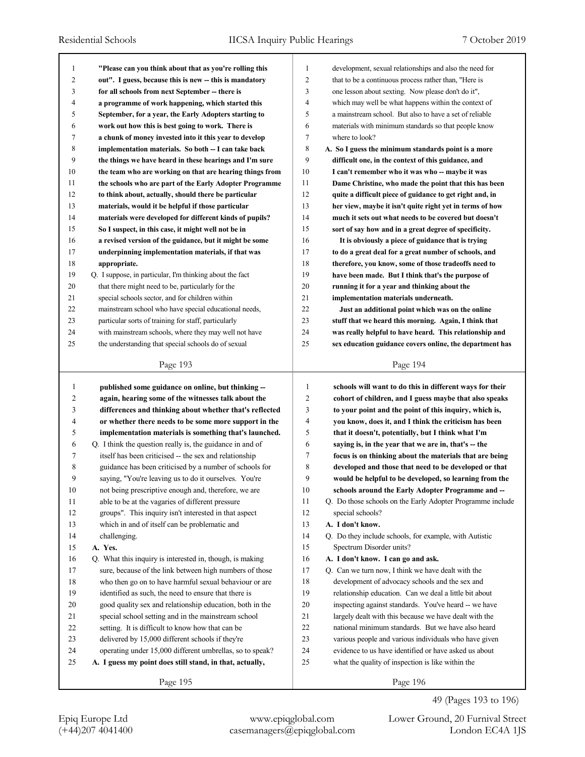**"Please can you think about that as you're rolling this out". I guess, because this is new -- this is mandatory for all schools from next September -- there is a programme of work happening, which started this September, for a year, the Early Adopters starting to work out how this is best going to work. There is a chunk of money invested into it this year to develop implementation materials. So both -- I can take back the things we have heard in these hearings and I'm sure the team who are working on that are hearing things from the schools who are part of the Early Adopter Programme to think about, actually, should there be particular materials, would it be helpful if those particular materials were developed for different kinds of pupils? So I suspect, in this case, it might well not be in a revised version of the guidance, but it might be some underpinning implementation materials, if that was appropriate.**

Q. I suppose, in particular, I'm thinking about the fact that there might need to be, particularly for the special schools sector, and for children within mainstream school who have special educational needs, particular sorts of training for staff, particularly with mainstream schools, where they may well not have the understanding that special schools do of sexual development, sexual relationships and also the need for that to be a continuous process rather than, "Here is one lesson about sexting. Now please don't do it", which may well be what happens within the context of a mainstream school. But also to have a set of reliable materials with minimum standards so that people know where to look?

**A. So I guess the minimum standards point is a more difficult one, in the context of this guidance, and I can't remember who it was who -- maybe it was Dame Christine, who made the point that this has been quite a difficult piece of guidance to get right and, in her view, maybe it isn't quite right yet in terms of how much it sets out what needs to be covered but doesn't sort of say how and in a great degree of specificity.**

**It is obviously a piece of guidance that is trying to do a great deal for a great number of schools, and therefore, you know, some of those tradeoffs need to have been made. But I think that's the purpose of running it for a year and thinking about the implementation materials underneath.**

**Just an additional point which was on the online stuff that we heard this morning. Again, I think that was really helpful to have heard. This relationship and sex education guidance covers online, the department has published some guidance on online, but thinking -- again, hearing some of the witnesses talk about the differences and thinking about whether that's reflected or whether there needs to be some more support in the implementation materials is something that's launched.**

Q. I think the question really is, the guidance in and of itself has been criticised -- the sex and relationship guidance has been criticised by a number of schools for saying, "You're leaving us to do it ourselves. You're not being prescriptive enough and, therefore, we are able to be at the vagaries of different pressure groups". This inquiry isn't interested in that aspect which in and of itself can be problematic and challenging.

**A. Yes.**

Q. What this inquiry is interested in, though, is making sure, because of the link between high numbers of those who then go on to have harmful sexual behaviour or are identified as such, the need to ensure that there is good quality sex and relationship education, both in the special school setting and in the mainstream school setting. It is difficult to know how that can be delivered by 15,000 different schools if they're operating under 15,000 different umbrellas, so to speak?

**A. I guess my point does still stand, in that, actually, schools will want to do this in different ways for their cohort of children, and I guess maybe that also speaks to your point and the point of this inquiry, which is, you know, does it, and I think the criticism has been that it doesn't, potentially, but I think what I'm saying is, in the year that we are in, that's -- the focus is on thinking about the materials that are being developed and those that need to be developed or that would be helpful to be developed, so learning from the schools around the Early Adopter Programme and --**

Q. Do those schools on the Early Adopter Programme include special schools?

**A. I don't know.**

Q. Do they include schools, for example, with Autistic Spectrum Disorder units?

**A. I don't know. I can go and ask.**

Q. Can we turn now, I think we have dealt with the development of advocacy schools and the sex and relationship education. Can we deal a little bit about inspecting against standards. You've heard -- we have largely dealt with this because we have dealt with the national minimum standards. But we have also heard various people and various individuals who have given evidence to us have identified or have asked us about what the quality of inspection is like within the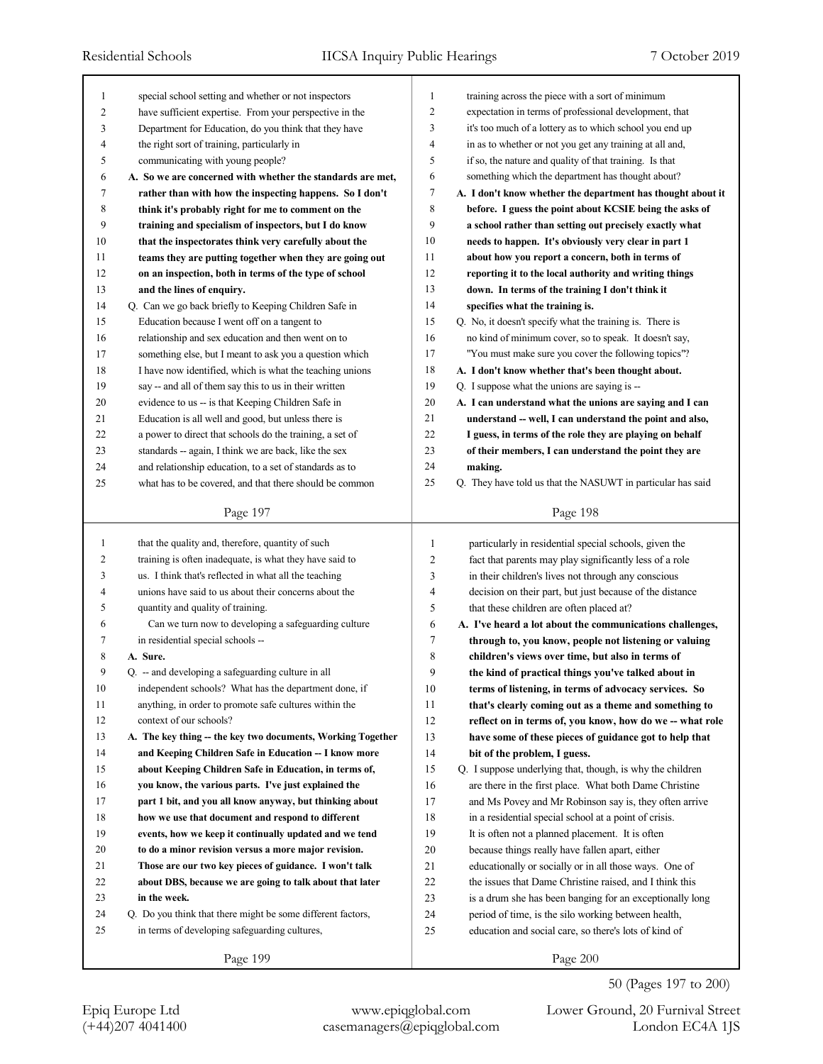special school setting and whether or not inspectors have sufficient expertise. From your perspective in the Department for Education, do you think that they have the right sort of training, particularly in communicating with young people?

**A. So we are concerned with whether the standards are met, rather than with how the inspecting happens. So I don't think it's probably right for me to comment on the training and specialism of inspectors, but I do know that the inspectorates think very carefully about the teams they are putting together when they are going out on an inspection, both in terms of the type of school and the lines of enquiry.**

Q. Can we go back briefly to Keeping Children Safe in Education because I went off on a tangent to relationship and sex education and then went on to something else, but I meant to ask you a question which I have now identified, which is what the teaching unions say -- and all of them say this to us in their written evidence to us -- is that Keeping Children Safe in Education is all well and good, but unless there is a power to direct that schools do the training, a set of standards -- again, I think we are back, like the sex and relationship education, to a set of standards as to what has to be covered, and that there should be common training across the piece with a sort of minimum expectation in terms of professional development, that it's too much of a lottery as to which school you end up in as to whether or not you get any training at all and, if so, the nature and quality of that training. Is that something which the department has thought about?

**A. I don't know whether the department has thought about it before. I guess the point about KCSIE being the asks of a school rather than setting out precisely exactly what needs to happen. It's obviously very clear in part 1 about how you report a concern, both in terms of reporting it to the local authority and writing things down. In terms of the training I don't think it specifies what the training is.**

Q. No, it doesn't specify what the training is. There is no kind of minimum cover, so to speak. It doesn't say, "You must make sure you cover the following topics"?

**A. I don't know whether that's been thought about.**

Q. I suppose what the unions are saying is --

**A. I can understand what the unions are saying and I can understand -- well, I can understand the point and also, I guess, in terms of the role they are playing on behalf of their members, I can understand the point they are making.**

Q. They have told us that the NASUWT in particular has said that the quality and, therefore, quantity of such training is often inadequate, is what they have said to us. I think that's reflected in what all the teaching unions have said to us about their concerns about the quantity and quality of training.

Can we turn now to developing a safeguarding culture in residential special schools --

**A. Sure.**

Q. -- and developing a safeguarding culture in all independent schools? What has the department done, if anything, in order to promote safe cultures within the context of our schools?

**A. The key thing -- the key two documents, Working Together and Keeping Children Safe in Education -- I know more about Keeping Children Safe in Education, in terms of, you know, the various parts. I've just explained the part 1 bit, and you all know anyway, but thinking about how we use that document and respond to different events, how we keep it continually updated and we tend to do a minor revision versus a more major revision. Those are our two key pieces of guidance. I won't talk about DBS, because we are going to talk about that later in the week.**

Q. Do you think that there might be some different factors, in terms of developing safeguarding cultures, particularly in residential special schools, given the fact that parents may play significantly less of a role in their children's lives not through any conscious decision on their part, but just because of the distance that these children are often placed at?

**A. I've heard a lot about the communications challenges, through to, you know, people not listening or valuing children's views over time, but also in terms of the kind of practical things you've talked about in terms of listening, in terms of advocacy services. So that's clearly coming out as a theme and something to reflect on in terms of, you know, how do we -- what role have some of these pieces of guidance got to help that bit of the problem, I guess.**

Q. I suppose underlying that, though, is why the children are there in the first place. What both Dame Christine and Ms Povey and Mr Robinson say is, they often arrive in a residential special school at a point of crisis. It is often not a planned placement. It is often because things really have fallen apart, either educationally or socially or in all those ways. One of the issues that Dame Christine raised, and I think this is a drum she has been banging for an exceptionally long period of time, is the silo working between health, education and social care, so there's lots of kind of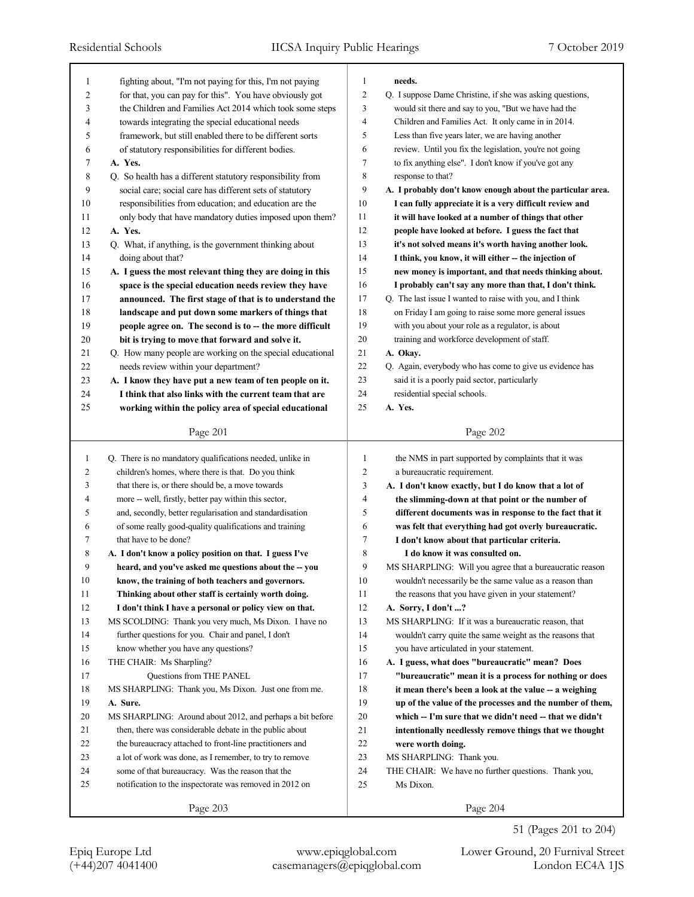fighting about, "I'm not paying for this, I'm not paying for that, you can pay for this". You have obviously got the Children and Families Act 2014 which took some steps towards integrating the special educational needs framework, but still enabled there to be different sorts of statutory responsibilities for different bodies.

**A. Yes.**

Q. So health has a different statutory responsibility from social care; social care has different sets of statutory responsibilities from education; and education are the only body that have mandatory duties imposed upon them?

**A. Yes.**

Q. What, if anything, is the government thinking about doing about that?

**A. I guess the most relevant thing they are doing in this space is the special education needs review they have announced. The first stage of that is to understand the landscape and put down some markers of things that people agree on. The second is to -- the more difficult bit is trying to move that forward and solve it.**

Q. How many people are working on the special educational needs review within your department?

**A. I know they have put a new team of ten people on it. I think that also links with the current team that are working within the policy area of special educational needs.**

Q. I suppose Dame Christine, if she was asking questions, would sit there and say to you, "But we have had the Children and Families Act. It only came in in 2014. Less than five years later, we are having another review. Until you fix the legislation, you're not going to fix anything else". I don't know if you've got any response to that?

**A. I probably don't know enough about the particular area. I can fully appreciate it is a very difficult review and it will have looked at a number of things that other people have looked at before. I guess the fact that it's not solved means it's worth having another look. I think, you know, it will either -- the injection of new money is important, and that needs thinking about. I probably can't say any more than that, I don't think.**

Q. The last issue I wanted to raise with you, and I think on Friday I am going to raise some more general issues with you about your role as a regulator, is about training and workforce development of staff.

**A. Okay.**

Q. Again, everybody who has come to give us evidence has said it is a poorly paid sector, particularly residential special schools.

**A. Yes.**

Q. There is no mandatory qualifications needed, unlike in children's homes, where there is that. Do you think that there is, or there should be, a move towards more -- well, firstly, better pay within this sector, and, secondly, better regularisation and standardisation of some really good-quality qualifications and training that have to be done?

**A. I don't know a policy position on that. I guess I've heard, and you've asked me questions about the -- you know, the training of both teachers and governors. Thinking about other staff is certainly worth doing. I don't think I have a personal or policy view on that.**

MS SCOLDING: Thank you very much, Ms Dixon. I have no further questions for you. Chair and panel, I don't know whether you have any questions?

THE CHAIR: Ms Sharpling?

Questions from THE PANEL

MS SHARPLING: Thank you, Ms Dixon. Just one from me.

**A. Sure.**

MS SHARPLING: Around about 2012, and perhaps a bit before then, there was considerable debate in the public about the bureaucracy attached to front-line practitioners and a lot of work was done, as I remember, to try to remove some of that bureaucracy. Was the reason that the notification to the inspectorate was removed in 2012 on the NMS in part supported by complaints that it was a bureaucratic requirement.

**A. I don't know exactly, but I do know that a lot of the slimming-down at that point or the number of different documents was in response to the fact that it was felt that everything had got overly bureaucratic. I don't know about that particular criteria.**

**I do know it was consulted on.**

MS SHARPLING: Will you agree that a bureaucratic reason wouldn't necessarily be the same value as a reason than the reasons that you have given in your statement?

**A. Sorry, I don't ...?**

MS SHARPLING: If it was a bureaucratic reason, that wouldn't carry quite the same weight as the reasons that you have articulated in your statement.

**A. I guess, what does "bureaucratic" mean? Does "bureaucratic" mean it is a process for nothing or does it mean there's been a look at the value -- a weighing up of the value of the processes and the number of them, which -- I'm sure that we didn't need -- that we didn't intentionally needlessly remove things that we thought were worth doing.**

MS SHARPLING: Thank you.

THE CHAIR: We have no further questions. Thank you, Ms Dixon.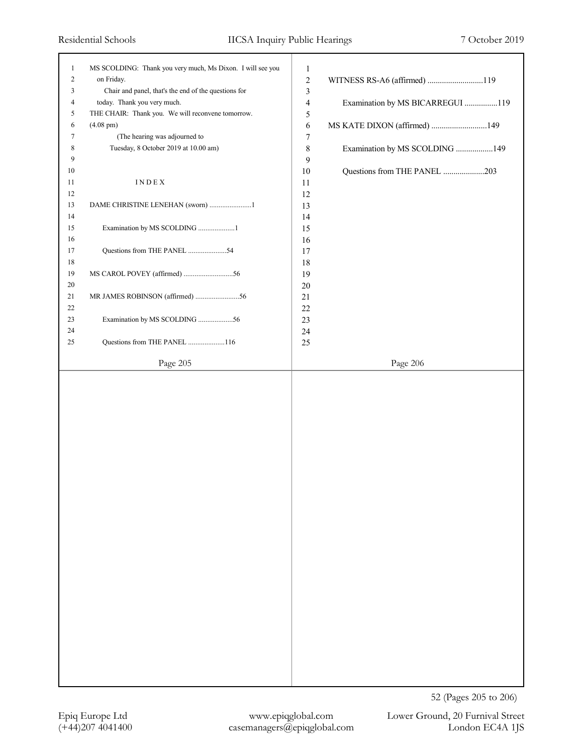MS SCOLDING: Thank you very much, Ms Dixon. I will see you on Friday.

Chair and panel, that's the end of the questions for today. Thank you very much.

THE CHAIR: Thank you. We will reconvene tomorrow.

(4.08 pm)

(The hearing was adjourned to Tuesday, 8 October 2019 at 10.00 am)

## INDEX

DAME CHRISTINE LENEHAN (sworn) .......................1

Examination by MS SCOLDING ....................1

Questions from THE PANEL .....................54

MS CAROL POVEY (affirmed) ...........................56

MR JAMES ROBINSON (affirmed) ........................56

Examination by MS SCOLDING ...................56

Questions from THE PANEL ....................116

WITNESS RS-A6 (affirmed) ...........................119

Examination by MS BICARREGUI ................119

MS KATE DIXON (affirmed) ...........................149

Examination by MS SCOLDING ..................149

Questions from THE PANEL ....................203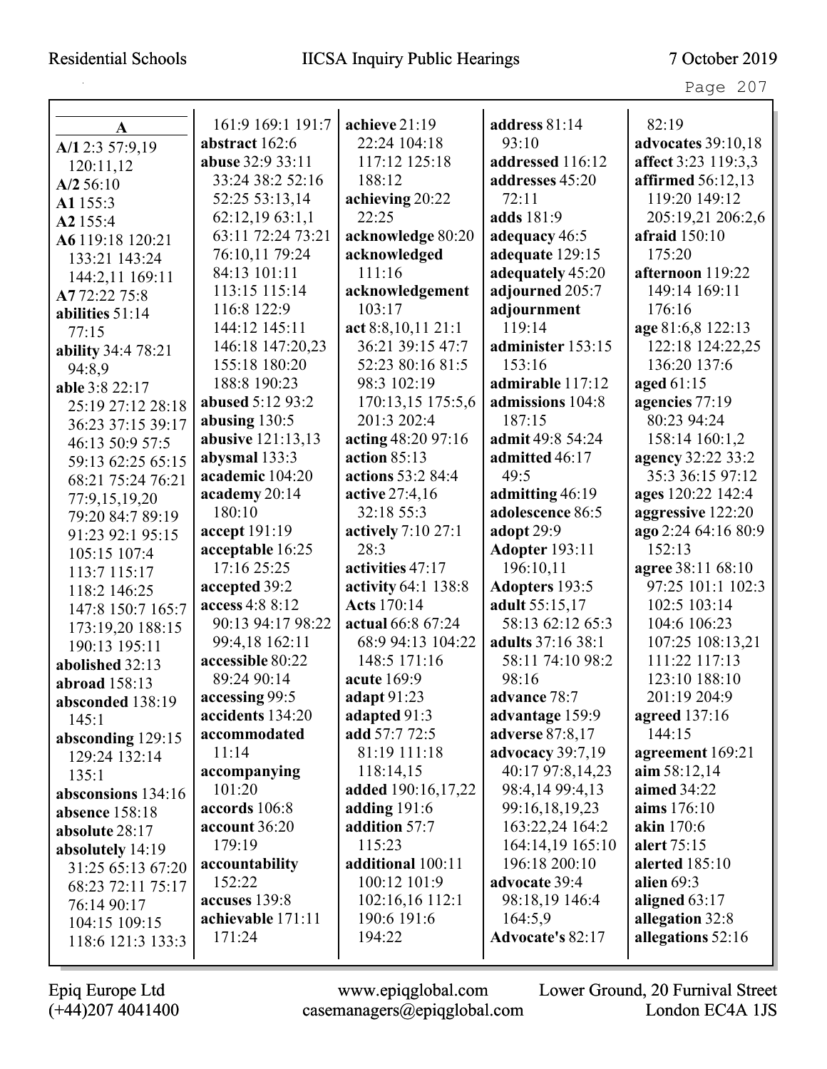**A**

**A/1** 2:3 57:9,19 120:11,12
**A/2** 56:10
**A1** 155:3
**A2** 155:4
**A6** 119:18 120:21 133:21 143:24 144:2,11 169:11
**A7** 72:22 75:8
**abilities** 51:14 77:15
**ability** 34:4 78:21 94:8,9
**able** 3:8 22:17 25:19 27:12 28:18 36:23 37:15 39:17 46:13 50:9 57:5 59:13 62:25 65:15 68:21 75:24 76:21 77:9,15,19,20 79:20 84:7 89:19 91:23 92:1 95:15 105:15 107:4 113:7 115:17 118:2 146:25 147:8 150:7 165:7 173:19,20 188:15 190:13 195:11
**abolished** 32:13
**abroad** 158:13
**absconded** 138:19 145:1
**absconding** 129:15 129:24 132:14 135:1
**absconsions** 134:16
**absence** 158:18
**absolute** 28:17
**absolutely** 14:19 31:25 65:13 67:20 68:23 72:11 75:17 76:14 90:17 104:15 109:15 118:6 121:3 133:3 161:9 169:1 191:7
**abstract** 162:6
**abuse** 32:9 33:11 33:24 38:2 52:16 52:25 53:13,14 62:12,19 63:1,1 63:11 72:24 73:21 76:10,11 79:24 84:13 101:11 113:15 115:14 116:8 122:9 144:12 145:11 146:18 147:20,23 155:18 180:20 188:8 190:23
**abused** 5:12 93:2
**abusing** 130:5
**abusive** 121:13,13
**abysmal** 133:3
**academic** 104:20
**academy** 20:14 180:10
**accept** 191:19
**acceptable** 16:25 17:16 25:25
**accepted** 39:2
**access** 4:8 8:12 90:13 94:17 98:22 99:4,18 162:11
**accessible** 80:22 89:24 90:14
**accessing** 99:5
**accidents** 134:20
**accommodated** 11:14
**accompanying** 101:20
**accords** 106:8
**account** 36:20 179:19
**accountability** 152:22
**accuses** 139:8
**achievable** 171:11 171:24
**achieve** 21:19 22:24 104:18 117:12 125:18 188:12
**achieving** 20:22 22:25
**acknowledge** 80:20
**acknowledged** 111:16
**acknowledgement** 103:17
**act** 8:8,10,11 21:1 36:21 39:15 47:7 52:23 80:16 81:5 98:3 102:19 170:13,15 175:5,6 201:3 202:4
**acting** 48:20 97:16
**action** 85:13
**actions** 53:2 84:4
**active** 27:4,16 32:18 55:3
**actively** 7:10 27:1 28:3
**activities** 47:17
**activity** 64:1 138:8
**Acts** 170:14
**actual** 66:8 67:24 68:9 94:13 104:22 148:5 171:16
**acute** 169:9
**adapt** 91:23
**adapted** 91:3
**add** 57:7 72:5 81:19 111:18 118:14,15
**added** 190:16,17,22
**adding** 191:6
**addition** 57:7 115:23
**additional** 100:11 100:12 101:9 102:16,16 112:1 190:6 191:6 194:22
**address** 81:14 93:10
**addressed** 116:12
**addresses** 45:20 72:11
**adds** 181:9
**adequacy** 46:5
**adequate** 129:15
**adequately** 45:20
**adjourned** 205:7
**adjournment** 119:14
**administer** 153:15 153:16
**admirable** 117:12
**admissions** 104:8 187:15
**admit** 49:8 54:24
**admitted** 46:17 49:5
**admitting** 46:19
**adolescence** 86:5
**adopt** 29:9
**Adopter** 193:11 196:10,11
**Adopters** 193:5
**adult** 55:15,17 58:13 62:12 65:3
**adults** 37:16 38:1 58:11 74:10 98:2 98:16
**advance** 78:7
**advantage** 159:9
**adverse** 87:8,17
**advocacy** 39:7,19 40:17 97:8,14,23 98:4,14 99:4,13 99:16,18,19,23 163:22,24 164:2 164:14,19 165:10 196:18 200:10
**advocate** 39:4 98:18,19 146:4 164:5,9
**Advocate's** 82:17 82:19
**advocates** 39:10,18
**affect** 3:23 119:3,3
**affirmed** 56:12,13 119:20 149:12 205:19,21 206:2,6
**afraid** 150:10 175:20
**afternoon** 119:22 149:14 169:11 176:16
**age** 81:6,8 122:13 122:18 124:22,25 136:20 137:6
**aged** 61:15
**agencies** 77:19 80:23 94:24 158:14 160:1,2
**agency** 32:22 33:2 35:3 36:15 97:12
**ages** 120:22 142:4
**aggressive** 122:20
**ago** 2:24 64:16 80:9 152:13
**agree** 38:11 68:10 97:25 101:1 102:3 102:5 103:14 104:6 106:23 107:25 108:13,21 111:22 117:13 123:10 188:10 201:19 204:9
**agreed** 137:16 144:15
**agreement** 169:21
**aim** 58:12,14
**aimed** 34:22
**aims** 176:10
**akin** 170:6
**alert** 75:15
**alerted** 185:10
**alien** 69:3
**aligned** 63:17
**allegation** 32:8
**allegations** 52:16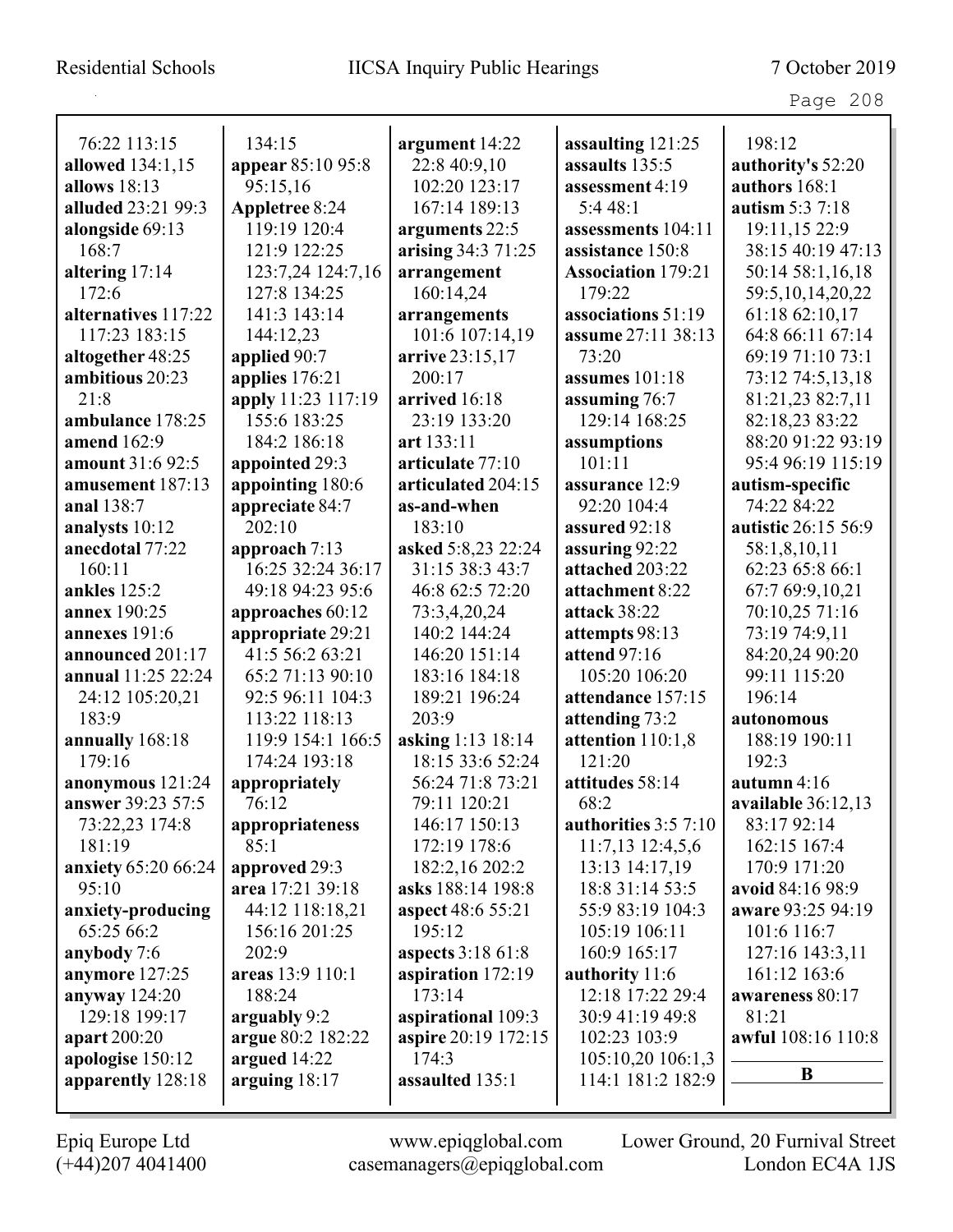76:22 113:15
**allowed** 134:1,15
**allows** 18:13
**alluded** 23:21 99:3
**alongside** 69:13 168:7
**altering** 17:14 172:6
**alternatives** 117:22 117:23 183:15
**altogether** 48:25
**ambitious** 20:23 21:8
**ambulance** 178:25
**amend** 162:9
**amount** 31:6 92:5
**amusement** 187:13
**anal** 138:7
**analysts** 10:12
**anecdotal** 77:22 160:11
**ankles** 125:2
**annex** 190:25
**annexes** 191:6
**announced** 201:17
**annual** 11:25 22:24 24:12 105:20,21 183:9
**annually** 168:18 179:16
**anonymous** 121:24
**answer** 39:23 57:5 73:22,23 174:8 181:19
**anxiety** 65:20 66:24 95:10
**anxiety-producing** 65:25 66:2
**anybody** 7:6
**anymore** 127:25
**anyway** 124:20 129:18 199:17
**apart** 200:20
**apologise** 150:12
**apparently** 128:18

134:15
**appear** 85:10 95:8 95:15,16
**Appletree** 8:24 119:19 120:4 121:9 122:25 123:7,24 124:7,16 127:8 134:25 141:3 143:14 144:12,23
**applied** 90:7
**applies** 176:21
**apply** 11:23 117:19 155:6 183:25 184:2 186:18
**appointed** 29:3
**appointing** 180:6
**appreciate** 84:7 202:10
**approach** 7:13 16:25 32:24 36:17 49:18 94:23 95:6
**approaches** 60:12
**appropriate** 29:21 41:5 56:2 63:21 65:2 71:13 90:10 92:5 96:11 104:3 113:22 118:13 119:9 154:1 166:5 174:24 193:18
**appropriately** 76:12
**appropriateness** 85:1
**approved** 29:3
**area** 17:21 39:18 44:12 118:18,21 156:16 201:25 202:9
**areas** 13:9 110:1 188:24
**arguably** 9:2
**argue** 80:2 182:22
**argued** 14:22
**arguing** 18:17

**argument** 14:22 22:8 40:9,10 102:20 123:17 167:14 189:13
**arguments** 22:5
**arising** 34:3 71:25
**arrangement** 160:14,24
**arrangements** 101:6 107:14,19
**arrive** 23:15,17 200:17
**arrived** 16:18 23:19 133:20
**art** 133:11
**articulate** 77:10
**articulated** 204:15
**as-and-when** 183:10
**asked** 5:8,23 22:24 31:15 38:3 43:7 46:8 62:5 72:20 73:3,4,20,24 140:2 144:24 146:20 151:14 183:16 184:18 189:21 196:24 203:9
**asking** 1:13 18:14 18:15 33:6 52:24 56:24 71:8 73:21 79:11 120:21 146:17 150:13 172:19 178:6 182:2,16 202:2
**asks** 188:14 198:8
**aspect** 48:6 55:21 195:12
**aspects** 3:18 61:8
**aspiration** 172:19 173:14
**aspirational** 109:3
**aspire** 20:19 172:15 174:3
**assaulted** 135:1

**assaulting** 121:25
**assaults** 135:5
**assessment** 4:19 5:4 48:1
**assessments** 104:11
**assistance** 150:8
**Association** 179:21 179:22
**associations** 51:19
**assume** 27:11 38:13 73:20
**assumes** 101:18
**assuming** 76:7 129:14 168:25
**assumptions** 101:11
**assurance** 12:9 92:20 104:4
**assured** 92:18
**assuring** 92:22
**attached** 203:22
**attachment** 8:22
**attack** 38:22
**attempts** 98:13
**attend** 97:16 105:20 106:20
**attendance** 157:15
**attending** 73:2
**attention** 110:1,8 121:20
**attitudes** 58:14 68:2
**authorities** 3:5 7:10 11:7,13 12:4,5,6 13:13 14:17,19 18:8 31:14 53:5 55:9 83:19 104:3 105:19 106:11 160:9 165:17
**authority** 11:6 12:18 17:22 29:4 30:9 41:19 49:8 102:23 103:9 105:10,20 106:1,3 114:1 181:2 182:9

198:12
**authority's** 52:20
**authors** 168:1
**autism** 5:3 7:18 19:11,15 22:9 38:15 40:19 47:13 50:14 58:1,16,18 59:5,10,14,20,22 61:18 62:10,17 64:8 66:11 67:14 69:19 71:10 73:1 73:12 74:5,13,18 81:21,23 82:7,11 82:18,23 83:22 88:20 91:22 93:19 95:4 96:19 115:19
**autism-specific** 74:22 84:22
**autistic** 26:15 56:9 58:1,8,10,11 62:23 65:8 66:1 67:7 69:9,10,21 70:10,25 71:16 73:19 74:9,11 84:20,24 90:20 99:11 115:20 196:14
**autonomous** 188:19 190:11 192:3
**autumn** 4:16
**available** 36:12,13 83:17 92:14 162:15 167:4 170:9 171:20
**avoid** 84:16 98:9
**aware** 93:25 94:19 101:6 116:7 127:16 143:3,11 161:12 163:6
**awareness** 80:17 81:21
**awful** 108:16 110:8

**B**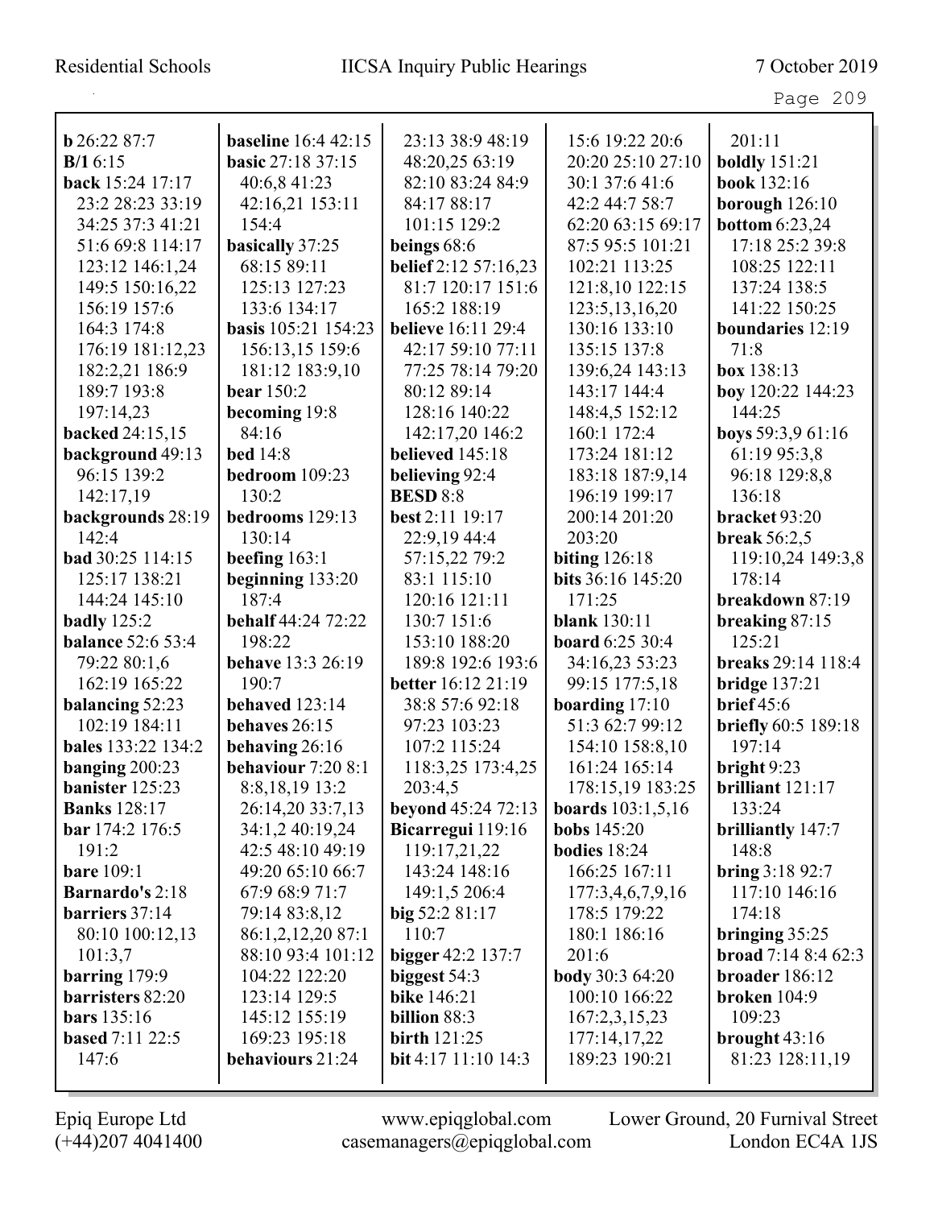**b** 26:22 87:7
**B/1** 6:15
**back** 15:24 17:17 23:2 28:23 33:19 34:25 37:3 41:21 51:6 69:8 114:17 123:12 146:1,24 149:5 150:16,22 156:19 157:6 164:3 174:8 176:19 181:12,23 182:2,21 186:9 189:7 193:8 197:14,23
**backed** 24:15,15
**background** 49:13 96:15 139:2 142:17,19
**backgrounds** 28:19 142:4
**bad** 30:25 114:15 125:17 138:21 144:24 145:10
**badly** 125:2
**balance** 52:6 53:4 79:22 80:1,6 162:19 165:22
**balancing** 52:23 102:19 184:11
**bales** 133:22 134:2
**banging** 200:23
**banister** 125:23
**Banks** 128:17
**bar** 174:2 176:5 191:2
**bare** 109:1
**Barnardo's** 2:18
**barriers** 37:14 80:10 100:12,13 101:3,7
**barring** 179:9
**barristers** 82:20
**bars** 135:16
**based** 7:11 22:5 147:6
**baseline** 16:4 42:15
**basic** 27:18 37:15 40:6,8 41:23 42:16,21 153:11 154:4
**basically** 37:25 68:15 89:11 125:13 127:23 133:6 134:17
**basis** 105:21 154:23 156:13,15 159:6 181:12 183:9,10
**bear** 150:2
**becoming** 19:8 84:16
**bed** 14:8
**bedroom** 109:23 130:2
**bedrooms** 129:13 130:14
**beefing** 163:1
**beginning** 133:20 187:4
**behalf** 44:24 72:22 198:22
**behave** 13:3 26:19 190:7
**behaved** 123:14
**behaves** 26:15
**behaving** 26:16
**behaviour** 7:20 8:1 8:8,18,19 13:2 26:14,20 33:7,13 34:1,2 40:19,24 42:5 48:10 49:19 49:20 65:10 66:7 67:9 68:9 71:7 79:14 83:8,12 86:1,2,12,20 87:1 88:10 93:4 101:12 104:22 122:20 123:14 129:5 145:12 155:19 169:23 195:18
**behaviours** 21:24 23:13 38:9 48:19 48:20,25 63:19 82:10 83:24 84:9 84:17 88:17 101:15 129:2
**beings** 68:6
**belief** 2:12 57:16,23 81:7 120:17 151:6 165:2 188:19
**believe** 16:11 29:4 42:17 59:10 77:11 77:25 78:14 79:20 80:12 89:14 128:16 140:22 142:17,20 146:2
**believed** 145:18
**believing** 92:4
**BESD** 8:8
**best** 2:11 19:17 22:9,19 44:4 57:15,22 79:2 83:1 115:10 120:16 121:11 130:7 151:6 153:10 188:20 189:8 192:6 193:6
**better** 16:12 21:19 38:8 57:6 92:18 97:23 103:23 107:2 115:24 118:3,25 173:4,25 203:4,5
**beyond** 45:24 72:13
**Bicarregui** 119:16 119:17,21,22 143:24 148:16 149:1,5 206:4
**big** 52:2 81:17 110:7
**bigger** 42:2 137:7
**biggest** 54:3
**bike** 146:21
**billion** 88:3
**birth** 121:25
**bit** 4:17 11:10 14:3 15:6 19:22 20:6 20:20 25:10 27:10 30:1 37:6 41:6 42:2 44:7 58:7 62:20 63:15 69:17 87:5 95:5 101:21 102:21 113:25 121:8,10 122:15 123:5,13,16,20 130:16 133:10 135:15 137:8 139:6,24 143:13 143:17 144:4 148:4,5 152:12 160:1 172:4 173:24 181:12 183:18 187:9,14 196:19 199:17 200:14 201:20 203:20
**biting** 126:18
**bits** 36:16 145:20 171:25
**blank** 130:11
**board** 6:25 30:4 34:16,23 53:23 99:15 177:5,18
**boarding** 17:10 51:3 62:7 99:12 154:10 158:8,10 161:24 165:14 178:15,19 183:25
**boards** 103:1,5,16
**bobs** 145:20
**bodies** 18:24 166:25 167:11 177:3,4,6,7,9,16 178:5 179:22 180:1 186:16 201:6
**body** 30:3 64:20 100:10 166:22 167:2,3,15,23 177:14,17,22 189:23 190:21 201:11
**boldly** 151:21
**book** 132:16
**borough** 126:10
**bottom** 6:23,24 17:18 25:2 39:8 108:25 122:11 137:24 138:5 141:22 150:25
**boundaries** 12:19 71:8
**box** 138:13
**boy** 120:22 144:23 144:25
**boys** 59:3,9 61:16 61:19 95:3,8 96:18 129:8,8 136:18
**bracket** 93:20
**break** 56:2,5 119:10,24 149:3,8 178:14
**breakdown** 87:19
**breaking** 87:15 125:21
**breaks** 29:14 118:4
**bridge** 137:21
**brief** 45:6
**briefly** 60:5 189:18 197:14
**bright** 9:23
**brilliant** 121:17 133:24
**brilliantly** 147:7 148:8
**bring** 3:18 92:7 117:10 146:16 174:18
**bringing** 35:25
**broad** 7:14 8:4 62:3
**broader** 186:12
**broken** 104:9 109:23
**brought** 43:16 81:23 128:11,19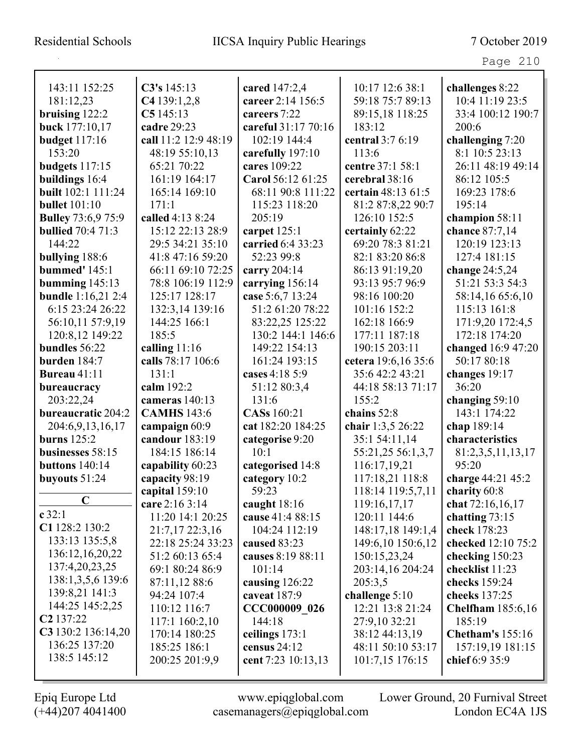143:11 152:25 181:12,23
**bruising** 122:2
**buck** 177:10,17
**budget** 117:16 153:20
**budgets** 117:15
**buildings** 16:4
**built** 102:1 111:24
**bullet** 101:10
**Bulley** 73:6,9 75:9
**bullied** 70:4 71:3 144:22
**bullying** 188:6
**bummed'** 145:1
**bumming** 145:13
**bundle** 1:16,21 2:4 6:15 23:24 26:22 56:10,11 57:9,19 120:8,12 149:22
**bundles** 56:22
**burden** 184:7
**Bureau** 41:11
**bureaucracy** 203:22,24
**bureaucratic** 204:2 204:6,9,13,16,17
**burns** 125:2
**businesses** 58:15
**buttons** 140:14
**buyouts** 51:24

## C

**c** 32:1
**C1** 128:2 130:2 133:13 135:5,8 136:12,16,20,22 137:4,20,23,25 138:1,3,5,6 139:6 139:8,21 141:3 144:25 145:2,25
**C2** 137:22
**C3** 130:2 136:14,20 136:25 137:20 138:5 145:12
**C3's** 145:13
**C4** 139:1,2,8
**C5** 145:13
**cadre** 29:23
**call** 11:2 12:9 48:19 48:19 55:10,13 65:21 70:22 161:19 164:17 165:14 169:10 171:1
**called** 4:13 8:24 15:12 22:13 28:9 29:5 34:21 35:10 41:8 47:16 59:20 66:11 69:10 72:25 78:8 106:19 112:9 125:17 128:17 132:3,14 139:16 144:25 166:1 185:5
**calling** 11:16
**calls** 78:17 106:6 131:1
**calm** 192:2
**cameras** 140:13
**CAMHS** 143:6
**campaign** 60:9
**candour** 183:19 184:15 186:14
**capability** 60:23
**capacity** 98:19
**capital** 159:10
**care** 2:16 3:14 11:20 14:1 20:25 21:7,17 22:3,16 22:18 25:24 33:23 51:2 60:13 65:4 69:1 80:24 86:9 87:11,12 88:6 94:24 107:4 110:12 116:7 117:1 160:2,10 170:14 180:25 185:25 186:1 200:25 201:9,9
**cared** 147:2,4
**career** 2:14 156:5
**careers** 7:22
**careful** 31:17 70:16 102:19 144:4
**carefully** 197:10
**cares** 109:22
**Carol** 56:12 61:25 68:11 90:8 111:22 115:23 118:20 205:19
**carpet** 125:1
**carried** 6:4 33:23 52:23 99:8
**carry** 204:14
**carrying** 156:14
**case** 5:6,7 13:24 51:2 61:20 78:22 83:22,25 125:22 130:2 144:1 146:6 149:22 154:13 161:24 193:15
**cases** 4:18 5:9 51:12 80:3,4 131:6
**CASs** 160:21
**cat** 182:20 184:25
**categorise** 9:20 10:1
**categorised** 14:8
**category** 10:2 59:23
**caught** 18:16
**cause** 41:4 88:15 104:24 112:19
**caused** 83:23
**causes** 8:19 88:11 101:14
**causing** 126:22
**caveat** 187:9
**CCC000009_026** 144:18
**ceilings** 173:1
**census** 24:12
**cent** 7:23 10:13,13 10:17 12:6 38:1 59:18 75:7 89:13 89:15,18 118:25 183:12
**central** 3:7 6:19 113:6
**centre** 37:1 58:1
**cerebral** 38:16
**certain** 48:13 61:5 81:2 87:8,22 90:7 126:10 152:5
**certainly** 62:22 69:20 78:3 81:21 82:1 83:20 86:8 86:13 91:19,20 93:13 95:7 96:9 98:16 100:20 101:16 152:2 162:18 166:9 177:11 187:18 190:15 203:11
**cetera** 19:6,16 35:6 35:6 42:2 43:21 44:18 58:13 71:17 155:2
**chains** 52:8
**chair** 1:3,5 26:22 35:1 54:11,14 55:21,25 56:1,3,7 116:17,19,21 117:18,21 118:8 118:14 119:5,7,11 119:16,17,17 120:11 144:6 148:17,18 149:1,4 149:6,10 150:6,12 150:15,23,24 203:14,16 204:24 205:3,5
**challenge** 5:10 12:21 13:8 21:24 27:9,10 32:21 38:12 44:13,19 48:11 50:10 53:17 101:7,15 176:15
**challenges** 8:22 10:4 11:19 23:5 33:4 100:12 190:7 200:6
**challenging** 7:20 8:1 10:5 23:13 26:11 48:19 49:14 86:12 105:5 169:23 178:6 195:14
**champion** 58:11
**chance** 87:7,14 120:19 123:13 127:4 181:15
**change** 24:5,24 51:21 53:3 54:3 58:14,16 65:6,10 115:13 161:8 171:9,20 172:4,5 172:18 174:20
**changed** 16:9 47:20 50:17 80:18
**changes** 19:17 36:20
**changing** 59:10 143:1 174:22
**chap** 189:14
**characteristics** 81:2,3,5,11,13,17 95:20
**charge** 44:21 45:2
**charity** 60:8
**chat** 72:16,16,17
**chatting** 73:15
**check** 178:23
**checked** 12:10 75:2
**checking** 150:23
**checklist** 11:23
**checks** 159:24
**cheeks** 137:25
**Chelfham** 185:6,16 185:19
**Chetham's** 155:16 157:19,19 181:15
**chief** 6:9 35:9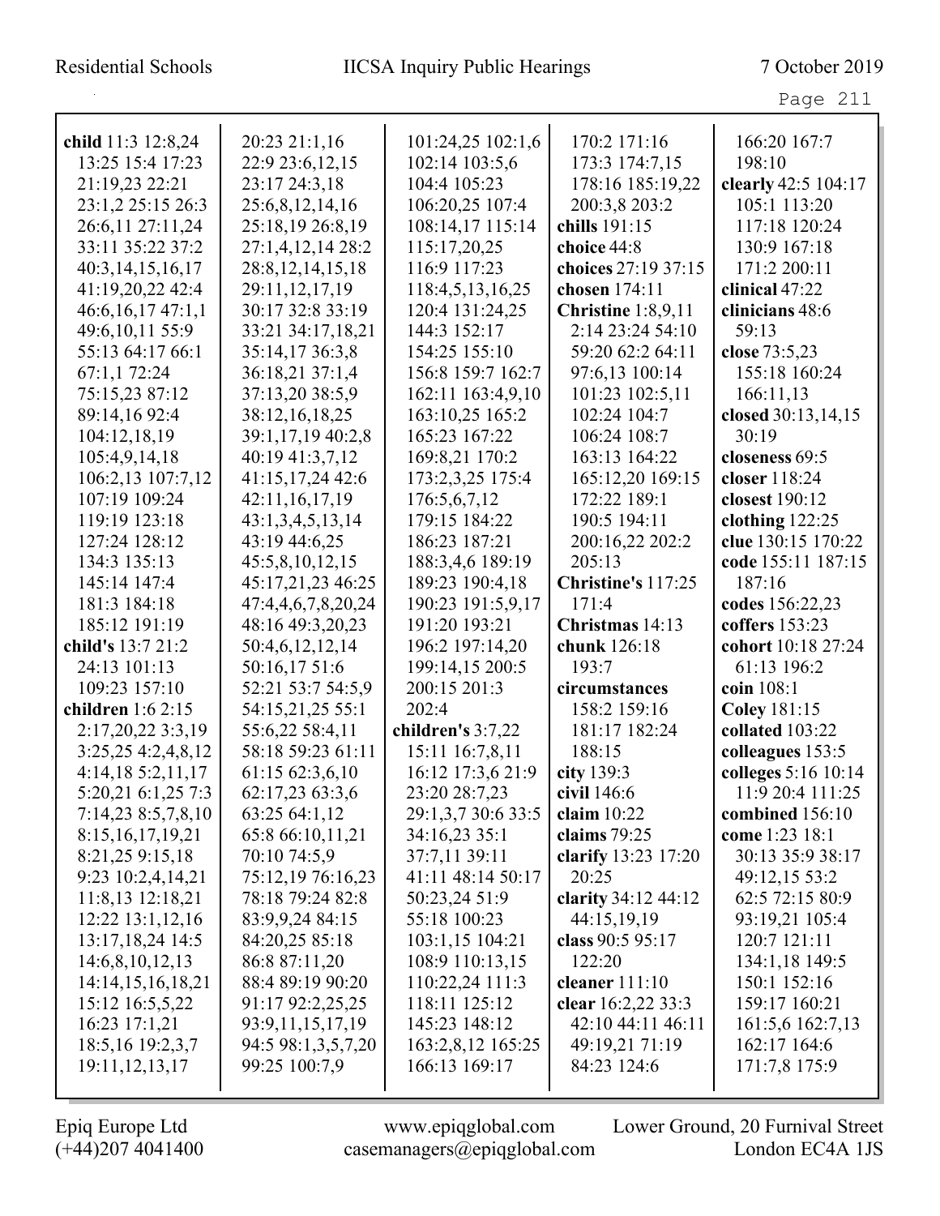**child** 11:3 12:8,24 13:25 15:4 17:23 21:19,23 22:21 23:1,2 25:15 26:3 26:6,11 27:11,24 33:11 35:22 37:2 40:3,14,15,16,17 41:19,20,22 42:4 46:6,16,17 47:1,1 49:6,10,11 55:9 55:13 64:17 66:1 67:1,1 72:24 75:15,23 87:12 89:14,16 92:4 104:12,18,19 105:4,9,14,18 106:2,13 107:7,12 107:19 109:24 119:19 123:18 127:24 128:12 134:3 135:13 145:14 147:4 181:3 184:18 185:12 191:19

**child's** 13:7 21:2 24:13 101:13 109:23 157:10

**children** 1:6 2:15 2:17,20,22 3:3,19 3:25,25 4:2,4,8,12 4:14,18 5:2,11,17 5:20,21 6:1,25 7:3 7:14,23 8:5,7,8,10 8:15,16,17,19,21 8:21,25 9:15,18 9:23 10:2,4,14,21 11:8,13 12:18,21 12:22 13:1,12,16 13:17,18,24 14:5 14:6,8,10,12,13 14:14,15,16,18,21 15:12 16:5,5,22 16:23 17:1,21 18:5,16 19:2,3,7 19:11,12,13,17 20:23 21:1,16 22:9 23:6,12,15 23:17 24:3,18 25:6,8,12,14,16 25:18,19 26:8,19 27:1,4,12,14 28:2 28:8,12,14,15,18 29:11,12,17,19 30:17 32:8 33:19 33:21 34:17,18,21 35:14,17 36:3,8 36:18,21 37:1,4 37:13,20 38:5,9 38:12,16,18,25 39:1,17,19 40:2,8 40:19 41:3,7,12 41:15,17,24 42:6 42:11,16,17,19 43:1,3,4,5,13,14 43:19 44:6,25 45:5,8,10,12,15 45:17,21,23 46:25 47:4,4,6,7,8,20,24 48:16 49:3,20,23 50:4,6,12,12,14 50:16,17 51:6 52:21 53:7 54:5,9 54:15,21,25 55:1 55:6,22 58:4,11 58:18 59:23 61:11 61:15 62:3,6,10 62:17,23 63:3,6 63:25 64:1,12 65:8 66:10,11,21 70:10 74:5,9 75:12,19 76:16,23 78:18 79:24 82:8 83:9,9,24 84:15 84:20,25 85:18 86:8 87:11,20 88:4 89:19 90:20 91:17 92:2,25,25 93:9,11,15,17,19 94:5 98:1,3,5,7,20 99:25 100:7,9 101:24,25 102:1,6 102:14 103:5,6 104:4 105:23 106:20,25 107:4 108:14,17 115:14 115:17,20,25 116:9 117:23 118:4,5,13,16,25 120:4 131:24,25 144:3 152:17 154:25 155:10 156:8 159:7 162:7 162:11 163:4,9,10 163:10,25 165:2 165:23 167:22 169:8,21 170:2 173:2,3,25 175:4 176:5,6,7,12 179:15 184:22 186:23 187:21 188:3,4,6 189:19 189:23 190:4,18 190:23 191:5,9,17 191:20 193:21 196:2 197:14,20 199:14,15 200:5 200:15 201:3 202:4

**children's** 3:7,22 15:11 16:7,8,11 16:12 17:3,6 21:9 23:20 28:7,23 29:1,3,7 30:6 33:5 34:16,23 35:1 37:7,11 39:11 41:11 48:14 50:17 50:23,24 51:9 55:18 100:23 103:1,15 104:21 108:9 110:13,15 110:22,24 111:3 118:11 125:12 145:23 148:12 163:2,8,12 165:25 166:13 169:17 170:2 171:16 173:3 174:7,15 178:16 185:19,22 200:3,8 203:2

**chills** 191:15

**choice** 44:8

**choices** 27:19 37:15

**chosen** 174:11

**Christine** 1:8,9,11 2:14 23:24 54:10 59:20 62:2 64:11 97:6,13 100:14 101:23 102:5,11 102:24 104:7 106:24 108:7 163:13 164:22 165:12,20 169:15 172:22 189:1 190:5 194:11 200:16,22 202:2 205:13

**Christine's** 117:25 171:4

**Christmas** 14:13

**chunk** 126:18 193:7

**circumstances** 158:2 159:16 181:17 182:24 188:15

**city** 139:3

**civil** 146:6

**claim** 10:22

**claims** 79:25

**clarify** 13:23 17:20 20:25

**clarity** 34:12 44:12 44:15,19,19

**class** 90:5 95:17 122:20

**cleaner** 111:10

**clear** 16:2,22 33:3 42:10 44:11 46:11 49:19,21 71:19 84:23 124:6 166:20 167:7 198:10

**clearly** 42:5 104:17 105:1 113:20 117:18 120:24 130:9 167:18 171:2 200:11

**clinical** 47:22

**clinicians** 48:6 59:13

**close** 73:5,23 155:18 160:24 166:11,13

**closed** 30:13,14,15 30:19

**closeness** 69:5

**closer** 118:24

**closest** 190:12

**clothing** 122:25

**clue** 130:15 170:22

**code** 155:11 187:15 187:16

**codes** 156:22,23

**coffers** 153:23

**cohort** 10:18 27:24 61:13 196:2

**coin** 108:1

**Coley** 181:15

**collated** 103:22

**colleagues** 153:5

**colleges** 5:16 10:14 11:9 20:4 111:25

**combined** 156:10

**come** 1:23 18:1 30:13 35:9 38:17 49:12,15 53:2 62:5 72:15 80:9 93:19,21 105:4 120:7 121:11 134:1,18 149:5 150:1 152:16 159:17 160:21 161:5,6 162:7,13 162:17 164:6 171:7,8 175:9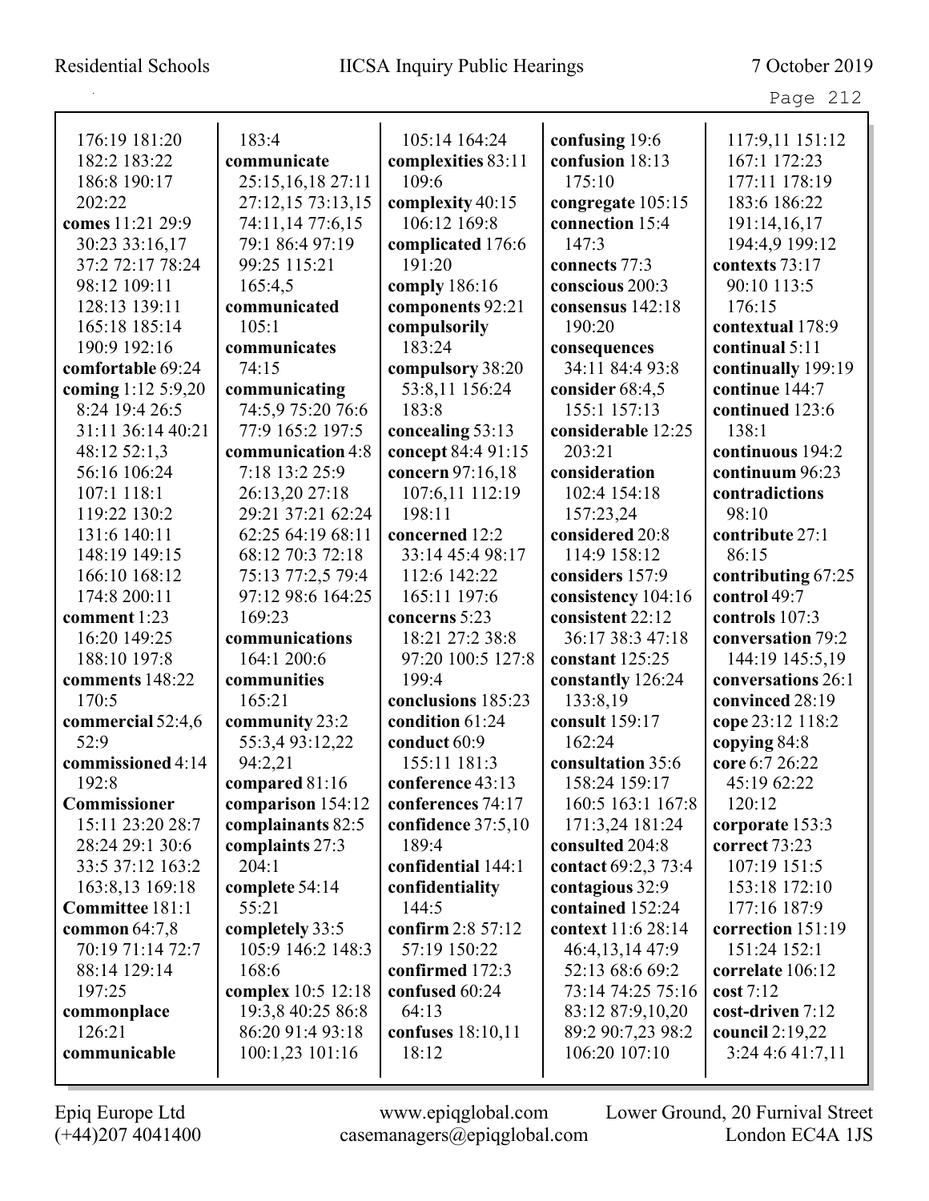176:19 181:20 182:2 183:22 186:8 190:17 202:22
**comes** 11:21 29:9 30:23 33:16,17 37:2 72:17 78:24 98:12 109:11 128:13 139:11 165:18 185:14 190:9 192:16
**comfortable** 69:24
**coming** 1:12 5:9,20 8:24 19:4 26:5 31:11 36:14 40:21 48:12 52:1,3 56:16 106:24 107:1 118:1 119:22 130:2 131:6 140:11 148:19 149:15 166:10 168:12 174:8 200:11
**comment** 1:23 16:20 149:25 188:10 197:8
**comments** 148:22 170:5
**commercial** 52:4,6 52:9
**commissioned** 4:14 192:8
**Commissioner** 15:11 23:20 28:7 28:24 29:1 30:6 33:5 37:12 163:2 163:8,13 169:18
**Committee** 181:1
**common** 64:7,8 70:19 71:14 72:7 88:14 129:14 197:25
**commonplace** 126:21
**communicable** 183:4
**communicate** 25:15,16,18 27:11 27:12,15 73:13,15 74:11,14 77:6,15 79:1 86:4 97:19 99:25 115:21 165:4,5
**communicated** 105:1
**communicates** 74:15
**communicating** 74:5,9 75:20 76:6 77:9 165:2 197:5
**communication** 4:8 7:18 13:2 25:9 26:13,20 27:18 29:21 37:21 62:24 62:25 64:19 68:11 68:12 70:3 72:18 75:13 77:2,5 79:4 97:12 98:6 164:25 169:23
**communications** 164:1 200:6
**communities** 165:21
**community** 23:2 55:3,4 93:12,22 94:2,21
**compared** 81:16
**comparison** 154:12
**complainants** 82:5
**complaints** 27:3 204:1
**complete** 54:14 55:21
**completely** 33:5 105:9 146:2 148:3 168:6
**complex** 10:5 12:18 19:3,8 40:25 86:8 86:20 91:4 93:18 100:1,23 101:16 105:14 164:24
**complexities** 83:11 109:6
**complexity** 40:15 106:12 169:8
**complicated** 176:6 191:20
**comply** 186:16
**components** 92:21
**compulsorily** 183:24
**compulsory** 38:20 53:8,11 156:24 183:8
**concealing** 53:13
**concept** 84:4 91:15
**concern** 97:16,18 107:6,11 112:19 198:11
**concerned** 12:2 33:14 45:4 98:17 112:6 142:22 165:11 197:6
**concerns** 5:23 18:21 27:2 38:8 97:20 100:5 127:8 199:4
**conclusions** 185:23
**condition** 61:24
**conduct** 60:9 155:11 181:3
**conference** 43:13
**conferences** 74:17
**confidence** 37:5,10 189:4
**confidential** 144:1
**confidentiality** 144:5
**confirm** 2:8 57:12 57:19 150:22
**confirmed** 172:3
**confused** 60:24 64:13
**confuses** 18:10,11 18:12
**confusing** 19:6
**confusion** 18:13 175:10
**congregate** 105:15
**connection** 15:4 147:3
**connects** 77:3
**conscious** 200:3
**consensus** 142:18 190:20
**consequences** 34:11 84:4 93:8
**consider** 68:4,5 155:1 157:13
**considerable** 12:25 203:21
**consideration** 102:4 154:18 157:23,24
**considered** 20:8 114:9 158:12
**considers** 157:9
**consistency** 104:16
**consistent** 22:12 36:17 38:3 47:18
**constant** 125:25
**constantly** 126:24 133:8,19
**consult** 159:17 162:24
**consultation** 35:6 158:24 159:17 160:5 163:1 167:8 171:3,24 181:24
**consulted** 204:8
**contact** 69:2,3 73:4
**contagious** 32:9
**contained** 152:24
**context** 11:6 28:14 46:4,13,14 47:9 52:13 68:6 69:2 73:14 74:25 75:16 83:12 87:9,10,20 89:2 90:7,23 98:2 106:20 107:10 117:9,11 151:12 167:1 172:23 177:11 178:19 183:6 186:22 191:14,16,17 194:4,9 199:12
**contexts** 73:17 90:10 113:5 176:15
**contextual** 178:9
**continual** 5:11
**continually** 199:19
**continue** 144:7
**continued** 123:6 138:1
**continuous** 194:2
**continuum** 96:23
**contradictions** 98:10
**contribute** 27:1 86:15
**contributing** 67:25
**control** 49:7
**controls** 107:3
**conversation** 79:2 144:19 145:5,19
**conversations** 26:1
**convinced** 28:19
**cope** 23:12 118:2
**copying** 84:8
**core** 6:7 26:22 45:19 62:22 120:12
**corporate** 153:3
**correct** 73:23 107:19 151:5 153:18 172:10 177:16 187:9
**correction** 151:19 151:24 152:1
**correlate** 106:12
**cost** 7:12
**cost-driven** 7:12
**council** 2:19,22 3:24 4:6 41:7,11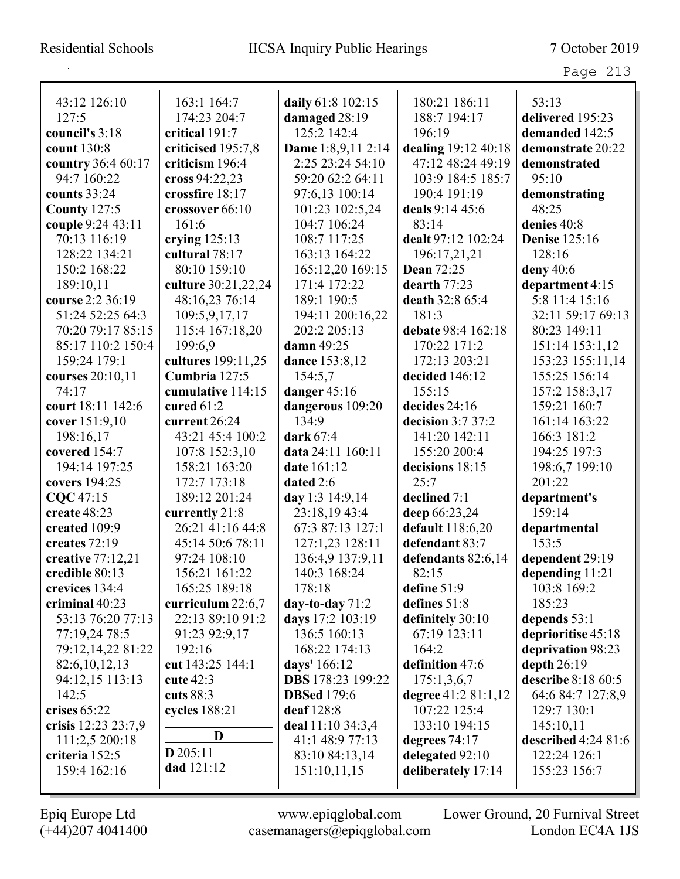43:12 126:10 127:5
**council's** 3:18
**count** 130:8
**country** 36:4 60:17 94:7 160:22
**counts** 33:24
**County** 127:5
**couple** 9:24 43:11 70:13 116:19 128:22 134:21 150:2 168:22 189:10,11
**course** 2:2 36:19 51:24 52:25 64:3 70:20 79:17 85:15 85:17 110:2 150:4 159:24 179:1
**courses** 20:10,11 74:17
**court** 18:11 142:6
**cover** 151:9,10 198:16,17
**covered** 154:7 194:14 197:25
**covers** 194:25
**CQC** 47:15
**create** 48:23
**created** 109:9
**creates** 72:19
**creative** 77:12,21
**credible** 80:13
**crevices** 134:4
**criminal** 40:23 53:13 76:20 77:13 77:19,24 78:5 79:12,14,22 81:22 82:6,10,12,13 94:12,15 113:13 142:5
**crises** 65:22
**crisis** 12:23 23:7,9 111:2,5 200:18
**criteria** 152:5 159:4 162:16
163:1 164:7 174:23 204:7
**critical** 191:7
**criticised** 195:7,8
**criticism** 196:4
**cross** 94:22,23
**crossfire** 18:17
**crossover** 66:10 161:6
**crying** 125:13
**cultural** 78:17 80:10 159:10
**culture** 30:21,22,24 48:16,23 76:14 109:5,9,17,17 115:4 167:18,20 199:6,9
**cultures** 199:11,25
**Cumbria** 127:5
**cumulative** 114:15
**cured** 61:2
**current** 26:24 43:21 45:4 100:2 107:8 152:3,10 158:21 163:20 172:7 173:18 189:12 201:24
**currently** 21:8 26:21 41:16 44:8 45:14 50:6 78:11 97:24 108:10 156:21 161:22 165:25 189:18
**curriculum** 22:6,7 22:13 89:10 91:2 91:23 92:9,17 192:16
**cut** 143:25 144:1
**cute** 42:3
**cuts** 88:3
**cycles** 188:21

## D

**D** 205:11
**dad** 121:12
**daily** 61:8 102:15
**damaged** 28:19 125:2 142:4
**Dame** 1:8,9,11 2:14 2:25 23:24 54:10 59:20 62:2 64:11 97:6,13 100:14 101:23 102:5,24 104:7 106:24 108:7 117:25 163:13 164:22 165:12,20 169:15 171:4 172:22 189:1 190:5 194:11 200:16,22 202:2 205:13
**damn** 49:25
**dance** 153:8,12 154:5,7
**danger** 45:16
**dangerous** 109:20 134:9
**dark** 67:4
**data** 24:11 160:11
**date** 161:12
**dated** 2:6
**day** 1:3 14:9,14 23:18,19 43:4 67:3 87:13 127:1 127:1,23 128:11 136:4,9 137:9,11 140:3 168:24 178:18
**day-to-day** 71:2
**days** 17:2 103:19 136:5 160:13 168:22 174:13
**days'** 166:12
**DBS** 178:23 199:22
**DBSed** 179:6
**deaf** 128:8
**deal** 11:10 34:3,4 41:1 48:9 77:13 83:10 84:13,14 151:10,11,15
180:21 186:11 188:7 194:17 196:19
**dealing** 19:12 40:18 47:12 48:24 49:19 103:9 184:5 185:7 190:4 191:19
**deals** 9:14 45:6 83:14
**dealt** 97:12 102:24 196:17,21,21
**Dean** 72:25
**dearth** 77:23
**death** 32:8 65:4 181:3
**debate** 98:4 162:18 170:22 171:2 172:13 203:21
**decided** 146:12 155:15
**decides** 24:16
**decision** 3:7 37:2 141:20 142:11 155:20 200:4
**decisions** 18:15 25:7
**declined** 7:1
**deep** 66:23,24
**default** 118:6,20
**defendant** 83:7
**defendants** 82:6,14 82:15
**define** 51:9
**defines** 51:8
**definitely** 30:10 67:19 123:11 164:2
**definition** 47:6 175:1,3,6,7
**degree** 41:2 81:1,12 107:22 125:4 133:10 194:15
**degrees** 74:17
**delegated** 92:10
**deliberately** 17:14
53:13
**delivered** 195:23
**demanded** 142:5
**demonstrate** 20:22
**demonstrated** 95:10
**demonstrating** 48:25
**denies** 40:8
**Denise** 125:16 128:16
**deny** 40:6
**department** 4:15 5:8 11:4 15:16 32:11 59:17 69:13 80:23 149:11 151:14 153:1,12 153:23 155:11,14 155:25 156:14 157:2 158:3,17 159:21 160:7 161:14 163:22 166:3 181:2 194:25 197:3 198:6,7 199:10 201:22
**department's** 159:14
**departmental** 153:5
**dependent** 29:19
**depending** 11:21 103:8 169:2 185:23
**depends** 53:1
**deprioritise** 45:18
**deprivation** 98:23
**depth** 26:19
**describe** 8:18 60:5 64:6 84:7 127:8,9 129:7 130:1 145:10,11
**described** 4:24 81:6 122:24 126:1 155:23 156:7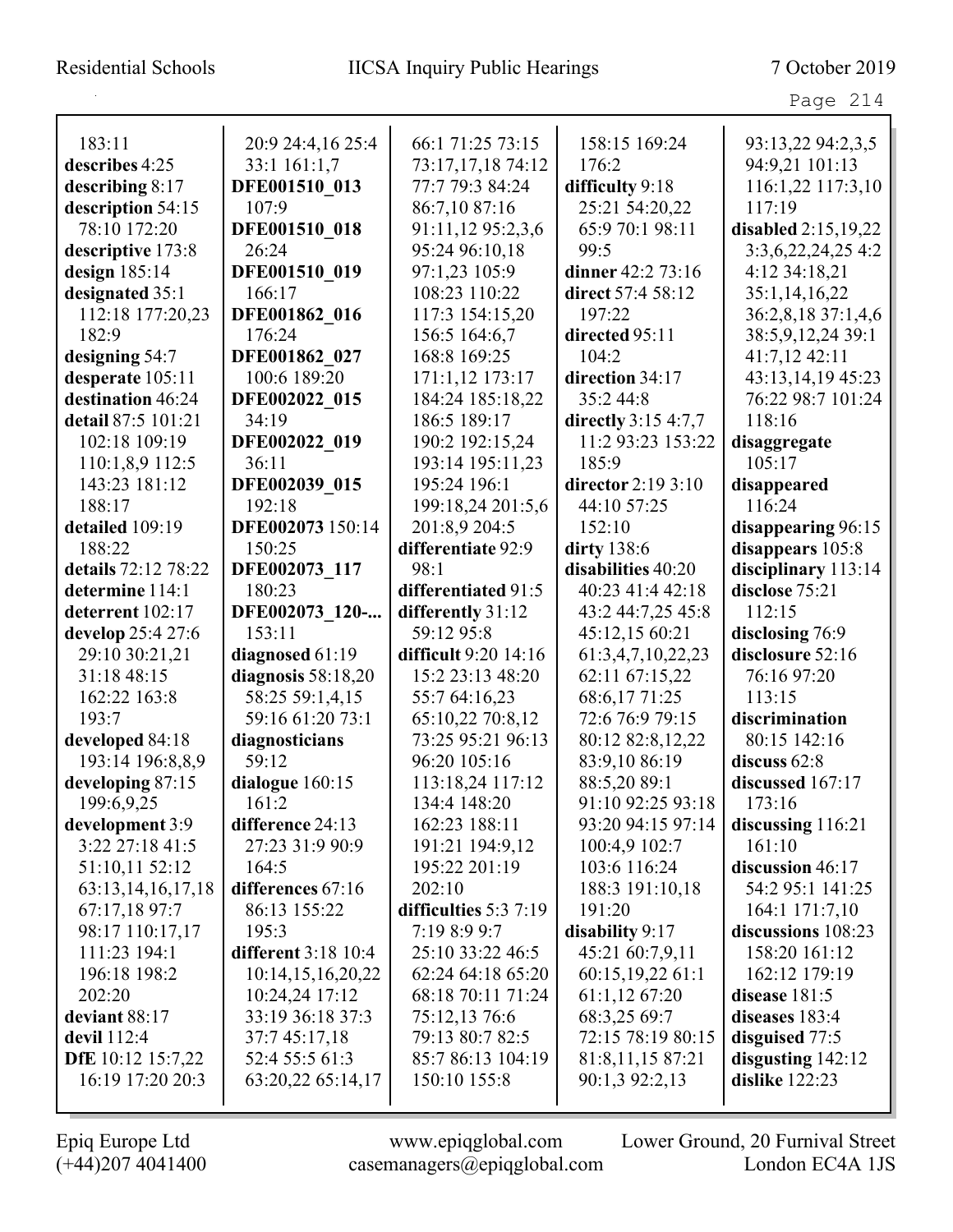183:11
**describes** 4:25
**describing** 8:17
**description** 54:15 78:10 172:20
**descriptive** 173:8
**design** 185:14
**designated** 35:1 112:18 177:20,23 182:9
**designing** 54:7
**desperate** 105:11
**destination** 46:24
**detail** 87:5 101:21 102:18 109:19 110:1,8,9 112:5 143:23 181:12 188:17
**detailed** 109:19 188:22
**details** 72:12 78:22
**determine** 114:1
**deterrent** 102:17
**develop** 25:4 27:6 29:10 30:21,21 31:18 48:15 162:22 163:8 193:7
**developed** 84:18 193:14 196:8,8,9
**developing** 87:15 199:6,9,25
**development** 3:9 3:22 27:18 41:5 51:10,11 52:12 63:13,14,16,17,18 67:17,18 97:7 98:17 110:17,17 111:23 194:1 196:18 198:2 202:20
**deviant** 88:17
**devil** 112:4
**DfE** 10:12 15:7,22 16:19 17:20 20:3 20:9 24:4,16 25:4 33:1 161:1,7
**DFE001510_013** 107:9
**DFE001510_018** 26:24
**DFE001510_019** 166:17
**DFE001862_016** 176:24
**DFE001862_027** 100:6 189:20
**DFE002022_015** 34:19
**DFE002022_019** 36:11
**DFE002039_015** 192:18
**DFE002073** 150:14 150:25
**DFE002073_117** 180:23
**DFE002073_120-...** 153:11
**diagnosed** 61:19
**diagnosis** 58:18,20 58:25 59:1,4,15 59:16 61:20 73:1
**diagnosticians** 59:12
**dialogue** 160:15 161:2
**difference** 24:13 27:23 31:9 90:9 164:5
**differences** 67:16 86:13 155:22 195:3
**different** 3:18 10:4 10:14,15,16,20,22 10:24,24 17:12 33:19 36:18 37:3 37:7 45:17,18 52:4 55:5 61:3 63:20,22 65:14,17 66:1 71:25 73:15 73:17,17,18 74:12 77:7 79:3 84:24 86:7,10 87:16 91:11,12 95:2,3,6 95:24 96:10,18 97:1,23 105:9 108:23 110:22 117:3 154:15,20 156:5 164:6,7 168:8 169:25 171:1,12 173:17 184:24 185:18,22 186:5 189:17 190:2 192:15,24 193:14 195:11,23 195:24 196:1 199:18,24 201:5,6 201:8,9 204:5
**differentiate** 92:9 98:1
**differentiated** 91:5
**differently** 31:12 59:12 95:8
**difficult** 9:20 14:16 15:2 23:13 48:20 55:7 64:16,23 65:10,22 70:8,12 73:25 95:21 96:13 96:20 105:16 113:18,24 117:12 134:4 148:20 162:23 188:11 191:21 194:9,12 195:22 201:19 202:10
**difficulties** 5:3 7:19 7:19 8:9 9:7 25:10 33:22 46:5 62:24 64:18 65:20 68:18 70:11 71:24 75:12,13 76:6 79:13 80:7 82:5 85:7 86:13 104:19 150:10 155:8 158:15 169:24 176:2
**difficulty** 9:18 25:21 54:20,22 65:9 70:1 98:11 99:5
**dinner** 42:2 73:16
**direct** 57:4 58:12 197:22
**directed** 95:11 104:2
**direction** 34:17 35:2 44:8
**directly** 3:15 4:7,7 11:2 93:23 153:22 185:9
**director** 2:19 3:10 44:10 57:25 152:10
**dirty** 138:6
**disabilities** 40:20 40:23 41:4 42:18 43:2 44:7,25 45:8 45:12,15 60:21 61:3,4,7,10,22,23 62:11 67:15,22 68:6,17 71:25 72:6 76:9 79:15 80:12 82:8,12,22 83:9,10 86:19 88:5,20 89:1 91:10 92:25 93:18 93:20 94:15 97:14 100:4,9 102:7 103:6 116:24 188:3 191:10,18 191:20
**disability** 9:17 45:21 60:7,9,11 60:15,19,22 61:1 61:1,12 67:20 68:3,25 69:7 72:15 78:19 80:15 81:8,11,15 87:21 90:1,3 92:2,13 93:13,22 94:2,3,5 94:9,21 101:13 116:1,22 117:3,10 117:19
**disabled** 2:15,19,22 3:3,6,22,24,25 4:2 4:12 34:18,21 35:1,14,16,22 36:2,8,18 37:1,4,6 38:5,9,12,24 39:1 41:7,12 42:11 43:13,14,19 45:23 76:22 98:7 101:24 118:16
**disaggregate** 105:17
**disappeared** 116:24
**disappearing** 96:15
**disappears** 105:8
**disciplinary** 113:14
**disclose** 75:21 112:15
**disclosing** 76:9
**disclosure** 52:16 76:16 97:20 113:15
**discrimination** 80:15 142:16
**discuss** 62:8
**discussed** 167:17 173:16
**discussing** 116:21 161:10
**discussion** 46:17 54:2 95:1 141:25 164:1 171:7,10
**discussions** 108:23 158:20 161:12 162:12 179:19
**disease** 181:5
**diseases** 183:4
**disguised** 77:5
**disgusting** 142:12
**dislike** 122:23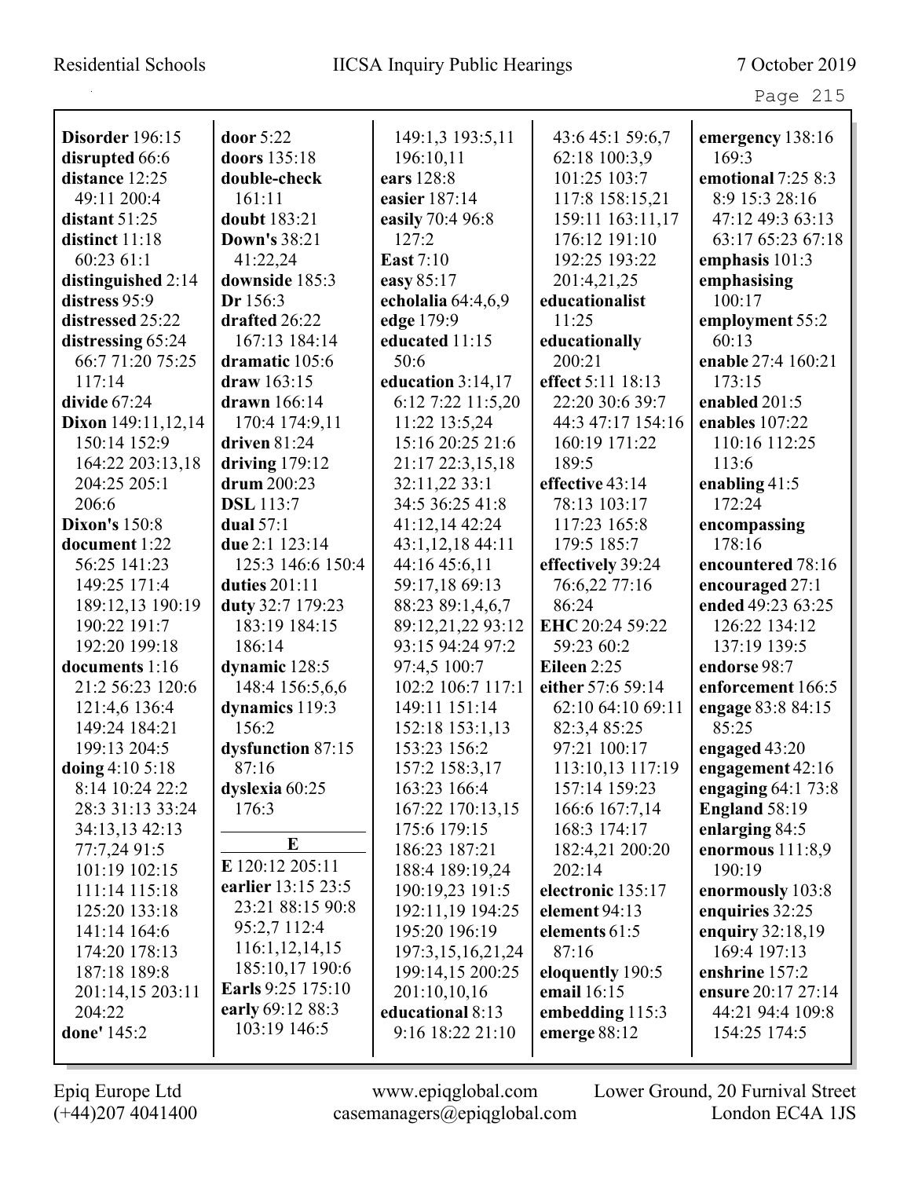**Disorder** 196:15
**disrupted** 66:6
**distance** 12:25 49:11 200:4
**distant** 51:25
**distinct** 11:18 60:23 61:1
**distinguished** 2:14
**distress** 95:9
**distressed** 25:22
**distressing** 65:24 66:7 71:20 75:25 117:14
**divide** 67:24
**Dixon** 149:11,12,14 150:14 152:9 164:22 203:13,18 204:25 205:1 206:6
**Dixon's** 150:8
**document** 1:22 56:25 141:23 149:25 171:4 189:12,13 190:19 190:22 191:7 192:20 199:18
**documents** 1:16 21:2 56:23 120:6 121:4,6 136:4 149:24 184:21 199:13 204:5
**doing** 4:10 5:18 8:14 10:24 22:2 28:3 31:13 33:24 34:13,13 42:13 77:7,24 91:5 101:19 102:15 111:14 115:18 125:20 133:18 141:14 164:6 174:20 178:13 187:18 189:8 201:14,15 203:11 204:22
**done'** 145:2

**door** 5:22
**doors** 135:18
**double-check** 161:11
**doubt** 183:21
**Down's** 38:21 41:22,24
**downside** 185:3
**Dr** 156:3
**drafted** 26:22 167:13 184:14
**dramatic** 105:6
**draw** 163:15
**drawn** 166:14 170:4 174:9,11
**driven** 81:24
**driving** 179:12
**drum** 200:23
**DSL** 113:7
**dual** 57:1
**due** 2:1 123:14 125:3 146:6 150:4
**duties** 201:11
**duty** 32:7 179:23 183:19 184:15 186:14
**dynamic** 128:5 148:4 156:5,6,6
**dynamics** 119:3 156:2
**dysfunction** 87:15 87:16
**dyslexia** 60:25 176:3

**E**

**E** 120:12 205:11
**earlier** 13:15 23:5 23:21 88:15 90:8 95:2,7 112:4 116:1,12,14,15 185:10,17 190:6
**Earls** 9:25 175:10
**early** 69:12 88:3 103:19 146:5

149:1,3 193:5,11 196:10,11
**ears** 128:8
**easier** 187:14
**easily** 70:4 96:8 127:2
**East** 7:10
**easy** 85:17
**echolalia** 64:4,6,9
**edge** 179:9
**educated** 11:15 50:6
**education** 3:14,17 6:12 7:22 11:5,20 11:22 13:5,24 15:16 20:25 21:6 21:17 22:3,15,18 32:11,22 33:1 34:5 36:25 41:8 41:12,14 42:24 43:1,12,18 44:11 44:16 45:6,11 59:17,18 69:13 88:23 89:1,4,6,7 89:12,21,22 93:12 93:15 94:24 97:2 97:4,5 100:7 102:2 106:7 117:1 149:11 151:14 152:18 153:1,13 153:23 156:2 157:2 158:3,17 163:23 166:4 167:22 170:13,15 175:6 179:15 186:23 187:21 188:4 189:19,24 190:19,23 191:5 192:11,19 194:25 195:20 196:19 197:3,15,16,21,24 199:14,15 200:25 201:10,10,16
**educational** 8:13 9:16 18:22 21:10

43:6 45:1 59:6,7 62:18 100:3,9 101:25 103:7 117:8 158:15,21 159:11 163:11,17 176:12 191:10 192:25 193:22 201:4,21,25
**educationalist** 11:25
**educationally** 200:21
**effect** 5:11 18:13 22:20 30:6 39:7 44:3 47:17 154:16 160:19 171:22 189:5
**effective** 43:14 78:13 103:17 117:23 165:8 179:5 185:7
**effectively** 39:24 76:6,22 77:16 86:24
**EHC** 20:24 59:22 59:23 60:2
**Eileen** 2:25
**either** 57:6 59:14 62:10 64:10 69:11 82:3,4 85:25 97:21 100:17 113:10,13 117:19 157:14 159:23 166:6 167:7,14 168:3 174:17 182:4,21 200:20 202:14
**electronic** 135:17
**element** 94:13
**elements** 61:5 87:16
**eloquently** 190:5
**email** 16:15
**embedding** 115:3
**emerge** 88:12

**emergency** 138:16 169:3
**emotional** 7:25 8:3 8:9 15:3 28:16 47:12 49:3 63:13 63:17 65:23 67:18
**emphasis** 101:3
**emphasising** 100:17
**employment** 55:2 60:13
**enable** 27:4 160:21 173:15
**enabled** 201:5
**enables** 107:22 110:16 112:25 113:6
**enabling** 41:5 172:24
**encompassing** 178:16
**encountered** 78:16
**encouraged** 27:1
**ended** 49:23 63:25 126:22 134:12 137:19 139:5
**endorse** 98:7
**enforcement** 166:5
**engage** 83:8 84:15 85:25
**engaged** 43:20
**engagement** 42:16
**engaging** 64:1 73:8
**England** 58:19
**enlarging** 84:5
**enormous** 111:8,9 190:19
**enormously** 103:8
**enquiries** 32:25
**enquiry** 32:18,19 169:4 197:13
**enshrine** 157:2
**ensure** 20:17 27:14 44:21 94:4 109:8 154:25 174:5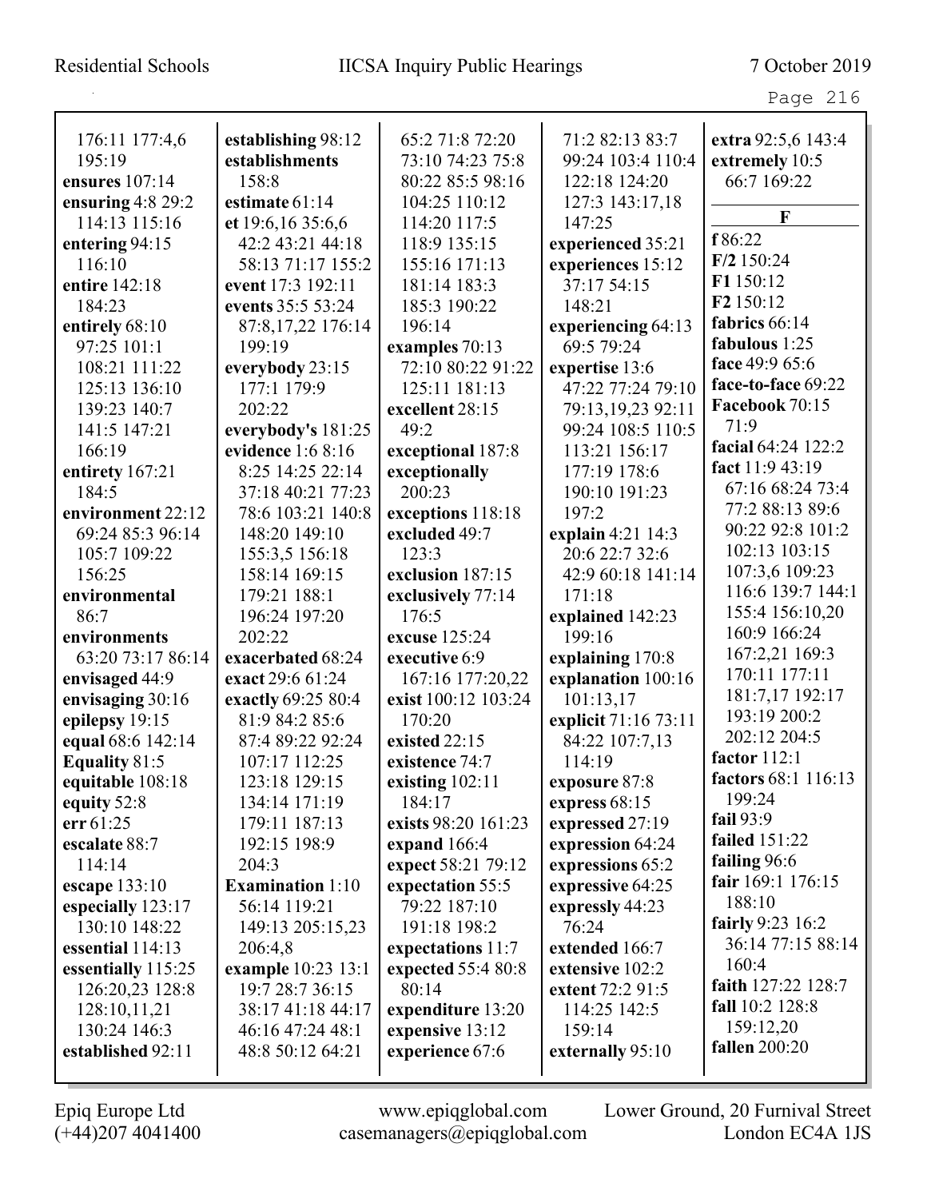176:11 177:4,6 195:19
**ensures** 107:14
**ensuring** 4:8 29:2 114:13 115:16
**entering** 94:15 116:10
**entire** 142:18 184:23
**entirely** 68:10 97:25 101:1 108:21 111:22 125:13 136:10 139:23 140:7 141:5 147:21 166:19
**entirety** 167:21 184:5
**environment** 22:12 69:24 85:3 96:14 105:7 109:22 156:25
**environmental** 86:7
**environments** 63:20 73:17 86:14
**envisaged** 44:9
**envisaging** 30:16
**epilepsy** 19:15
**equal** 68:6 142:14
**Equality** 81:5
**equitable** 108:18
**equity** 52:8
**err** 61:25
**escalate** 88:7 114:14
**escape** 133:10
**especially** 123:17 130:10 148:22
**essential** 114:13
**essentially** 115:25 126:20,23 128:8 128:10,11,21 130:24 146:3
**established** 92:11
**establishing** 98:12
**establishments** 158:8
**estimate** 61:14
**et** 19:6,16 35:6,6 42:2 43:21 44:18 58:13 71:17 155:2
**event** 17:3 192:11
**events** 35:5 53:24 87:8,17,22 176:14 199:19
**everybody** 23:15 177:1 179:9 202:22
**everybody's** 181:25
**evidence** 1:6 8:16 8:25 14:25 22:14 37:18 40:21 77:23 78:6 103:21 140:8 148:20 149:10 155:3,5 156:18 158:14 169:15 179:21 188:1 196:24 197:20 202:22
**exacerbated** 68:24
**exact** 29:6 61:24
**exactly** 69:25 80:4 81:9 84:2 85:6 87:4 89:22 92:24 107:17 112:25 123:18 129:15 134:14 171:19 179:11 187:13 192:15 198:9 204:3
**Examination** 1:10 56:14 119:21 149:13 205:15,23 206:4,8
**example** 10:23 13:1 19:7 28:7 36:15 38:17 41:18 44:17 46:16 47:24 48:1 48:8 50:12 64:21 65:2 71:8 72:20 73:10 74:23 75:8 80:22 85:5 98:16 104:25 110:12 114:20 117:5 118:9 135:15 155:16 171:13 181:14 183:3 185:3 190:22 196:14
**examples** 70:13 72:10 80:22 91:22 125:11 181:13
**excellent** 28:15 49:2
**exceptional** 187:8
**exceptionally** 200:23
**exceptions** 118:18
**excluded** 49:7 123:3
**exclusion** 187:15
**exclusively** 77:14 176:5
**excuse** 125:24
**executive** 6:9 167:16 177:20,22
**exist** 100:12 103:24 170:20
**existed** 22:15
**existence** 74:7
**existing** 102:11 184:17
**exists** 98:20 161:23
**expand** 166:4
**expect** 58:21 79:12
**expectation** 55:5 79:22 187:10 191:18 198:2
**expectations** 11:7
**expected** 55:4 80:8 80:14
**expenditure** 13:20
**expensive** 13:12
**experience** 67:6 71:2 82:13 83:7 99:24 103:4 110:4 122:18 124:20 127:3 143:17,18 147:25
**experienced** 35:21
**experiences** 15:12 37:17 54:15 148:21
**experiencing** 64:13 69:5 79:24
**expertise** 13:6 47:22 77:24 79:10 79:13,19,23 92:11 99:24 108:5 110:5 113:21 156:17 177:19 178:6 190:10 191:23 197:2
**explain** 4:21 14:3 20:6 22:7 32:6 42:9 60:18 141:14 171:18
**explained** 142:23 199:16
**explaining** 170:8
**explanation** 100:16 101:13,17
**explicit** 71:16 73:11 84:22 107:7,13 114:19
**exposure** 87:8
**express** 68:15
**expressed** 27:19
**expression** 64:24
**expressions** 65:2
**expressive** 64:25
**expressly** 44:23 76:24
**extended** 166:7
**extensive** 102:2
**extent** 72:2 91:5 114:25 142:5 159:14
**externally** 95:10
**extra** 92:5,6 143:4
**extremely** 10:5 66:7 169:22

**F**

**f** 86:22
**F/2** 150:24
**F1** 150:12
**F2** 150:12
**fabrics** 66:14
**fabulous** 1:25
**face** 49:9 65:6
**face-to-face** 69:22
**Facebook** 70:15 71:9
**facial** 64:24 122:2
**fact** 11:9 43:19 67:16 68:24 73:4 77:2 88:13 89:6 90:22 92:8 101:2 102:13 103:15 107:3,6 109:23 116:6 139:7 144:1 155:4 156:10,20 160:9 166:24 167:2,21 169:3 170:11 177:11 181:7,17 192:17 193:19 200:2 202:12 204:5
**factor** 112:1
**factors** 68:1 116:13 199:24
**fail** 93:9
**failed** 151:22
**failing** 96:6
**fair** 169:1 176:15 188:10
**fairly** 9:23 16:2 36:14 77:15 88:14 160:4
**faith** 127:22 128:7
**fall** 10:2 128:8 159:12,20
**fallen** 200:20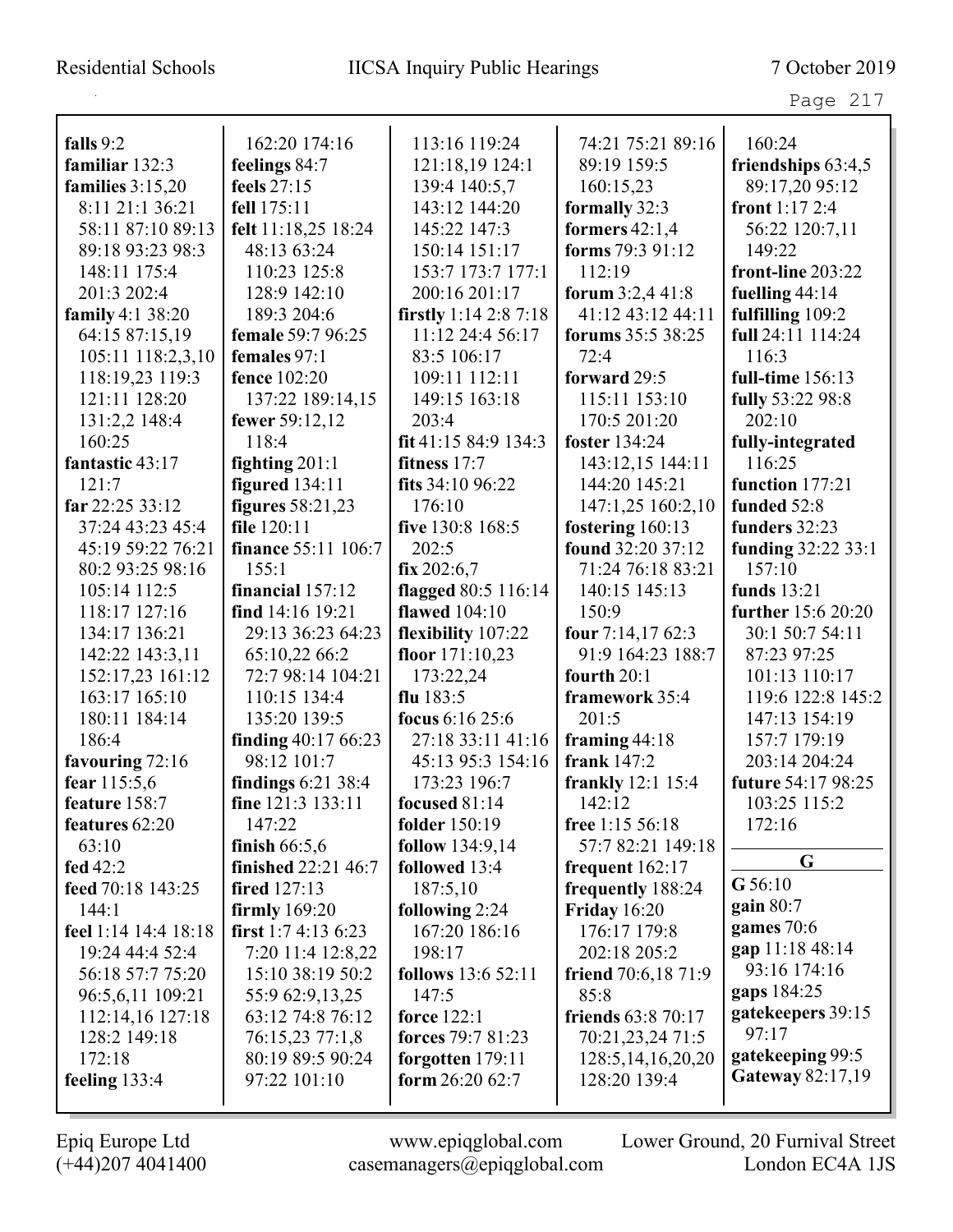**falls** 9:2
**familiar** 132:3
**families** 3:15,20 8:11 21:1 36:21 58:11 87:10 89:13 89:18 93:23 98:3 148:11 175:4 201:3 202:4
**family** 4:1 38:20 64:15 87:15,19 105:11 118:2,3,10 118:19,23 119:3 121:11 128:20 131:2,2 148:4 160:25
**fantastic** 43:17 121:7
**far** 22:25 33:12 37:24 43:23 45:4 45:19 59:22 76:21 80:2 93:25 98:16 105:14 112:5 118:17 127:16 134:17 136:21 142:22 143:3,11 152:17,23 161:12 163:17 165:10 180:11 184:14 186:4
**favouring** 72:16
**fear** 115:5,6
**feature** 158:7
**features** 62:20 63:10
**fed** 42:2
**feed** 70:18 143:25 144:1
**feel** 1:14 14:4 18:18 19:24 44:4 52:4 56:18 57:7 75:20 96:5,6,11 109:21 112:14,16 127:18 128:2 149:18 172:18
**feeling** 133:4
162:20 174:16
**feelings** 84:7
**feels** 27:15
**fell** 175:11
**felt** 11:18,25 18:24 48:13 63:24 110:23 125:8 128:9 142:10 189:3 204:6
**female** 59:7 96:25
**females** 97:1
**fence** 102:20 137:22 189:14,15
**fewer** 59:12,12 118:4
**fighting** 201:1
**figured** 134:11
**figures** 58:21,23
**file** 120:11
**finance** 55:11 106:7 155:1
**financial** 157:12
**find** 14:16 19:21 29:13 36:23 64:23 65:10,22 66:2 72:7 98:14 104:21 110:15 134:4 135:20 139:5
**finding** 40:17 66:23 98:12 101:7
**findings** 6:21 38:4
**fine** 121:3 133:11 147:22
**finish** 66:5,6
**finished** 22:21 46:7
**fired** 127:13
**firmly** 169:20
**first** 1:7 4:13 6:23 7:20 11:4 12:8,22 15:10 38:19 50:2 55:9 62:9,13,25 63:12 74:8 76:12 76:15,23 77:1,8 80:19 89:5 90:24 97:22 101:10
113:16 119:24 121:18,19 124:1 139:4 140:5,7 143:12 144:20 145:22 147:3 150:14 151:17 153:7 173:7 177:1 200:16 201:17
**firstly** 1:14 2:8 7:18 11:12 24:4 56:17 83:5 106:17 109:11 112:11 149:15 163:18 203:4
**fit** 41:15 84:9 134:3
**fitness** 17:7
**fits** 34:10 96:22 176:10
**five** 130:8 168:5 202:5
**fix** 202:6,7
**flagged** 80:5 116:14
**flawed** 104:10
**flexibility** 107:22
**floor** 171:10,23 173:22,24
**flu** 183:5
**focus** 6:16 25:6 27:18 33:11 41:16 45:13 95:3 154:16 173:23 196:7
**focused** 81:14
**folder** 150:19
**follow** 134:9,14
**followed** 13:4 187:5,10
**following** 2:24 167:20 186:16 198:17
**follows** 13:6 52:11 147:5
**force** 122:1
**forces** 79:7 81:23
**forgotten** 179:11
**form** 26:20 62:7
74:21 75:21 89:16 89:19 159:5 160:15,23
**formally** 32:3
**formers** 42:1,4
**forms** 79:3 91:12 112:19
**forum** 3:2,4 41:8 41:12 43:12 44:11
**forums** 35:5 38:25 72:4
**forward** 29:5 115:11 153:10 170:5 201:20
**foster** 134:24 143:12,15 144:11 144:20 145:21 147:1,25 160:2,10
**fostering** 160:13
**found** 32:20 37:12 71:24 76:18 83:21 140:15 145:13 150:9
**four** 7:14,17 62:3 91:9 164:23 188:7
**fourth** 20:1
**framework** 35:4 201:5
**framing** 44:18
**frank** 147:2
**frankly** 12:1 15:4 142:12
**free** 1:15 56:18 57:7 82:21 149:18
**frequent** 162:17
**frequently** 188:24
**Friday** 16:20 176:17 179:8 202:18 205:2
**friend** 70:6,18 71:9 85:8
**friends** 63:8 70:17 70:21,23,24 71:5 128:5,14,16,20 128:20 139:4
160:24
**friendships** 63:4,5 89:17,20 95:12
**front** 1:17 2:4 56:22 120:7,11 149:22
**front-line** 203:22
**fuelling** 44:14
**fulfilling** 109:2
**full** 24:11 114:24 116:3
**full-time** 156:13
**fully** 53:22 98:8 202:10
**fully-integrated** 116:25
**function** 177:21
**funded** 52:8
**funders** 32:23
**funding** 32:22 33:1 157:10
**funds** 13:21
**further** 15:6 20:20 30:1 50:7 54:11 87:23 97:25 101:13 110:17 119:6 122:8 145:2 147:13 154:19 157:7 179:19 203:14 204:24
**future** 54:17 98:25 103:25 115:2 172:16

## G

**G** 56:10
**gain** 80:7
**games** 70:6
**gap** 11:18 48:14 93:16 174:16
**gaps** 184:25
**gatekeepers** 39:15 97:17
**gatekeeping** 99:5
**Gateway** 82:17,19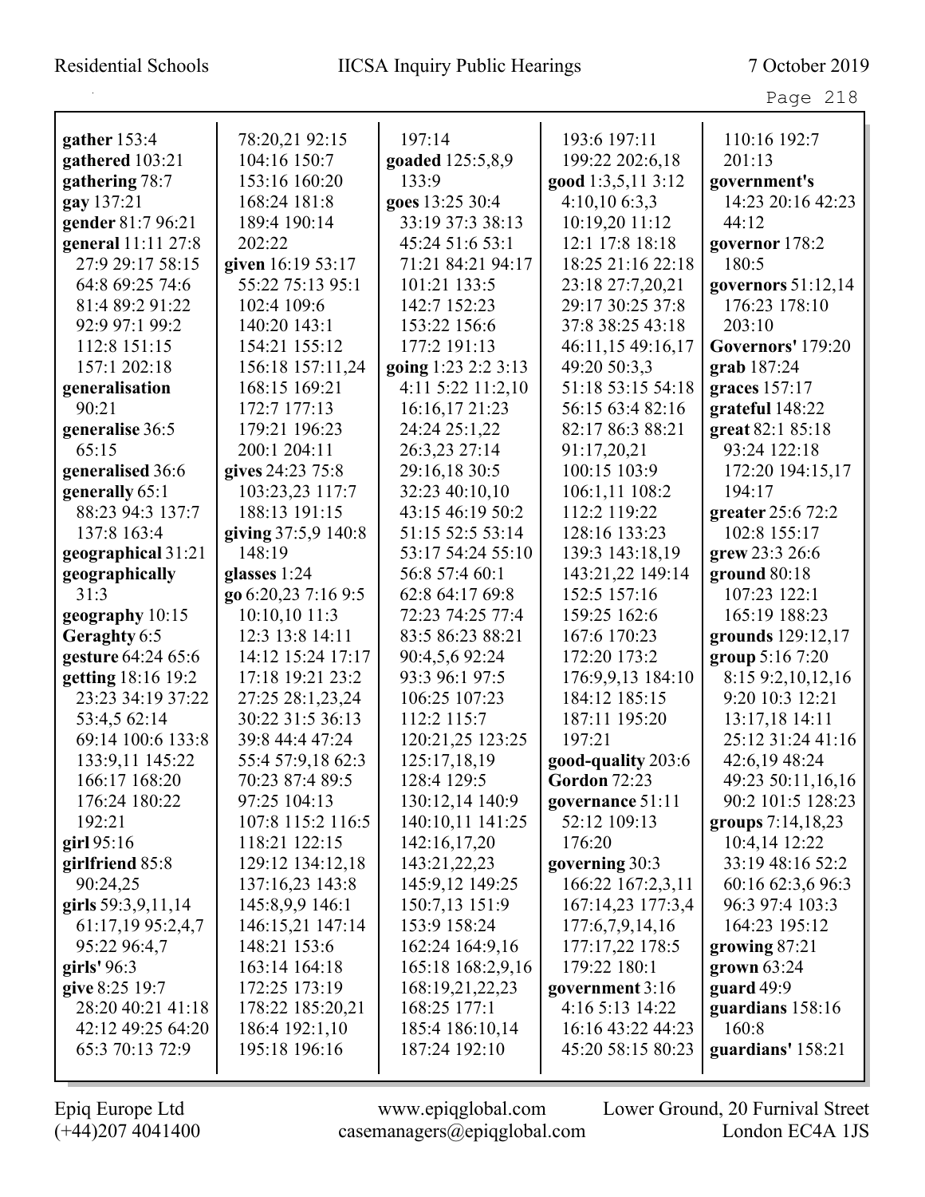**gather** 153:4
**gathered** 103:21
**gathering** 78:7
**gay** 137:21
**gender** 81:7 96:21
**general** 11:11 27:8 27:9 29:17 58:15 64:8 69:25 74:6 81:4 89:2 91:22 92:9 97:1 99:2 112:8 151:15 157:1 202:18
**generalisation** 90:21
**generalise** 36:5 65:15
**generalised** 36:6
**generally** 65:1 88:23 94:3 137:7 137:8 163:4
**geographical** 31:21
**geographically** 31:3
**geography** 10:15
**Geraghty** 6:5
**gesture** 64:24 65:6
**getting** 18:16 19:2 23:23 34:19 37:22 53:4,5 62:14 69:14 100:6 133:8 133:9,11 145:22 166:17 168:20 176:24 180:22 192:21
**girl** 95:16
**girlfriend** 85:8 90:24,25
**girls** 59:3,9,11,14 61:17,19 95:2,4,7 95:22 96:4,7
**girls'** 96:3
**give** 8:25 19:7 28:20 40:21 41:18 42:12 49:25 64:20 65:3 70:13 72:9 78:20,21 92:15 104:16 150:7 153:16 160:20 168:24 181:8 189:4 190:14 202:22
**given** 16:19 53:17 55:22 75:13 95:1 102:4 109:6 140:20 143:1 154:21 155:12 156:18 157:11,24 168:15 169:21 172:7 177:13 179:21 196:23 200:1 204:11
**gives** 24:23 75:8 103:23,23 117:7 188:13 191:15
**giving** 37:5,9 140:8 148:19
**glasses** 1:24
**go** 6:20,23 7:16 9:5 10:10,10 11:3 12:3 13:8 14:11 14:12 15:24 17:17 17:18 19:21 23:2 27:25 28:1,23,24 30:22 31:5 36:13 39:8 44:4 47:24 55:4 57:9,18 62:3 70:23 87:4 89:5 97:25 104:13 107:8 115:2 116:5 118:21 122:15 129:12 134:12,18 137:16,23 143:8 145:8,9,9 146:1 146:15,21 147:14 148:21 153:6 163:14 164:18 172:25 173:19 178:22 185:20,21 186:4 192:1,10 195:18 196:16 197:14
**goaded** 125:5,8,9 133:9
**goes** 13:25 30:4 33:19 37:3 38:13 45:24 51:6 53:1 71:21 84:21 94:17 101:21 133:5 142:7 152:23 153:22 156:6 177:2 191:13
**going** 1:23 2:2 3:13 4:11 5:22 11:2,10 16:16,17 21:23 24:24 25:1,22 26:3,23 27:14 29:16,18 30:5 32:23 40:10,10 43:15 46:19 50:2 51:15 52:5 53:14 53:17 54:24 55:10 56:8 57:4 60:1 62:8 64:17 69:8 72:23 74:25 77:4 83:5 86:23 88:21 90:4,5,6 92:24 93:3 96:1 97:5 106:25 107:23 112:2 115:7 120:21,25 123:25 125:17,18,19 128:4 129:5 130:12,14 140:9 140:10,11 141:25 142:16,17,20 143:21,22,23 145:9,12 149:25 150:7,13 151:9 153:9 158:24 162:24 164:9,16 165:18 168:2,9,16 168:19,21,22,23 168:25 177:1 185:4 186:10,14 187:24 192:10 193:6 197:11 199:22 202:6,18
**good** 1:3,5,11 3:12 4:10,10 6:3,3 10:19,20 11:12 12:1 17:8 18:18 18:25 21:16 22:18 23:18 27:7,20,21 29:17 30:25 37:8 37:8 38:25 43:18 46:11,15 49:16,17 49:20 50:3,3 51:18 53:15 54:18 56:15 63:4 82:16 82:17 86:3 88:21 91:17,20,21 100:15 103:9 106:1,11 108:2 112:2 119:22 128:16 133:23 139:3 143:18,19 143:21,22 149:14 152:5 157:16 159:25 162:6 167:6 170:23 172:20 173:2 176:9,9,13 184:10 184:12 185:15 187:11 195:20 197:21
**good-quality** 203:6
**Gordon** 72:23
**governance** 51:11 52:12 109:13 176:20
**governing** 30:3 166:22 167:2,3,11 167:14,23 177:3,4 177:6,7,9,14,16 177:17,22 178:5 179:22 180:1
**government** 3:16 4:16 5:13 14:22 16:16 43:22 44:23 45:20 58:15 80:23 110:16 192:7 201:13
**government's** 14:23 20:16 42:23 44:12
**governor** 178:2 180:5
**governors** 51:12,14 176:23 178:10 203:10
**Governors'** 179:20
**grab** 187:24
**graces** 157:17
**grateful** 148:22
**great** 82:1 85:18 93:24 122:18 172:20 194:15,17 194:17
**greater** 25:6 72:2 102:8 155:17
**grew** 23:3 26:6
**ground** 80:18 107:23 122:1 165:19 188:23
**grounds** 129:12,17
**group** 5:16 7:20 8:15 9:2,10,12,16 9:20 10:3 12:21 13:17,18 14:11 25:12 31:24 41:16 42:6,19 48:24 49:23 50:11,16,16 90:2 101:5 128:23
**groups** 7:14,18,23 10:4,14 12:22 33:19 48:16 52:2 60:16 62:3,6 96:3 96:3 97:4 103:3 164:23 195:12
**growing** 87:21
**grown** 63:24
**guard** 49:9
**guardians** 158:16 160:8
**guardians'** 158:21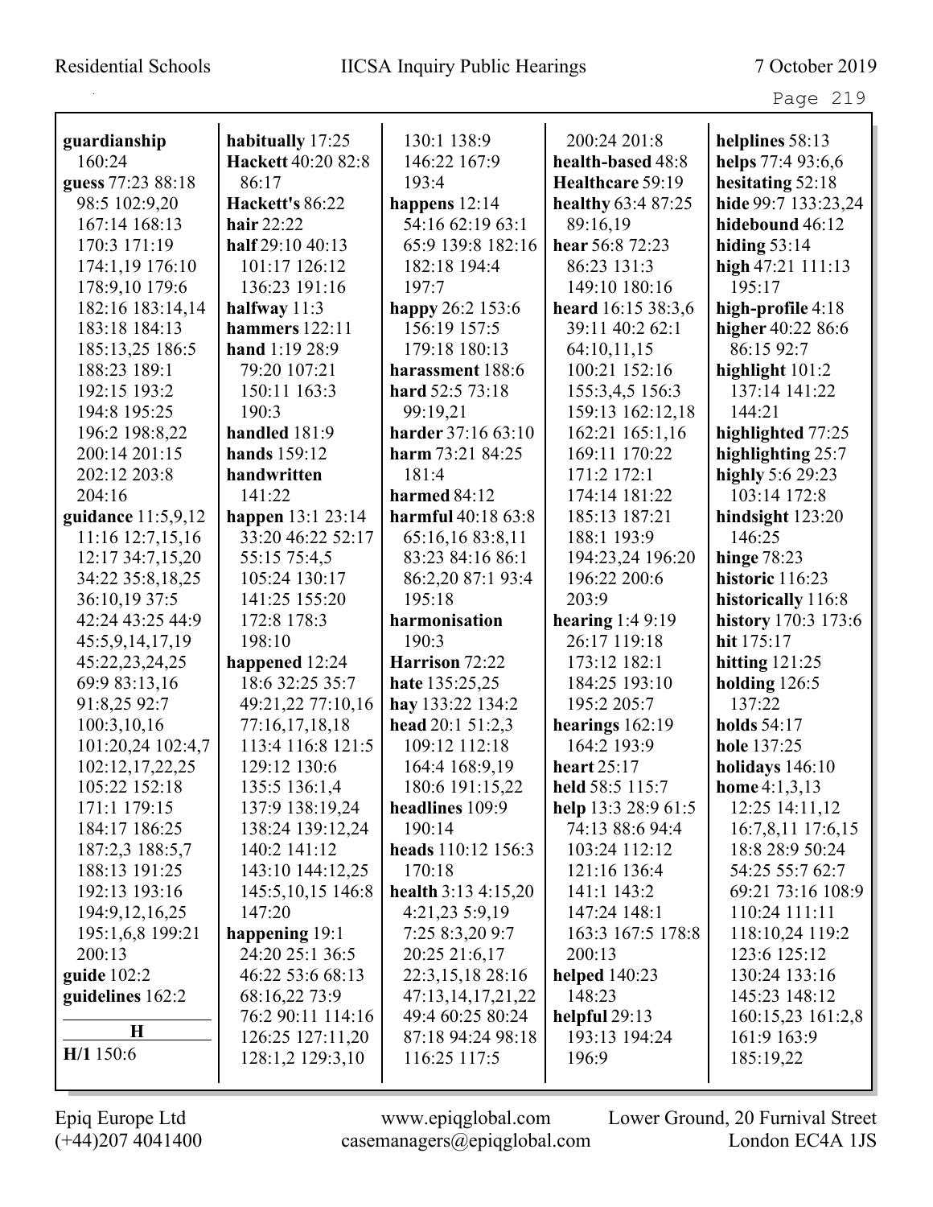**guardianship** 160:24
**guess** 77:23 88:18 98:5 102:9,20 167:14 168:13 170:3 171:19 174:1,19 176:10 178:9,10 179:6 182:16 183:14,14 183:18 184:13 185:13,25 186:5 188:23 189:1 192:15 193:2 194:8 195:25 196:2 198:8,22 200:14 201:15 202:12 203:8 204:16
**guidance** 11:5,9,12 11:16 12:7,15,16 12:17 34:7,15,20 34:22 35:8,18,25 36:10,19 37:5 42:24 43:25 44:9 45:5,9,14,17,19 45:22,23,24,25 69:9 83:13,16 91:8,25 92:7 100:3,10,16 101:20,24 102:4,7 102:12,17,22,25 105:22 152:18 171:1 179:15 184:17 186:25 187:2,3 188:5,7 188:13 191:25 192:13 193:16 194:9,12,16,25 195:1,6,8 199:21 200:13
**guide** 102:2
**guidelines** 162:2

**H**

**H/1** 150:6
**habitually** 17:25
**Hackett** 40:20 82:8 86:17
**Hackett's** 86:22
**hair** 22:22
**half** 29:10 40:13 101:17 126:12 136:23 191:16
**halfway** 11:3
**hammers** 122:11
**hand** 1:19 28:9 79:20 107:21 150:11 163:3 190:3
**handled** 181:9
**hands** 159:12
**handwritten** 141:22
**happen** 13:1 23:14 33:20 46:22 52:17 55:15 75:4,5 105:24 130:17 141:25 155:20 172:8 178:3 198:10
**happened** 12:24 18:6 32:25 35:7 49:21,22 77:10,16 77:16,17,18,18 113:4 116:8 121:5 129:12 130:6 135:5 136:1,4 137:9 138:19,24 138:24 139:12,24 140:2 141:12 143:10 144:12,25 145:5,10,15 146:8 147:20
**happening** 19:1 24:20 25:1 36:5 46:22 53:6 68:13 68:16,22 73:9 76:2 90:11 114:16 126:25 127:11,20 128:1,2 129:3,10 130:1 138:9 146:22 167:9 193:4
**happens** 12:14 54:16 62:19 63:1 65:9 139:8 182:16 182:18 194:4 197:7
**happy** 26:2 153:6 156:19 157:5 179:18 180:13
**harassment** 188:6
**hard** 52:5 73:18 99:19,21
**harder** 37:16 63:10
**harm** 73:21 84:25 181:4
**harmed** 84:12
**harmful** 40:18 63:8 65:16,16 83:8,11 83:23 84:16 86:1 86:2,20 87:1 93:4 195:18
**harmonisation** 190:3
**Harrison** 72:22
**hate** 135:25,25
**hay** 133:22 134:2
**head** 20:1 51:2,3 109:12 112:18 164:4 168:9,19 180:6 191:15,22
**headlines** 109:9 190:14
**heads** 110:12 156:3 170:18
**health** 3:13 4:15,20 4:21,23 5:9,19 7:25 8:3,20 9:7 20:25 21:6,17 22:3,15,18 28:16 47:13,14,17,21,22 49:4 60:25 80:24 87:18 94:24 98:18 116:25 117:5 200:24 201:8
**health-based** 48:8
**Healthcare** 59:19
**healthy** 63:4 87:25 89:16,19
**hear** 56:8 72:23 86:23 131:3 149:10 180:16
**heard** 16:15 38:3,6 39:11 40:2 62:1 64:10,11,15 100:21 152:16 155:3,4,5 156:3 159:13 162:12,18 162:21 165:1,16 169:11 170:22 171:2 172:1 174:14 181:22 185:13 187:21 188:1 193:9 194:23,24 196:20 196:22 200:6 203:9
**hearing** 1:4 9:19 26:17 119:18 173:12 182:1 184:25 193:10 195:2 205:7
**hearings** 162:19 164:2 193:9
**heart** 25:17
**held** 58:5 115:7
**help** 13:3 28:9 61:5 74:13 88:6 94:4 103:24 112:12 121:16 136:4 141:1 143:2 147:24 148:1 163:3 167:5 178:8 200:13
**helped** 140:23 148:23
**helpful** 29:13 193:13 194:24 196:9
**helplines** 58:13
**helps** 77:4 93:6,6
**hesitating** 52:18
**hide** 99:7 133:23,24
**hidebound** 46:12
**hiding** 53:14
**high** 47:21 111:13 195:17
**high-profile** 4:18
**higher** 40:22 86:6 86:15 92:7
**highlight** 101:2 137:14 141:22 144:21
**highlighted** 77:25
**highlighting** 25:7
**highly** 5:6 29:23 103:14 172:8
**hindsight** 123:20 146:25
**hinge** 78:23
**historic** 116:23
**historically** 116:8
**history** 170:3 173:6
**hit** 175:17
**hitting** 121:25
**holding** 126:5 137:22
**holds** 54:17
**hole** 137:25
**holidays** 146:10
**home** 4:1,3,13 12:25 14:11,12 16:7,8,11 17:6,15 18:8 28:9 50:24 54:25 55:7 62:7 69:21 73:16 108:9 110:24 111:11 118:10,24 119:2 123:6 125:12 130:24 133:16 145:23 148:12 160:15,23 161:2,8 161:9 163:9 185:19,22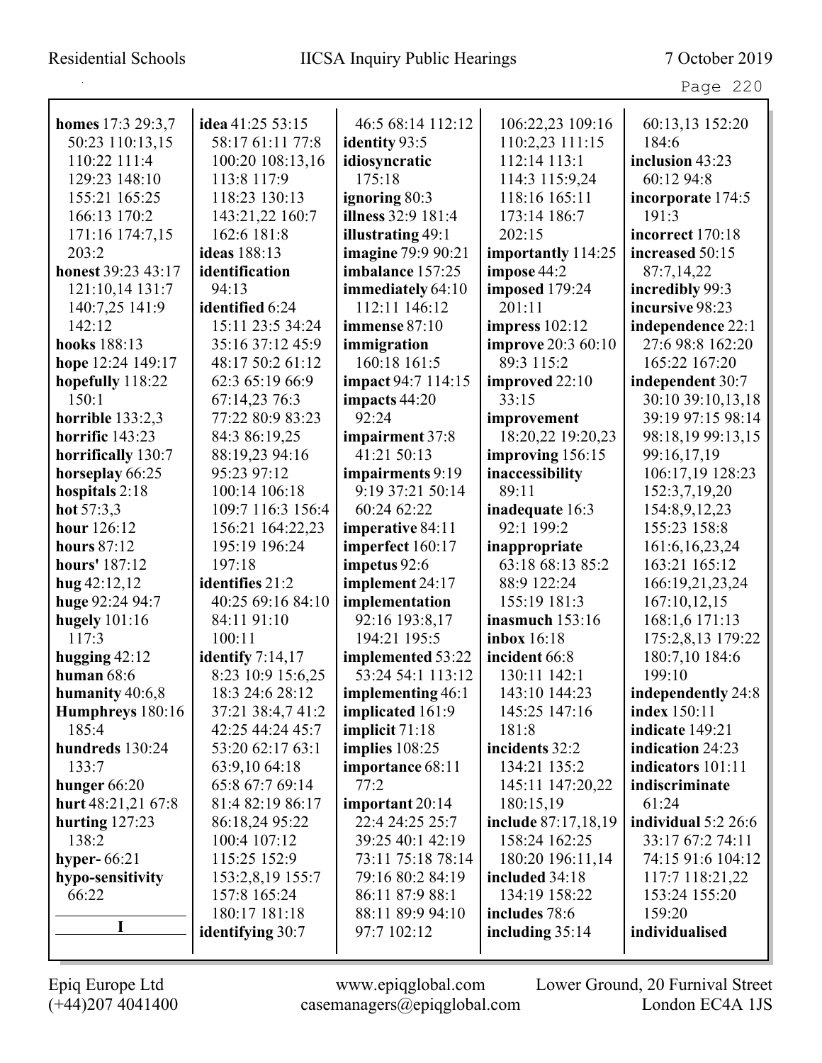**homes** 17:3 29:3,7 50:23 110:13,15 110:22 111:4 129:23 148:10 155:21 165:25 166:13 170:2 171:16 174:7,15 203:2
**honest** 39:23 43:17 121:10,14 131:7 140:7,25 141:9 142:12
**hooks** 188:13
**hope** 12:24 149:17
**hopefully** 118:22 150:1
**horrible** 133:2,3
**horrific** 143:23
**horrifically** 130:7
**horseplay** 66:25
**hospitals** 2:18
**hot** 57:3,3
**hour** 126:12
**hours** 87:12
**hours'** 187:12
**hug** 42:12,12
**huge** 92:24 94:7
**hugely** 101:16 117:3
**hugging** 42:12
**human** 68:6
**humanity** 40:6,8
**Humphreys** 180:16 185:4
**hundreds** 130:24 133:7
**hunger** 66:20
**hurt** 48:21,21 67:8
**hurting** 127:23 138:2
**hyper-** 66:21
**hypo-sensitivity** 66:22

**I**

**idea** 41:25 53:15 58:17 61:11 77:8 100:20 108:13,16 113:8 117:9 118:23 130:13 143:21,22 160:7 162:6 181:8
**ideas** 188:13
**identification** 94:13
**identified** 6:24 15:11 23:5 34:24 35:16 37:12 45:9 48:17 50:2 61:12 62:3 65:19 66:9 67:14,23 76:3 77:22 80:9 83:23 84:3 86:19,25 88:19,23 94:16 95:23 97:12 100:14 106:18 109:7 116:3 156:4 156:21 164:22,23 195:19 196:24 197:18
**identifies** 21:2 40:25 69:16 84:10 84:11 91:10 100:11
**identify** 7:14,17 8:23 10:9 15:6,25 18:3 24:6 28:12 37:21 38:4,7 41:2 42:25 44:24 45:7 53:20 62:17 63:1 63:9,10 64:18 65:8 67:7 69:14 81:4 82:19 86:17 86:18,24 95:22 100:4 107:12 115:25 152:9 153:2,8,19 155:7 157:8 165:24 180:17 181:18
**identifying** 30:7 46:5 68:14 112:12
**identity** 93:5
**idiosyncratic** 175:18
**ignoring** 80:3
**illness** 32:9 181:4
**illustrating** 49:1
**imagine** 79:9 90:21
**imbalance** 157:25
**immediately** 64:10 112:11 146:12
**immense** 87:10
**immigration** 160:18 161:5
**impact** 94:7 114:15
**impacts** 44:20 92:24
**impairment** 37:8 41:21 50:13
**impairments** 9:19 9:19 37:21 50:14 60:24 62:22
**imperative** 84:11
**imperfect** 160:17
**impetus** 92:6
**implement** 24:17
**implementation** 92:16 193:8,17 194:21 195:5
**implemented** 53:22 53:24 54:1 113:12
**implementing** 46:1
**implicated** 161:9
**implicit** 71:18
**implies** 108:25
**importance** 68:11 77:2
**important** 20:14 22:4 24:25 25:7 39:25 40:1 42:19 73:11 75:18 78:14 79:16 80:2 84:19 86:11 87:9 88:1 88:11 89:9 94:10 97:7 102:12 106:22,23 109:16 110:2,23 111:15 112:14 113:1 114:3 115:9,24 118:16 165:11 173:14 186:7 202:15
**importantly** 114:25
**impose** 44:2
**imposed** 179:24 201:11
**impress** 102:12
**improve** 20:3 60:10 89:3 115:2
**improved** 22:10 33:15
**improvement** 18:20,22 19:20,23
**improving** 156:15
**inaccessibility** 89:11
**inadequate** 16:3 92:1 199:2
**inappropriate** 63:18 68:13 85:2 88:9 122:24 155:19 181:3
**inasmuch** 153:16
**inbox** 16:18
**incident** 66:8 130:11 142:1 143:10 144:23 145:25 147:16 181:8
**incidents** 32:2 134:21 135:2 145:11 147:20,22 180:15,19
**include** 87:17,18,19 158:24 162:25 180:20 196:11,14
**included** 34:18 134:19 158:22
**includes** 78:6
**including** 35:14 60:13,13 152:20 184:6
**inclusion** 43:23 60:12 94:8
**incorporate** 174:5 191:3
**incorrect** 170:18
**increased** 50:15 87:7,14,22
**incredibly** 99:3
**incursive** 98:23
**independence** 22:1 27:6 98:8 162:20 165:22 167:20
**independent** 30:7 30:10 39:10,13,18 39:19 97:15 98:14 98:18,19 99:13,15 99:16,17,19 106:17,19 128:23 152:3,7,19,20 154:8,9,12,23 155:23 158:8 161:6,16,23,24 163:21 165:12 166:19,21,23,24 167:10,12,15 168:1,6 171:13 175:2,8,13 179:22 180:7,10 184:6 199:10
**independently** 24:8
**index** 150:11
**indicate** 149:21
**indication** 24:23
**indicators** 101:11
**indiscriminate** 61:24
**individual** 5:2 26:6 33:17 67:2 74:11 74:15 91:6 104:12 117:7 118:21,22 153:24 155:20 159:20
**individualised**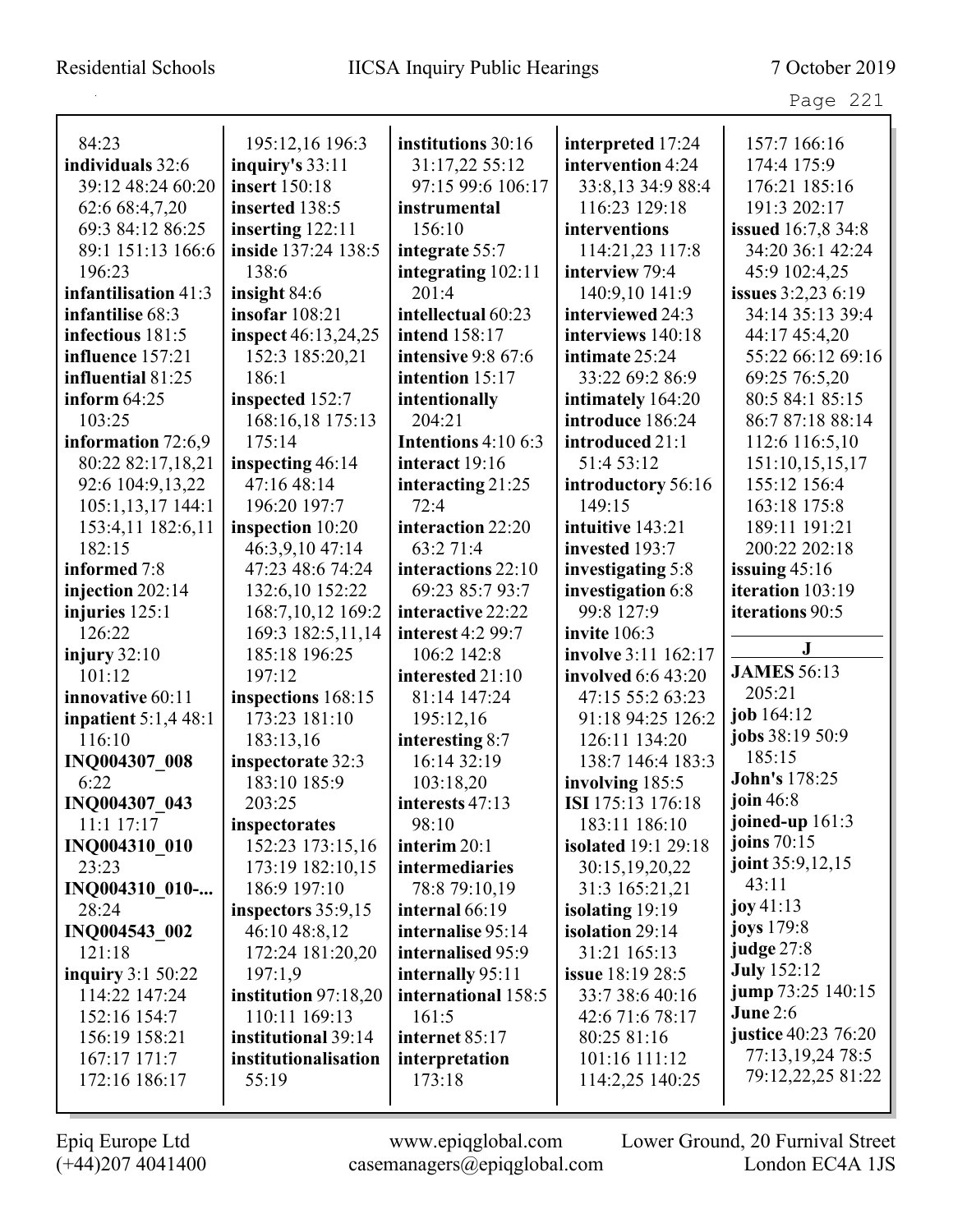84:23
**individuals** 32:6 39:12 48:24 60:20 62:6 68:4,7,20 69:3 84:12 86:25 89:1 151:13 166:6 196:23
**infantilisation** 41:3
**infantilise** 68:3
**infectious** 181:5
**influence** 157:21
**influential** 81:25
**inform** 64:25 103:25
**information** 72:6,9 80:22 82:17,18,21 92:6 104:9,13,22 105:1,13,17 144:1 153:4,11 182:6,11 182:15
**informed** 7:8
**injection** 202:14
**injuries** 125:1 126:22
**injury** 32:10 101:12
**innovative** 60:11
**inpatient** 5:1,4 48:1 116:10
**INQ004307_008** 6:22
**INQ004307_043** 11:1 17:17
**INQ004310_010** 23:23
**INQ004310_010-...** 28:24
**INQ004543_002** 121:18
**inquiry** 3:1 50:22 114:22 147:24 152:16 154:7 156:19 158:21 167:17 171:7 172:16 186:17
195:12,16 196:3
**inquiry's** 33:11
**insert** 150:18
**inserted** 138:5
**inserting** 122:11
**inside** 137:24 138:5 138:6
**insight** 84:6
**insofar** 108:21
**inspect** 46:13,24,25 152:3 185:20,21 186:1
**inspected** 152:7 168:16,18 175:13 175:14
**inspecting** 46:14 47:16 48:14 196:20 197:7
**inspection** 10:20 46:3,9,10 47:14 47:23 48:6 74:24 132:6,10 152:22 168:7,10,12 169:2 169:3 182:5,11,14 185:18 196:25 197:12
**inspections** 168:15 173:23 181:10 183:13,16
**inspectorate** 32:3 183:10 185:9 203:25
**inspectorates** 152:23 173:15,16 173:19 182:10,15 186:9 197:10
**inspectors** 35:9,15 46:10 48:8,12 172:24 181:20,20 197:1,9
**institution** 97:18,20 110:11 169:13
**institutional** 39:14
**institutionalisation** 55:19
**institutions** 30:16 31:17,22 55:12 97:15 99:6 106:17
**instrumental** 156:10
**integrate** 55:7
**integrating** 102:11 201:4
**intellectual** 60:23
**intend** 158:17
**intensive** 9:8 67:6
**intention** 15:17
**intentionally** 204:21
**Intentions** 4:10 6:3
**interact** 19:16
**interacting** 21:25 72:4
**interaction** 22:20 63:2 71:4
**interactions** 22:10 69:23 85:7 93:7
**interactive** 22:22
**interest** 4:2 99:7 106:2 142:8
**interested** 21:10 81:14 147:24 195:12,16
**interesting** 8:7 16:14 32:19 103:18,20
**interests** 47:13 98:10
**interim** 20:1
**intermediaries** 78:8 79:10,19
**internal** 66:19
**internalise** 95:14
**internalised** 95:9
**internally** 95:11
**international** 158:5 161:5
**internet** 85:17
**interpretation** 173:18
**interpreted** 17:24
**intervention** 4:24 33:8,13 34:9 88:4 116:23 129:18
**interventions** 114:21,23 117:8
**interview** 79:4 140:9,10 141:9
**interviewed** 24:3
**interviews** 140:18
**intimate** 25:24 33:22 69:2 86:9
**intimately** 164:20
**introduce** 186:24
**introduced** 21:1 51:4 53:12
**introductory** 56:16 149:15
**intuitive** 143:21
**invested** 193:7
**investigating** 5:8
**investigation** 6:8 99:8 127:9
**invite** 106:3
**involve** 3:11 162:17
**involved** 6:6 43:20 47:15 55:2 63:23 91:18 94:25 126:2 126:11 134:20 138:7 146:4 183:3
**involving** 185:5
**ISI** 175:13 176:18 183:11 186:10
**isolated** 19:1 29:18 30:15,19,20,22 31:3 165:21,21
**isolating** 19:19
**isolation** 29:14 31:21 165:13
**issue** 18:19 28:5 33:7 38:6 40:16 42:6 71:6 78:17 80:25 81:16 101:16 111:12 114:2,25 140:25
157:7 166:16 174:4 175:9 176:21 185:16 191:3 202:17
**issued** 16:7,8 34:8 34:20 36:1 42:24 45:9 102:4,25
**issues** 3:2,23 6:19 34:14 35:13 39:4 44:17 45:4,20 55:22 66:12 69:16 69:25 76:5,20 80:5 84:1 85:15 86:7 87:18 88:14 112:6 116:5,10 151:10,15,15,17 155:12 156:4 163:18 175:8 189:11 191:21 200:22 202:18
**issuing** 45:16
**iteration** 103:19
**iterations** 90:5

## J

**JAMES** 56:13 205:21
**job** 164:12
**jobs** 38:19 50:9 185:15
**John's** 178:25
**join** 46:8
**joined-up** 161:3
**joins** 70:15
**joint** 35:9,12,15 43:11
**joy** 41:13
**joys** 179:8
**judge** 27:8
**July** 152:12
**jump** 73:25 140:15
**June** 2:6
**justice** 40:23 76:20 77:13,19,24 78:5 79:12,22,25 81:22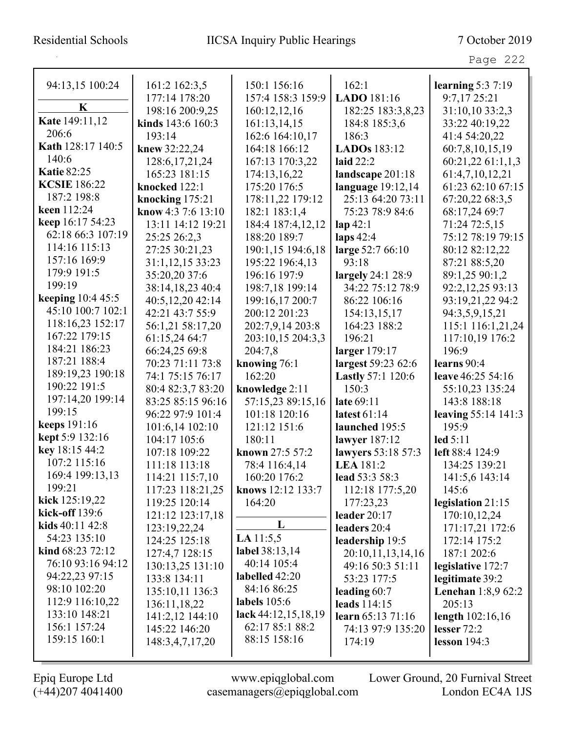94:13,15 100:24

**K**

**Kate** 149:11,12 206:6
**Kath** 128:17 140:5 140:6
**Katie** 82:25
**KCSIE** 186:22 187:2 198:8
**keen** 112:24
**keep** 16:17 54:23 62:18 66:3 107:19 114:16 115:13 157:16 169:9 179:9 191:5 199:19
**keeping** 10:4 45:5 45:10 100:7 102:1 118:16,23 152:17 167:22 179:15 184:21 186:23 187:21 188:4 189:19,23 190:18 190:22 191:5 197:14,20 199:14 199:15
**keeps** 191:16
**kept** 5:9 132:16
**key** 18:15 44:2 107:2 115:16 169:4 199:13,13 199:21
**kick** 125:19,22
**kick-off** 139:6
**kids** 40:11 42:8 54:23 135:10
**kind** 68:23 72:12 76:10 93:16 94:12 94:22,23 97:15 98:10 102:20 112:9 116:10,22 133:10 148:21 156:1 157:24 159:15 160:1 161:2 162:3,5 177:14 178:20 198:16 200:9,25
**kinds** 143:6 160:3 193:14
**knew** 32:22,24 128:6,17,21,24 165:23 181:15
**knocked** 122:1
**knocking** 175:21
**know** 4:3 7:6 13:10 13:11 14:12 19:21 25:25 26:2,3 27:25 30:21,23 31:1,12,15 33:23 35:20,20 37:6 38:14,18,23 40:4 40:5,12,20 42:14 42:21 43:7 55:9 56:1,21 58:17,20 61:15,24 64:7 66:24,25 69:8 70:23 71:11 73:8 74:1 75:15 76:17 80:4 82:3,7 83:20 83:25 85:15 96:16 96:22 97:9 101:4 101:6,14 102:10 104:17 105:6 107:18 109:22 111:18 113:18 114:21 115:7,10 117:23 118:21,25 119:25 120:14 121:12 123:17,18 123:19,22,24 124:25 125:18 127:4,7 128:15 130:13,25 131:10 133:8 134:11 135:10,11 136:3 136:11,18,22 141:2,12 144:10 145:22 146:20 148:3,4,7,17,20 150:1 156:16 157:4 158:3 159:9 160:12,12,16 161:13,14,15 162:6 164:10,17 164:18 166:12 167:13 170:3,22 174:13,16,22 175:20 176:5 178:11,22 179:12 182:1 183:1,4 184:4 187:4,12,12 188:20 189:7 190:1,15 194:6,18 195:22 196:4,13 196:16 197:9 198:7,18 199:14 199:16,17 200:7 200:12 201:23 202:7,9,14 203:8 203:10,15 204:3,3 204:7,8
**knowing** 76:1 162:20
**knowledge** 2:11 57:15,23 89:15,16 101:18 120:16 121:12 151:6 180:11
**known** 27:5 57:2 78:4 116:4,14 160:20 176:2
**knows** 12:12 133:7 164:20

**L**

**LA** 11:5,5
**label** 38:13,14 40:14 105:4
**labelled** 42:20 84:16 86:25
**labels** 105:6
**lack** 44:12,15,18,19 62:17 85:1 88:2 88:15 158:16 162:1
**LADO** 181:16 182:25 183:3,8,23 184:8 185:3,6 186:3
**LADOs** 183:12
**laid** 22:2
**landscape** 201:18
**language** 19:12,14 25:13 64:20 73:11 75:23 78:9 84:6
**lap** 42:1
**laps** 42:4
**large** 52:7 66:10 93:18
**largely** 24:1 28:9 34:22 75:12 78:9 86:22 106:16 154:13,15,17 164:23 188:2 196:21
**larger** 179:17
**largest** 59:23 62:6
**Lastly** 57:1 120:6 150:3
**late** 69:11
**latest** 61:14
**launched** 195:5
**lawyer** 187:12
**lawyers** 53:18 57:3
**LEA** 181:2
**lead** 53:3 58:3 112:18 177:5,20 177:23,23
**leader** 20:17
**leaders** 20:4
**leadership** 19:5 20:10,11,13,14,16 49:16 50:3 51:11 53:23 177:5
**leading** 60:7
**leads** 114:15
**learn** 65:13 71:16 74:13 97:9 135:20 174:19
**learning** 5:3 7:19 9:7,17 25:21 31:10,10 33:2,3 33:22 40:19,22 41:4 54:20,22 60:7,8,10,15,19 60:21,22 61:1,1,3 61:4,7,10,12,21 61:23 62:10 67:15 67:20,22 68:3,5 68:17,24 69:7 71:24 72:5,15 75:12 78:19 79:15 80:12 82:12,22 87:21 88:5,20 89:1,25 90:1,2 92:2,12,25 93:13 93:19,21,22 94:2 94:3,5,9,15,21 115:1 116:1,21,24 117:10,19 176:2 196:9
**learns** 90:4
**leave** 46:25 54:16 55:10,23 135:24 143:8 188:18
**leaving** 55:14 141:3 195:9
**led** 5:11
**left** 88:4 124:9 134:25 139:21 141:5,6 143:14 145:6
**legislation** 21:15 170:10,12,24 171:17,21 172:6 172:14 175:2 187:1 202:6
**legislative** 172:7
**legitimate** 39:2
**Lenehan** 1:8,9 62:2 205:13
**length** 102:16,16
**lesser** 72:2
**lesson** 194:3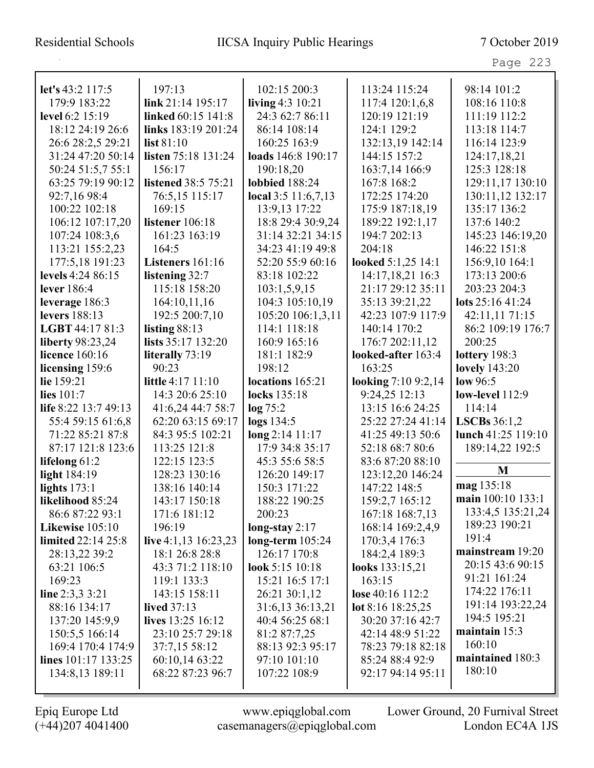**let's** 43:2 117:5 179:9 183:22
**level** 6:2 15:19 18:12 24:19 26:6 26:6 28:2,5 29:21 31:24 47:20 50:14 50:24 51:5,7 55:1 63:25 79:19 90:12 92:7,16 98:4 100:22 102:18 106:12 107:17,20 107:24 108:3,6 113:21 155:2,23 177:5,18 191:23
**levels** 4:24 86:15
**lever** 186:4
**leverage** 186:3
**levers** 188:13
**LGBT** 44:17 81:3
**liberty** 98:23,24
**licence** 160:16
**licensing** 159:6
**lie** 159:21
**lies** 101:7
**life** 8:22 13:7 49:13 55:4 59:15 61:6,8 71:22 85:21 87:8 87:17 121:8 123:6
**lifelong** 61:2
**light** 184:19
**lights** 173:1
**likelihood** 85:24 86:6 87:22 93:1
**Likewise** 105:10
**limited** 22:14 25:8 28:13,22 39:2 63:21 106:5 169:23
**line** 2:3,3 3:21 88:16 134:17 137:20 145:9,9 150:5,5 166:14 169:4 170:4 174:9
**lines** 101:17 133:25 134:8,13 189:11 197:13
**link** 21:14 195:17
**linked** 60:15 141:8
**links** 183:19 201:24
**list** 81:10
**listen** 75:18 131:24 156:17
**listened** 38:5 75:21 76:5,15 115:17 169:15
**listener** 106:18 161:23 163:19 164:5
**Listeners** 161:16
**listening** 32:7 115:18 158:20 164:10,11,16 192:5 200:7,10
**listing** 88:13
**lists** 35:17 132:20
**literally** 73:19 90:23
**little** 4:17 11:10 14:3 20:6 25:10 41:6,24 44:7 58:7 62:20 63:15 69:17 84:3 95:5 102:21 113:25 121:8 122:15 123:5 128:23 130:16 138:16 140:14 143:17 150:18 171:6 181:12 196:19
**live** 4:1,13 16:23,23 18:1 26:8 28:8 43:3 71:2 118:10 119:1 133:3 143:15 158:11
**lived** 37:13
**lives** 13:25 16:12 23:10 25:7 29:18 37:7,15 58:12 60:10,14 63:22 68:22 87:23 96:7 102:15 200:3
**living** 4:3 10:21 24:3 62:7 86:11 86:14 108:14 160:25 163:9
**loads** 146:8 190:17 190:18,20
**lobbied** 188:24
**local** 3:5 11:6,7,13 13:9,13 17:22 18:8 29:4 30:9,24 31:14 32:21 34:15 34:23 41:19 49:8 52:20 55:9 60:16 83:18 102:22 103:1,5,9,15 104:3 105:10,19 105:20 106:1,3,11 114:1 118:18 160:9 165:16 181:1 182:9 198:12
**locations** 165:21
**locks** 135:18
**log** 75:2
**logs** 134:5
**long** 2:14 11:17 17:9 34:8 35:17 45:3 55:6 58:5 126:20 149:17 150:3 171:22 188:22 190:25 200:23
**long-stay** 2:17
**long-term** 105:24 126:17 170:8
**look** 5:15 10:18 15:21 16:5 17:1 26:21 30:1,12 31:6,13 36:13,21 40:4 56:25 68:1 81:2 87:7,25 88:13 92:3 95:17 97:10 101:10 107:22 108:9 113:24 115:24 117:4 120:1,6,8 120:19 121:19 124:1 129:2 132:13,19 142:14 144:15 157:2 163:7,14 166:9 167:8 168:2 172:25 174:20 175:9 187:18,19 189:22 192:1,17 194:7 202:13 204:18
**looked** 5:1,25 14:1 14:17,18,21 16:3 21:17 29:12 35:11 35:13 39:21,22 42:23 107:9 117:9 140:14 170:2 176:7 202:11,12
**looked-after** 163:4 163:25
**looking** 7:10 9:2,14 9:24,25 12:13 13:15 16:6 24:25 25:22 27:24 41:14 41:25 49:13 50:6 52:18 68:7 80:6 83:6 87:20 88:10 123:12,20 146:24 147:22 148:5 159:2,7 165:12 167:18 168:7,13 168:14 169:2,4,9 170:3,4 176:3 184:2,4 189:3
**looks** 133:15,21 163:15
**lose** 40:16 112:2
**lot** 8:16 18:25,25 30:20 37:16 42:7 42:14 48:9 51:22 78:23 79:18 82:18 85:24 88:4 92:9 92:17 94:14 95:11 98:14 101:2 108:16 110:8 111:19 112:2 113:18 114:7 116:14 123:9 124:17,18,21 125:3 128:18 129:11,17 130:10 130:11,12 132:17 135:17 136:2 137:6 140:2 145:23 146:19,20 146:22 151:8 156:9,10 164:1 173:13 200:6 203:23 204:3
**lots** 25:16 41:24 42:11,11 71:15 86:2 109:19 176:7 200:25
**lottery** 198:3
**lovely** 143:20
**low** 96:5
**low-level** 112:9 114:14
**LSCBs** 36:1,2
**lunch** 41:25 119:10 189:14,22 192:5

## M

**mag** 135:18
**main** 100:10 133:1 133:4,5 135:21,24 189:23 190:21 191:4
**mainstream** 19:20 20:15 43:6 90:15 91:21 161:24 174:22 176:11 191:14 193:22,24 194:5 195:21
**maintain** 15:3 160:10
**maintained** 180:3 180:10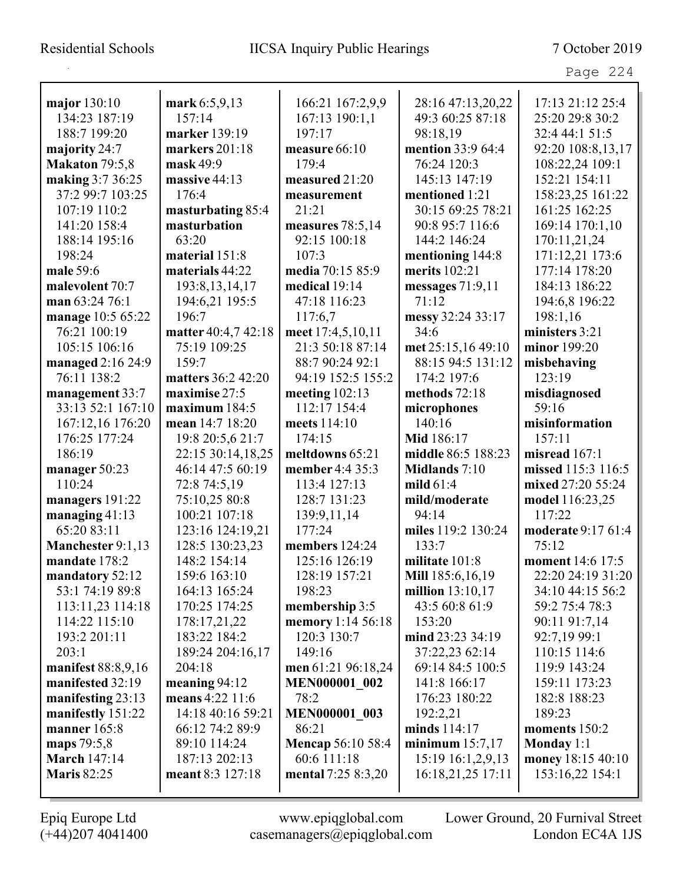**major** 130:10 134:23 187:19 188:7 199:20
**majority** 24:7
**Makaton** 79:5,8
**making** 3:7 36:25 37:2 99:7 103:25 107:19 110:2 141:20 158:4 188:14 195:16 198:24
**male** 59:6
**malevolent** 70:7
**man** 63:24 76:1
**manage** 10:5 65:22 76:21 100:19 105:15 106:16
**managed** 2:16 24:9 76:11 138:2
**management** 33:7 33:13 52:1 167:10 167:12,16 176:20 176:25 177:24 186:19
**manager** 50:23 110:24
**managers** 191:22
**managing** 41:13 65:20 83:11
**Manchester** 9:1,13
**mandate** 178:2
**mandatory** 52:12 53:1 74:19 89:8 113:11,23 114:18 114:22 115:10 193:2 201:11 203:1
**manifest** 88:8,9,16
**manifested** 32:19
**manifesting** 23:13
**manifestly** 151:22
**manner** 165:8
**maps** 79:5,8
**March** 147:14
**Maris** 82:25
**mark** 6:5,9,13 157:14
**marker** 139:19
**markers** 201:18
**mask** 49:9
**massive** 44:13 176:4
**masturbating** 85:4
**masturbation** 63:20
**material** 151:8
**materials** 44:22 193:8,13,14,17 194:6,21 195:5 196:7
**matter** 40:4,7 42:18 75:19 109:25 159:7
**matters** 36:2 42:20
**maximise** 27:5
**maximum** 184:5
**mean** 14:7 18:20 19:8 20:5,6 21:7 22:15 30:14,18,25 46:14 47:5 60:19 72:8 74:5,19 75:10,25 80:8 100:21 107:18 123:16 124:19,21 128:5 130:23,23 148:2 154:14 159:6 163:10 164:13 165:24 170:25 174:25 178:17,21,22 183:22 184:2 189:24 204:16,17 204:18
**meaning** 94:12
**means** 4:22 11:6 14:18 40:16 59:21 66:12 74:2 89:9 89:10 114:24 187:13 202:13
**meant** 8:3 127:18
166:21 167:2,9,9 167:13 190:1,1 197:17
**measure** 66:10 179:4
**measured** 21:20
**measurement** 21:21
**measures** 78:5,14 92:15 100:18 107:3
**media** 70:15 85:9
**medical** 19:14 47:18 116:23 117:6,7
**meet** 17:4,5,10,11 21:3 50:18 87:14 88:7 90:24 92:1 94:19 152:5 155:2
**meeting** 102:13 112:17 154:4
**meets** 114:10 174:15
**meltdowns** 65:21
**member** 4:4 35:3 113:4 127:13 128:7 131:23 139:9,11,14 177:24
**members** 124:24 125:16 126:19 128:19 157:21 198:23
**membership** 3:5
**memory** 1:14 56:18 120:3 130:7 149:16
**men** 61:21 96:18,24
**MEN000001_002** 78:2
**MEN000001_003** 86:21
**Mencap** 56:10 58:4 60:6 111:18
**mental** 7:25 8:3,20
28:16 47:13,20,22 49:3 60:25 87:18 98:18,19
**mention** 33:9 64:4 76:24 120:3 145:13 147:19
**mentioned** 1:21 30:15 69:25 78:21 90:8 95:7 116:6 144:2 146:24
**mentioning** 144:8
**merits** 102:21
**messages** 71:9,11 71:12
**messy** 32:24 33:17 34:6
**met** 25:15,16 49:10 88:15 94:5 131:12 174:2 197:6
**methods** 72:18
**microphones** 140:16
**Mid** 186:17
**middle** 86:5 188:23
**Midlands** 7:10
**mild** 61:4
**mild/moderate** 94:14
**miles** 119:2 130:24 133:7
**militate** 101:8
**Mill** 185:6,16,19
**million** 13:10,17 43:5 60:8 61:9 153:20
**mind** 23:23 34:19 37:22,23 62:14 69:14 84:5 100:5 141:8 166:17 176:23 180:22 192:2,21
**minds** 114:17
**minimum** 15:7,17 15:19 16:1,2,9,13 16:18,21,25 17:11
17:13 21:12 25:4 25:20 29:8 30:2 32:4 44:1 51:5 92:20 108:8,13,17 108:22,24 109:1 152:21 154:11 158:23,25 161:22 161:25 162:25 169:14 170:1,10 170:11,21,24 171:12,21 173:6 177:14 178:20 184:13 186:22 194:6,8 196:22 198:1,16
**ministers** 3:21
**minor** 199:20
**misbehaving** 123:19
**misdiagnosed** 59:16
**misinformation** 157:11
**misread** 167:1
**missed** 115:3 116:5
**mixed** 27:20 55:24
**model** 116:23,25 117:22
**moderate** 9:17 61:4 75:12
**moment** 14:6 17:5 22:20 24:19 31:20 34:10 44:15 56:2 59:2 75:4 78:3 90:11 91:7,14 92:7,19 99:1 110:15 114:6 119:9 143:24 159:11 173:23 182:8 188:23 189:23
**moments** 150:2
**Monday** 1:1
**money** 18:15 40:10 153:16,22 154:1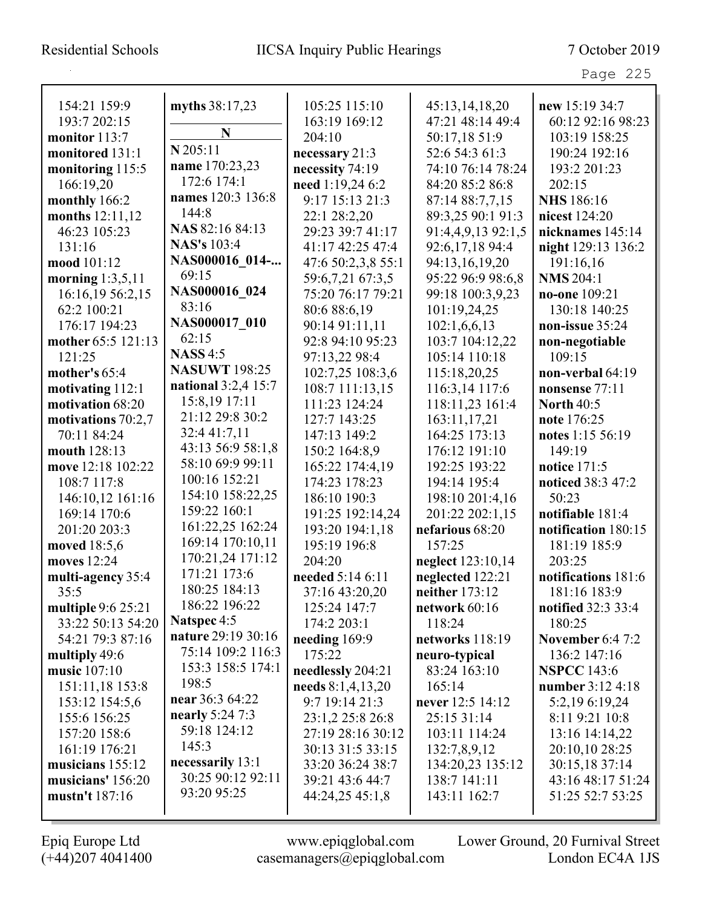154:21 159:9
193:7 202:15
**monitor** 113:7
**monitored** 131:1
**monitoring** 115:5
166:19,20
**monthly** 166:2
**months** 12:11,12
46:23 105:23
131:16
**mood** 101:12
**morning** 1:3,5,11
16:16,19 56:2,15
62:2 100:21
176:17 194:23
**mother** 65:5 121:13
121:25
**mother's** 65:4
**motivating** 112:1
**motivation** 68:20
**motivations** 70:2,7
70:11 84:24
**mouth** 128:13
**move** 12:18 102:22
108:7 117:8
146:10,12 161:16
169:14 170:6
201:20 203:3
**moved** 18:5,6
**moves** 12:24
**multi-agency** 35:4
35:5
**multiple** 9:6 25:21
33:22 50:13 54:20
54:21 79:3 87:16
**multiply** 49:6
**music** 107:10
151:11,18 153:8
153:12 154:5,6
155:6 156:25
157:20 158:6
161:19 176:21
**musicians** 155:12
**musicians'** 156:20
**mustn't** 187:16
**myths** 38:17,23

**N**

**N** 205:11
**name** 170:23,23
172:6 174:1
**names** 120:3 136:8
144:8
**NAS** 82:16 84:13
**NAS's** 103:4
**NAS000016_014-...**
69:15
**NAS000016_024**
83:16
**NAS000017_010**
62:15
**NASS** 4:5
**NASUWT** 198:25
**national** 3:2,4 15:7
15:8,19 17:11
21:12 29:8 30:2
32:4 41:7,11
43:13 56:9 58:1,8
58:10 69:9 99:11
100:16 152:21
154:10 158:22,25
159:22 160:1
161:22,25 162:24
169:14 170:10,11
170:21,24 171:12
171:21 173:6
180:25 184:13
186:22 196:22
**Natspec** 4:5
**nature** 29:19 30:16
75:14 109:2 116:3
153:3 158:5 174:1
198:5
**near** 36:3 64:22
**nearly** 5:24 7:3
59:18 124:12
145:3
**necessarily** 13:1
30:25 90:12 92:11
93:20 95:25
105:25 115:10
163:19 169:12
204:10
**necessary** 21:3
**necessity** 74:19
**need** 1:19,24 6:2
9:17 15:13 21:3
22:1 28:2,20
29:23 39:7 41:17
41:17 42:25 47:4
47:6 50:2,3,8 55:1
59:6,7,21 67:3,5
75:20 76:17 79:21
80:6 88:6,19
90:14 91:11,11
92:8 94:10 95:23
97:13,22 98:4
102:7,25 108:3,6
108:7 111:13,15
111:23 124:24
127:7 143:25
147:13 149:2
150:2 164:8,9
165:22 174:4,19
174:23 178:23
186:10 190:3
191:25 192:14,24
193:20 194:1,18
195:19 196:8
204:20
**needed** 5:14 6:11
37:16 43:20,20
125:24 147:7
174:2 203:1
**needing** 169:9
175:22
**needlessly** 204:21
**needs** 8:1,4,13,20
9:7 19:14 21:3
23:1,2 25:8 26:8
27:19 28:16 30:12
30:13 31:5 33:15
33:20 36:24 38:7
39:21 43:6 44:7
44:24,25 45:1,8
45:13,14,18,20
47:21 48:14 49:4
50:17,18 51:9
52:6 54:3 61:3
74:10 76:14 78:24
84:20 85:2 86:8
87:14 88:7,7,15
89:3,25 90:1 91:3
91:4,4,9,13 92:1,5
92:6,17,18 94:4
94:13,16,19,20
95:22 96:9 98:6,8
99:18 100:3,9,23
101:19,24,25
102:1,6,6,13
103:7 104:12,22
105:14 110:18
115:18,20,25
116:3,14 117:6
118:11,23 161:4
163:11,17,21
164:25 173:13
176:12 191:10
192:25 193:22
194:14 195:4
198:10 201:4,16
201:22 202:1,15
**nefarious** 68:20
157:25
**neglect** 123:10,14
**neglected** 122:21
**neither** 173:12
**network** 60:16
118:24
**networks** 118:19
**neuro-typical**
83:24 163:10
165:14
**never** 12:5 14:12
25:15 31:14
103:11 114:24
132:7,8,9,12
134:20,23 135:12
138:7 141:11
143:11 162:7
**new** 15:19 34:7
60:12 92:16 98:23
103:19 158:25
190:24 192:16
193:2 201:23
202:15
**NHS** 186:16
**nicest** 124:20
**nicknames** 145:14
**night** 129:13 136:2
191:16,16
**NMS** 204:1
**no-one** 109:21
130:18 140:25
**non-issue** 35:24
**non-negotiable**
109:15
**non-verbal** 64:19
**nonsense** 77:11
**North** 40:5
**note** 176:25
**notes** 1:15 56:19
149:19
**notice** 171:5
**noticed** 38:3 47:2
50:23
**notifiable** 181:4
**notification** 180:15
181:19 185:9
203:25
**notifications** 181:6
181:16 183:9
**notified** 32:3 33:4
180:25
**November** 6:4 7:2
136:2 147:16
**NSPCC** 143:6
**number** 3:12 4:18
5:2,19 6:19,24
8:11 9:21 10:8
13:16 14:14,22
20:10,10 28:25
30:15,18 37:14
43:16 48:17 51:24
51:25 52:7 53:25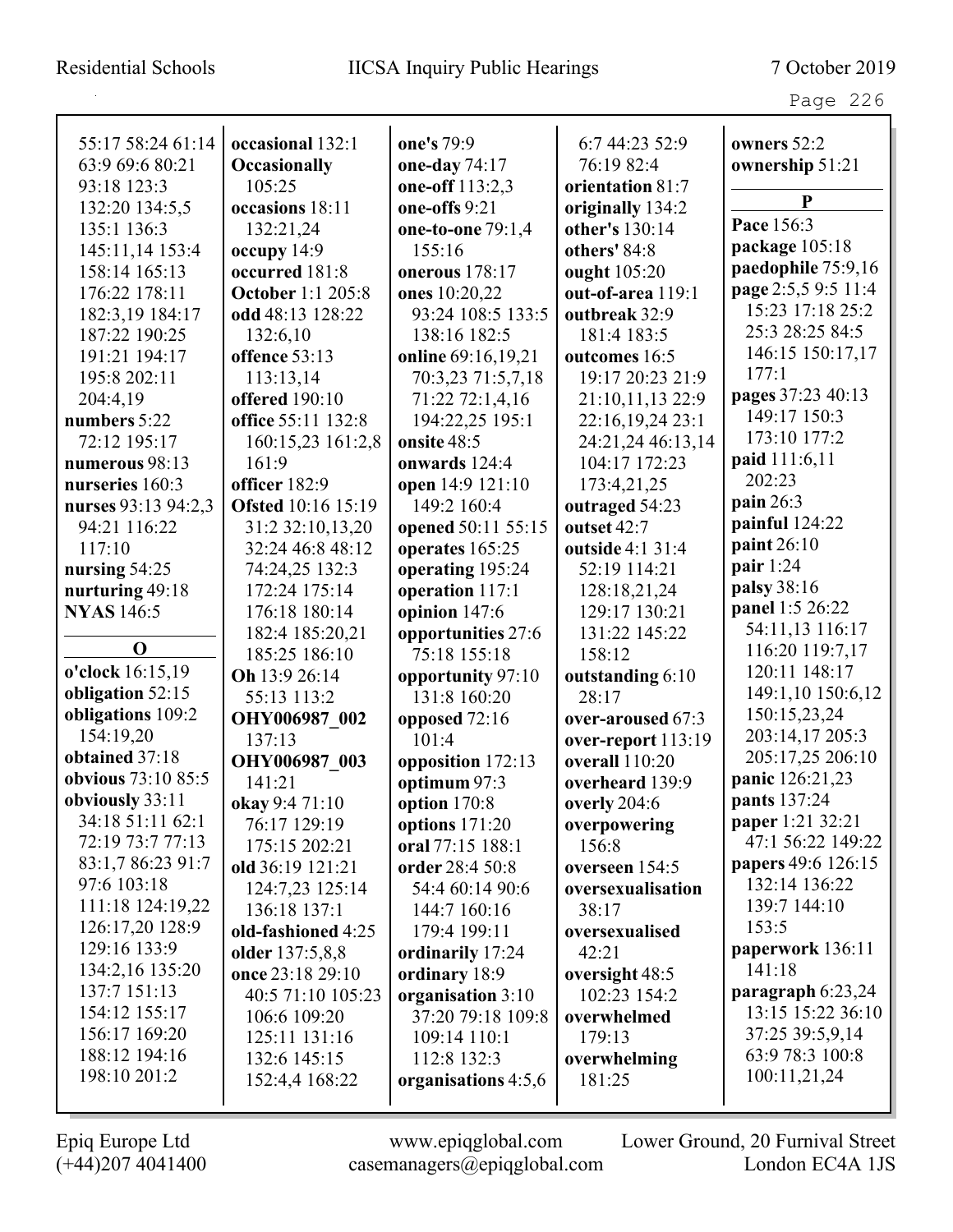55:17 58:24 61:14 63:9 69:6 80:21 93:18 123:3 132:20 134:5,5 135:1 136:3 145:11,14 153:4 158:14 165:13 176:22 178:11 182:3,19 184:17 187:22 190:25 191:21 194:17 195:8 202:11 204:4,19

**numbers** 5:22 72:12 195:17

**numerous** 98:13

**nurseries** 160:3

**nurses** 93:13 94:2,3 94:21 116:22 117:10

**nursing** 54:25

**nurturing** 49:18

**NYAS** 146:5

## O

**o'clock** 16:15,19

**obligation** 52:15

**obligations** 109:2 154:19,20

**obtained** 37:18

**obvious** 73:10 85:5

**obviously** 33:11 34:18 51:11 62:1 72:19 73:7 77:13 83:1,7 86:23 91:7 97:6 103:18 111:18 124:19,22 126:17,20 128:9 129:16 133:9 134:2,16 135:20 137:7 151:13 154:12 155:17 156:17 169:20 188:12 194:16 198:10 201:2

**occasional** 132:1

**Occasionally** 105:25

**occasions** 18:11 132:21,24

**occupy** 14:9

**occurred** 181:8

**October** 1:1 205:8

**odd** 48:13 128:22 132:6,10

**offence** 53:13 113:13,14

**offered** 190:10

**office** 55:11 132:8 160:15,23 161:2,8 161:9

**officer** 182:9

**Ofsted** 10:16 15:19 31:2 32:10,13,20 32:24 46:8 48:12 74:24,25 132:3 172:24 175:14 176:18 180:14 182:4 185:20,21 185:25 186:10

**Oh** 13:9 26:14 55:13 113:2

**OHY006987_002** 137:13

**OHY006987_003** 141:21

**okay** 9:4 71:10 76:17 129:19 175:15 202:21

**old** 36:19 121:21 124:7,23 125:14 136:18 137:1

**old-fashioned** 4:25

**older** 137:5,8,8

**once** 23:18 29:10 40:5 71:10 105:23 106:6 109:20 125:11 131:16 132:6 145:15 152:4,4 168:22

**one's** 79:9

**one-day** 74:17

**one-off** 113:2,3

**one-offs** 9:21

**one-to-one** 79:1,4 155:16

**onerous** 178:17

**ones** 10:20,22 93:24 108:5 133:5 138:16 182:5

**online** 69:16,19,21 70:3,23 71:5,7,18 71:22 72:1,4,16 194:22,25 195:1

**onsite** 48:5

**onwards** 124:4

**open** 14:9 121:10 149:2 160:4

**opened** 50:11 55:15

**operates** 165:25

**operating** 195:24

**operation** 117:1

**opinion** 147:6

**opportunities** 27:6 75:18 155:18

**opportunity** 97:10 131:8 160:20

**opposed** 72:16 101:4

**opposition** 172:13

**optimum** 97:3

**option** 170:8

**options** 171:20

**oral** 77:15 188:1

**order** 28:4 50:8 54:4 60:14 90:6 144:7 160:16 179:4 199:11

**ordinarily** 17:24

**ordinary** 18:9

**organisation** 3:10 37:20 79:18 109:8 109:14 110:1 112:8 132:3

**organisations** 4:5,6 6:7 44:23 52:9 76:19 82:4

**orientation** 81:7

**originally** 134:2

**other's** 130:14

**others'** 84:8

**ought** 105:20

**out-of-area** 119:1

**outbreak** 32:9 181:4 183:5

**outcomes** 16:5 19:17 20:23 21:9 21:10,11,13 22:9 22:16,19,24 23:1 24:21,24 46:13,14 104:17 172:23 173:4,21,25

**outraged** 54:23

**outset** 42:7

**outside** 4:1 31:4 52:19 114:21 128:18,21,24 129:17 130:21 131:22 145:22 158:12

**outstanding** 6:10 28:17

**over-aroused** 67:3

**over-report** 113:19

**overall** 110:20

**overheard** 139:9

**overly** 204:6

**overpowering** 156:8

**overseen** 154:5

**oversexualisation** 38:17

**oversexualised** 42:21

**oversight** 48:5 102:23 154:2

**overwhelmed** 179:13

**overwhelming** 181:25

**owners** 52:2

**ownership** 51:21

## P

**Pace** 156:3

**package** 105:18

**paedophile** 75:9,16

**page** 2:5,5 9:5 11:4 15:23 17:18 25:2 25:3 28:25 84:5 146:15 150:17,17 177:1

**pages** 37:23 40:13 149:17 150:3 173:10 177:2

**paid** 111:6,11 202:23

**pain** 26:3

**painful** 124:22

**paint** 26:10

**pair** 1:24

**palsy** 38:16

**panel** 1:5 26:22 54:11,13 116:17 116:20 119:7,17 120:11 148:17 149:1,10 150:6,12 150:15,23,24 203:14,17 205:3 205:17,25 206:10

**panic** 126:21,23

**pants** 137:24

**paper** 1:21 32:21 47:1 56:22 149:22

**papers** 49:6 126:15 132:14 136:22 139:7 144:10 153:5

**paperwork** 136:11 141:18

**paragraph** 6:23,24 13:15 15:22 36:10 37:25 39:5,9,14 63:9 78:3 100:8 100:11,21,24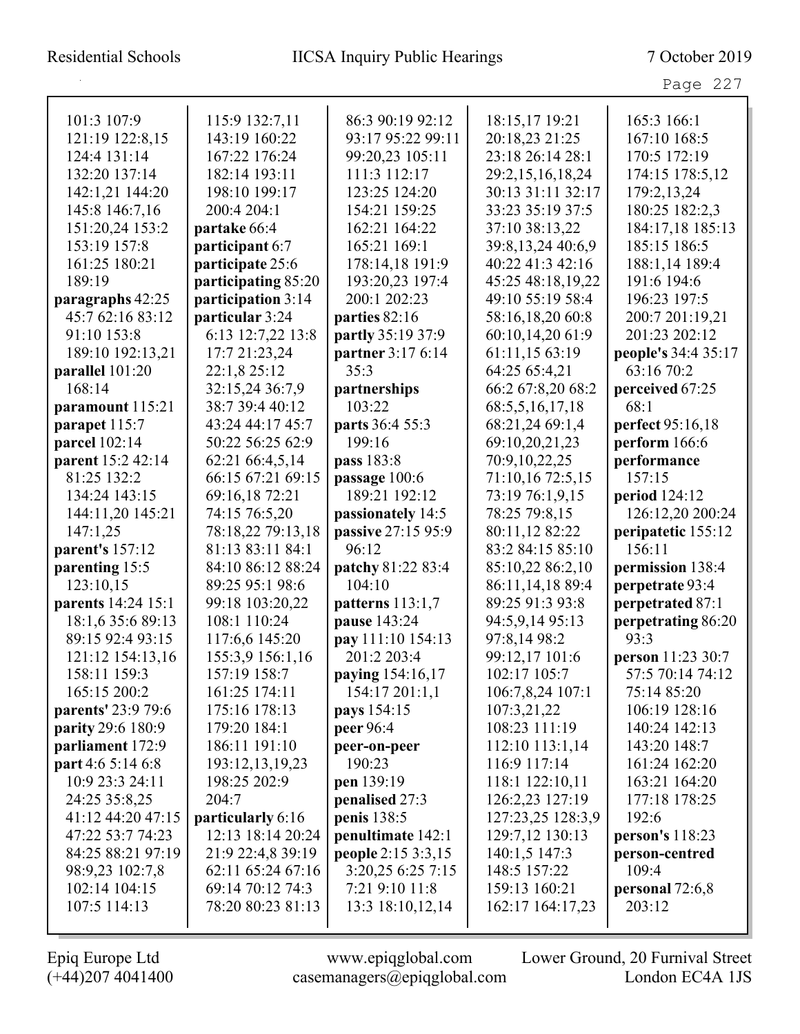101:3 107:9
121:19 122:8,15
124:4 131:14
132:20 137:14
142:1,21 144:20
145:8 146:7,16
151:20,24 153:2
153:19 157:8
161:25 180:21
189:19

**paragraphs** 42:25
45:7 62:16 83:12
91:10 153:8
189:10 192:13,21

**parallel** 101:20
168:14

**paramount** 115:21

**parapet** 115:7

**parcel** 102:14

**parent** 15:2 42:14
81:25 132:2
134:24 143:15
144:11,20 145:21
147:1,25

**parent's** 157:12

**parenting** 15:5
123:10,15

**parents** 14:24 15:1
18:1,6 35:6 89:13
89:15 92:4 93:15
121:12 154:13,16
158:11 159:3
165:15 200:2

**parents'** 23:9 79:6

**parity** 29:6 180:9

**parliament** 172:9

**part** 4:6 5:14 6:8
10:9 23:3 24:11
24:25 35:8,25
41:12 44:20 47:15
47:22 53:7 74:23
84:25 88:21 97:19
98:9,23 102:7,8
102:14 104:15
107:5 114:13
115:9 132:7,11
143:19 160:22
167:22 176:24
182:14 193:11
198:10 199:17
200:4 204:1

**partake** 66:4

**participant** 6:7

**participate** 25:6

**participating** 85:20

**participation** 3:14

**particular** 3:24
6:13 12:7,22 13:8
17:7 21:23,24
22:1,8 25:12
32:15,24 36:7,9
38:7 39:4 40:12
43:24 44:17 45:7
50:22 56:25 62:9
62:21 66:4,5,14
66:15 67:21 69:15
69:16,18 72:21
74:15 76:5,20
78:18,22 79:13,18
81:13 83:11 84:1
84:10 86:12 88:24
89:25 95:1 98:6
99:18 103:20,22
108:1 110:24
117:6,6 145:20
155:3,9 156:1,16
157:19 158:7
161:25 174:11
175:16 178:13
179:20 184:1
186:11 191:10
193:12,13,19,23
198:25 202:9
204:7

**particularly** 6:16
12:13 18:14 20:24
21:9 22:4,8 39:19
62:11 65:24 67:16
69:14 70:12 74:3
78:20 80:23 81:13
86:3 90:19 92:12
93:17 95:22 99:11
99:20,23 105:11
111:3 112:17
123:25 124:20
154:21 159:25
162:21 164:22
165:21 169:1
178:14,18 191:9
193:20,23 197:4
200:1 202:23

**parties** 82:16

**partly** 35:19 37:9

**partner** 3:17 6:14
35:3

**partnerships**
103:22

**parts** 36:4 55:3
199:16

**pass** 183:8

**passage** 100:6
189:21 192:12

**passionately** 14:5

**passive** 27:15 95:9
96:12

**patchy** 81:22 83:4
104:10

**patterns** 113:1,7

**pause** 143:24

**pay** 111:10 154:13
201:2 203:4

**paying** 154:16,17
154:17 201:1,1

**pays** 154:15

**peer** 96:4

**peer-on-peer**
190:23

**pen** 139:19

**penalised** 27:3

**penis** 138:5

**penultimate** 142:1

**people** 2:15 3:3,15
3:20,25 6:25 7:15
7:21 9:10 11:8
13:3 18:10,12,14
18:15,17 19:21
20:18,23 21:25
23:18 26:14 28:1
29:2,15,16,18,24
30:13 31:11 32:17
33:23 35:19 37:5
37:10 38:13,22
39:8,13,24 40:6,9
40:22 41:3 42:16
45:25 48:18,19,22
49:10 55:19 58:4
58:16,18,20 60:8
60:10,14,20 61:9
61:11,15 63:19
64:25 65:4,21
66:2 67:8,20 68:2
68:5,5,16,17,18
68:21,24 69:1,4
69:10,20,21,23
70:9,10,22,25
71:10,16 72:5,15
73:19 76:1,9,15
78:25 79:8,15
80:11,12 82:22
83:2 84:15 85:10
85:10,22 86:2,10
86:11,14,18 89:4
89:25 91:3 93:8
94:5,9,14 95:13
97:8,14 98:2
99:12,17 101:6
102:17 105:7
106:7,8,24 107:1
107:3,21,22
108:23 111:19
112:10 113:1,14
116:9 117:14
118:1 122:10,11
126:2,23 127:19
127:23,25 128:3,9
129:7,12 130:13
140:1,5 147:3
148:5 157:22
159:13 160:21
162:17 164:17,23
165:3 166:1
167:10 168:5
170:5 172:19
174:15 178:5,12
179:2,13,24
180:25 182:2,3
184:17,18 185:13
185:15 186:5
188:1,14 189:4
191:6 194:6
196:23 197:5
200:7 201:19,21
201:23 202:12

**people's** 34:4 35:17
63:16 70:2

**perceived** 67:25
68:1

**perfect** 95:16,18

**perform** 166:6

**performance**
157:15

**period** 124:12
126:12,20 200:24

**peripatetic** 155:12
156:11

**permission** 138:4

**perpetrate** 93:4

**perpetrated** 87:1

**perpetrating** 86:20
93:3

**person** 11:23 30:7
57:5 70:14 74:12
75:14 85:20
106:19 128:16
140:24 142:13
143:20 148:7
161:24 162:20
163:21 164:20
177:18 178:25
192:6

**person's** 118:23

**person-centred**
109:4

**personal** 72:6,8
203:12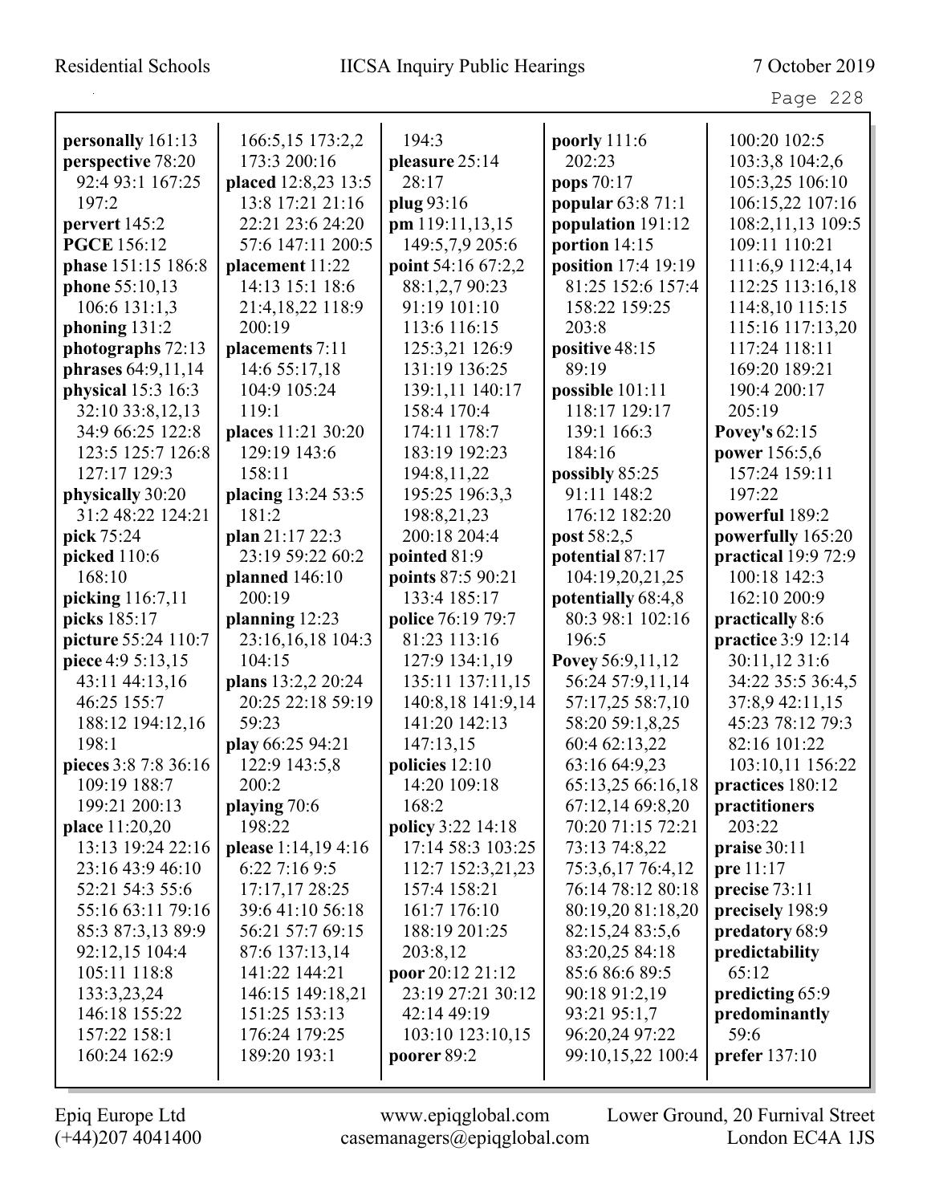**personally** 161:13
**perspective** 78:20 92:4 93:1 167:25 197:2
**pervert** 145:2
**PGCE** 156:12
**phase** 151:15 186:8
**phone** 55:10,13 106:6 131:1,3
**phoning** 131:2
**photographs** 72:13
**phrases** 64:9,11,14
**physical** 15:3 16:3 32:10 33:8,12,13 34:9 66:25 122:8 123:5 125:7 126:8 127:17 129:3
**physically** 30:20 31:2 48:22 124:21
**pick** 75:24
**picked** 110:6 168:10
**picking** 116:7,11
**picks** 185:17
**picture** 55:24 110:7
**piece** 4:9 5:13,15 43:11 44:13,16 46:25 155:7 188:12 194:12,16 198:1
**pieces** 3:8 7:8 36:16 109:19 188:7 199:21 200:13
**place** 11:20,20 13:13 19:24 22:16 23:16 43:9 46:10 52:21 54:3 55:6 55:16 63:11 79:16 85:3 87:3,13 89:9 92:12,15 104:4 105:11 118:8 133:3,23,24 146:18 155:22 157:22 158:1 160:24 162:9 166:5,15 173:2,2 173:3 200:16
**placed** 12:8,23 13:5 13:8 17:21 21:16 22:21 23:6 24:20 57:6 147:11 200:5
**placement** 11:22 14:13 15:1 18:6 21:4,18,22 118:9 200:19
**placements** 7:11 14:6 55:17,18 104:9 105:24 119:1
**places** 11:21 30:20 129:19 143:6 158:11
**placing** 13:24 53:5 181:2
**plan** 21:17 22:3 23:19 59:22 60:2
**planned** 146:10 200:19
**planning** 12:23 23:16,16,18 104:3 104:15
**plans** 13:2,2 20:24 20:25 22:18 59:19 59:23
**play** 66:25 94:21 122:9 143:5,8 200:2
**playing** 70:6 198:22
**please** 1:14,19 4:16 6:22 7:16 9:5 17:17,17 28:25 39:6 41:10 56:18 56:21 57:7 69:15 87:6 137:13,14 141:22 144:21 146:15 149:18,21 151:25 153:13 176:24 179:25 189:20 193:1 194:3
**pleasure** 25:14 28:17
**plug** 93:16
**pm** 119:11,13,15 149:5,7,9 205:6
**point** 54:16 67:2,2 88:1,2,7 90:23 91:19 101:10 113:6 116:15 125:3,21 126:9 131:19 136:25 139:1,11 140:17 158:4 170:4 174:11 178:7 183:19 192:23 194:8,11,22 195:25 196:3,3 198:8,21,23 200:18 204:4
**pointed** 81:9
**points** 87:5 90:21 133:4 185:17
**police** 76:19 79:7 81:23 113:16 127:9 134:1,19 135:11 137:11,15 140:8,18 141:9,14 141:20 142:13 147:13,15
**policies** 12:10 14:20 109:18 168:2
**policy** 3:22 14:18 17:14 58:3 103:25 112:7 152:3,21,23 157:4 158:21 161:7 176:10 188:19 201:25 203:8,12
**poor** 20:12 21:12 23:19 27:21 30:12 42:14 49:19 103:10 123:10,15
**poorer** 89:2
**poorly** 111:6 202:23
**pops** 70:17
**popular** 63:8 71:1
**population** 191:12
**portion** 14:15
**position** 17:4 19:19 81:25 152:6 157:4 158:22 159:25 203:8
**positive** 48:15 89:19
**possible** 101:11 118:17 129:17 139:1 166:3 184:16
**possibly** 85:25 91:11 148:2 176:12 182:20
**post** 58:2,5
**potential** 87:17 104:19,20,21,25
**potentially** 68:4,8 80:3 98:1 102:16 196:5
**Povey** 56:9,11,12 56:24 57:9,11,14 57:17,25 58:7,10 58:20 59:1,8,25 60:4 62:13,22 63:16 64:9,23 65:13,25 66:16,18 67:12,14 69:8,20 70:20 71:15 72:21 73:13 74:8,22 75:3,6,17 76:4,12 76:14 78:12 80:18 80:19,20 81:18,20 82:15,24 83:5,6 83:20,25 84:18 85:6 86:6 89:5 90:18 91:2,19 93:21 95:1,7 96:20,24 97:22 99:10,15,22 100:4 100:20 102:5 103:3,8 104:2,6 105:3,25 106:10 106:15,22 107:16 108:2,11,13 109:5 109:11 110:21 111:6,9 112:4,14 112:25 113:16,18 114:8,10 115:15 115:16 117:13,20 117:24 118:11 169:20 189:21 190:4 200:17 205:19
**Povey's** 62:15
**power** 156:5,6 157:24 159:11 197:22
**powerful** 189:2
**powerfully** 165:20
**practical** 19:9 72:9 100:18 142:3 162:10 200:9
**practically** 8:6
**practice** 3:9 12:14 30:11,12 31:6 34:22 35:5 36:4,5 37:8,9 42:11,15 45:23 78:12 79:3 82:16 101:22 103:10,11 156:22
**practices** 180:12
**practitioners** 203:22
**praise** 30:11
**pre** 11:17
**precise** 73:11
**precisely** 198:9
**predatory** 68:9
**predictability** 65:12
**predicting** 65:9
**predominantly** 59:6
**prefer** 137:10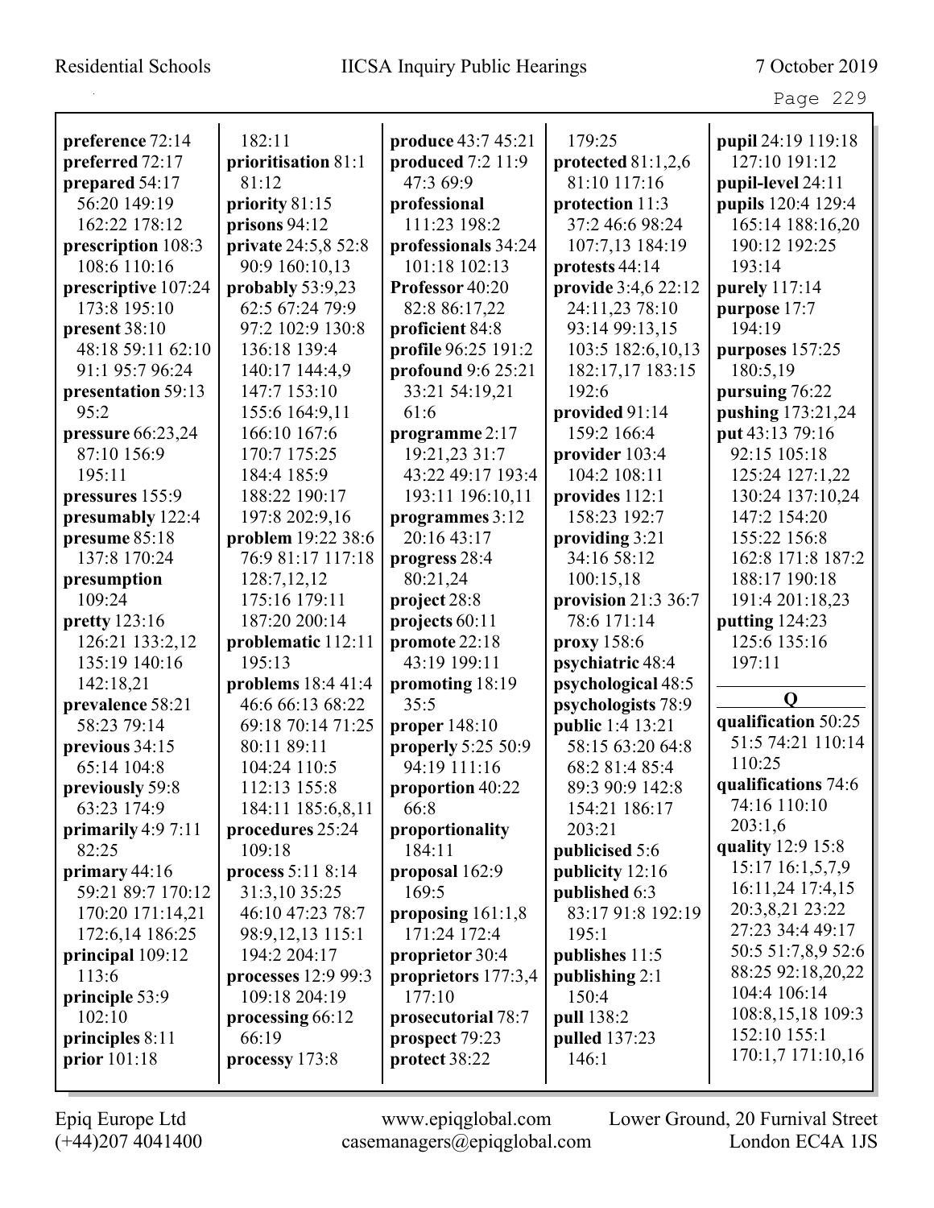**preference** 72:14
**preferred** 72:17
**prepared** 54:17 56:20 149:19 162:22 178:12
**prescription** 108:3 108:6 110:16
**prescriptive** 107:24 173:8 195:10
**present** 38:10 48:18 59:11 62:10 91:1 95:7 96:24
**presentation** 59:13 95:2
**pressure** 66:23,24 87:10 156:9 195:11
**pressures** 155:9
**presumably** 122:4
**presume** 85:18 137:8 170:24
**presumption** 109:24
**pretty** 123:16 126:21 133:2,12 135:19 140:16 142:18,21
**prevalence** 58:21 58:23 79:14
**previous** 34:15 65:14 104:8
**previously** 59:8 63:23 174:9
**primarily** 4:9 7:11 82:25
**primary** 44:16 59:21 89:7 170:12 170:20 171:14,21 172:6,14 186:25
**principal** 109:12 113:6
**principle** 53:9 102:10
**principles** 8:11
**prior** 101:18 182:11
**prioritisation** 81:1 81:12
**priority** 81:15
**prisons** 94:12
**private** 24:5,8 52:8 90:9 160:10,13
**probably** 53:9,23 62:5 67:24 79:9 97:2 102:9 130:8 136:18 139:4 140:17 144:4,9 147:7 153:10 155:6 164:9,11 166:10 167:6 170:7 175:25 184:4 185:9 188:22 190:17 197:8 202:9,16
**problem** 19:22 38:6 76:9 81:17 117:18 128:7,12,12 175:16 179:11 187:20 200:14
**problematic** 112:11 195:13
**problems** 18:4 41:4 46:6 66:13 68:22 69:18 70:14 71:25 80:11 89:11 104:24 110:5 112:13 155:8 184:11 185:6,8,11
**procedures** 25:24 109:18
**process** 5:11 8:14 31:3,10 35:25 46:10 47:23 78:7 98:9,12,13 115:1 194:2 204:17
**processes** 12:9 99:3 109:18 204:19
**processing** 66:12 66:19
**processy** 173:8
**produce** 43:7 45:21
**produced** 7:2 11:9 47:3 69:9
**professional** 111:23 198:2
**professionals** 34:24 101:18 102:13
**Professor** 40:20 82:8 86:17,22
**proficient** 84:8
**profile** 96:25 191:2
**profound** 9:6 25:21 33:21 54:19,21 61:6
**programme** 2:17 19:21,23 31:7 43:22 49:17 193:4 193:11 196:10,11
**programmes** 3:12 20:16 43:17
**progress** 28:4 80:21,24
**project** 28:8
**projects** 60:11
**promote** 22:18 43:19 199:11
**promoting** 18:19 35:5
**proper** 148:10
**properly** 5:25 50:9 94:19 111:16
**proportion** 40:22 66:8
**proportionality** 184:11
**proposal** 162:9 169:5
**proposing** 161:1,8 171:24 172:4
**proprietor** 30:4
**proprietors** 177:3,4 177:10
**prosecutorial** 78:7
**prospect** 79:23
**protect** 38:22 179:25
**protected** 81:1,2,6 81:10 117:16
**protection** 11:3 37:2 46:6 98:24 107:7,13 184:19
**protests** 44:14
**provide** 3:4,6 22:12 24:11,23 78:10 93:14 99:13,15 103:5 182:6,10,13 182:17,17 183:15 192:6
**provided** 91:14 159:2 166:4
**provider** 103:4 104:2 108:11
**provides** 112:1 158:23 192:7
**providing** 3:21 34:16 58:12 100:15,18
**provision** 21:3 36:7 78:6 171:14
**proxy** 158:6
**psychiatric** 48:4
**psychological** 48:5
**psychologists** 78:9
**public** 1:4 13:21 58:15 63:20 64:8 68:2 81:4 85:4 89:3 90:9 142:8 154:21 186:17 203:21
**publicised** 5:6
**publicity** 12:16
**published** 6:3 83:17 91:8 192:19 195:1
**publishes** 11:5
**publishing** 2:1 150:4
**pull** 138:2
**pulled** 137:23 146:1
**pupil** 24:19 119:18 127:10 191:12
**pupil-level** 24:11
**pupils** 120:4 129:4 165:14 188:16,20 190:12 192:25 193:14
**purely** 117:14
**purpose** 17:7 194:19
**purposes** 157:25 180:5,19
**pursuing** 76:22
**pushing** 173:21,24
**put** 43:13 79:16 92:15 105:18 125:24 127:1,22 130:24 137:10,24 147:2 154:20 155:22 156:8 162:8 171:8 187:2 188:17 190:18 191:4 201:18,23
**putting** 124:23 125:6 135:16 197:11

## Q

**qualification** 50:25 51:5 74:21 110:14 110:25
**qualifications** 74:6 74:16 110:10 203:1,6
**quality** 12:9 15:8 15:17 16:1,5,7,9 16:11,24 17:4,15 20:3,8,21 23:22 27:23 34:4 49:17 50:5 51:7,8,9 52:6 88:25 92:18,20,22 104:4 106:14 108:8,15,18 109:3 152:10 155:1 170:1,7 171:10,16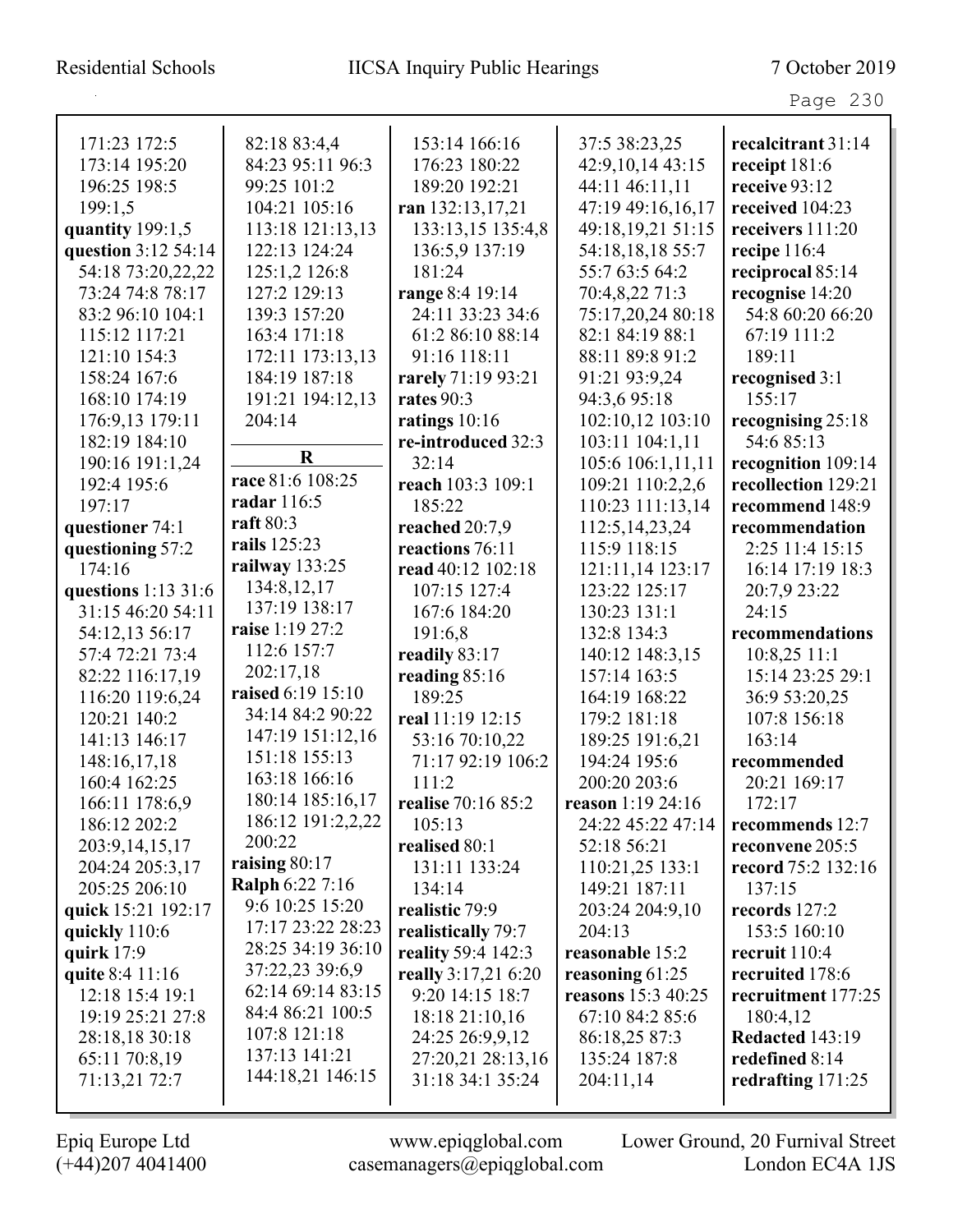171:23 172:5
173:14 195:20
196:25 198:5
199:1,5

**quantity** 199:1,5

**question** 3:12 54:14
54:18 73:20,22,22
73:24 74:8 78:17
83:2 96:10 104:1
115:12 117:21
121:10 154:3
158:24 167:6
168:10 174:19
176:9,13 179:11
182:19 184:10
190:16 191:1,24
192:4 195:6
197:17

**questioner** 74:1

**questioning** 57:2
174:16

**questions** 1:13 31:6
31:15 46:20 54:11
54:12,13 56:17
57:4 72:21 73:4
82:22 116:17,19
116:20 119:6,24
120:21 140:2
141:13 146:17
148:16,17,18
160:4 162:25
166:11 178:6,9
186:12 202:2
203:9,14,15,17
204:24 205:3,17
205:25 206:10

**quick** 15:21 192:17

**quickly** 110:6

**quirk** 17:9

**quite** 8:4 11:16
12:18 15:4 19:1
19:19 25:21 27:8
28:18,18 30:18
65:11 70:8,19
71:13,21 72:7
82:18 83:4,4
84:23 95:11 96:3
99:25 101:2
104:21 105:16
113:18 121:13,13
122:13 124:24
125:1,2 126:8
127:2 129:13
139:3 157:20
163:4 171:18
172:11 173:13,13
184:19 187:18
191:21 194:12,13
204:14

## R

**race** 81:6 108:25

**radar** 116:5

**raft** 80:3

**rails** 125:23

**railway** 133:25
134:8,12,17
137:19 138:17

**raise** 1:19 27:2
112:6 157:7
202:17,18

**raised** 6:19 15:10
34:14 84:2 90:22
147:19 151:12,16
151:18 155:13
163:18 166:16
180:14 185:16,17
186:12 191:2,2,22
200:22

**raising** 80:17

**Ralph** 6:22 7:16
9:6 10:25 15:20
17:17 23:22 28:23
28:25 34:19 36:10
37:22,23 39:6,9
62:14 69:14 83:15
84:4 86:21 100:5
107:8 121:18
137:13 141:21
144:18,21 146:15
153:14 166:16
176:23 180:22
189:20 192:21

**ran** 132:13,17,21
133:13,15 135:4,8
136:5,9 137:19
181:24

**range** 8:4 19:14
24:11 33:23 34:6
61:2 86:10 88:14
91:16 118:11

**rarely** 71:19 93:21

**rates** 90:3

**ratings** 10:16

**re-introduced** 32:3
32:14

**reach** 103:3 109:1
185:22

**reached** 20:7,9

**reactions** 76:11

**read** 40:12 102:18
107:15 127:4
167:6 184:20
191:6,8

**readily** 83:17

**reading** 85:16
189:25

**real** 11:19 12:15
53:16 70:10,22
71:17 92:19 106:2
111:2

**realise** 70:16 85:2
105:13

**realised** 80:1
131:11 133:24
134:14

**realistic** 79:9

**realistically** 79:7

**reality** 59:4 142:3

**really** 3:17,21 6:20
9:20 14:15 18:7
18:18 21:10,16
24:25 26:9,9,12
27:20,21 28:13,16
31:18 34:1 35:24
37:5 38:23,25
42:9,10,14 43:15
44:11 46:11,11
47:19 49:16,16,17
49:18,19,21 51:15
54:18,18,18 55:7
55:7 63:5 64:2
70:4,8,22 71:3
75:17,20,24 80:18
82:1 84:19 88:1
88:11 89:8 91:2
91:21 93:9,24
94:3,6 95:18
102:10,12 103:10
103:11 104:1,11
105:6 106:1,11,11
109:21 110:2,2,6
110:23 111:13,14
112:5,14,23,24
115:9 118:15
121:11,14 123:17
123:22 125:17
130:23 131:1
132:8 134:3
140:12 148:3,15
157:14 163:5
164:19 168:22
179:2 181:18
189:25 191:6,21
194:24 195:6
200:20 203:6

**reason** 1:19 24:16
24:22 45:22 47:14
52:18 56:21
110:21,25 133:1
149:21 187:11
203:24 204:9,10
204:13

**reasonable** 15:2

**reasoning** 61:25

**reasons** 15:3 40:25
67:10 84:2 85:6
86:18,25 87:3
135:24 187:8
204:11,14

**recalcitrant** 31:14

**receipt** 181:6

**receive** 93:12

**received** 104:23

**receivers** 111:20

**recipe** 116:4

**reciprocal** 85:14

**recognise** 14:20
54:8 60:20 66:20
67:19 111:2
189:11

**recognised** 3:1
155:17

**recognising** 25:18
54:6 85:13

**recognition** 109:14

**recollection** 129:21

**recommend** 148:9

**recommendation**
2:25 11:4 15:15
16:14 17:19 18:3
20:7,9 23:22
24:15

**recommendations**
10:8,25 11:1
15:14 23:25 29:1
36:9 53:20,25
107:8 156:18
163:14

**recommended**
20:21 169:17
172:17

**recommends** 12:7

**reconvene** 205:5

**record** 75:2 132:16
137:15

**records** 127:2
153:5 160:10

**recruit** 110:4

**recruited** 178:6

**recruitment** 177:25
180:4,12

**Redacted** 143:19

**redefined** 8:14

**redrafting** 171:25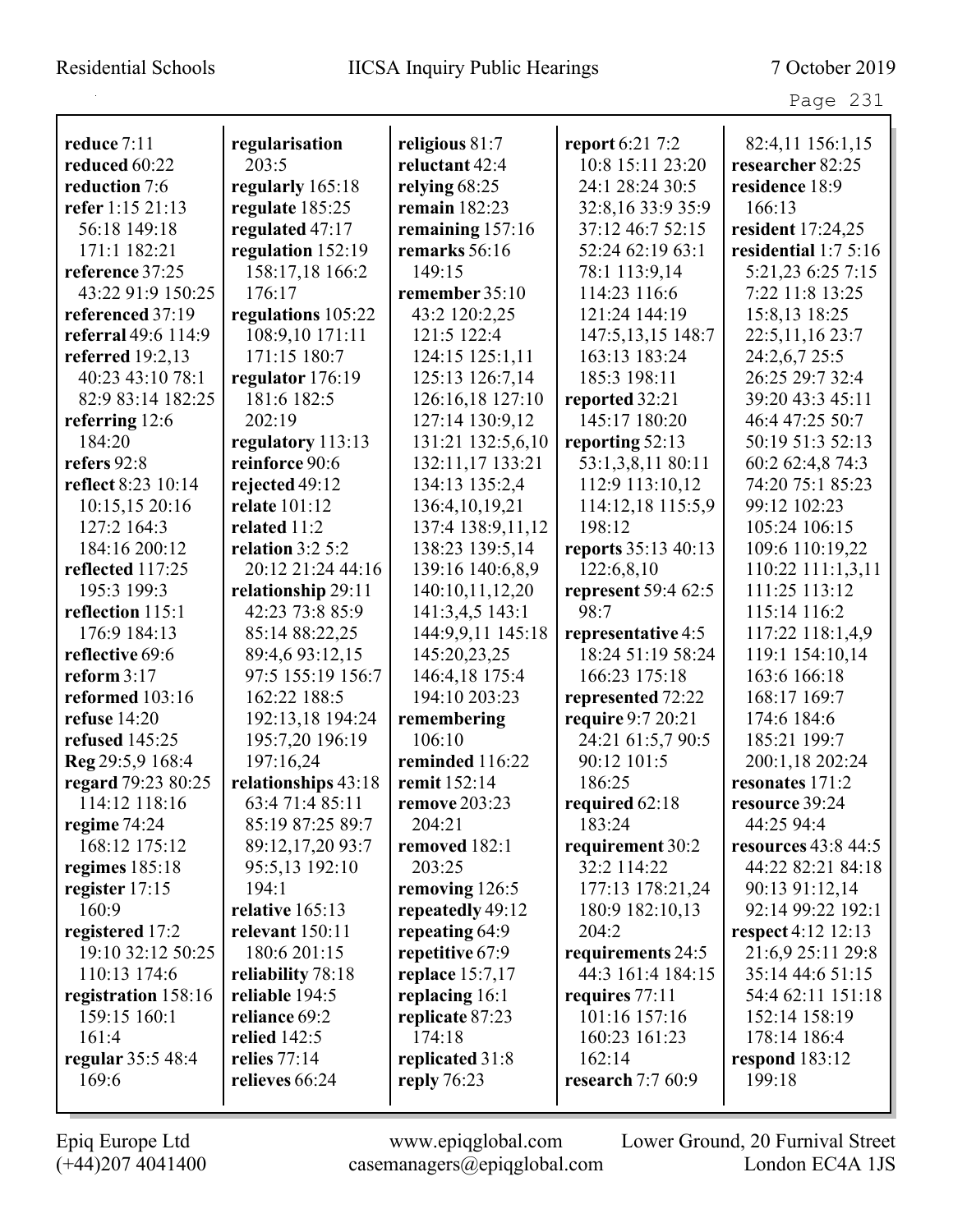**reduce** 7:11
**reduced** 60:22
**reduction** 7:6
**refer** 1:15 21:13 56:18 149:18 171:1 182:21
**reference** 37:25 43:22 91:9 150:25
**referenced** 37:19
**referral** 49:6 114:9
**referred** 19:2,13 40:23 43:10 78:1 82:9 83:14 182:25
**referring** 12:6 184:20
**refers** 92:8
**reflect** 8:23 10:14 10:15,15 20:16 127:2 164:3 184:16 200:12
**reflected** 117:25 195:3 199:3
**reflection** 115:1 176:9 184:13
**reflective** 69:6
**reform** 3:17
**reformed** 103:16
**refuse** 14:20
**refused** 145:25
**Reg** 29:5,9 168:4
**regard** 79:23 80:25 114:12 118:16
**regime** 74:24 168:12 175:12
**regimes** 185:18
**register** 17:15 160:9
**registered** 17:2 19:10 32:12 50:25 110:13 174:6
**registration** 158:16 159:15 160:1 161:4
**regular** 35:5 48:4 169:6
**regularisation** 203:5
**regularly** 165:18
**regulate** 185:25
**regulated** 47:17
**regulation** 152:19 158:17,18 166:2 176:17
**regulations** 105:22 108:9,10 171:11 171:15 180:7
**regulator** 176:19 181:6 182:5 202:19
**regulatory** 113:13
**reinforce** 90:6
**rejected** 49:12
**relate** 101:12
**related** 11:2
**relation** 3:2 5:2 20:12 21:24 44:16
**relationship** 29:11 42:23 73:8 85:9 85:14 88:22,25 89:4,6 93:12,15 97:5 155:19 156:7 162:22 188:5 192:13,18 194:24 195:7,20 196:19 197:16,24
**relationships** 43:18 63:4 71:4 85:11 85:19 87:25 89:7 89:12,17,20 93:7 95:5,13 192:10 194:1
**relative** 165:13
**relevant** 150:11 180:6 201:15
**reliability** 78:18
**reliable** 194:5
**reliance** 69:2
**relied** 142:5
**relies** 77:14
**relieves** 66:24
**religious** 81:7
**reluctant** 42:4
**relying** 68:25
**remain** 182:23
**remaining** 157:16
**remarks** 56:16 149:15
**remember** 35:10 43:2 120:2,25 121:5 122:4 124:15 125:1,11 125:13 126:7,14 126:16,18 127:10 127:14 130:9,12 131:21 132:5,6,10 132:11,17 133:21 134:13 135:2,4 136:4,10,19,21 137:4 138:9,11,12 138:23 139:5,14 139:16 140:6,8,9 140:10,11,12,20 141:3,4,5 143:1 144:9,9,11 145:18 145:20,23,25 146:4,18 175:4 194:10 203:23
**remembering** 106:10
**reminded** 116:22
**remit** 152:14
**remove** 203:23 204:21
**removed** 182:1 203:25
**removing** 126:5
**repeatedly** 49:12
**repeating** 64:9
**repetitive** 67:9
**replace** 15:7,17
**replacing** 16:1
**replicate** 87:23 174:18
**replicated** 31:8
**reply** 76:23
**report** 6:21 7:2 10:8 15:11 23:20 24:1 28:24 30:5 32:8,16 33:9 35:9 37:12 46:7 52:15 52:24 62:19 63:1 78:1 113:9,14 114:23 116:6 121:24 144:19 147:5,13,15 148:7 163:13 183:24 185:3 198:11
**reported** 32:21 145:17 180:20
**reporting** 52:13 53:1,3,8,11 80:11 112:9 113:10,12 114:12,18 115:5,9 198:12
**reports** 35:13 40:13 122:6,8,10
**represent** 59:4 62:5 98:7
**representative** 4:5 18:24 51:19 58:24 166:23 175:18
**represented** 72:22
**require** 9:7 20:21 24:21 61:5,7 90:5 90:12 101:5 186:25
**required** 62:18 183:24
**requirement** 30:2 32:2 114:22 177:13 178:21,24 180:9 182:10,13 204:2
**requirements** 24:5 44:3 161:4 184:15
**requires** 77:11 101:16 157:16 160:23 161:23 162:14
**research** 7:7 60:9 82:4,11 156:1,15
**researcher** 82:25
**residence** 18:9 166:13
**resident** 17:24,25
**residential** 1:7 5:16 5:21,23 6:25 7:15 7:22 11:8 13:25 15:8,13 18:25 22:5,11,16 23:7 24:2,6,7 25:5 26:25 29:7 32:4 39:20 43:3 45:11 46:4 47:25 50:7 50:19 51:3 52:13 60:2 62:4,8 74:3 74:20 75:1 85:23 99:12 102:23 105:24 106:15 109:6 110:19,22 110:22 111:1,3,11 111:25 113:12 115:14 116:2 117:22 118:1,4,9 119:1 154:10,14 163:6 166:18 168:17 169:7 174:6 184:6 185:21 199:7 200:1,18 202:24
**resonates** 171:2
**resource** 39:24 44:25 94:4
**resources** 43:8 44:5 44:22 82:21 84:18 90:13 91:12,14 92:14 99:22 192:1
**respect** 4:12 12:13 21:6,9 25:11 29:8 35:14 44:6 51:15 54:4 62:11 151:18 152:14 158:19 178:14 186:4
**respond** 183:12 199:18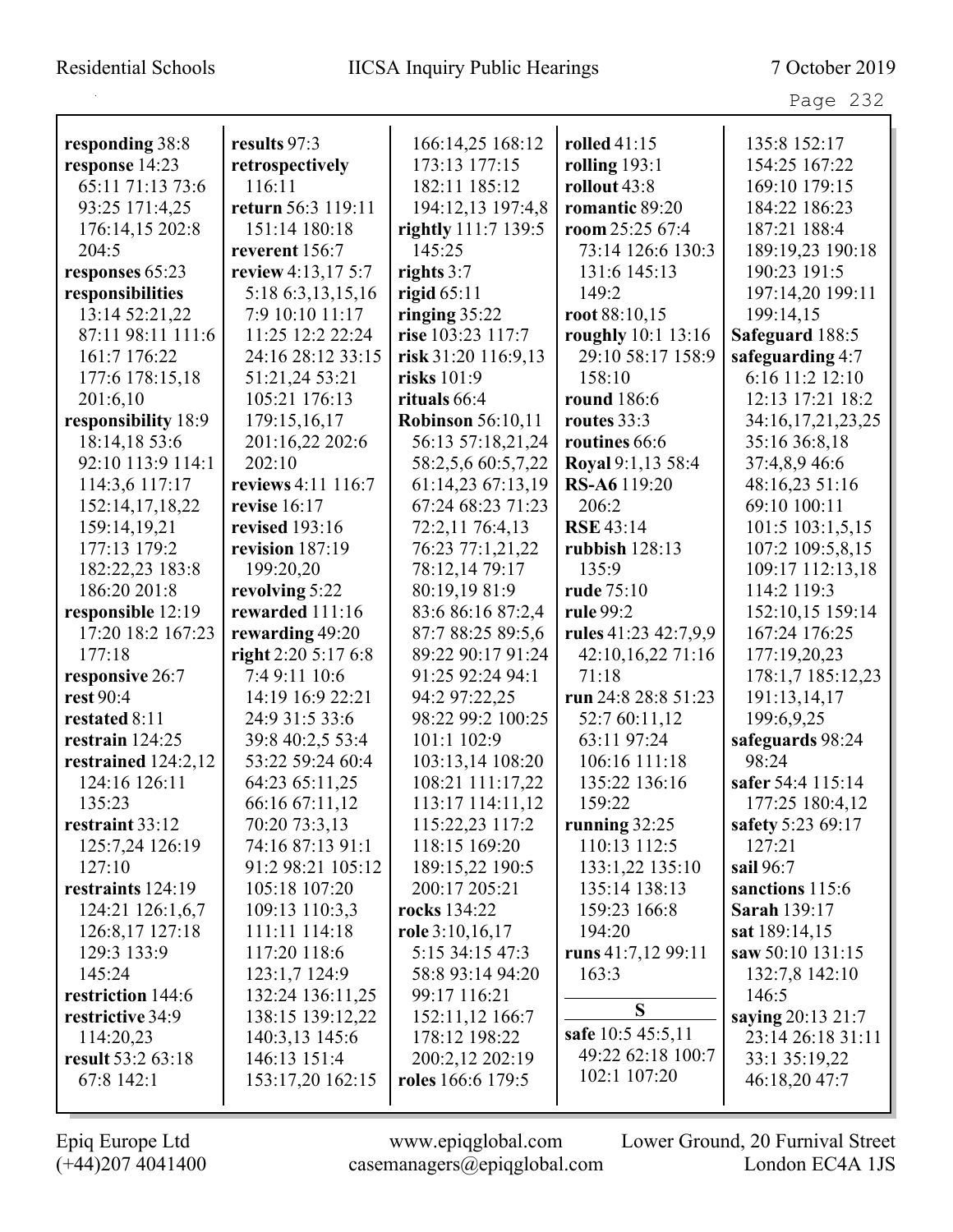**responding** 38:8
**response** 14:23 65:11 71:13 73:6 93:25 171:4,25 176:14,15 202:8 204:5
**responses** 65:23
**responsibilities** 13:14 52:21,22 87:11 98:11 111:6 161:7 176:22 177:6 178:15,18 201:6,10
**responsibility** 18:9 18:14,18 53:6 92:10 113:9 114:1 114:3,6 117:17 152:14,17,18,22 159:14,19,21 177:13 179:2 182:22,23 183:8 186:20 201:8
**responsible** 12:19 17:20 18:2 167:23 177:18
**responsive** 26:7
**rest** 90:4
**restated** 8:11
**restrain** 124:25
**restrained** 124:2,12 124:16 126:11 135:23
**restraint** 33:12 125:7,24 126:19 127:10
**restraints** 124:19 124:21 126:1,6,7 126:8,17 127:18 129:3 133:9 145:24
**restriction** 144:6
**restrictive** 34:9 114:20,23
**result** 53:2 63:18 67:8 142:1

**results** 97:3
**retrospectively** 116:11
**return** 56:3 119:11 151:14 180:18
**reverent** 156:7
**review** 4:13,17 5:7 5:18 6:3,13,15,16 7:9 10:10 11:17 11:25 12:2 22:24 24:16 28:12 33:15 51:21,24 53:21 105:21 176:13 179:15,16,17 201:16,22 202:6 202:10
**reviews** 4:11 116:7
**revise** 16:17
**revised** 193:16
**revision** 187:19 199:20,20
**revolving** 5:22
**rewarded** 111:16
**rewarding** 49:20
**right** 2:20 5:17 6:8 7:4 9:11 10:6 14:19 16:9 22:21 24:9 31:5 33:6 39:8 40:2,5 53:4 53:22 59:24 60:4 64:23 65:11,25 66:16 67:11,12 70:20 73:3,13 74:16 87:13 91:1 91:2 98:21 105:12 105:18 107:20 109:13 110:3,3 111:11 114:18 117:20 118:6 123:1,7 124:9 132:24 136:11,25 138:15 139:12,22 140:3,13 145:6 146:13 151:4 153:17,20 162:15 166:14,25 168:12 173:13 177:15 182:11 185:12 194:12,13 197:4,8
**rightly** 111:7 139:5 145:25
**rights** 3:7
**rigid** 65:11
**ringing** 35:22
**rise** 103:23 117:7
**risk** 31:20 116:9,13
**risks** 101:9
**rituals** 66:4
**Robinson** 56:10,11 56:13 57:18,21,24 58:2,5,6 60:5,7,22 61:14,23 67:13,19 67:24 68:23 71:23 72:2,11 76:4,13 76:23 77:1,21,22 78:12,14 79:17 80:19,19 81:9 83:6 86:16 87:2,4 87:7 88:25 89:5,6 89:22 90:17 91:24 91:25 92:24 94:1 94:2 97:22,25 98:22 99:2 100:25 101:1 102:9 103:13,14 108:20 108:21 111:17,22 113:17 114:11,12 115:22,23 117:2 118:15 169:20 189:15,22 190:5 200:17 205:21
**rocks** 134:22
**role** 3:10,16,17 5:15 34:15 47:3 58:8 93:14 94:20 99:17 116:21 152:11,12 166:7 178:12 198:22 200:2,12 202:19
**roles** 166:6 179:5

**rolled** 41:15
**rolling** 193:1
**rollout** 43:8
**romantic** 89:20
**room** 25:25 67:4 73:14 126:6 130:3 131:6 145:13 149:2
**root** 88:10,15
**roughly** 10:1 13:16 29:10 58:17 158:9 158:10
**round** 186:6
**routes** 33:3
**routines** 66:6
**Royal** 9:1,13 58:4
**RS-A6** 119:20 206:2
**RSE** 43:14
**rubbish** 128:13 135:9
**rude** 75:10
**rule** 99:2
**rules** 41:23 42:7,9,9 42:10,16,22 71:16 71:18
**run** 24:8 28:8 51:23 52:7 60:11,12 63:11 97:24 106:16 111:18 135:22 136:16 159:22
**running** 32:25 110:13 112:5 133:1,22 135:10 135:14 138:13 159:23 166:8 194:20
**runs** 41:7,12 99:11 163:3

## S

**safe** 10:5 45:5,11 49:22 62:18 100:7 102:1 107:20 135:8 152:17 154:25 167:22 169:10 179:15 184:22 186:23 187:21 188:4 189:19,23 190:18 190:23 191:5 197:14,20 199:11 199:14,15
**Safeguard** 188:5
**safeguarding** 4:7 6:16 11:2 12:10 12:13 17:21 18:2 34:16,17,21,23,25 35:16 36:8,18 37:4,8,9 46:6 48:16,23 51:16 69:10 100:11 101:5 103:1,5,15 107:2 109:5,8,15 109:17 112:13,18 114:2 119:3 152:10,15 159:14 167:24 176:25 177:19,20,23 178:1,7 185:12,23 191:13,14,17 199:6,9,25
**safeguards** 98:24 98:24
**safer** 54:4 115:14 177:25 180:4,12
**safety** 5:23 69:17 127:21
**sail** 96:7
**sanctions** 115:6
**Sarah** 139:17
**sat** 189:14,15
**saw** 50:10 131:15 132:7,8 142:10 146:5
**saying** 20:13 21:7 23:14 26:18 31:11 33:1 35:19,22 46:18,20 47:7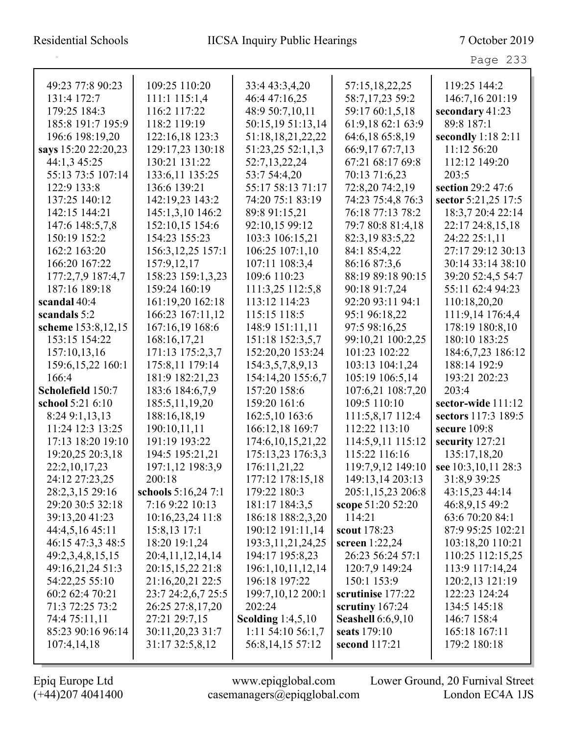49:23 77:8 90:23
131:4 172:7
179:25 184:3
185:8 191:7 195:9
196:6 198:19,20

**says** 15:20 22:20,23
44:1,3 45:25
55:13 73:5 107:14
122:9 133:8
137:25 140:12
142:15 144:21
147:6 148:5,7,8
150:19 152:2
162:2 163:20
166:20 167:22
177:2,7,9 187:4,7
187:16 189:18

**scandal** 40:4

**scandals** 5:2

**scheme** 153:8,12,15
153:15 154:22
157:10,13,16
159:6,15,22 160:1
166:4

**Scholefield** 150:7

**school** 5:21 6:10
8:24 9:1,13,13
11:24 12:3 13:25
17:13 18:20 19:10
19:20,25 20:3,18
22:2,10,17,23
24:12 27:23,25
28:2,3,15 29:16
29:20 30:5 32:18
39:13,20 41:23
44:4,5,16 45:11
46:15 47:3,3 48:5
49:2,3,4,8,15,15
49:16,21,24 51:3
54:22,25 55:10
60:2 62:4 70:21
71:3 72:25 73:2
74:4 75:11,11
85:23 90:16 96:14
107:4,14,18
109:25 110:20
111:1 115:1,4
116:2 117:22
118:2 119:19
122:16,18 123:3
129:17,23 130:18
130:21 131:22
133:6,11 135:25
136:6 139:21
142:19,23 143:2
145:1,3,10 146:2
152:10,15 154:6
154:23 155:23
156:3,12,25 157:1
157:9,12,17
158:23 159:1,3,23
159:24 160:19
161:19,20 162:18
166:23 167:11,12
167:16,19 168:6
168:16,17,21
171:13 175:2,3,7
175:8,11 179:14
181:9 182:21,23
183:6 184:6,7,9
185:5,11,19,20
188:16,18,19
190:10,11,11
191:19 193:22
194:5 195:21,21
197:1,12 198:3,9
200:18

**schools** 5:16,24 7:1
7:16 9:22 10:13
10:16,23,24 11:8
15:8,13 17:1
18:20 19:1,24
20:4,11,12,14,14
20:15,15,22 21:8
21:16,20,21 22:5
23:7 24:2,6,7 25:5
26:25 27:8,17,20
27:21 29:7,15
30:11,20,23 31:7
31:17 32:5,8,12
33:4 43:3,4,20
46:4 47:16,25
48:9 50:7,10,11
50:15,19 51:13,14
51:18,18,21,22,22
51:23,25 52:1,1,3
52:7,13,22,24
53:7 54:4,20
55:17 58:13 71:17
74:20 75:1 83:19
89:8 91:15,21
92:10,15 99:12
103:3 106:15,21
106:25 107:1,10
107:11 108:3,4
109:6 110:23
111:3,25 112:5,8
113:12 114:23
115:15 118:5
148:9 151:11,11
151:18 152:3,5,7
152:20,20 153:24
154:3,5,7,8,9,13
154:14,20 155:6,7
157:20 158:6
159:20 161:6
162:5,10 163:6
166:12,18 169:7
174:6,10,15,21,22
175:13,23 176:3,3
176:11,21,22
177:12 178:15,18
179:22 180:3
181:17 184:3,5
186:18 188:2,3,20
190:12 191:11,14
193:3,11,21,24,25
194:17 195:8,23
196:1,10,11,12,14
196:18 197:22
199:7,10,12 200:1
202:24

**Scolding** 1:4,5,10
1:11 54:10 56:1,7
56:8,14,15 57:12
57:15,18,22,25
58:7,17,23 59:2
59:17 60:1,5,18
61:9,18 62:1 63:9
64:6,18 65:8,19
66:9,17 67:7,13
67:21 68:17 69:8
70:13 71:6,23
72:8,20 74:2,19
74:23 75:4,8 76:3
76:18 77:13 78:2
79:7 80:8 81:4,18
82:3,19 83:5,22
84:1 85:4,22
86:18 87:3,6
88:19 89:18 90:15
90:18 91:7,24
92:20 93:11 94:1
95:1 96:18,22
97:5 98:16,25
99:10,21 100:2,25
101:23 102:22
103:13 104:1,24
105:19 106:5,14
107:6,21 108:7,20
109:5 110:10
111:5,8,17 112:4
112:22 113:10
114:5,9,11 115:12
115:22 116:16
119:7,9,12 149:10
149:13,14 203:13
205:1,15,23 206:8

**scope** 51:20 52:20
114:21

**scout** 178:23

**screen** 1:22,24
26:23 56:24 57:1
120:7,9 149:24
150:1 153:9

**scrutinise** 177:22

**scrutiny** 167:24

**Seashell** 6:6,9,10

**seats** 179:10

**second** 117:21
119:25 144:2
146:7,16 201:19

**secondary** 41:23
89:8 187:1

**secondly** 1:18 2:11
11:12 56:20
112:12 149:20
203:5

**section** 29:2 47:6

**sector** 5:21,25 17:5
18:3,7 20:4 22:14
22:17 24:8,15,18
24:22 25:1,11
27:17 29:12 30:13
30:14 33:14 38:10
39:20 52:4,5 54:7
55:11 62:4 94:23
110:18,20,20
111:9,14 176:4,4
178:19 180:8,10
180:10 183:25
184:6,7,23 186:12
188:14 192:9
193:21 202:23
203:4

**sector-wide** 111:12

**sectors** 117:3 189:5

**secure** 109:8

**security** 127:21
135:17,18,20

**see** 10:3,10,11 28:3
31:8,9 39:25
43:15,23 44:14
46:8,9,15 49:2
63:6 70:20 84:1
87:9 95:25 102:21
103:18,20 110:21
110:25 112:15,25
113:9 117:14,24
120:2,13 121:19
122:23 124:24
134:5 145:18
146:7 158:4
165:18 167:11
179:2 180:18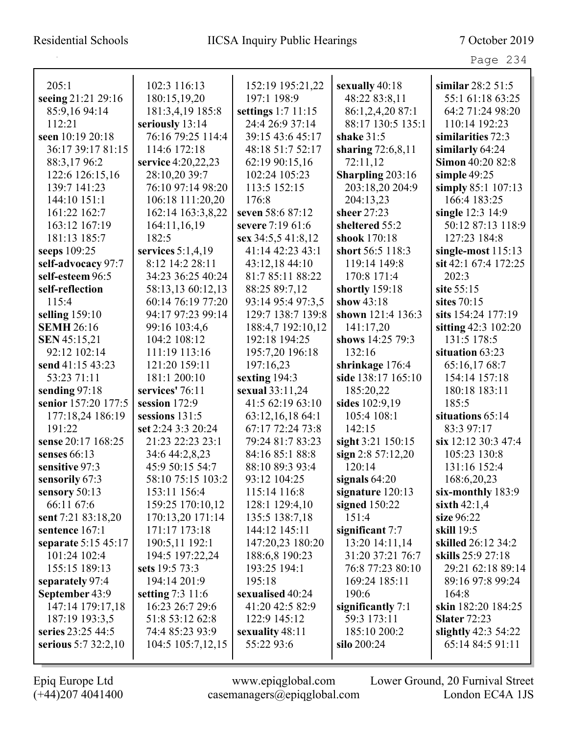205:1
**seeing** 21:21 29:16 85:9,16 94:14 112:21
**seen** 10:19 20:18 36:17 39:17 81:15 88:3,17 96:2 122:6 126:15,16 139:7 141:23 144:10 151:1 161:22 162:7 163:12 167:19 181:13 185:7
**seeps** 109:25
**self-advocacy** 97:7
**self-esteem** 96:5
**self-reflection** 115:4
**selling** 159:10
**SEMH** 26:16
**SEN** 45:15,21 92:12 102:14
**send** 41:15 43:23 53:23 71:11
**sending** 97:18
**senior** 157:20 177:5 177:18,24 186:19 191:22
**sense** 20:17 168:25
**senses** 66:13
**sensitive** 97:3
**sensorily** 67:3
**sensory** 50:13 66:11 67:6
**sent** 7:21 83:18,20
**sentence** 167:1
**separate** 5:15 45:17 101:24 102:4 155:15 189:13
**separately** 97:4
**September** 43:9 147:14 179:17,18 187:19 193:3,5
**series** 23:25 44:5
**serious** 5:7 32:2,10 102:3 116:13 180:15,19,20 181:3,4,19 185:8
**seriously** 13:14 76:16 79:25 114:4 114:6 172:18
**service** 4:20,22,23 28:10,20 39:7 76:10 97:14 98:20 106:18 111:20,20 162:14 163:3,8,22 164:11,16,19 182:5
**services** 5:1,4,19 8:12 14:2 28:11 34:23 36:25 40:24 58:13,13 60:12,13 60:14 76:19 77:20 94:17 97:23 99:14 99:16 103:4,6 104:2 108:12 111:19 113:16 121:20 159:11 181:1 200:10
**services'** 76:11
**session** 172:9
**sessions** 131:5
**set** 2:24 3:3 20:24 21:23 22:23 23:1 34:6 44:2,8,23 45:9 50:15 54:7 58:10 75:15 103:2 153:11 156:4 159:25 170:10,12 170:13,20 171:14 171:17 173:18 190:5,11 192:1 194:5 197:22,24
**sets** 19:5 73:3 194:14 201:9
**setting** 7:3 11:6 16:23 26:7 29:6 51:8 53:12 62:8 74:4 85:23 93:9 104:5 105:7,12,15 152:19 195:21,22 197:1 198:9
**settings** 1:7 11:15 24:4 26:9 37:14 39:15 43:6 45:17 48:18 51:7 52:17 62:19 90:15,16 102:24 105:23 113:5 152:15 176:8
**seven** 58:6 87:12
**severe** 7:19 61:6
**sex** 34:5,5 41:8,12 41:14 42:23 43:1 43:12,18 44:10 81:7 85:11 88:22 88:25 89:7,12 93:14 95:4 97:3,5 129:7 138:7 139:8 188:4,7 192:10,12 192:18 194:25 195:7,20 196:18 197:16,23
**sexting** 194:3
**sexual** 33:11,24 41:5 62:19 63:10 63:12,16,18 64:1 67:17 72:24 73:8 79:24 81:7 83:23 84:16 85:1 88:8 88:10 89:3 93:4 93:12 104:25 115:14 116:8 128:1 129:4,10 135:5 138:7,18 144:12 145:11 147:20,23 180:20 188:6,8 190:23 193:25 194:1 195:18
**sexualised** 40:24 41:20 42:5 82:9 122:9 145:12
**sexuality** 48:11 55:22 93:6
**sexually** 40:18 48:22 83:8,11 86:1,2,4,20 87:1 88:17 130:5 135:1
**shake** 31:5
**sharing** 72:6,8,11 72:11,12
**Sharpling** 203:16 203:18,20 204:9 204:13,23
**sheer** 27:23
**sheltered** 55:2
**shook** 170:18
**short** 56:5 118:3 119:14 149:8 170:8 171:4
**shortly** 159:18
**show** 43:18
**shown** 121:4 136:3 141:17,20
**shows** 14:25 79:3 132:16
**shrinkage** 176:4
**side** 138:17 165:10 185:20,22
**sides** 102:9,19 105:4 108:1 142:15
**sight** 3:21 150:15
**sign** 2:8 57:12,20 120:14
**signals** 64:20
**signature** 120:13
**signed** 150:22 151:4
**significant** 7:7 13:20 14:11,14 31:20 37:21 76:7 76:8 77:23 80:10 169:24 185:11 190:6
**significantly** 7:1 59:3 173:11 185:10 200:2
**silo** 200:24
**similar** 28:2 51:5 55:1 61:18 63:25 64:2 71:24 98:20 110:14 192:23
**similarities** 72:3
**similarly** 64:24
**Simon** 40:20 82:8
**simple** 49:25
**simply** 85:1 107:13 166:4 183:25
**single** 12:3 14:9 50:12 87:13 118:9 127:23 184:8
**single-most** 115:13
**sit** 42:1 67:4 172:25 202:3
**site** 55:15
**sites** 70:15
**sits** 154:24 177:19
**sitting** 42:3 102:20 131:5 178:5
**situation** 63:23 65:16,17 68:7 154:14 157:18 180:18 183:11 185:5
**situations** 65:14 83:3 97:17
**six** 12:12 30:3 47:4 105:23 130:8 131:16 152:4 168:6,20,23
**six-monthly** 183:9
**sixth** 42:1,4
**size** 96:22
**skill** 19:5
**skilled** 26:12 34:2
**skills** 25:9 27:18 29:21 62:18 89:14 89:16 97:8 99:24 164:8
**skin** 182:20 184:25
**Slater** 72:23
**slightly** 42:3 54:22 65:14 84:5 91:11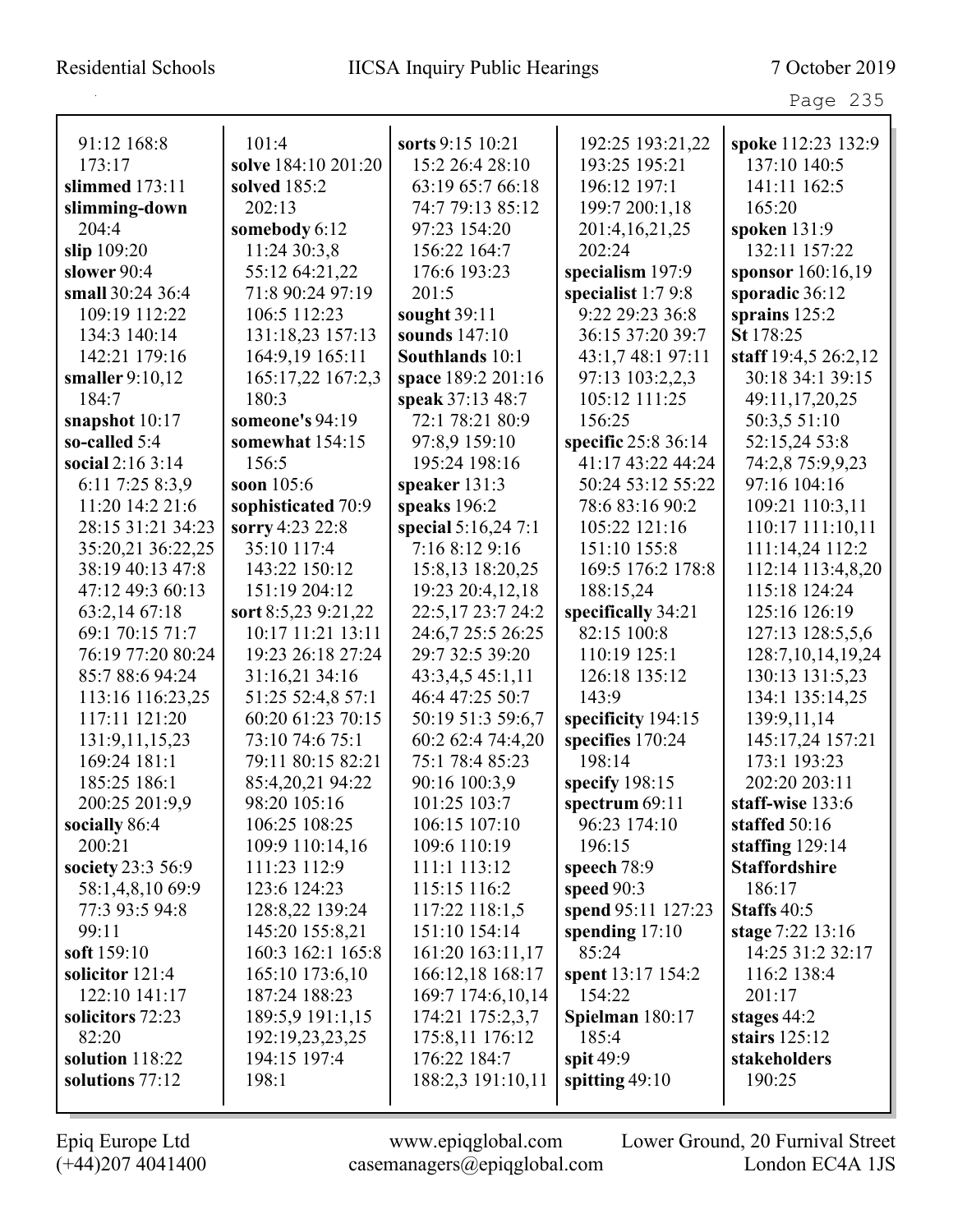91:12 168:8
173:17
**slimmed** 173:11
**slimming-down**
204:4
**slip** 109:20
**slower** 90:4
**small** 30:24 36:4
109:19 112:22
134:3 140:14
142:21 179:16
**smaller** 9:10,12
184:7
**snapshot** 10:17
**so-called** 5:4
**social** 2:16 3:14
6:11 7:25 8:3,9
11:20 14:2 21:6
28:15 31:21 34:23
35:20,21 36:22,25
38:19 40:13 47:8
47:12 49:3 60:13
63:2,14 67:18
69:1 70:15 71:7
76:19 77:20 80:24
85:7 88:6 94:24
113:16 116:23,25
117:11 121:20
131:9,11,15,23
169:24 181:1
185:25 186:1
200:25 201:9,9
**socially** 86:4
200:21
**society** 23:3 56:9
58:1,4,8,10 69:9
77:3 93:5 94:8
99:11
**soft** 159:10
**solicitor** 121:4
122:10 141:17
**solicitors** 72:23
82:20
**solution** 118:22
**solutions** 77:12

101:4
**solve** 184:10 201:20
**solved** 185:2
202:13
**somebody** 6:12
11:24 30:3,8
55:12 64:21,22
71:8 90:24 97:19
106:5 112:23
131:18,23 157:13
164:9,19 165:11
165:17,22 167:2,3
180:3
**someone's** 94:19
**somewhat** 154:15
156:5
**soon** 105:6
**sophisticated** 70:9
**sorry** 4:23 22:8
35:10 117:4
143:22 150:12
151:19 204:12
**sort** 8:5,23 9:21,22
10:17 11:21 13:11
19:23 26:18 27:24
31:16,21 34:16
51:25 52:4,8 57:1
60:20 61:23 70:15
73:10 74:6 75:1
79:11 80:15 82:21
85:4,20,21 94:22
98:20 105:16
106:25 108:25
109:9 110:14,16
111:23 112:9
123:6 124:23
128:8,22 139:24
145:20 155:8,21
160:3 162:1 165:8
165:10 173:6,10
187:24 188:23
189:5,9 191:1,15
192:19,23,23,25
194:15 197:4
198:1

**sorts** 9:15 10:21
15:2 26:4 28:10
63:19 65:7 66:18
74:7 79:13 85:12
97:23 154:20
156:22 164:7
176:6 193:23
201:5
**sought** 39:11
**sounds** 147:10
**Southlands** 10:1
**space** 189:2 201:16
**speak** 37:13 48:7
72:1 78:21 80:9
97:8,9 159:10
195:24 198:16
**speaker** 131:3
**speaks** 196:2
**special** 5:16,24 7:1
7:16 8:12 9:16
15:8,13 18:20,25
19:23 20:4,12,18
22:5,17 23:7 24:2
24:6,7 25:5 26:25
29:7 32:5 39:20
43:3,4,5 45:1,11
46:4 47:25 50:7
50:19 51:3 59:6,7
60:2 62:4 74:4,20
75:1 78:4 85:23
90:16 100:3,9
101:25 103:7
106:15 107:10
109:6 110:19
111:1 113:12
115:15 116:2
117:22 118:1,5
151:10 154:14
161:20 163:11,17
166:12,18 168:17
169:7 174:6,10,14
174:21 175:2,3,7
175:8,11 176:12
176:22 184:7
188:2,3 191:10,11

192:25 193:21,22
193:25 195:21
196:12 197:1
199:7 200:1,18
201:4,16,21,25
202:24
**specialism** 197:9
**specialist** 1:7 9:8
9:22 29:23 36:8
36:15 37:20 39:7
43:1,7 48:1 97:11
97:13 103:2,2,3
105:12 111:25
156:25
**specific** 25:8 36:14
41:17 43:22 44:24
50:24 53:12 55:22
78:6 83:16 90:2
105:22 121:16
151:10 155:8
169:5 176:2 178:8
188:15,24
**specifically** 34:21
82:15 100:8
110:19 125:1
126:18 135:12
143:9
**specificity** 194:15
**specifies** 170:24
198:14
**specify** 198:15
**spectrum** 69:11
96:23 174:10
196:15
**speech** 78:9
**speed** 90:3
**spend** 95:11 127:23
**spending** 17:10
85:24
**spent** 13:17 154:2
154:22
**Spielman** 180:17
185:4
**spit** 49:9
**spitting** 49:10

**spoke** 112:23 132:9
137:10 140:5
141:11 162:5
165:20
**spoken** 131:9
132:11 157:22
**sponsor** 160:16,19
**sporadic** 36:12
**sprains** 125:2
**St** 178:25
**staff** 19:4,5 26:2,12
30:18 34:1 39:15
49:11,17,20,25
50:3,5 51:10
52:15,24 53:8
74:2,8 75:9,9,23
97:16 104:16
109:21 110:3,11
110:17 111:10,11
111:14,24 112:2
112:14 113:4,8,20
115:18 124:24
125:16 126:19
127:13 128:5,5,6
128:7,10,14,19,24
130:13 131:5,23
134:1 135:14,25
139:9,11,14
145:17,24 157:21
173:1 193:23
202:20 203:11
**staff-wise** 133:6
**staffed** 50:16
**staffing** 129:14
**Staffordshire**
186:17
**Staffs** 40:5
**stage** 7:22 13:16
14:25 31:2 32:17
116:2 138:4
201:17
**stages** 44:2
**stairs** 125:12
**stakeholders**
190:25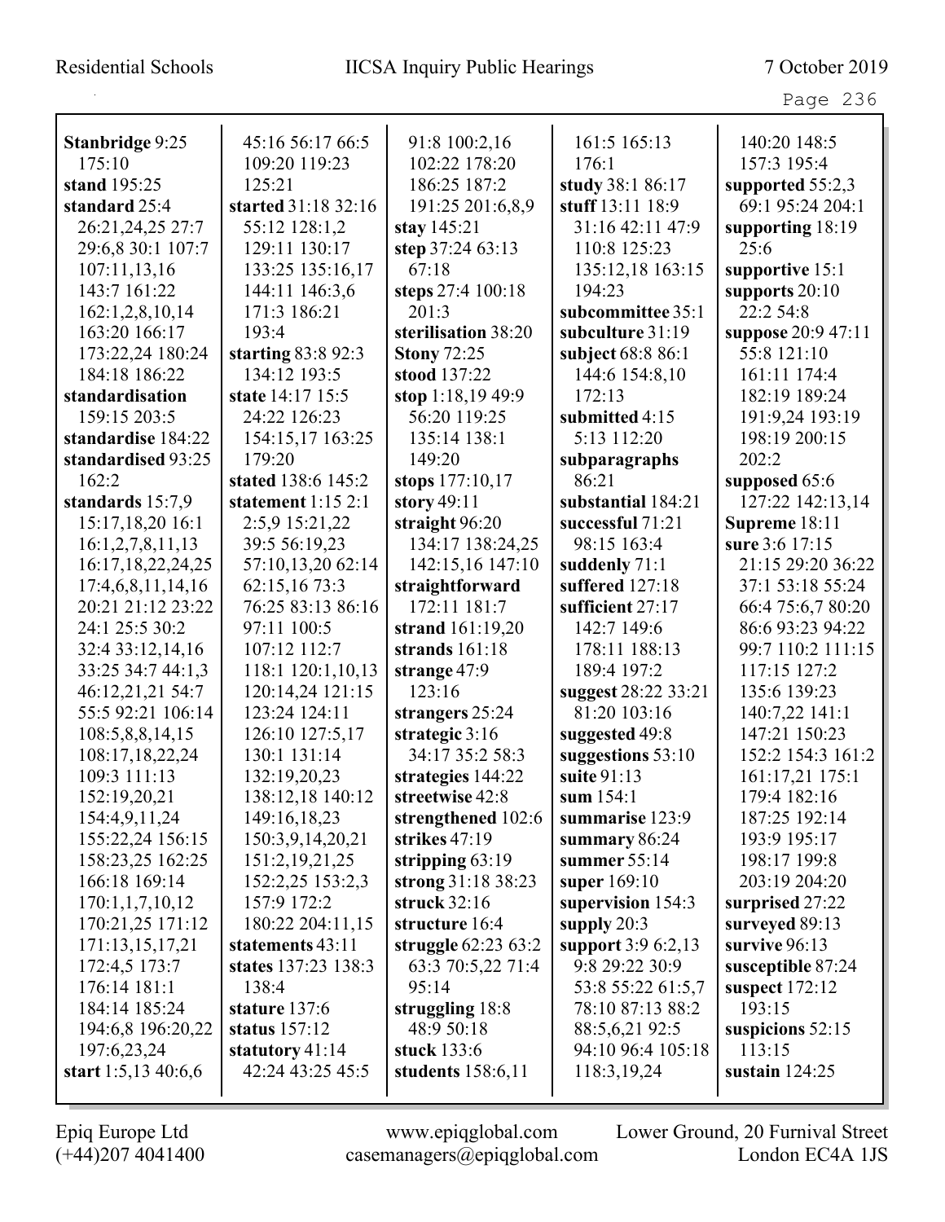**Stanbridge** 9:25 175:10
**stand** 195:25
**standard** 25:4 26:21,24,25 27:7 29:6,8 30:1 107:7 107:11,13,16 143:7 161:22 162:1,2,8,10,14 163:20 166:17 173:22,24 180:24 184:18 186:22
**standardisation** 159:15 203:5
**standardise** 184:22
**standardised** 93:25 162:2
**standards** 15:7,9 15:17,18,20 16:1 16:1,2,7,8,11,13 16:17,18,22,24,25 17:4,6,8,11,14,16 20:21 21:12 23:22 24:1 25:5 30:2 32:4 33:12,14,16 33:25 34:7 44:1,3 46:12,21,21 54:7 55:5 92:21 106:14 108:5,8,8,14,15 108:17,18,22,24 109:3 111:13 152:19,20,21 154:4,9,11,24 155:22,24 156:15 158:23,25 162:25 166:18 169:14 170:1,1,7,10,12 170:21,25 171:12 171:13,15,17,21 172:4,5 173:7 176:14 181:1 184:14 185:24 194:6,8 196:20,22 197:6,23,24
**start** 1:5,13 40:6,6 45:16 56:17 66:5 109:20 119:23 125:21
**started** 31:18 32:16 55:12 128:1,2 129:11 130:17 133:25 135:16,17 144:11 146:3,6 171:3 186:21 193:4
**starting** 83:8 92:3 134:12 193:5
**state** 14:17 15:5 24:22 126:23 154:15,17 163:25 179:20
**stated** 138:6 145:2
**statement** 1:15 2:1 2:5,9 15:21,22 39:5 56:19,23 57:10,13,20 62:14 62:15,16 73:3 76:25 83:13 86:16 97:11 100:5 107:12 112:7 118:1 120:1,10,13 120:14,24 121:15 123:24 124:11 126:10 127:5,17 130:1 131:14 132:19,20,23 138:12,18 140:12 149:16,18,23 150:3,9,14,20,21 151:2,19,21,25 152:2,25 153:2,3 157:9 172:2 180:22 204:11,15
**statements** 43:11
**states** 137:23 138:3 138:4
**stature** 137:6
**status** 157:12
**statutory** 41:14 42:24 43:25 45:5 91:8 100:2,16 102:22 178:20 186:25 187:2 191:25 201:6,8,9
**stay** 145:21
**step** 37:24 63:13 67:18
**steps** 27:4 100:18 201:3
**sterilisation** 38:20
**Stony** 72:25
**stood** 137:22
**stop** 1:18,19 49:9 56:20 119:25 135:14 138:1 149:20
**stops** 177:10,17
**story** 49:11
**straight** 96:20 134:17 138:24,25 142:15,16 147:10
**straightforward** 172:11 181:7
**strand** 161:19,20
**strands** 161:18
**strange** 47:9 123:16
**strangers** 25:24
**strategic** 3:16 34:17 35:2 58:3
**strategies** 144:22
**streetwise** 42:8
**strengthened** 102:6
**strikes** 47:19
**stripping** 63:19
**strong** 31:18 38:23
**struck** 32:16
**structure** 16:4
**struggle** 62:23 63:2 63:3 70:5,22 71:4 95:14
**struggling** 18:8 48:9 50:18
**stuck** 133:6
**students** 158:6,11 161:5 165:13 176:1
**study** 38:1 86:17
**stuff** 13:11 18:9 31:16 42:11 47:9 110:8 125:23 135:12,18 163:15 194:23
**subcommittee** 35:1
**subculture** 31:19
**subject** 68:8 86:1 144:6 154:8,10 172:13
**submitted** 4:15 5:13 112:20
**subparagraphs** 86:21
**substantial** 184:21
**successful** 71:21 98:15 163:4
**suddenly** 71:1
**suffered** 127:18
**sufficient** 27:17 142:7 149:6 178:11 188:13 189:4 197:2
**suggest** 28:22 33:21 81:20 103:16
**suggested** 49:8
**suggestions** 53:10
**suite** 91:13
**sum** 154:1
**summarise** 123:9
**summary** 86:24
**summer** 55:14
**super** 169:10
**supervision** 154:3
**supply** 20:3
**support** 3:9 6:2,13 9:8 29:22 30:9 53:8 55:22 61:5,7 78:10 87:13 88:2 88:5,6,21 92:5 94:10 96:4 105:18 118:3,19,24 140:20 148:5 157:3 195:4
**supported** 55:2,3 69:1 95:24 204:1
**supporting** 18:19 25:6
**supportive** 15:1
**supports** 20:10 22:2 54:8
**suppose** 20:9 47:11 55:8 121:10 161:11 174:4 182:19 189:24 191:9,24 193:19 198:19 200:15 202:2
**supposed** 65:6 127:22 142:13,14
**Supreme** 18:11
**sure** 3:6 17:15 21:15 29:20 36:22 37:1 53:18 55:24 66:4 75:6,7 80:20 86:6 93:23 94:22 99:7 110:2 111:15 117:15 127:2 135:6 139:23 140:7,22 141:1 147:21 150:23 152:2 154:3 161:2 161:17,21 175:1 179:4 182:16 187:25 192:14 193:9 195:17 198:17 199:8 203:19 204:20
**surprised** 27:22
**surveyed** 89:13
**survive** 96:13
**susceptible** 87:24
**suspect** 172:12 193:15
**suspicions** 52:15 113:15
**sustain** 124:25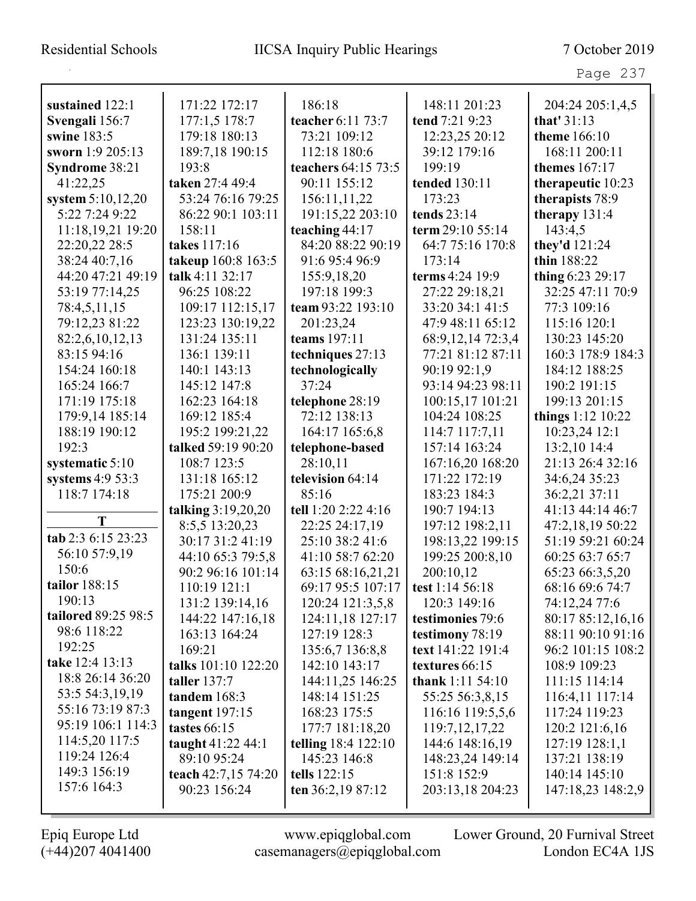**sustained** 122:1
**Svengali** 156:7
**swine** 183:5
**sworn** 1:9 205:13
**Syndrome** 38:21 41:22,25
**system** 5:10,12,20 5:22 7:24 9:22 11:18,19,21 19:20 22:20,22 28:5 38:24 40:7,16 44:20 47:21 49:19 53:19 77:14,25 78:4,5,11,15 79:12,23 81:22 82:2,6,10,12,13 83:15 94:16 154:24 160:18 165:24 166:7 171:19 175:18 179:9,14 185:14 188:19 190:12 192:3
**systematic** 5:10
**systems** 4:9 53:3 118:7 174:18

**T**

**tab** 2:3 6:15 23:23 56:10 57:9,19 150:6
**tailor** 188:15 190:13
**tailored** 89:25 98:5 98:6 118:22 192:25
**take** 12:4 13:13 18:8 26:14 36:20 53:5 54:3,19,19 55:16 73:19 87:3 95:19 106:1 114:3 114:5,20 117:5 119:24 126:4 149:3 156:19 157:6 164:3 171:22 172:17 177:1,5 178:7 179:18 180:13 189:7,18 190:15 193:8
**taken** 27:4 49:4 53:24 76:16 79:25 86:22 90:1 103:11 158:11
**takes** 117:16
**takeup** 160:8 163:5
**talk** 4:11 32:17 96:25 108:22 109:17 112:15,17 123:23 130:19,22 131:24 135:11 136:1 139:11 140:1 143:13 145:12 147:8 162:23 164:18 169:12 185:4 195:2 199:21,22
**talked** 59:19 90:20 108:7 123:5 131:18 165:12 175:21 200:9
**talking** 3:19,20,20 8:5,5 13:20,23 30:17 31:2 41:19 44:10 65:3 79:5,8 90:2 96:16 101:14 110:19 121:1 131:2 139:14,16 144:22 147:16,18 163:13 164:24 169:21
**talks** 101:10 122:20
**taller** 137:7
**tandem** 168:3
**tangent** 197:15
**tastes** 66:15
**taught** 41:22 44:1 89:10 95:24
**teach** 42:7,15 74:20 90:23 156:24 186:18
**teacher** 6:11 73:7 73:21 109:12 112:18 180:6
**teachers** 64:15 73:5 90:11 155:12 156:11,11,22 191:15,22 203:10
**teaching** 44:17 84:20 88:22 90:19 91:6 95:4 96:9 155:9,18,20 197:18 199:3
**team** 93:22 193:10 201:23,24
**teams** 197:11
**techniques** 27:13
**technologically** 37:24
**telephone** 28:19 72:12 138:13 164:17 165:6,8
**telephone-based** 28:10,11
**television** 64:14 85:16
**tell** 1:20 2:22 4:16 22:25 24:17,19 25:10 38:2 41:6 41:10 58:7 62:20 63:15 68:16,21,21 69:17 95:5 107:17 120:24 121:3,5,8 124:11,18 127:17 127:19 128:3 135:6,7 136:8,8 142:10 143:17 144:11,25 146:25 148:14 151:25 168:23 175:5 177:7 181:18,20
**telling** 18:4 122:10 145:23 146:8
**tells** 122:15
**ten** 36:2,19 87:12 148:11 201:23
**tend** 7:21 9:23 12:23,25 20:12 39:12 179:16 199:19
**tended** 130:11 173:23
**tends** 23:14
**term** 29:10 55:14 64:7 75:16 170:8 173:14
**terms** 4:24 19:9 27:22 29:18,21 33:20 34:1 41:5 47:9 48:11 65:12 68:9,12,14 72:3,4 77:21 81:12 87:11 90:19 92:1,9 93:14 94:23 98:11 100:15,17 101:21 104:24 108:25 114:7 117:7,11 157:14 163:24 167:16,20 168:20 171:22 172:19 183:23 184:3 190:7 194:13 197:12 198:2,11 198:13,22 199:15 199:25 200:8,10 200:10,12
**test** 1:14 56:18 120:3 149:16
**testimonies** 79:6
**testimony** 78:19
**text** 141:22 191:4
**textures** 66:15
**thank** 1:11 54:10 55:25 56:3,8,15 116:16 119:5,5,6 119:7,12,17,22 144:6 148:16,19 148:23,24 149:14 151:8 152:9 203:13,18 204:23 204:24 205:1,4,5
**that'** 31:13
**theme** 166:10 168:11 200:11
**themes** 167:17
**therapeutic** 10:23
**therapists** 78:9
**therapy** 131:4 143:4,5
**they'd** 121:24
**thin** 188:22
**thing** 6:23 29:17 32:25 47:11 70:9 77:3 109:16 115:16 120:1 130:23 145:20 160:3 178:9 184:3 184:12 188:25 190:2 191:15 199:13 201:15
**things** 1:12 10:22 10:23,24 12:1 13:2,10 14:4 21:13 26:4 32:16 34:6,24 35:23 36:2,21 37:11 41:13 44:14 46:7 47:2,18,19 50:22 51:19 59:21 60:24 60:25 63:7 65:7 65:23 66:3,5,20 68:16 69:6 74:7 74:12,24 77:6 80:17 85:12,16,16 88:11 90:10 91:16 96:2 101:15 108:2 108:9 109:23 111:15 114:14 116:4,11 117:14 117:24 119:23 120:2 121:6,16 127:19 128:1,1 137:21 138:19 140:14 145:10 147:18,23 148:2,9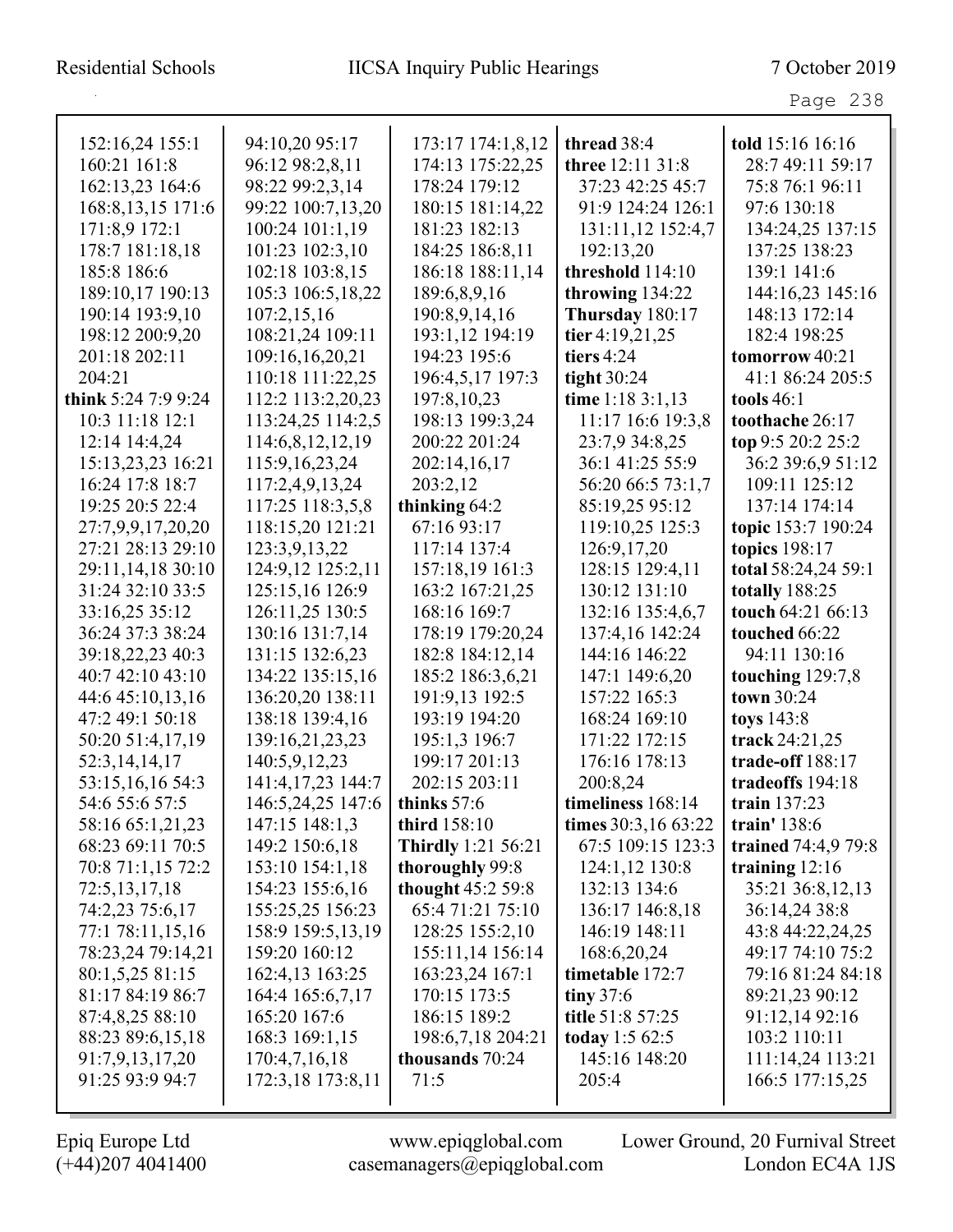152:16,24 155:1
160:21 161:8
162:13,23 164:6
168:8,13,15 171:6
171:8,9 172:1
178:7 181:18,18
185:8 186:6
189:10,17 190:13
190:14 193:9,10
198:12 200:9,20
201:18 202:11
204:21

**think** 5:24 7:9 9:24
10:3 11:18 12:1
12:14 14:4,24
15:13,23,23 16:21
16:24 17:8 18:7
19:25 20:5 22:4
27:7,9,9,17,20,20
27:21 28:13 29:10
29:11,14,18 30:10
31:24 32:10 33:5
33:16,25 35:12
36:24 37:3 38:24
39:18,22,23 40:3
40:7 42:10 43:10
44:6 45:10,13,16
47:2 49:1 50:18
50:20 51:4,17,19
52:3,14,14,17
53:15,16,16 54:3
54:6 55:6 57:5
58:16 65:1,21,23
68:23 69:11 70:5
70:8 71:1,15 72:2
72:5,13,17,18
74:2,23 75:6,17
77:1 78:11,15,16
78:23,24 79:14,21
80:1,5,25 81:15
81:17 84:19 86:7
87:4,8,25 88:10
88:23 89:6,15,18
91:7,9,13,17,20
91:25 93:9 94:7
94:10,20 95:17
96:12 98:2,8,11
98:22 99:2,3,14
99:22 100:7,13,20
100:24 101:1,19
101:23 102:3,10
102:18 103:8,15
105:3 106:5,18,22
107:2,15,16
108:21,24 109:11
109:16,16,20,21
110:18 111:22,25
112:2 113:2,20,23
113:24,25 114:2,5
114:6,8,12,12,19
115:9,16,23,24
117:2,4,9,13,24
117:25 118:3,5,8
118:15,20 121:21
123:3,9,13,22
124:9,12 125:2,11
125:15,16 126:9
126:11,25 130:5
130:16 131:7,14
131:15 132:6,23
134:22 135:15,16
136:20,20 138:11
138:18 139:4,16
139:16,21,23,23
140:5,9,12,23
141:4,17,23 144:7
146:5,24,25 147:6
147:15 148:1,3
149:2 150:6,18
153:10 154:1,18
154:23 155:6,16
155:25,25 156:23
158:9 159:5,13,19
159:20 160:12
162:4,13 163:25
164:4 165:6,7,17
165:20 167:6
168:3 169:1,15
170:4,7,16,18
172:3,18 173:8,11
173:17 174:1,8,12
174:13 175:22,25
178:24 179:12
180:15 181:14,22
181:23 182:13
184:25 186:8,11
186:18 188:11,14
189:6,8,9,16
190:8,9,14,16
193:1,12 194:19
194:23 195:6
196:4,5,17 197:3
197:8,10,23
198:13 199:3,24
200:22 201:24
202:14,16,17
203:2,12

**thinking** 64:2
67:16 93:17
117:14 137:4
157:18,19 161:3
163:2 167:21,25
168:16 169:7
178:19 179:20,24
182:8 184:12,14
185:2 186:3,6,21
191:9,13 192:5
193:19 194:20
195:1,3 196:7
199:17 201:13
202:15 203:11

**thinks** 57:6

**third** 158:10

**Thirdly** 1:21 56:21

**thoroughly** 99:8

**thought** 45:2 59:8
65:4 71:21 75:10
128:25 155:2,10
155:11,14 156:14
163:23,24 167:1
170:15 173:5
186:15 189:2
198:6,7,18 204:21

**thousands** 70:24
71:5

**thread** 38:4

**three** 12:11 31:8
37:23 42:25 45:7
91:9 124:24 126:1
131:11,12 152:4,7
192:13,20

**threshold** 114:10

**throwing** 134:22

**Thursday** 180:17

**tier** 4:19,21,25

**tiers** 4:24

**tight** 30:24

**time** 1:18 3:1,13
11:17 16:6 19:3,8
23:7,9 34:8,25
36:1 41:25 55:9
56:20 66:5 73:1,7
85:19,25 95:12
119:10,25 125:3
126:9,17,20
128:15 129:4,11
130:12 131:10
132:16 135:4,6,7
137:4,16 142:24
144:16 146:22
147:1 149:6,20
157:22 165:3
168:24 169:10
171:22 172:15
176:16 178:13
200:8,24

**timeliness** 168:14

**times** 30:3,16 63:22
67:5 109:15 123:3
124:1,12 130:8
132:13 134:6
136:17 146:8,18
146:19 148:11
168:6,20,24

**timetable** 172:7

**tiny** 37:6

**title** 51:8 57:25

**today** 1:5 62:5
145:16 148:20
205:4

**told** 15:16 16:16
28:7 49:11 59:17
75:8 76:1 96:11
97:6 130:18
134:24,25 137:15
137:25 138:23
139:1 141:6
144:16,23 145:16
148:13 172:14
182:4 198:25

**tomorrow** 40:21
41:1 86:24 205:5

**tools** 46:1

**toothache** 26:17

**top** 9:5 20:2 25:2
36:2 39:6,9 51:12
109:11 125:12
137:14 174:14

**topic** 153:7 190:24

**topics** 198:17

**total** 58:24,24 59:1

**totally** 188:25

**touch** 64:21 66:13

**touched** 66:22
94:11 130:16

**touching** 129:7,8

**town** 30:24

**toys** 143:8

**track** 24:21,25

**trade-off** 188:17

**tradeoffs** 194:18

**train** 137:23

**train'** 138:6

**trained** 74:4,9 79:8

**training** 12:16
35:21 36:8,12,13
36:14,24 38:8
43:8 44:22,24,25
49:17 74:10 75:2
79:16 81:24 84:18
89:21,23 90:12
91:12,14 92:16
103:2 110:11
111:14,24 113:21
166:5 177:15,25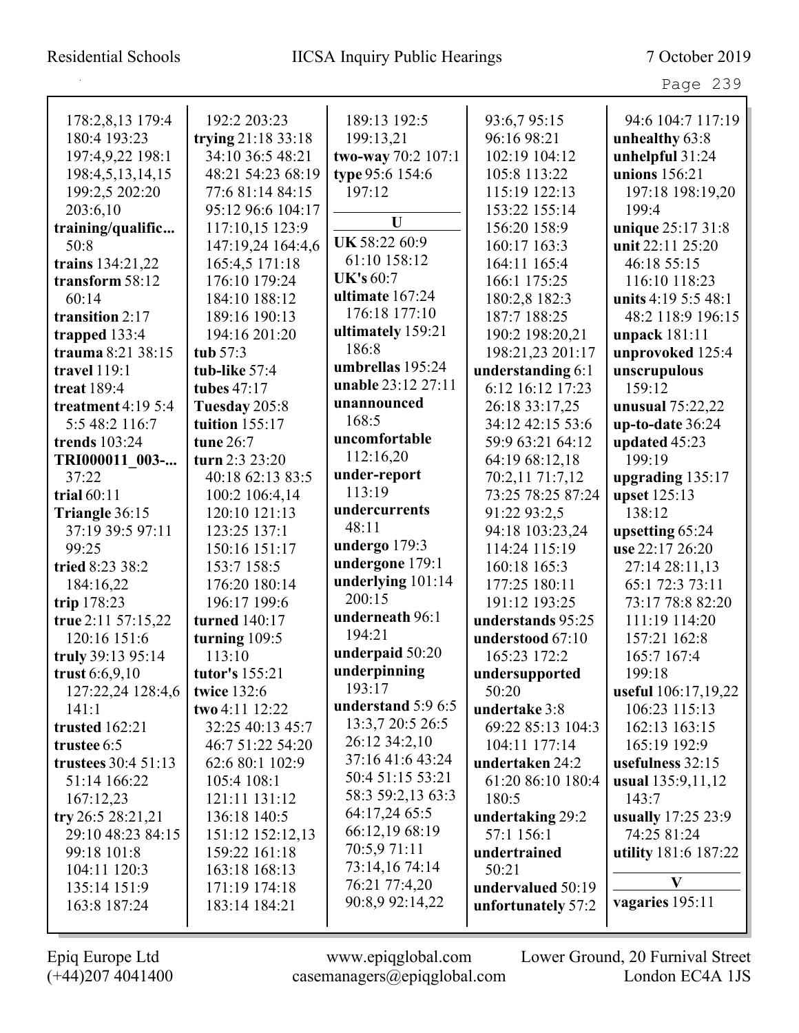178:2,8,13 179:4
180:4 193:23
197:4,9,22 198:1
198:4,5,13,14,15
199:2,5 202:20
203:6,10
**training/qualific...** 50:8
**trains** 134:21,22
**transform** 58:12 60:14
**transition** 2:17
**trapped** 133:4
**trauma** 8:21 38:15
**travel** 119:1
**treat** 189:4
**treatment** 4:19 5:4 5:5 48:2 116:7
**trends** 103:24
**TRI000011_003-...** 37:22
**trial** 60:11
**Triangle** 36:15 37:19 39:5 97:11 99:25
**tried** 8:23 38:2 184:16,22
**trip** 178:23
**true** 2:11 57:15,22 120:16 151:6
**truly** 39:13 95:14
**trust** 6:6,9,10 127:22,24 128:4,6 141:1
**trusted** 162:21
**trustee** 6:5
**trustees** 30:4 51:13 51:14 166:22 167:12,23
**try** 26:5 28:21,21 29:10 48:23 84:15 99:18 101:8 104:11 120:3 135:14 151:9 163:8 187:24
192:2 203:23
**trying** 21:18 33:18 34:10 36:5 48:21 48:21 54:23 68:19 77:6 81:14 84:15 95:12 96:6 104:17 117:10,15 123:9 147:19,24 164:4,6 165:4,5 171:18 176:10 179:24 184:10 188:12 189:16 190:13 194:16 201:20
**tub** 57:3
**tub-like** 57:4
**tubes** 47:17
**Tuesday** 205:8
**tuition** 155:17
**tune** 26:7
**turn** 2:3 23:20 40:18 62:13 83:5 100:2 106:4,14 120:10 121:13 123:25 137:1 150:16 151:17 153:7 158:5 176:20 180:14 196:17 199:6
**turned** 140:17
**turning** 109:5 113:10
**tutor's** 155:21
**twice** 132:6
**two** 4:11 12:22 32:25 40:13 45:7 46:7 51:22 54:20 62:6 80:1 102:9 105:4 108:1 121:11 131:12 136:18 140:5 151:12 152:12,13 159:22 161:18 163:18 168:13 171:19 174:18 183:14 184:21
189:13 192:5
199:13,21
**two-way** 70:2 107:1
**type** 95:6 154:6 197:12

### U

**UK** 58:22 60:9 61:10 158:12
**UK's** 60:7
**ultimate** 167:24 176:18 177:10
**ultimately** 159:21 186:8
**umbrellas** 195:24
**unable** 23:12 27:11
**unannounced** 168:5
**uncomfortable** 112:16,20
**under-report** 113:19
**undercurrents** 48:11
**undergo** 179:3
**undergone** 179:1
**underlying** 101:14 200:15
**underneath** 96:1 194:21
**underpaid** 50:20
**underpinning** 193:17
**understand** 5:9 6:5 13:3,7 20:5 26:5 26:12 34:2,10 37:16 41:6 43:24 50:4 51:15 53:21 58:3 59:2,13 63:3 64:17,24 65:5 66:12,19 68:19 70:5,9 71:11 73:14,16 74:14 76:21 77:4,20 90:8,9 92:14,22
93:6,7 95:15
96:16 98:21
102:19 104:12
105:8 113:22
115:19 122:13
153:22 155:14
156:20 158:9
160:17 163:3
164:11 165:4
166:1 175:25
180:2,8 182:3
187:7 188:25
190:2 198:20,21
198:21,23 201:17
**understanding** 6:1 6:12 16:12 17:23 26:18 33:17,25 34:12 42:15 53:6 59:9 63:21 64:12 64:19 68:12,18 70:2,11 71:7,12 73:25 78:25 87:24 91:22 93:2,5 94:18 103:23,24 114:24 115:19 160:18 165:3 177:25 180:11 191:12 193:25
**understands** 95:25
**understood** 67:10 165:23 172:2
**undersupported** 50:20
**undertake** 3:8 69:22 85:13 104:3 104:11 177:14
**undertaken** 24:2 61:20 86:10 180:4 180:5
**undertaking** 29:2 57:1 156:1
**undertrained** 50:21
**undervalued** 50:19
**unfortunately** 57:2
94:6 104:7 117:19
**unhealthy** 63:8
**unhelpful** 31:24
**unions** 156:21 197:18 198:19,20 199:4
**unique** 25:17 31:8
**unit** 22:11 25:20 46:18 55:15 116:10 118:23
**units** 4:19 5:5 48:1 48:2 118:9 196:15
**unpack** 181:11
**unprovoked** 125:4
**unscrupulous** 159:12
**unusual** 75:22,22
**up-to-date** 36:24
**updated** 45:23 199:19
**upgrading** 135:17
**upset** 125:13 138:12
**upsetting** 65:24
**use** 22:17 26:20 27:14 28:11,13 65:1 72:3 73:11 73:17 78:8 82:20 111:19 114:20 157:21 162:8 165:7 167:4 199:18
**useful** 106:17,19,22 106:23 115:13 162:13 163:15 165:19 192:9
**usefulness** 32:15
**usual** 135:9,11,12 143:7
**usually** 17:25 23:9 74:25 81:24
**utility** 181:6 187:22

### V

**vagaries** 195:11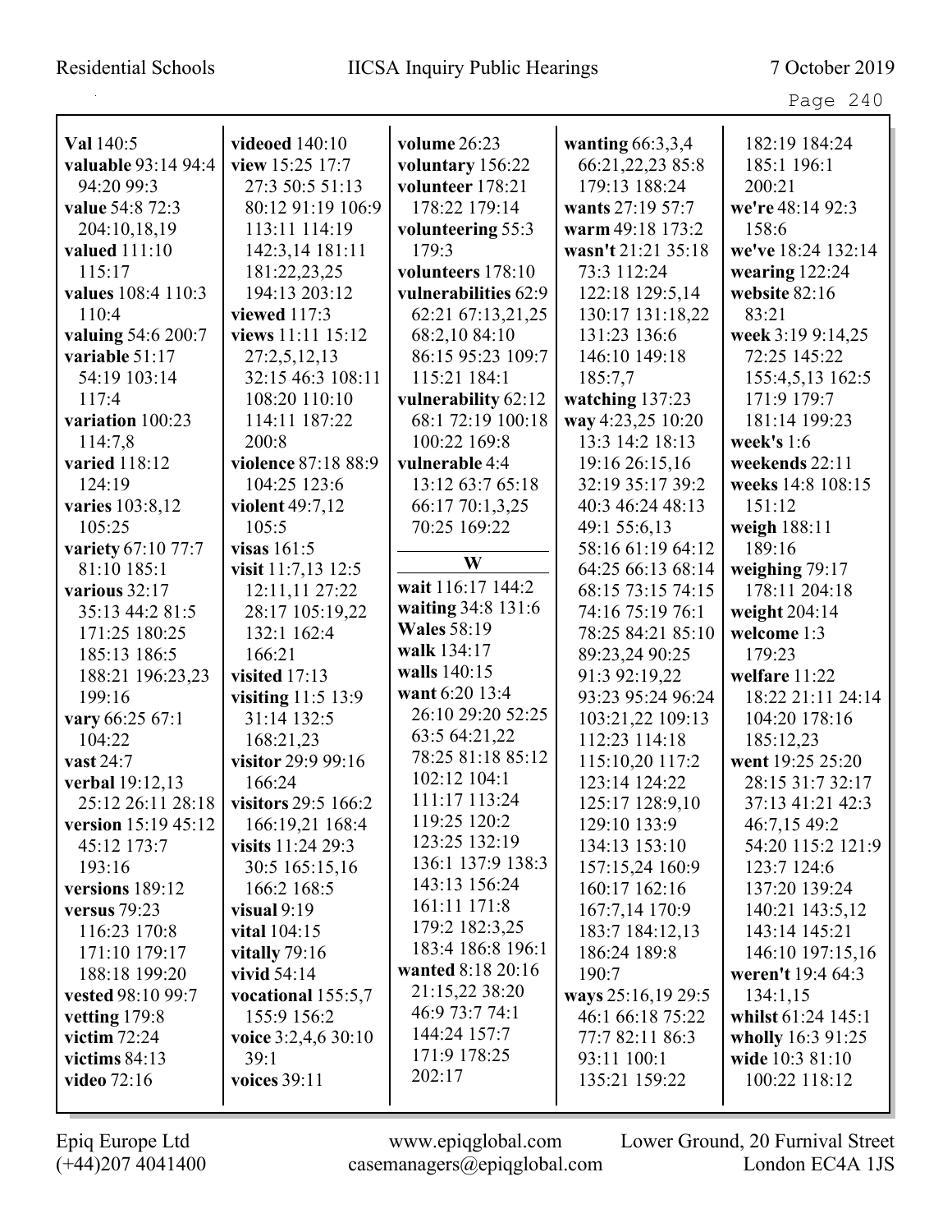**Val** 140:5
**valuable** 93:14 94:4 94:20 99:3
**value** 54:8 72:3 204:10,18,19
**valued** 111:10 115:17
**values** 108:4 110:3 110:4
**valuing** 54:6 200:7
**variable** 51:17 54:19 103:14 117:4
**variation** 100:23 114:7,8
**varied** 118:12 124:19
**varies** 103:8,12 105:25
**variety** 67:10 77:7 81:10 185:1
**various** 32:17 35:13 44:2 81:5 171:25 180:25 185:13 186:5 188:21 196:23,23 199:16
**vary** 66:25 67:1 104:22
**vast** 24:7
**verbal** 19:12,13 25:12 26:11 28:18
**version** 15:19 45:12 45:12 173:7 193:16
**versions** 189:12
**versus** 79:23 116:23 170:8 171:10 179:17 188:18 199:20
**vested** 98:10 99:7
**vetting** 179:8
**victim** 72:24
**victims** 84:13
**video** 72:16
**videoed** 140:10
**view** 15:25 17:7 27:3 50:5 51:13 80:12 91:19 106:9 113:11 114:19 142:3,14 181:11 181:22,23,25 194:13 203:12
**viewed** 117:3
**views** 11:11 15:12 27:2,5,12,13 32:15 46:3 108:11 108:20 110:10 114:11 187:22 200:8
**violence** 87:18 88:9 104:25 123:6
**violent** 49:7,12 105:5
**visas** 161:5
**visit** 11:7,13 12:5 12:11,11 27:22 28:17 105:19,22 132:1 162:4 166:21
**visited** 17:13
**visiting** 11:5 13:9 31:14 132:5 168:21,23
**visitor** 29:9 99:16 166:24
**visitors** 29:5 166:2 166:19,21 168:4
**visits** 11:24 29:3 30:5 165:15,16 166:2 168:5
**visual** 9:19
**vital** 104:15
**vitally** 79:16
**vivid** 54:14
**vocational** 155:5,7 155:9 156:2
**voice** 3:2,4,6 30:10 39:1
**voices** 39:11
**volume** 26:23
**voluntary** 156:22
**volunteer** 178:21 178:22 179:14
**volunteering** 55:3 179:3
**volunteers** 178:10
**vulnerabilities** 62:9 62:21 67:13,21,25 68:2,10 84:10 86:15 95:23 109:7 115:21 184:1
**vulnerability** 62:12 68:1 72:19 100:18 100:22 169:8
**vulnerable** 4:4 13:12 63:7 65:18 66:17 70:1,3,25 70:25 169:22

## W

**wait** 116:17 144:2
**waiting** 34:8 131:6
**Wales** 58:19
**walk** 134:17
**walls** 140:15
**want** 6:20 13:4 26:10 29:20 52:25 63:5 64:21,22 78:25 81:18 85:12 102:12 104:1 111:17 113:24 119:25 120:2 123:25 132:19 136:1 137:9 138:3 143:13 156:24 161:11 171:8 179:2 182:3,25 183:4 186:8 196:1
**wanted** 8:18 20:16 21:15,22 38:20 46:9 73:7 74:1 144:24 157:7 171:9 178:25 202:17
**wanting** 66:3,3,4 66:21,22,23 85:8 179:13 188:24
**wants** 27:19 57:7
**warm** 49:18 173:2
**wasn't** 21:21 35:18 73:3 112:24 122:18 129:5,14 130:17 131:18,22 131:23 136:6 146:10 149:18 185:7,7
**watching** 137:23
**way** 4:23,25 10:20 13:3 14:2 18:13 19:16 26:15,16 32:19 35:17 39:2 40:3 46:24 48:13 49:1 55:6,13 58:16 61:19 64:12 64:25 66:13 68:14 68:15 73:15 74:15 74:16 75:19 76:1 78:25 84:21 85:10 89:23,24 90:25 91:3 92:19,22 93:23 95:24 96:24 103:21,22 109:13 112:23 114:18 115:10,20 117:2 123:14 124:22 125:17 128:9,10 129:10 133:9 134:13 153:10 157:15,24 160:9 160:17 162:16 167:7,14 170:9 183:7 184:12,13 186:24 189:8 190:7
**ways** 25:16,19 29:5 46:1 66:18 75:22 77:7 82:11 86:3 93:11 100:1 135:21 159:22
182:19 184:24 185:1 196:1 200:21
**we're** 48:14 92:3 158:6
**we've** 18:24 132:14
**wearing** 122:24
**website** 82:16 83:21
**week** 3:19 9:14,25 72:25 145:22 155:4,5,13 162:5 171:9 179:7 181:14 199:23
**week's** 1:6
**weekends** 22:11
**weeks** 14:8 108:15 151:12
**weigh** 188:11 189:16
**weighing** 79:17 178:11 204:18
**weight** 204:14
**welcome** 1:3 179:23
**welfare** 11:22 18:22 21:11 24:14 104:20 178:16 185:12,23
**went** 19:25 25:20 28:15 31:7 32:17 37:13 41:21 42:3 46:7,15 49:2 54:20 115:2 121:9 123:7 124:6 137:20 139:24 140:21 143:5,12 143:14 145:21 146:10 197:15,16
**weren't** 19:4 64:3 134:1,15
**whilst** 61:24 145:1
**wholly** 16:3 91:25
**wide** 10:3 81:10 100:22 118:12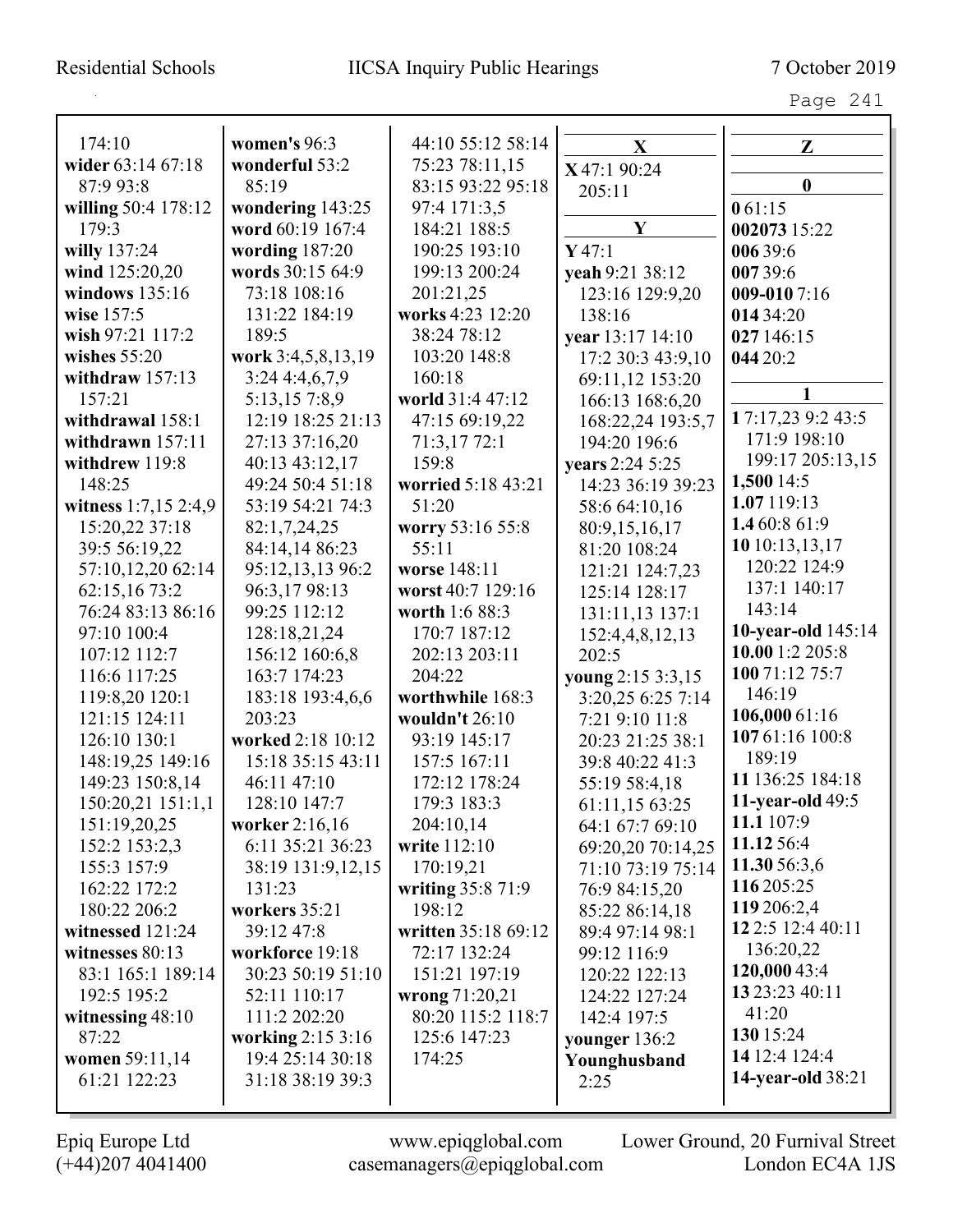174:10
**wider** 63:14 67:18 87:9 93:8
**willing** 50:4 178:12 179:3
**willy** 137:24
**wind** 125:20,20
**windows** 135:16
**wise** 157:5
**wish** 97:21 117:2
**wishes** 55:20
**withdraw** 157:13 157:21
**withdrawal** 158:1
**withdrawn** 157:11
**withdrew** 119:8 148:25
**witness** 1:7,15 2:4,9 15:20,22 37:18 39:5 56:19,22 57:10,12,20 62:14 62:15,16 73:2 76:24 83:13 86:16 97:10 100:4 107:12 112:7 116:6 117:25 119:8,20 120:1 121:15 124:11 126:10 130:1 148:19,25 149:16 149:23 150:8,14 150:20,21 151:1,1 151:19,20,25 152:2 153:2,3 155:3 157:9 162:22 172:2 180:22 206:2
**witnessed** 121:24
**witnesses** 80:13 83:1 165:1 189:14 192:5 195:2
**witnessing** 48:10 87:22
**women** 59:11,14 61:21 122:23
**women's** 96:3
**wonderful** 53:2 85:19
**wondering** 143:25
**word** 60:19 167:4
**wording** 187:20
**words** 30:15 64:9 73:18 108:16 131:22 184:19 189:5
**work** 3:4,5,8,13,19 3:24 4:4,6,7,9 5:13,15 7:8,9 12:19 18:25 21:13 27:13 37:16,20 40:13 43:12,17 49:24 50:4 51:18 53:19 54:21 74:3 82:1,7,24,25 84:14,14 86:23 95:12,13,13 96:2 96:3,17 98:13 99:25 112:12 128:18,21,24 156:12 160:6,8 163:7 174:23 183:18 193:4,6,6 203:23
**worked** 2:18 10:12 15:18 35:15 43:11 46:11 47:10 128:10 147:7
**worker** 2:16,16 6:11 35:21 36:23 38:19 131:9,12,15 131:23
**workers** 35:21 39:12 47:8
**workforce** 19:18 30:23 50:19 51:10 52:11 110:17 111:2 202:20
**working** 2:15 3:16 19:4 25:14 30:18 31:18 38:19 39:3 44:10 55:12 58:14 75:23 78:11,15 83:15 93:22 95:18 97:4 171:3,5 184:21 188:5 190:25 193:10 199:13 200:24 201:21,25
**works** 4:23 12:20 38:24 78:12 103:20 148:8 160:18
**world** 31:4 47:12 47:15 69:19,22 71:3,17 72:1 159:8
**worried** 5:18 43:21 51:20
**worry** 53:16 55:8 55:11
**worse** 148:11
**worst** 40:7 129:16
**worth** 1:6 88:3 170:7 187:12 202:13 203:11 204:22
**worthwhile** 168:3
**wouldn't** 26:10 93:19 145:17 157:5 167:11 172:12 178:24 179:3 183:3 204:10,14
**write** 112:10 170:19,21
**writing** 35:8 71:9 198:12
**written** 35:18 69:12 72:17 132:24 151:21 197:19
**wrong** 71:20,21 80:20 115:2 118:7 125:6 147:23 174:25

**X**

**X** 47:1 90:24 205:11

**Y**

**Y** 47:1
**yeah** 9:21 38:12 123:16 129:9,20 138:16
**year** 13:17 14:10 17:2 30:3 43:9,10 69:11,12 153:20 166:13 168:6,20 168:22,24 193:5,7 194:20 196:6
**years** 2:24 5:25 14:23 36:19 39:23 58:6 64:10,16 80:9,15,16,17 81:20 108:24 121:21 124:7,23 125:14 128:17 131:11,13 137:1 152:4,4,8,12,13 202:5
**young** 2:15 3:3,15 3:20,25 6:25 7:14 7:21 9:10 11:8 20:23 21:25 38:1 39:8 40:22 41:3 55:19 58:4,18 61:11,15 63:25 64:1 67:7 69:10 69:20,20 70:14,25 71:10 73:19 75:14 76:9 84:15,20 85:22 86:14,18 89:4 97:14 98:1 99:12 116:9 120:22 122:13 124:22 127:24 142:4 197:5
**younger** 136:2
**Younghusband** 2:25

**Z**

**0**

**0** 61:15
**002073** 15:22
**006** 39:6
**007** 39:6
**009-010** 7:16
**014** 34:20
**027** 146:15
**044** 20:2

**1**

**1** 7:17,23 9:2 43:5 171:9 198:10 199:17 205:13,15
**1,500** 14:5
**1.07** 119:13
**1.4** 60:8 61:9
**10** 10:13,13,17 120:22 124:9 137:1 140:17 143:14
**10-year-old** 145:14
**10.00** 1:2 205:8
**100** 71:12 75:7 146:19
**106,000** 61:16
**107** 61:16 100:8 189:19
**11** 136:25 184:18
**11-year-old** 49:5
**11.1** 107:9
**11.12** 56:4
**11.30** 56:3,6
**116** 205:25
**119** 206:2,4
**12** 2:5 12:4 40:11 136:20,22
**120,000** 43:4
**13** 23:23 40:11 41:20
**130** 15:24
**14** 12:4 124:4
**14-year-old** 38:21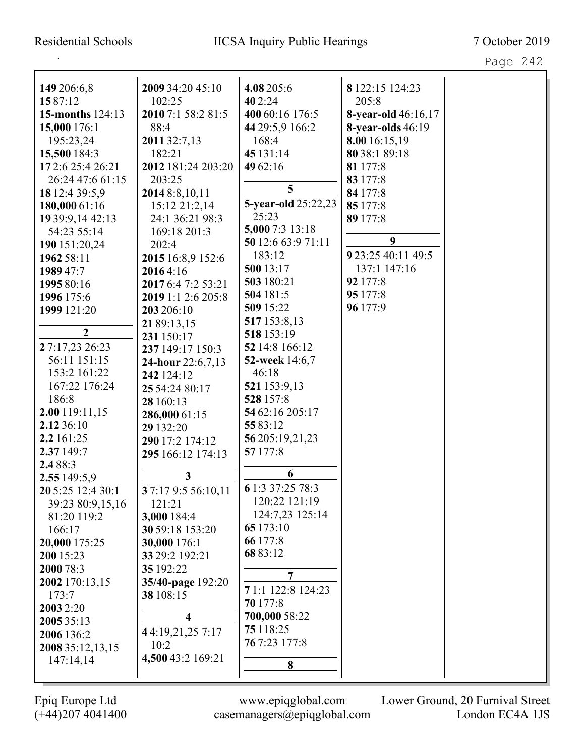**149** 206:6,8
**15** 87:12
**15-months** 124:13
**15,000** 176:1 195:23,24
**15,500** 184:3
**17** 2:6 25:4 26:21 26:24 47:6 61:15
**18** 12:4 39:5,9
**180,000** 61:16
**19** 39:9,14 42:13 54:23 55:14
**190** 151:20,24
**1962** 58:11
**1989** 47:7
**1995** 80:16
**1996** 175:6
**1999** 121:20

**2**

**2** 7:17,23 26:23 56:11 151:15 153:2 161:22 167:22 176:24 186:8
**2.00** 119:11,15
**2.12** 36:10
**2.2** 161:25
**2.37** 149:7
**2.4** 88:3
**2.55** 149:5,9
**20** 5:25 12:4 30:1 39:23 80:9,15,16 81:20 119:2 166:17
**20,000** 175:25
**200** 15:23
**2000** 78:3
**2002** 170:13,15 173:7
**2003** 2:20
**2005** 35:13
**2006** 136:2
**2008** 35:12,13,15 147:14,14
**2009** 34:20 45:10 102:25
**2010** 7:1 58:2 81:5 88:4
**2011** 32:7,13 182:21
**2012** 181:24 203:20 203:25
**2014** 8:8,10,11 15:12 21:2,14 24:1 36:21 98:3 169:18 201:3 202:4
**2015** 16:8,9 152:6
**2016** 4:16
**2017** 6:4 7:2 53:21
**2019** 1:1 2:6 205:8
**203** 206:10
**21** 89:13,15
**231** 150:17
**237** 149:17 150:3
**24-hour** 22:6,7,13
**242** 124:12
**25** 54:24 80:17
**28** 160:13
**286,000** 61:15
**29** 132:20
**290** 17:2 174:12
**295** 166:12 174:13

**3**

**3** 7:17 9:5 56:10,11 121:21
**3,000** 184:4
**30** 59:18 153:20
**30,000** 176:1
**33** 29:2 192:21
**35** 192:22
**35/40-page** 192:20
**38** 108:15

**4**

**4** 4:19,21,25 7:17 10:2
**4,500** 43:2 169:21
**4.08** 205:6
**40** 2:24
**400** 60:16 176:5
**44** 29:5,9 166:2 168:4
**45** 131:14
**49** 62:16

**5**

**5-year-old** 25:22,23 25:23
**5,000** 7:3 13:18
**50** 12:6 63:9 71:11 183:12
**500** 13:17
**503** 180:21
**504** 181:5
**509** 15:22
**517** 153:8,13
**518** 153:19
**52** 14:8 166:12
**52-week** 14:6,7 46:18
**521** 153:9,13
**528** 157:8
**54** 62:16 205:17
**55** 83:12
**56** 205:19,21,23
**57** 177:8

**6**

**6** 1:3 37:25 78:3 120:22 121:19 124:7,23 125:14
**65** 173:10
**66** 177:8
**68** 83:12

**7**

**7** 1:1 122:8 124:23
**70** 177:8
**700,000** 58:22
**75** 118:25
**76** 7:23 177:8

**8**

**8** 122:15 124:23 205:8
**8-year-old** 46:16,17
**8-year-olds** 46:19
**8.00** 16:15,19
**80** 38:1 89:18
**81** 177:8
**83** 177:8
**84** 177:8
**85** 177:8
**89** 177:8

**9**

**9** 23:25 40:11 49:5 137:1 147:16
**92** 177:8
**95** 177:8
**96** 177:9